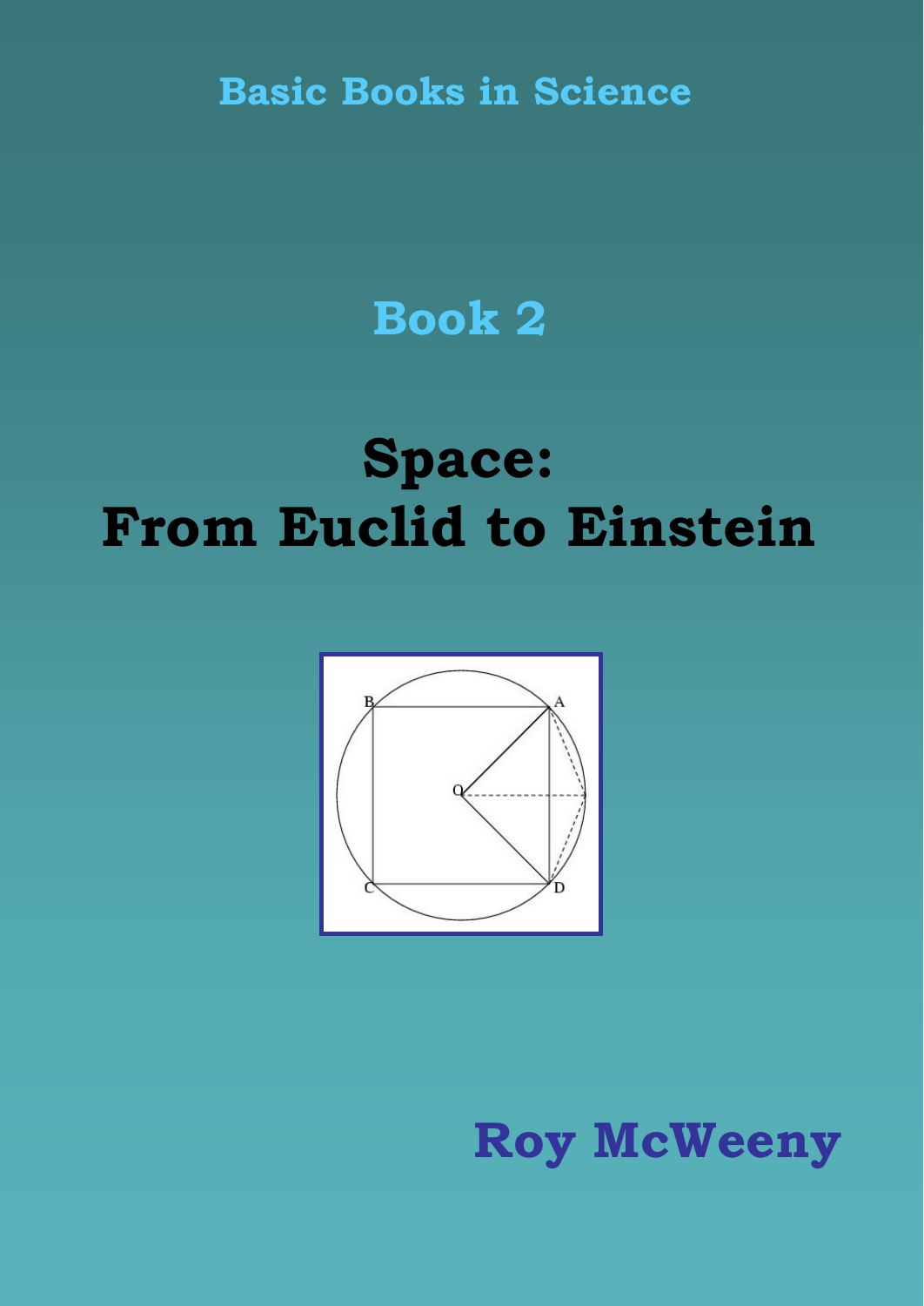Basic Books in Science

# Book 2

# Space: From Euclid to Einstein

Roy McWeeny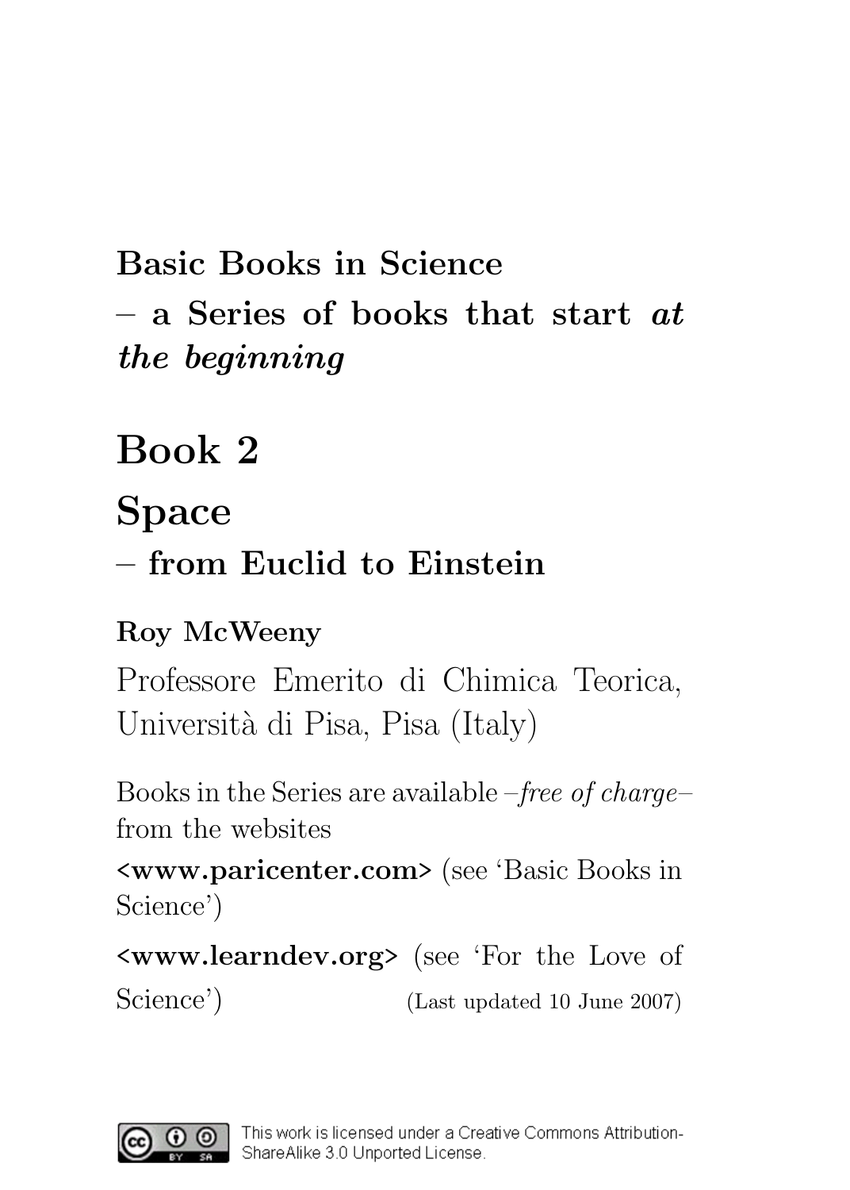**Basic Books in Science**

**– a Series of books that start *at the beginning***

# Book 2

# Space

## – from Euclid to Einstein

**Roy McWeeny**

Professore Emerito di Chimica Teorica, Università di Pisa, Pisa (Italy)

Books in the Series are available –*free of charge*– from the websites

**<www.paricenter.com>** (see 'Basic Books in Science')

**<www.learndev.org>** (see 'For the Love of Science') (Last updated 10 June 2007)

This work is licensed under a Creative Commons Attribution-ShareAlike 3.0 Unported License.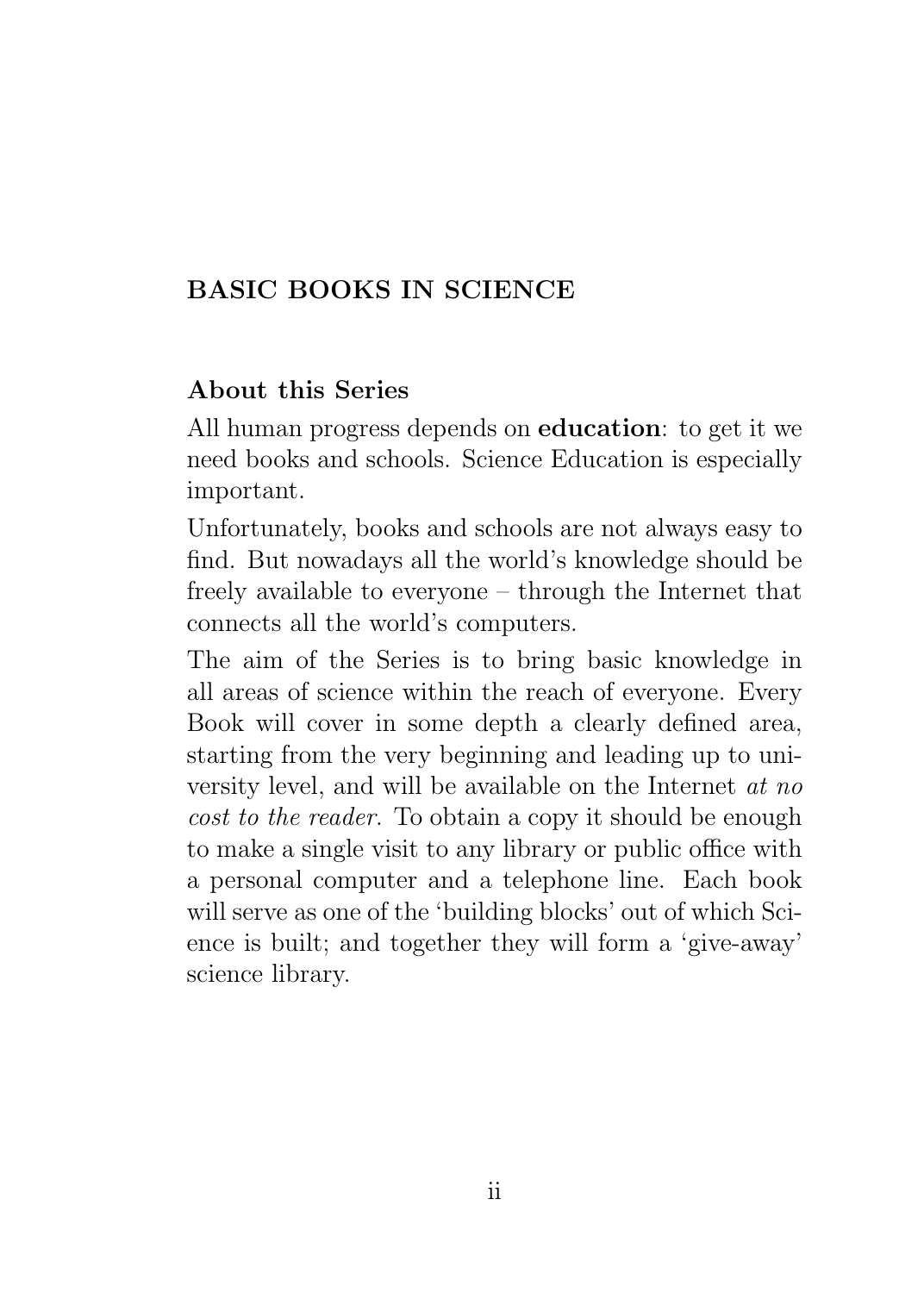# BASIC BOOKS IN SCIENCE

## About this Series

All human progress depends on **education**: to get it we need books and schools. Science Education is especially important.

Unfortunately, books and schools are not always easy to find. But nowadays all the world's knowledge should be freely available to everyone – through the Internet that connects all the world's computers.

The aim of the Series is to bring basic knowledge in all areas of science within the reach of everyone. Every Book will cover in some depth a clearly defined area, starting from the very beginning and leading up to university level, and will be available on the Internet *at no cost to the reader*. To obtain a copy it should be enough to make a single visit to any library or public office with a personal computer and a telephone line. Each book will serve as one of the 'building blocks' out of which Science is built; and together they will form a 'give-away' science library.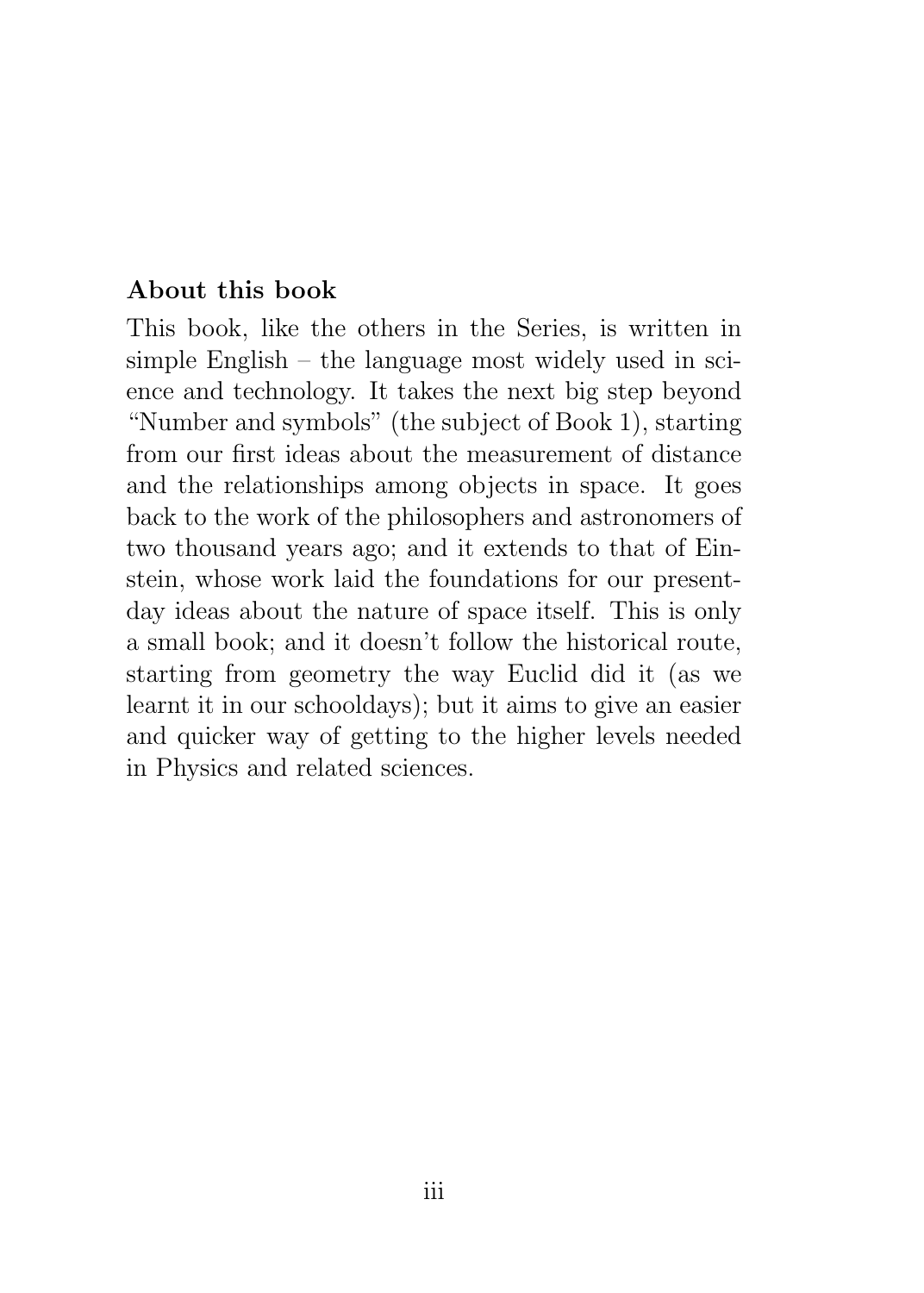**About this book**

This book, like the others in the Series, is written in simple English – the language most widely used in science and technology. It takes the next big step beyond "Number and symbols" (the subject of Book 1), starting from our first ideas about the measurement of distance and the relationships among objects in space. It goes back to the work of the philosophers and astronomers of two thousand years ago; and it extends to that of Einstein, whose work laid the foundations for our present-day ideas about the nature of space itself. This is only a small book; and it doesn't follow the historical route, starting from geometry the way Euclid did it (as we learnt it in our schooldays); but it aims to give an easier and quicker way of getting to the higher levels needed in Physics and related sciences.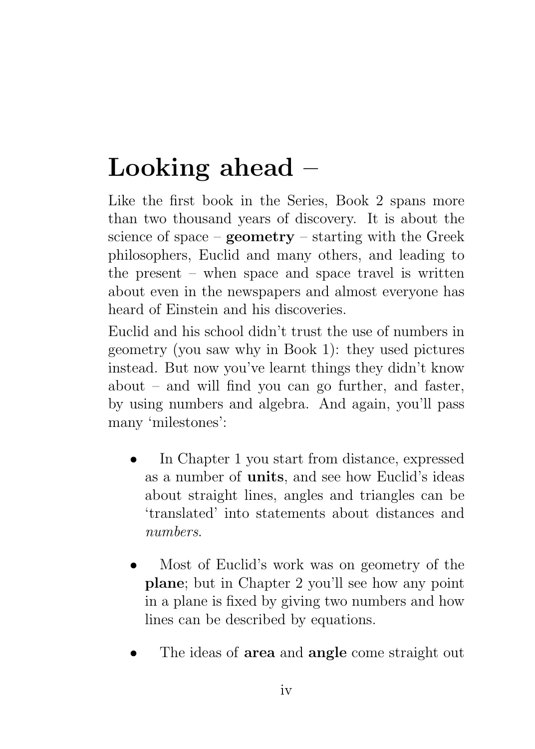# Looking ahead –

Like the first book in the Series, Book 2 spans more than two thousand years of discovery. It is about the science of space – **geometry** – starting with the Greek philosophers, Euclid and many others, and leading to the present – when space and space travel is written about even in the newspapers and almost everyone has heard of Einstein and his discoveries.

Euclid and his school didn't trust the use of numbers in geometry (you saw why in Book 1): they used pictures instead. But now you've learnt things they didn't know about – and will find you can go further, and faster, by using numbers and algebra. And again, you'll pass many 'milestones':

- In Chapter 1 you start from distance, expressed as a number of **units**, and see how Euclid's ideas about straight lines, angles and triangles can be 'translated' into statements about distances and *numbers*.

- Most of Euclid's work was on geometry of the **plane**; but in Chapter 2 you'll see how any point in a plane is fixed by giving two numbers and how lines can be described by equations.

- The ideas of **area** and **angle** come straight out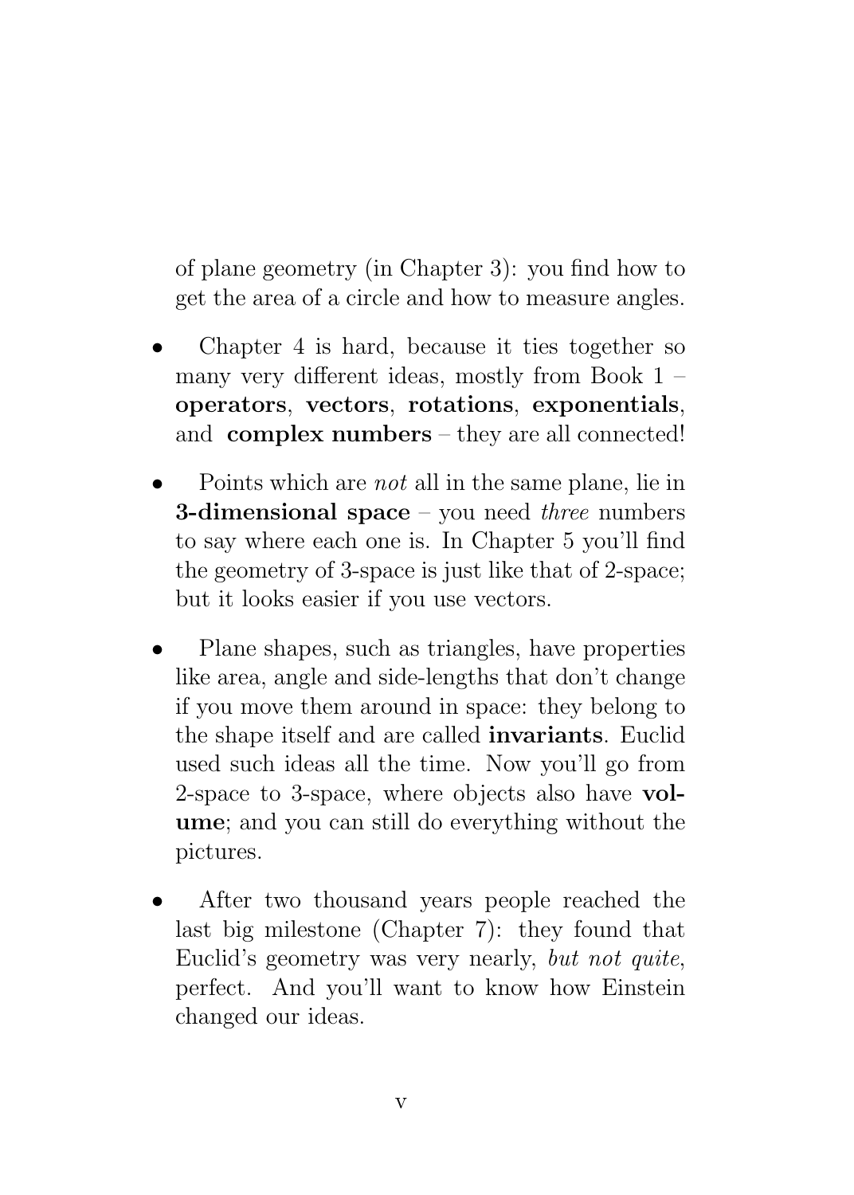of plane geometry (in Chapter 3): you find how to get the area of a circle and how to measure angles.

- Chapter 4 is hard, because it ties together so many very different ideas, mostly from Book 1 – **operators**, **vectors**, **rotations**, **exponentials**, and **complex numbers** – they are all connected!

- Points which are *not* all in the same plane, lie in **3-dimensional space** – you need *three* numbers to say where each one is. In Chapter 5 you'll find the geometry of 3-space is just like that of 2-space; but it looks easier if you use vectors.

- Plane shapes, such as triangles, have properties like area, angle and side-lengths that don't change if you move them around in space: they belong to the shape itself and are called **invariants**. Euclid used such ideas all the time. Now you'll go from 2-space to 3-space, where objects also have **volume**; and you can still do everything without the pictures.

- After two thousand years people reached the last big milestone (Chapter 7): they found that Euclid's geometry was very nearly, *but not quite*, perfect. And you'll want to know how Einstein changed our ideas.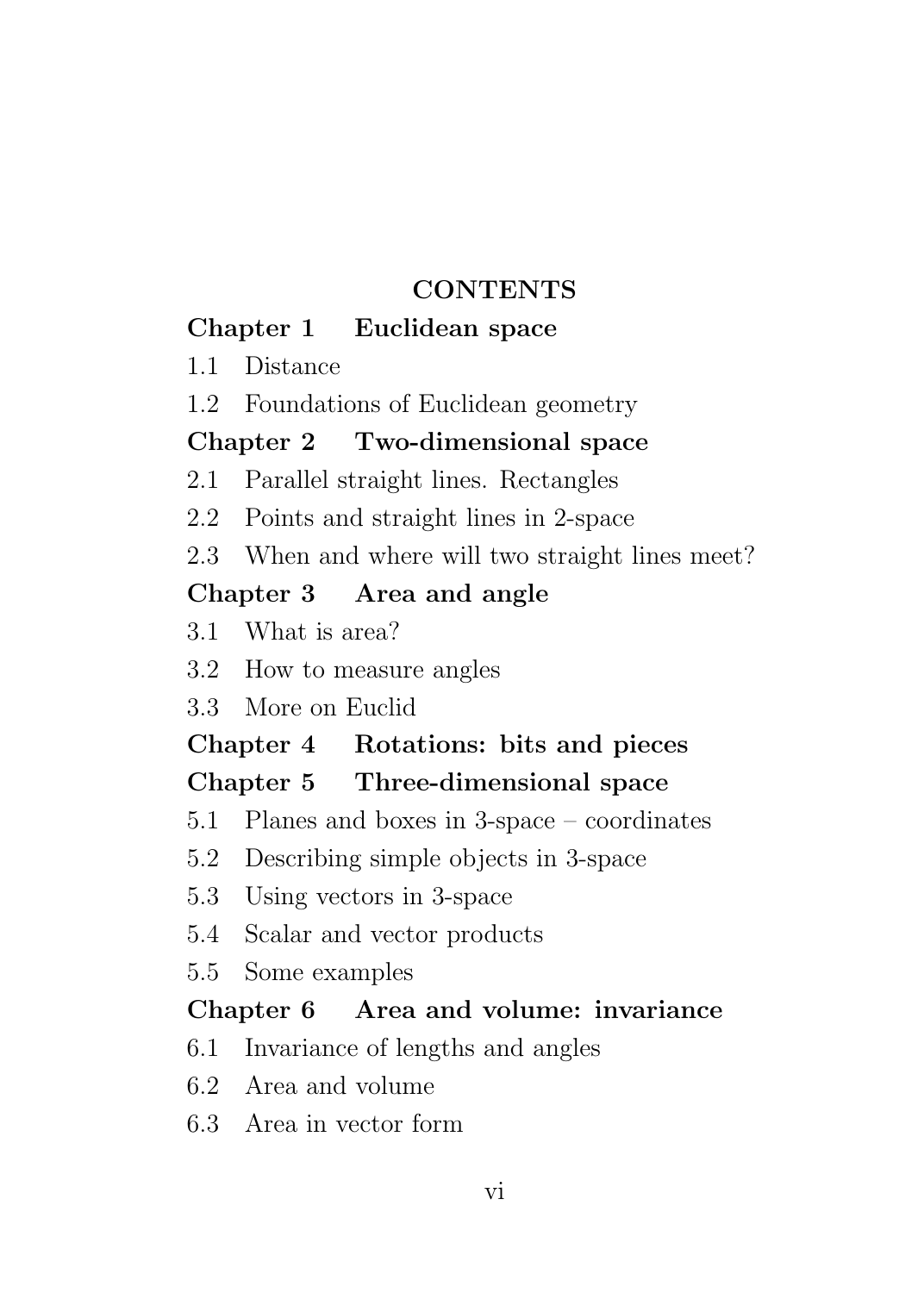# CONTENTS

## Chapter 1 Euclidean space

1.1 Distance

1.2 Foundations of Euclidean geometry

## Chapter 2 Two-dimensional space

2.1 Parallel straight lines. Rectangles

2.2 Points and straight lines in 2-space

2.3 When and where will two straight lines meet?

## Chapter 3 Area and angle

3.1 What is area?

3.2 How to measure angles

3.3 More on Euclid

## Chapter 4 Rotations: bits and pieces

## Chapter 5 Three-dimensional space

5.1 Planes and boxes in 3-space – coordinates

5.2 Describing simple objects in 3-space

5.3 Using vectors in 3-space

5.4 Scalar and vector products

5.5 Some examples

## Chapter 6 Area and volume: invariance

6.1 Invariance of lengths and angles

6.2 Area and volume

6.3 Area in vector form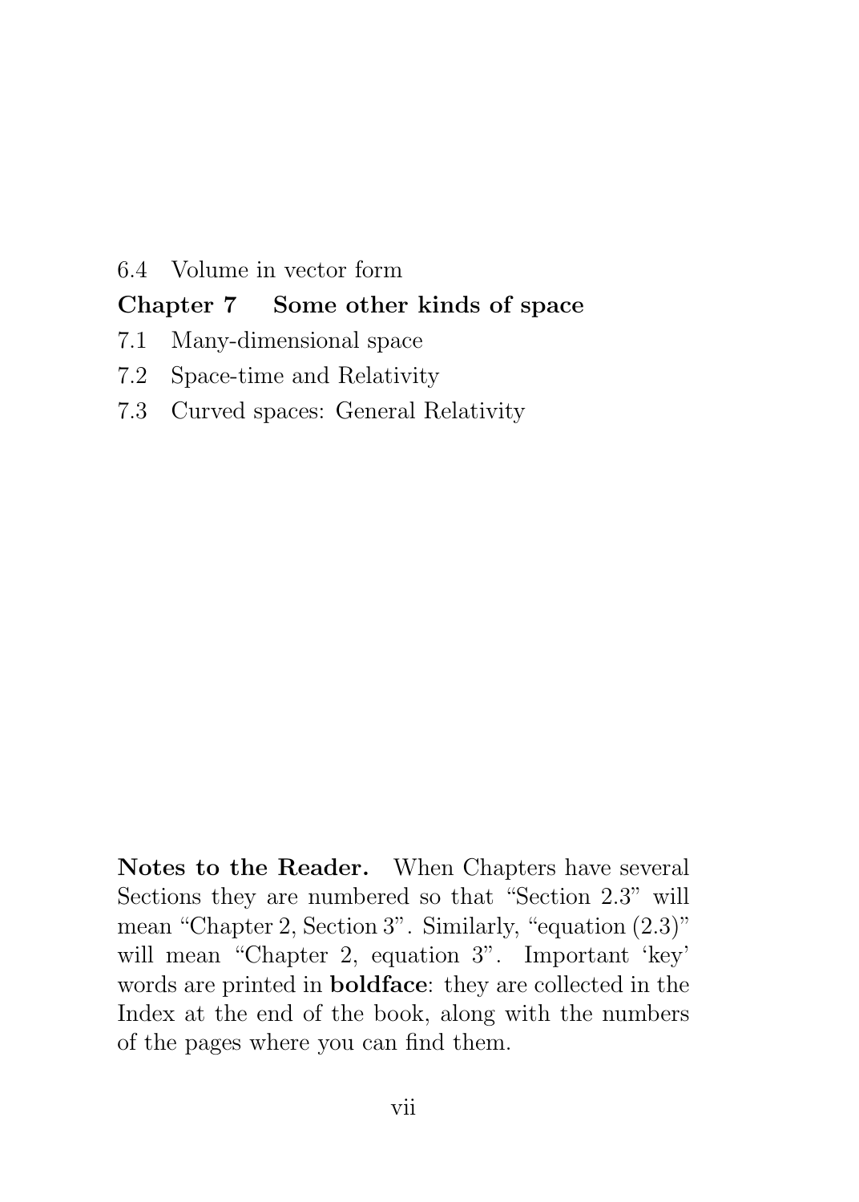6.4 Volume in vector form

**Chapter 7 Some other kinds of space**

7.1 Many-dimensional space

7.2 Space-time and Relativity

7.3 Curved spaces: General Relativity

**Notes to the Reader.** When Chapters have several Sections they are numbered so that "Section 2.3" will mean "Chapter 2, Section 3". Similarly, "equation (2.3)" will mean "Chapter 2, equation 3". Important 'key' words are printed in **boldface**: they are collected in the Index at the end of the book, along with the numbers of the pages where you can find them.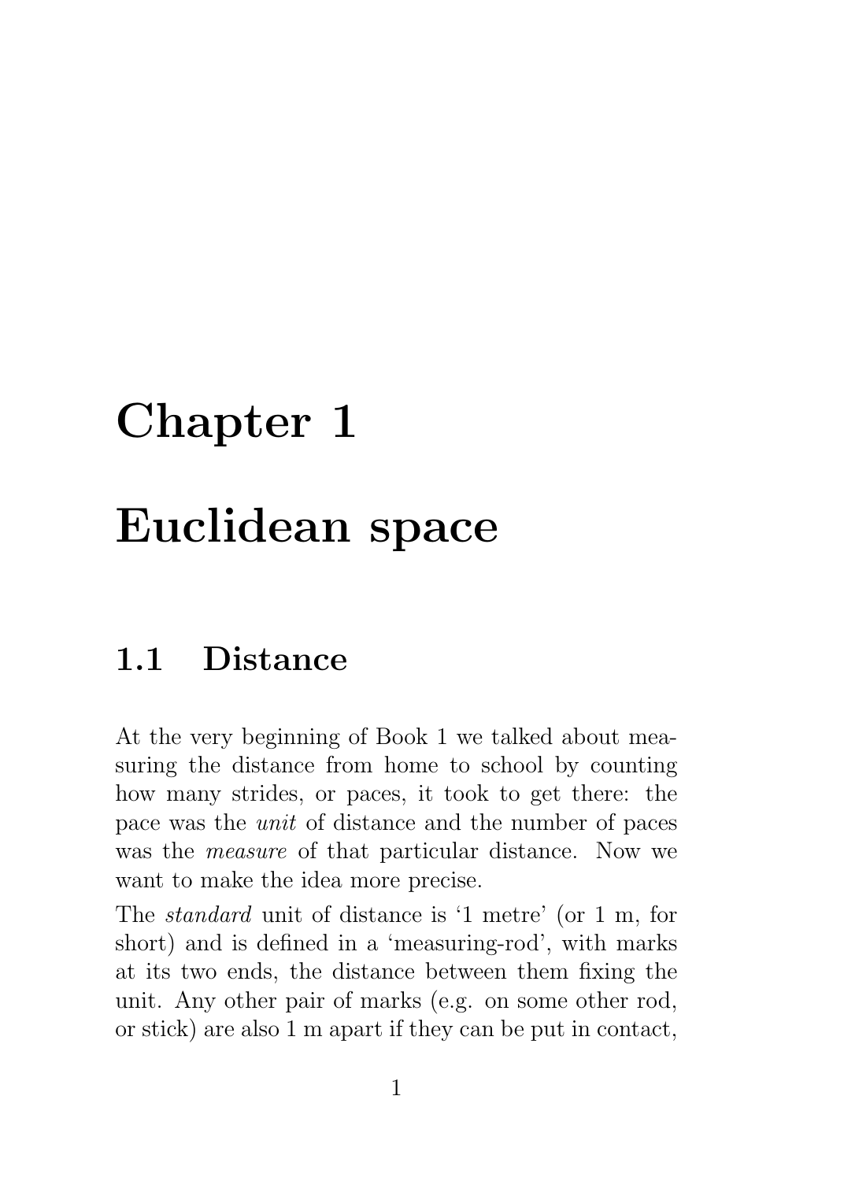# Chapter 1

# Euclidean space

## 1.1 Distance

At the very beginning of Book 1 we talked about measuring the distance from home to school by counting how many strides, or paces, it took to get there: the pace was the *unit* of distance and the number of paces was the *measure* of that particular distance. Now we want to make the idea more precise.

The *standard* unit of distance is '1 metre' (or 1 m, for short) and is defined in a 'measuring-rod', with marks at its two ends, the distance between them fixing the unit. Any other pair of marks (e.g. on some other rod, or stick) are also 1 m apart if they can be put in contact,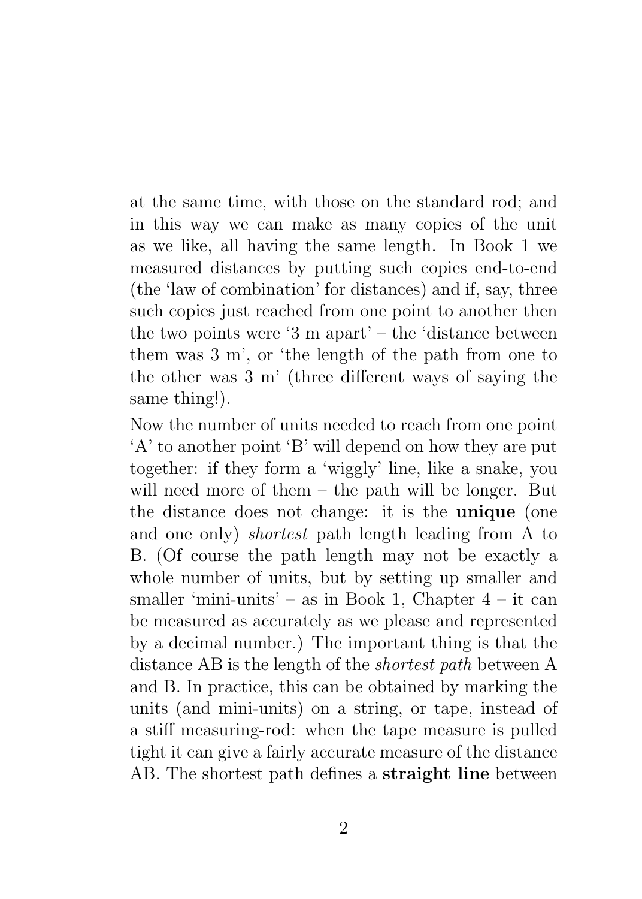at the same time, with those on the standard rod; and in this way we can make as many copies of the unit as we like, all having the same length. In Book 1 we measured distances by putting such copies end-to-end (the 'law of combination' for distances) and if, say, three such copies just reached from one point to another then the two points were '3 m apart' – the 'distance between them was 3 m', or 'the length of the path from one to the other was 3 m' (three different ways of saying the same thing!).

Now the number of units needed to reach from one point 'A' to another point 'B' will depend on how they are put together: if they form a 'wiggly' line, like a snake, you will need more of them – the path will be longer. But the distance does not change: it is the **unique** (one and one only) *shortest* path length leading from A to B. (Of course the path length may not be exactly a whole number of units, but by setting up smaller and smaller 'mini-units' – as in Book 1, Chapter 4 – it can be measured as accurately as we please and represented by a decimal number.) The important thing is that the distance AB is the length of the *shortest path* between A and B. In practice, this can be obtained by marking the units (and mini-units) on a string, or tape, instead of a stiff measuring-rod: when the tape measure is pulled tight it can give a fairly accurate measure of the distance AB. The shortest path defines a **straight line** between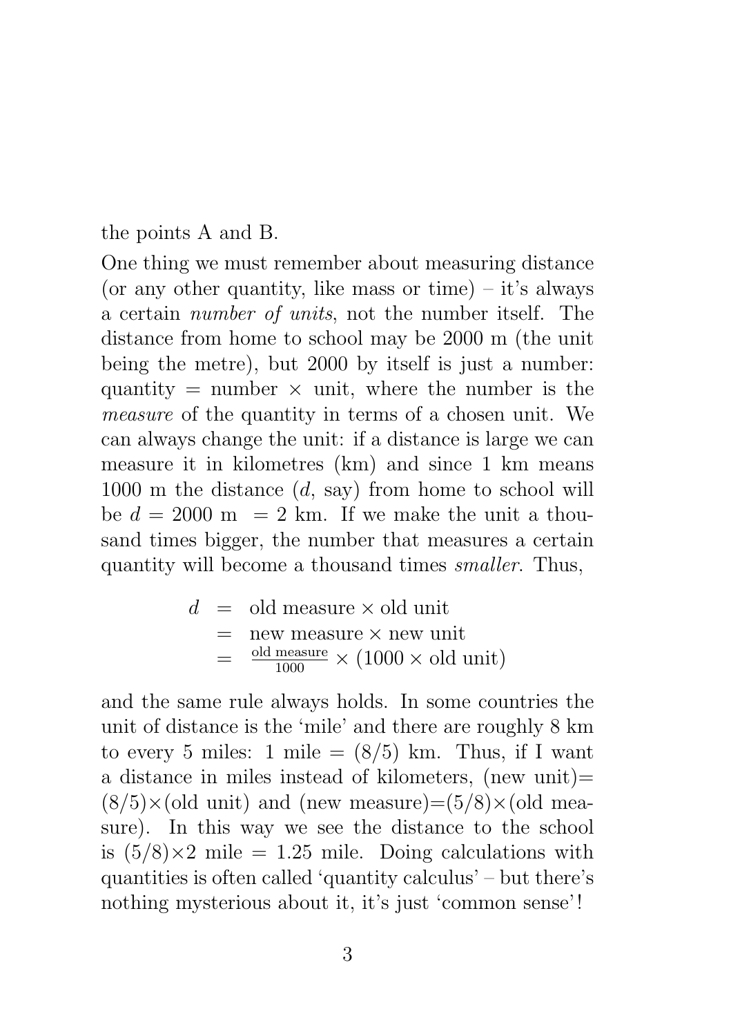the points A and B.

One thing we must remember about measuring distance (or any other quantity, like mass or time) – it's always a certain *number of units*, not the number itself. The distance from home to school may be 2000 m (the unit being the metre), but 2000 by itself is just a number: quantity = number × unit, where the number is the *measure* of the quantity in terms of a chosen unit. We can always change the unit: if a distance is large we can measure it in kilometres (km) and since 1 km means 1000 m the distance ($d$, say) from home to school will be $d$ = 2000 m = 2 km. If we make the unit a thousand times bigger, the number that measures a certain quantity will become a thousand times *smaller*. Thus,

$$
\begin{aligned}
d &= \text{old measure} \times \text{old unit} \\
&= \text{new measure} \times \text{new unit} \\
&= \tfrac{\text{old measure}}{1000} \times (1000 \times \text{old unit})
\end{aligned}
$$

and the same rule always holds. In some countries the unit of distance is the 'mile' and there are roughly 8 km to every 5 miles: 1 mile = (8/5) km. Thus, if I want a distance in miles instead of kilometers, (new unit)= (8/5)×(old unit) and (new measure)=(5/8)×(old measure). In this way we see the distance to the school is (5/8)×2 mile = 1.25 mile. Doing calculations with quantities is often called 'quantity calculus' – but there's nothing mysterious about it, it's just 'common sense'!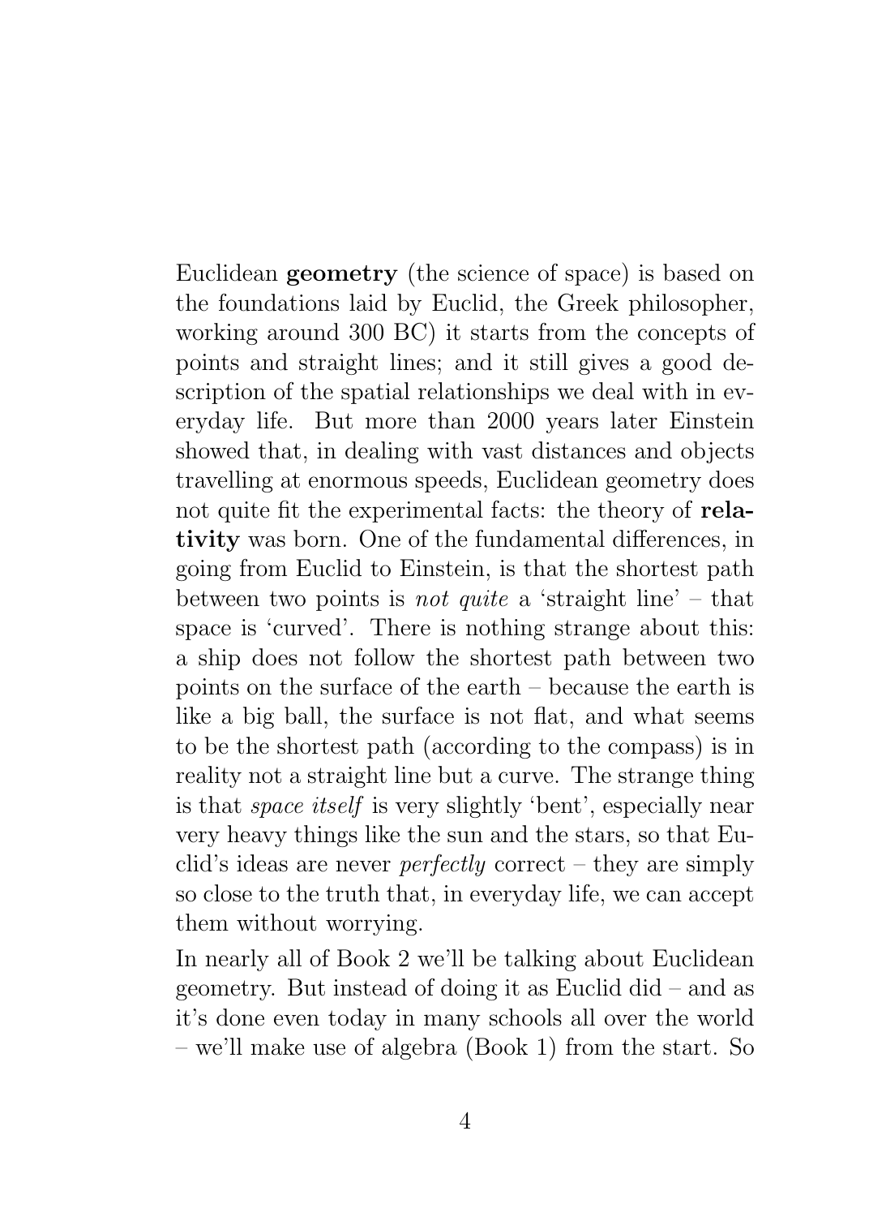Euclidean **geometry** (the science of space) is based on the foundations laid by Euclid, the Greek philosopher, working around 300 BC) it starts from the concepts of points and straight lines; and it still gives a good description of the spatial relationships we deal with in everyday life. But more than 2000 years later Einstein showed that, in dealing with vast distances and objects travelling at enormous speeds, Euclidean geometry does not quite fit the experimental facts: the theory of **relativity** was born. One of the fundamental differences, in going from Euclid to Einstein, is that the shortest path between two points is *not quite* a 'straight line' – that space is 'curved'. There is nothing strange about this: a ship does not follow the shortest path between two points on the surface of the earth – because the earth is like a big ball, the surface is not flat, and what seems to be the shortest path (according to the compass) is in reality not a straight line but a curve. The strange thing is that *space itself* is very slightly 'bent', especially near very heavy things like the sun and the stars, so that Euclid's ideas are never *perfectly* correct – they are simply so close to the truth that, in everyday life, we can accept them without worrying.

In nearly all of Book 2 we'll be talking about Euclidean geometry. But instead of doing it as Euclid did – and as it's done even today in many schools all over the world – we'll make use of algebra (Book 1) from the start. So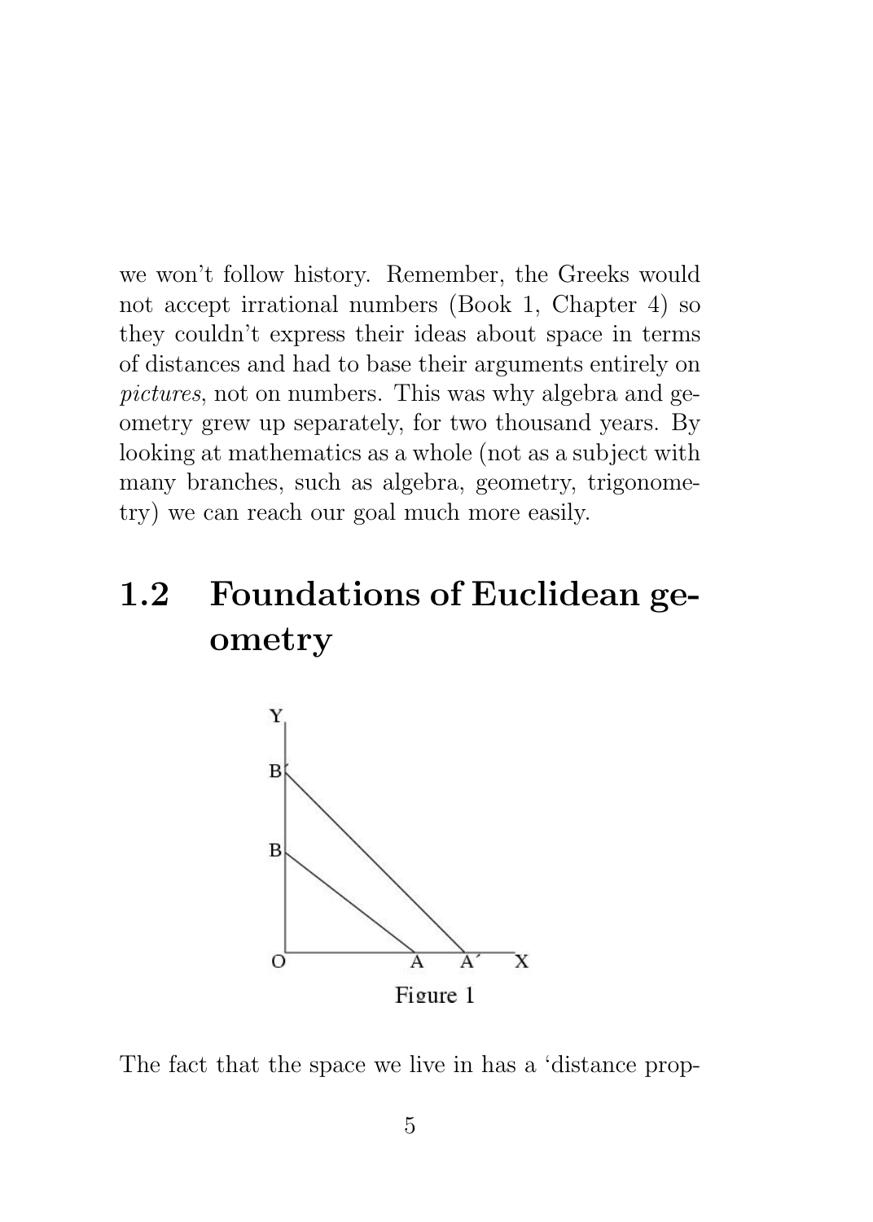we won't follow history. Remember, the Greeks would not accept irrational numbers (Book 1, Chapter 4) so they couldn't express their ideas about space in terms of distances and had to base their arguments entirely on *pictures*, not on numbers. This was why algebra and geometry grew up separately, for two thousand years. By looking at mathematics as a whole (not as a subject with many branches, such as algebra, geometry, trigonometry) we can reach our goal much more easily.

## 1.2 Foundations of Euclidean geometry

Figure 1

The fact that the space we live in has a 'distance prop-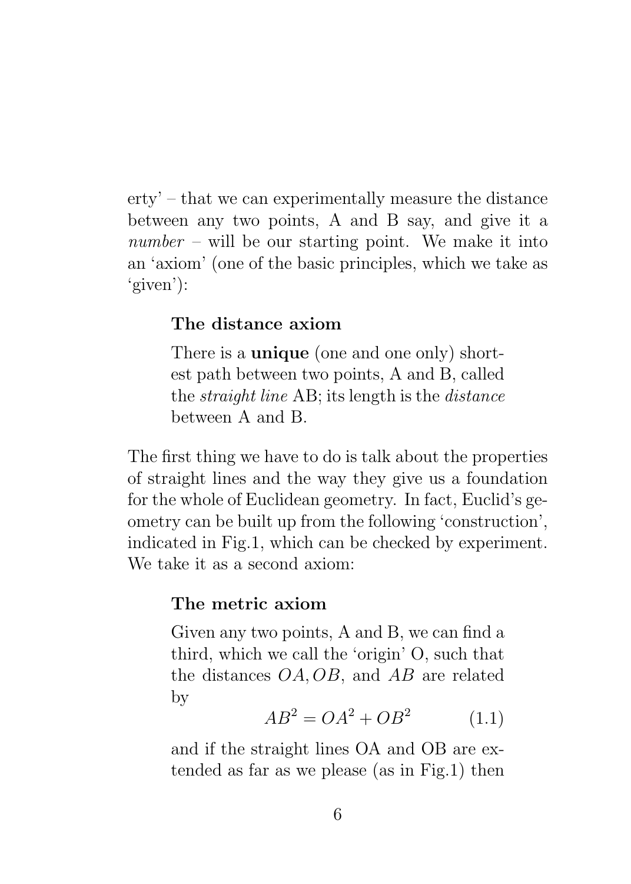erty' – that we can experimentally measure the distance between any two points, A and B say, and give it a *number* – will be our starting point. We make it into an 'axiom' (one of the basic principles, which we take as 'given'):

> **The distance axiom**
>
> There is a **unique** (one and one only) shortest path between two points, A and B, called the *straight line* AB; its length is the *distance* between A and B.

The first thing we have to do is talk about the properties of straight lines and the way they give us a foundation for the whole of Euclidean geometry. In fact, Euclid's geometry can be built up from the following 'construction', indicated in Fig.1, which can be checked by experiment. We take it as a second axiom:

> **The metric axiom**
>
> Given any two points, A and B, we can find a third, which we call the 'origin' O, such that the distances $OA, OB$, and $AB$ are related by
>
> $$AB^2 = OA^2 + OB^2 \tag{1.1}$$
>
> and if the straight lines OA and OB are extended as far as we please (as in Fig.1) then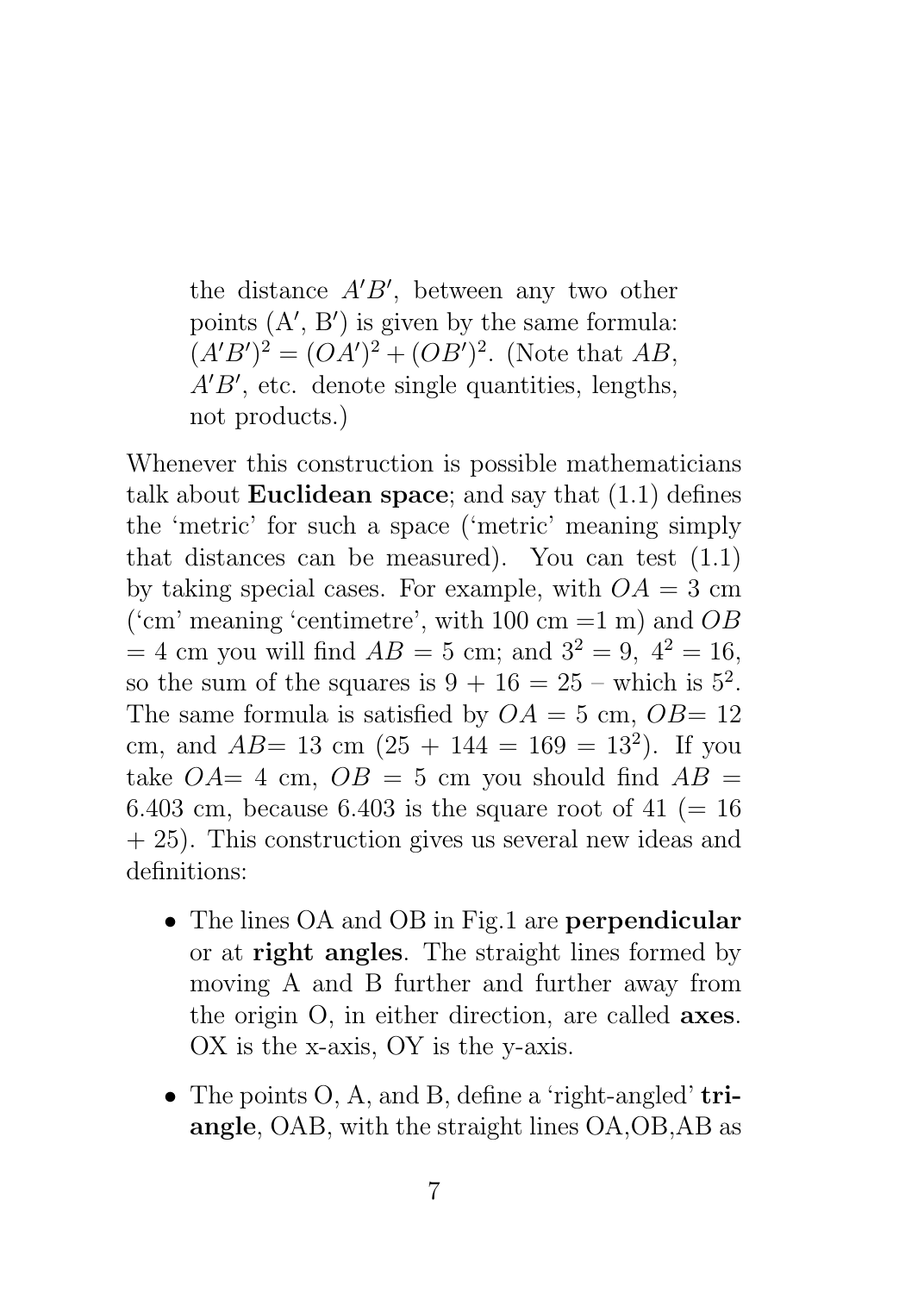the distance $A'B'$, between any two other points (A′, B′) is given by the same formula: $(A'B')^2 = (OA')^2 + (OB')^2$. (Note that $AB$, $A'B'$, etc. denote single quantities, lengths, not products.)

Whenever this construction is possible mathematicians talk about **Euclidean space**; and say that (1.1) defines the 'metric' for such a space ('metric' meaning simply that distances can be measured). You can test (1.1) by taking special cases. For example, with $OA$ = 3 cm ('cm' meaning 'centimetre', with 100 cm =1 m) and $OB$ = 4 cm you will find $AB$ = 5 cm; and $3^2 = 9,\ 4^2 = 16$, so the sum of the squares is 9 + 16 = 25 – which is $5^2$. The same formula is satisfied by $OA$ = 5 cm, $OB$= 12 cm, and $AB$= 13 cm (25 + 144 = 169 = $13^2$). If you take $OA$= 4 cm, $OB$ = 5 cm you should find $AB$ = 6.403 cm, because 6.403 is the square root of 41 (= 16 + 25). This construction gives us several new ideas and definitions:

- The lines OA and OB in Fig.1 are **perpendicular** or at **right angles**. The straight lines formed by moving A and B further and further away from the origin O, in either direction, are called **axes**. OX is the x-axis, OY is the y-axis.
- The points O, A, and B, define a 'right-angled' **triangle**, OAB, with the straight lines OA,OB,AB as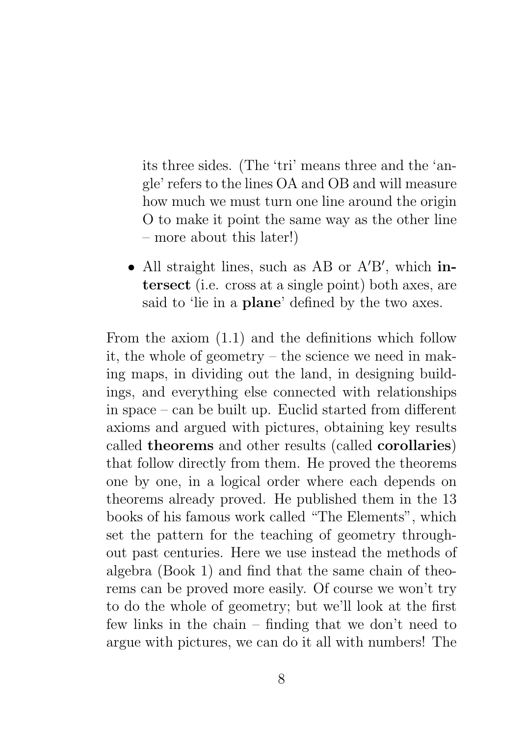its three sides. (The 'tri' means three and the 'angle' refers to the lines OA and OB and will measure how much we must turn one line around the origin O to make it point the same way as the other line – more about this later!)

- All straight lines, such as AB or A′B′, which **intersect** (i.e. cross at a single point) both axes, are said to 'lie in a **plane**' defined by the two axes.

From the axiom (1.1) and the definitions which follow it, the whole of geometry – the science we need in making maps, in dividing out the land, in designing buildings, and everything else connected with relationships in space – can be built up. Euclid started from different axioms and argued with pictures, obtaining key results called **theorems** and other results (called **corollaries**) that follow directly from them. He proved the theorems one by one, in a logical order where each depends on theorems already proved. He published them in the 13 books of his famous work called "The Elements", which set the pattern for the teaching of geometry throughout past centuries. Here we use instead the methods of algebra (Book 1) and find that the same chain of theorems can be proved more easily. Of course we won't try to do the whole of geometry; but we'll look at the first few links in the chain – finding that we don't need to argue with pictures, we can do it all with numbers! The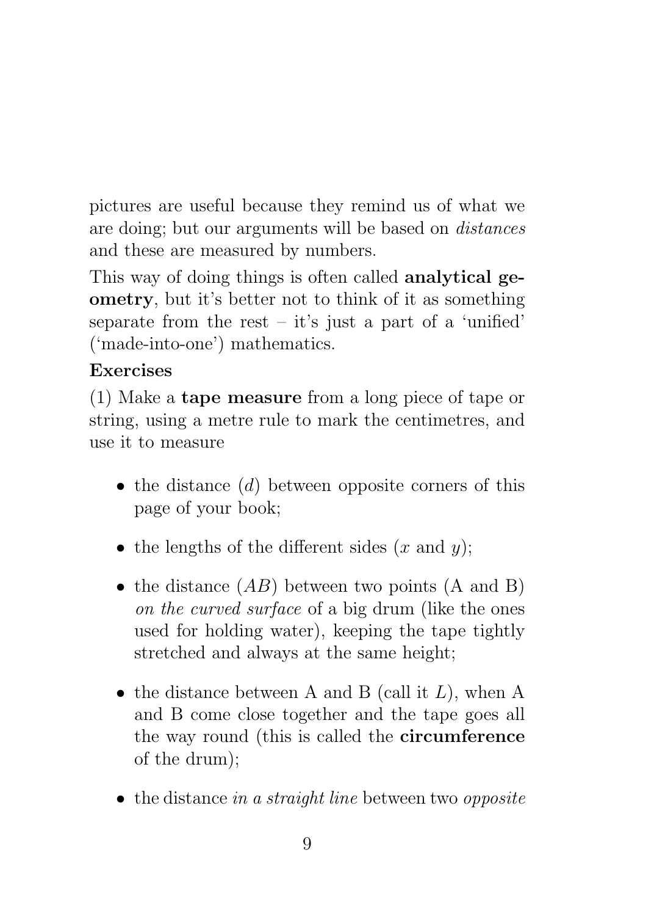pictures are useful because they remind us of what we are doing; but our arguments will be based on *distances* and these are measured by numbers.

This way of doing things is often called **analytical geometry**, but it's better not to think of it as something separate from the rest – it's just a part of a 'unified' ('made-into-one') mathematics.

**Exercises**

(1) Make a **tape measure** from a long piece of tape or string, using a metre rule to mark the centimetres, and use it to measure

- the distance ($d$) between opposite corners of this page of your book;
- the lengths of the different sides ($x$ and $y$);
- the distance ($AB$) between two points (A and B) *on the curved surface* of a big drum (like the ones used for holding water), keeping the tape tightly stretched and always at the same height;
- the distance between A and B (call it $L$), when A and B come close together and the tape goes all the way round (this is called the **circumference** of the drum);
- the distance *in a straight line* between two *opposite*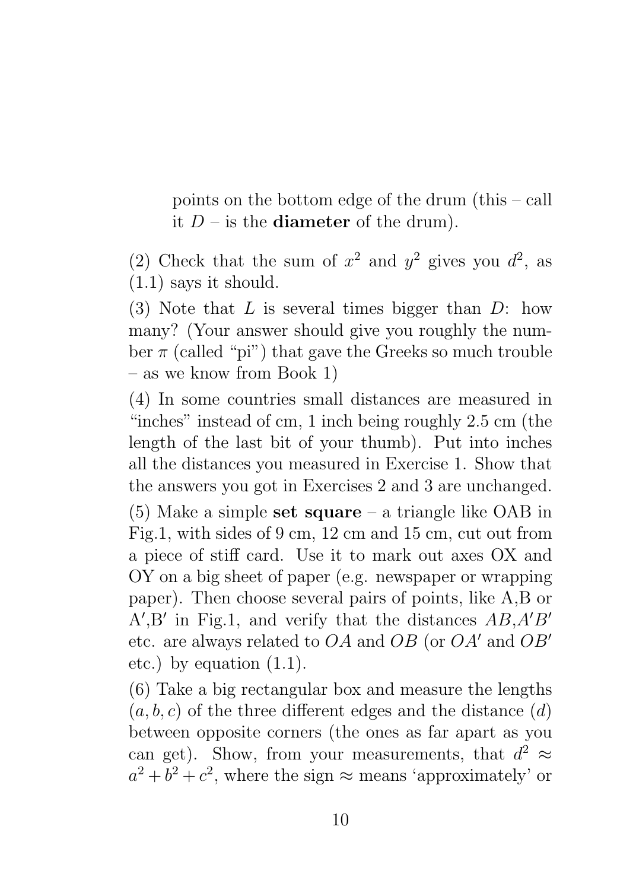points on the bottom edge of the drum (this – call it $D$ – is the **diameter** of the drum).

(2) Check that the sum of $x^2$ and $y^2$ gives you $d^2$, as (1.1) says it should.

(3) Note that $L$ is several times bigger than $D$: how many? (Your answer should give you roughly the number $\pi$ (called "pi") that gave the Greeks so much trouble – as we know from Book 1)

(4) In some countries small distances are measured in "inches" instead of cm, 1 inch being roughly 2.5 cm (the length of the last bit of your thumb). Put into inches all the distances you measured in Exercise 1. Show that the answers you got in Exercises 2 and 3 are unchanged.

(5) Make a simple **set square** – a triangle like OAB in Fig.1, with sides of 9 cm, 12 cm and 15 cm, cut out from a piece of stiff card. Use it to mark out axes OX and OY on a big sheet of paper (e.g. newspaper or wrapping paper). Then choose several pairs of points, like A,B or A$'$,B$'$ in Fig.1, and verify that the distances $AB$,$A'B'$ etc. are always related to $OA$ and $OB$ (or $OA'$ and $OB'$ etc.) by equation (1.1).

(6) Take a big rectangular box and measure the lengths $(a, b, c)$ of the three different edges and the distance $(d)$ between opposite corners (the ones as far apart as you can get). Show, from your measurements, that $d^2 \approx a^2 + b^2 + c^2$, where the sign $\approx$ means 'approximately' or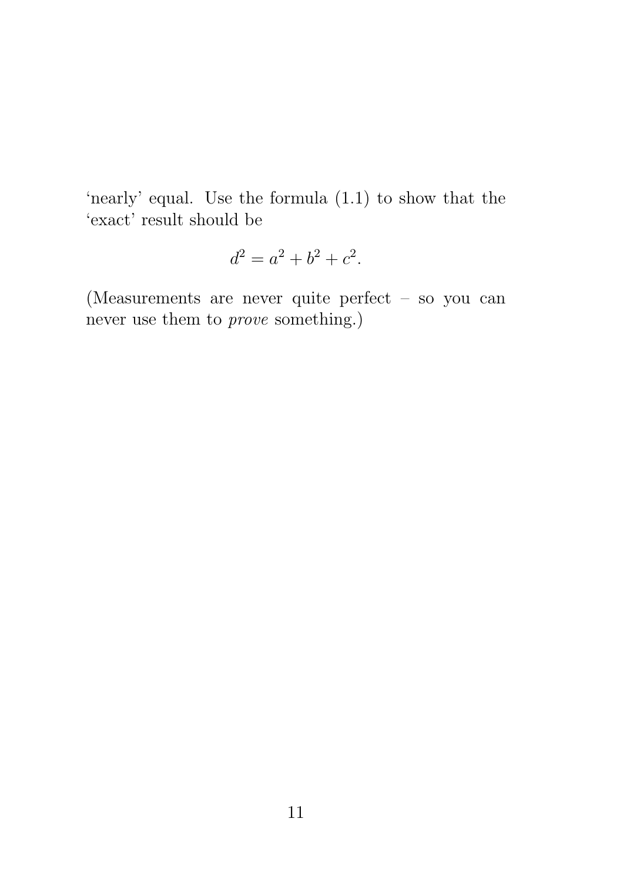'nearly' equal. Use the formula (1.1) to show that the 'exact' result should be

$$d^2 = a^2 + b^2 + c^2.$$

(Measurements are never quite perfect – so you can never use them to *prove* something.)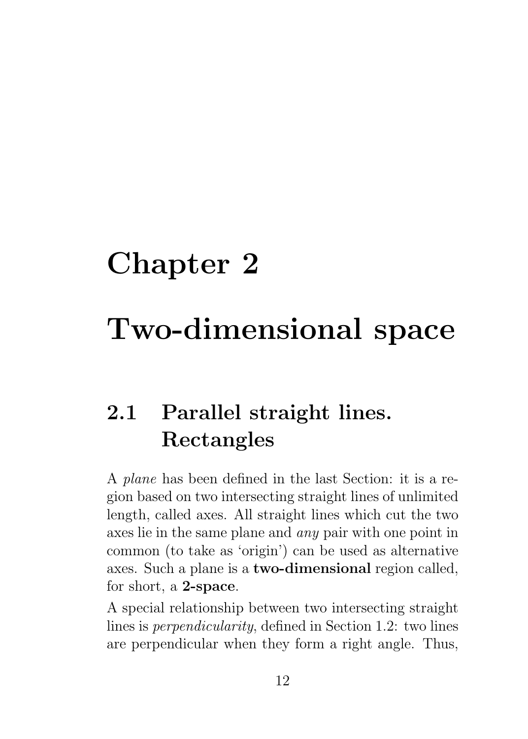# Chapter 2

# Two-dimensional space

## 2.1 Parallel straight lines. Rectangles

A *plane* has been defined in the last Section: it is a region based on two intersecting straight lines of unlimited length, called axes. All straight lines which cut the two axes lie in the same plane and *any* pair with one point in common (to take as 'origin') can be used as alternative axes. Such a plane is a **two-dimensional** region called, for short, a **2-space**.

A special relationship between two intersecting straight lines is *perpendicularity*, defined in Section 1.2: two lines are perpendicular when they form a right angle. Thus,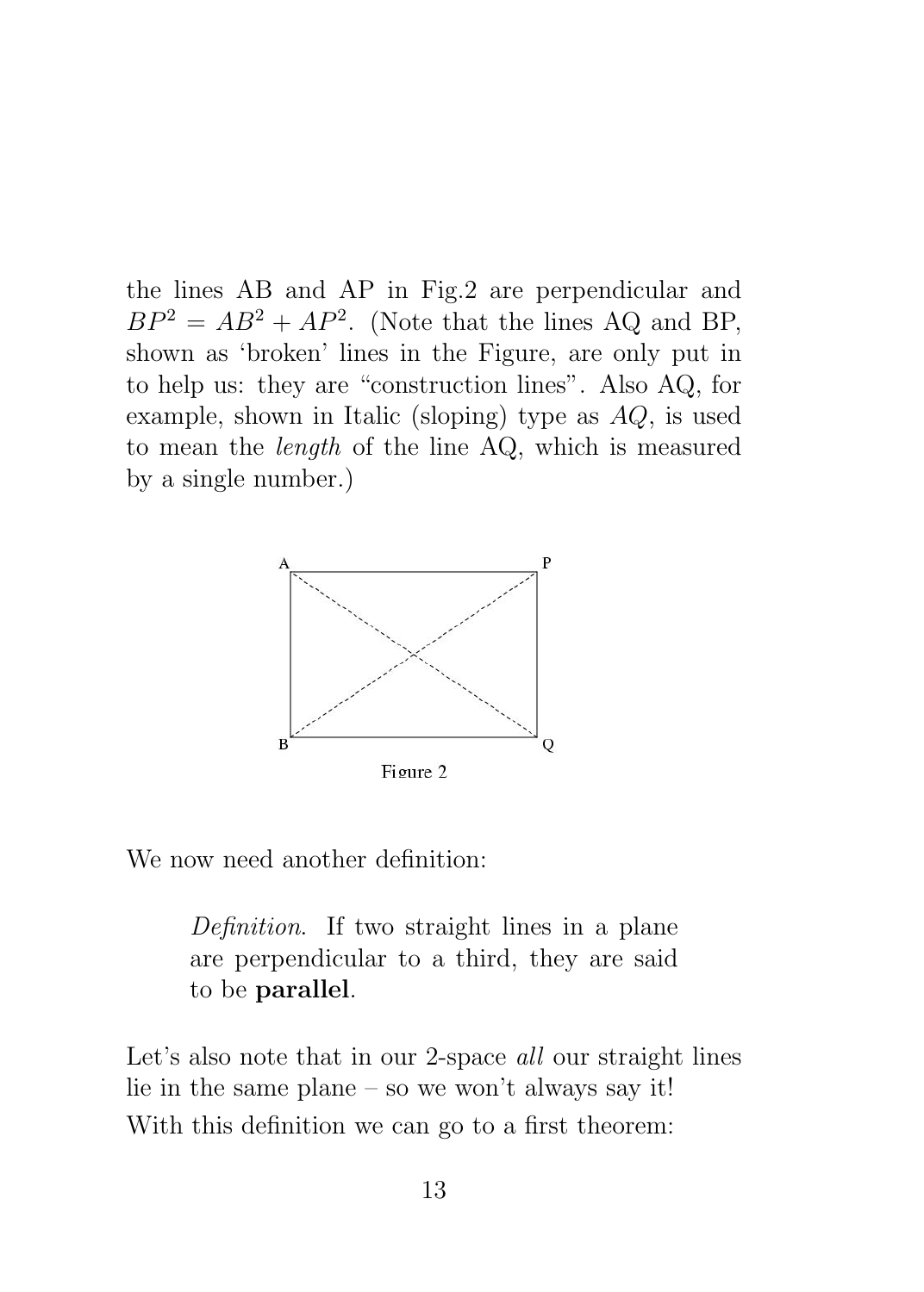the lines AB and AP in Fig.2 are perpendicular and $BP^2 = AB^2 + AP^2$. (Note that the lines AQ and BP, shown as 'broken' lines in the Figure, are only put in to help us: they are "construction lines". Also AQ, for example, shown in Italic (sloping) type as $AQ$, is used to mean the *length* of the line AQ, which is measured by a single number.)

Figure 2

We now need another definition:

> *Definition.* If two straight lines in a plane are perpendicular to a third, they are said to be **parallel**.

Let's also note that in our 2-space *all* our straight lines lie in the same plane – so we won't always say it!

With this definition we can go to a first theorem: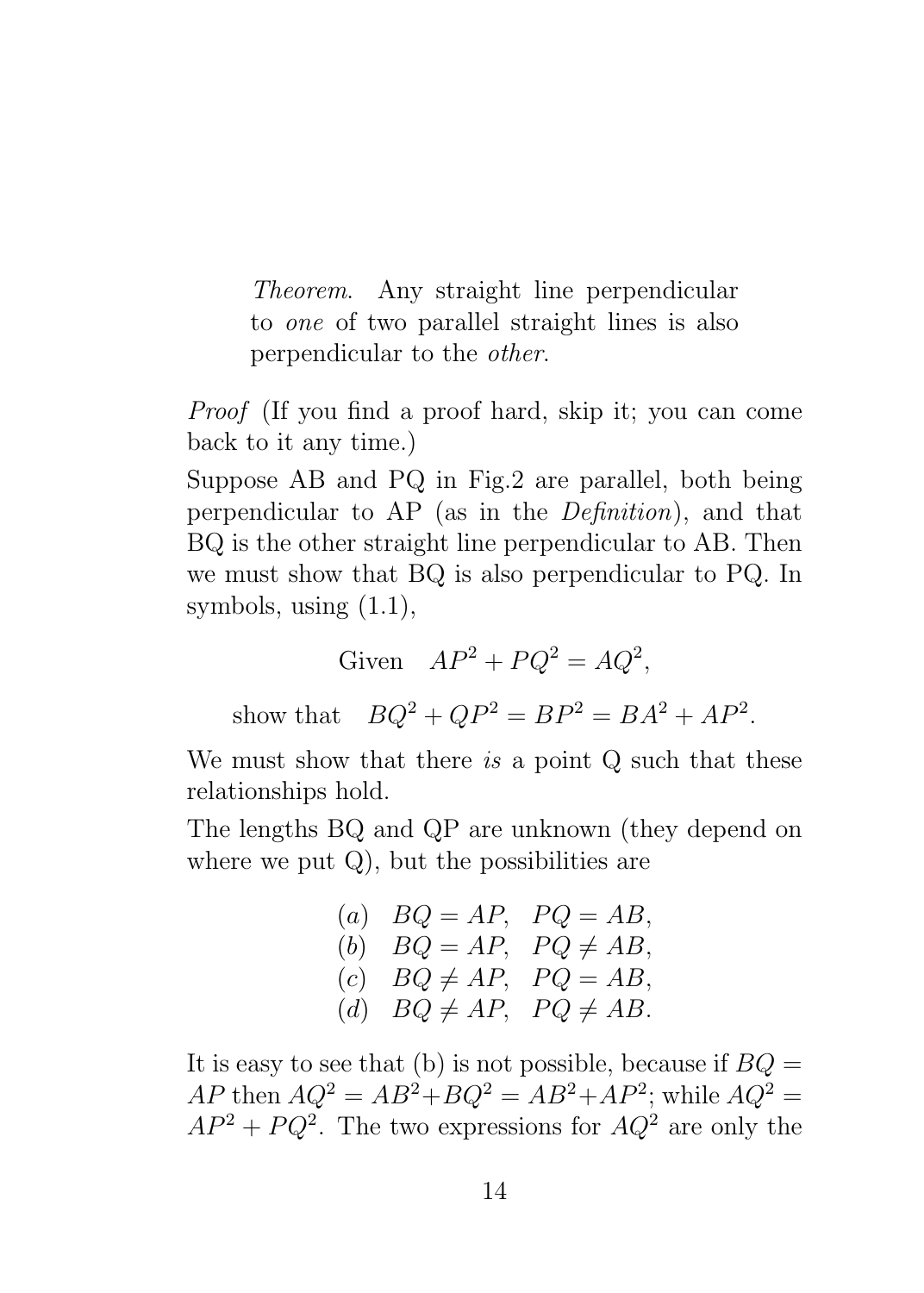> *Theorem.* Any straight line perpendicular to *one* of two parallel straight lines is also perpendicular to the *other*.

*Proof* (If you find a proof hard, skip it; you can come back to it any time.)

Suppose AB and PQ in Fig.2 are parallel, both being perpendicular to AP (as in the *Definition*), and that BQ is the other straight line perpendicular to AB. Then we must show that BQ is also perpendicular to PQ. In symbols, using (1.1),

$$\text{Given} \quad AP^2 + PQ^2 = AQ^2,$$

$$\text{show that} \quad BQ^2 + QP^2 = BP^2 = BA^2 + AP^2.$$

We must show that there *is* a point Q such that these relationships hold.

The lengths BQ and QP are unknown (they depend on where we put Q), but the possibilities are

$$\begin{array}{ll} (a) & BQ = AP, \;\; PQ = AB, \\ (b) & BQ = AP, \;\; PQ \neq AB, \\ (c) & BQ \neq AP, \;\; PQ = AB, \\ (d) & BQ \neq AP, \;\; PQ \neq AB. \end{array}$$

It is easy to see that (b) is not possible, because if $BQ = AP$ then $AQ^2 = AB^2 + BQ^2 = AB^2 + AP^2$; while $AQ^2 = AP^2 + PQ^2$. The two expressions for $AQ^2$ are only the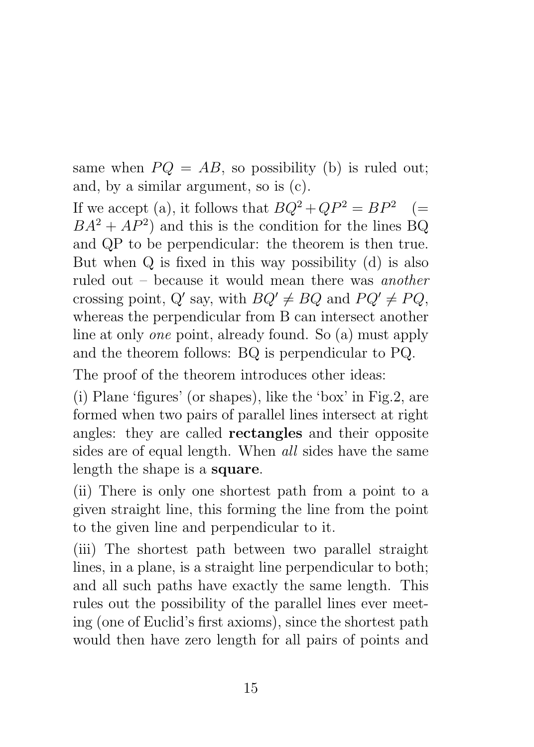same when $PQ = AB$, so possibility (b) is ruled out; and, by a similar argument, so is (c).

If we accept (a), it follows that $BQ^2 + QP^2 = BP^2 \quad (= BA^2 + AP^2)$ and this is the condition for the lines BQ and QP to be perpendicular: the theorem is then true. But when Q is fixed in this way possibility (d) is also ruled out – because it would mean there was *another* crossing point, Q′ say, with $BQ' \neq BQ$ and $PQ' \neq PQ$, whereas the perpendicular from B can intersect another line at only *one* point, already found. So (a) must apply and the theorem follows: BQ is perpendicular to PQ.

The proof of the theorem introduces other ideas:

(i) Plane 'figures' (or shapes), like the 'box' in Fig.2, are formed when two pairs of parallel lines intersect at right angles: they are called **rectangles** and their opposite sides are of equal length. When *all* sides have the same length the shape is a **square**.

(ii) There is only one shortest path from a point to a given straight line, this forming the line from the point to the given line and perpendicular to it.

(iii) The shortest path between two parallel straight lines, in a plane, is a straight line perpendicular to both; and all such paths have exactly the same length. This rules out the possibility of the parallel lines ever meeting (one of Euclid's first axioms), since the shortest path would then have zero length for all pairs of points and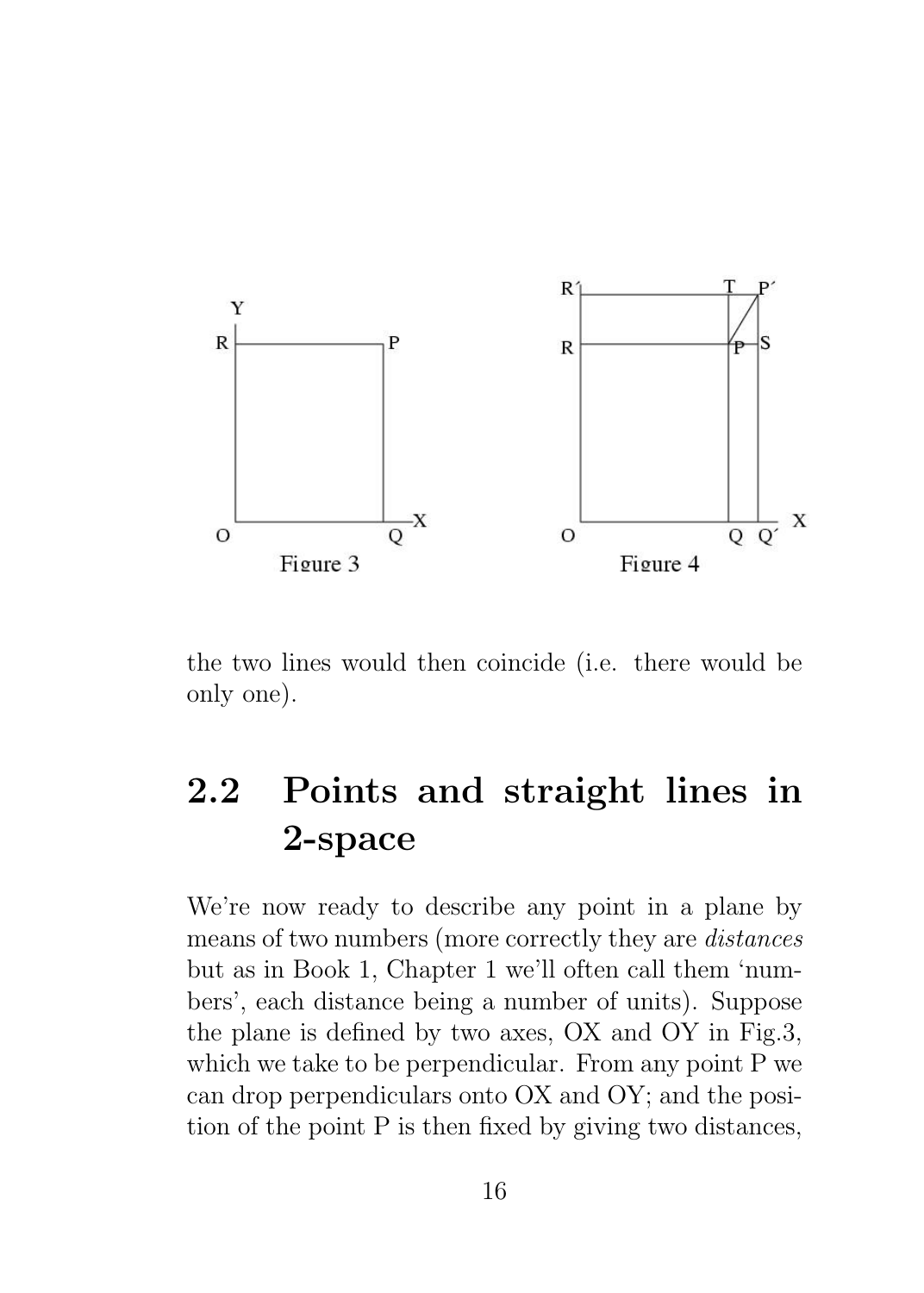Figure 3

Figure 4

the two lines would then coincide (i.e. there would be only one).

## 2.2 Points and straight lines in 2-space

We're now ready to describe any point in a plane by means of two numbers (more correctly they are *distances* but as in Book 1, Chapter 1 we'll often call them 'numbers', each distance being a number of units). Suppose the plane is defined by two axes, OX and OY in Fig.3, which we take to be perpendicular. From any point P we can drop perpendiculars onto OX and OY; and the position of the point P is then fixed by giving two distances,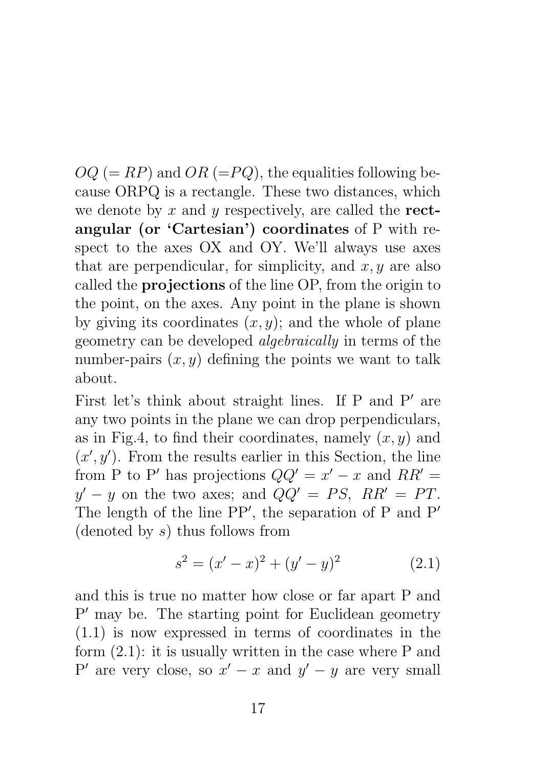$OQ$ ($= RP$) and $OR$ ($=PQ$), the equalities following because ORPQ is a rectangle. These two distances, which we denote by $x$ and $y$ respectively, are called the **rectangular (or 'Cartesian') coordinates** of P with respect to the axes OX and OY. We'll always use axes that are perpendicular, for simplicity, and $x, y$ are also called the **projections** of the line OP, from the origin to the point, on the axes. Any point in the plane is shown by giving its coordinates $(x, y)$; and the whole of plane geometry can be developed *algebraically* in terms of the number-pairs $(x, y)$ defining the points we want to talk about.

First let's think about straight lines. If P and P$'$ are any two points in the plane we can drop perpendiculars, as in Fig.4, to find their coordinates, namely $(x, y)$ and $(x', y')$. From the results earlier in this Section, the line from P to P$'$ has projections $QQ' = x' - x$ and $RR' = y' - y$ on the two axes; and $QQ' = PS,\ RR' = PT$. The length of the line PP$'$, the separation of P and P$'$ (denoted by $s$) thus follows from

$$s^2 = (x' - x)^2 + (y' - y)^2 \qquad (2.1)$$

and this is true no matter how close or far apart P and P$'$ may be. The starting point for Euclidean geometry (1.1) is now expressed in terms of coordinates in the form (2.1): it is usually written in the case where P and P$'$ are very close, so $x' - x$ and $y' - y$ are very small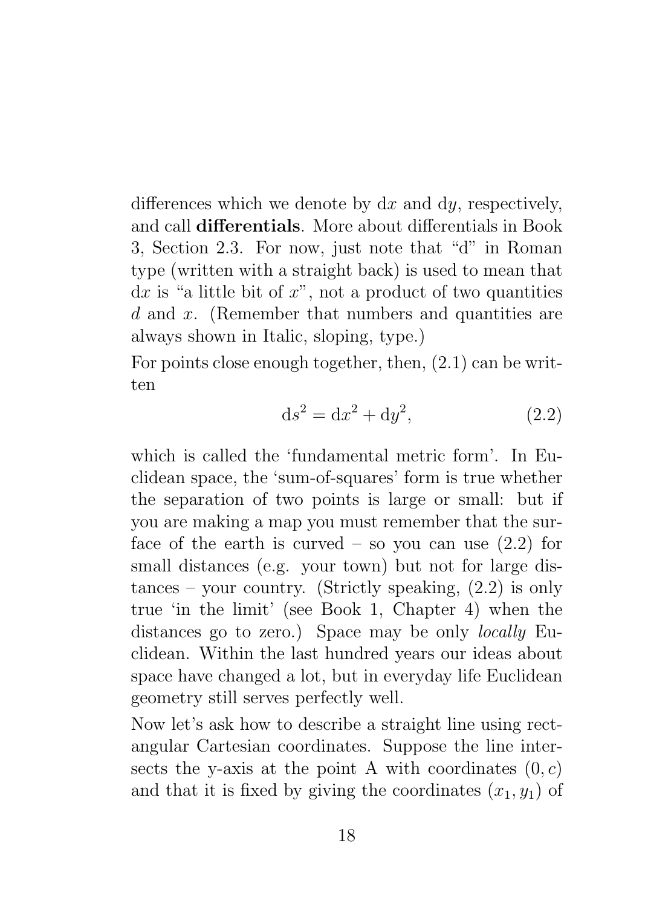differences which we denote by $\mathrm{d}x$ and $\mathrm{d}y$, respectively, and call **differentials**. More about differentials in Book 3, Section 2.3. For now, just note that "d" in Roman type (written with a straight back) is used to mean that $\mathrm{d}x$ is "a little bit of $x$", not a product of two quantities $d$ and $x$. (Remember that numbers and quantities are always shown in Italic, sloping, type.)

For points close enough together, then, (2.1) can be written

$$\mathrm{d}s^2 = \mathrm{d}x^2 + \mathrm{d}y^2, \tag{2.2}$$

which is called the 'fundamental metric form'. In Euclidean space, the 'sum-of-squares' form is true whether the separation of two points is large or small: but if you are making a map you must remember that the surface of the earth is curved – so you can use (2.2) for small distances (e.g. your town) but not for large distances – your country. (Strictly speaking, (2.2) is only true 'in the limit' (see Book 1, Chapter 4) when the distances go to zero.) Space may be only *locally* Euclidean. Within the last hundred years our ideas about space have changed a lot, but in everyday life Euclidean geometry still serves perfectly well.

Now let's ask how to describe a straight line using rectangular Cartesian coordinates. Suppose the line intersects the y-axis at the point A with coordinates $(0, c)$ and that it is fixed by giving the coordinates $(x_1, y_1)$ of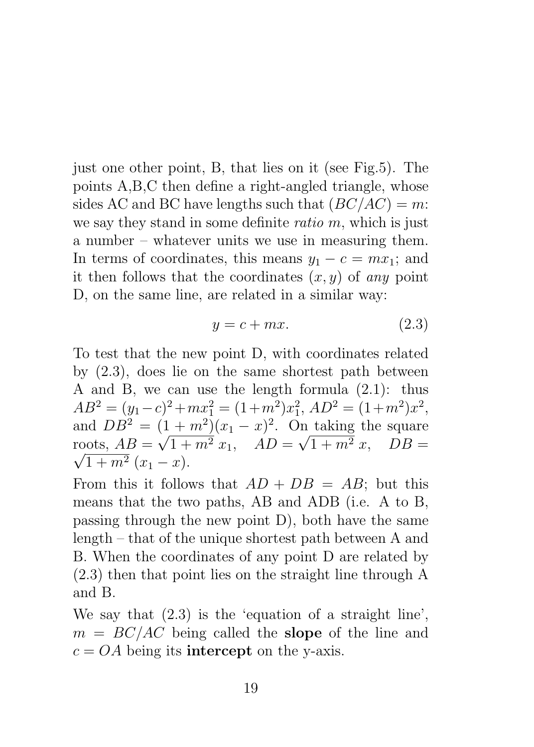just one other point, B, that lies on it (see Fig.5). The points A,B,C then define a right-angled triangle, whose sides AC and BC have lengths such that $(BC/AC) = m$: we say they stand in some definite *ratio* $m$, which is just a number – whatever units we use in measuring them. In terms of coordinates, this means $y_1 - c = mx_1$; and it then follows that the coordinates $(x, y)$ of *any* point D, on the same line, are related in a similar way:

$$y = c + mx. \tag{2.3}$$

To test that the new point D, with coordinates related by (2.3), does lie on the same shortest path between A and B, we can use the length formula (2.1): thus $AB^2 = (y_1 - c)^2 + mx_1^2 = (1+m^2)x_1^2$, $AD^2 = (1+m^2)x^2$, and $DB^2 = (1+m^2)(x_1 - x)^2$. On taking the square roots, $AB = \sqrt{1+m^2}\, x_1$, $\quad AD = \sqrt{1+m^2}\, x$, $\quad DB = \sqrt{1+m^2}\, (x_1 - x)$.

From this it follows that $AD + DB = AB$; but this means that the two paths, AB and ADB (i.e. A to B, passing through the new point D), both have the same length – that of the unique shortest path between A and B. When the coordinates of any point D are related by (2.3) then that point lies on the straight line through A and B.

We say that (2.3) is the 'equation of a straight line', $m = BC/AC$ being called the **slope** of the line and $c = OA$ being its **intercept** on the y-axis.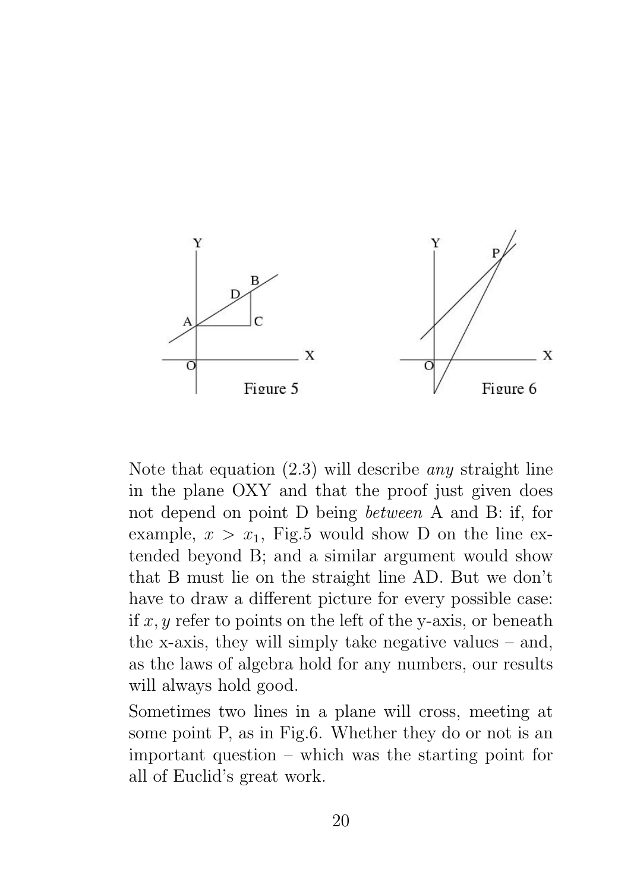Figure 5

Figure 6

Note that equation (2.3) will describe *any* straight line in the plane OXY and that the proof just given does not depend on point D being *between* A and B: if, for example, $x > x_1$, Fig.5 would show D on the line extended beyond B; and a similar argument would show that B must lie on the straight line AD. But we don't have to draw a different picture for every possible case: if $x, y$ refer to points on the left of the y-axis, or beneath the x-axis, they will simply take negative values – and, as the laws of algebra hold for any numbers, our results will always hold good.

Sometimes two lines in a plane will cross, meeting at some point P, as in Fig.6. Whether they do or not is an important question – which was the starting point for all of Euclid's great work.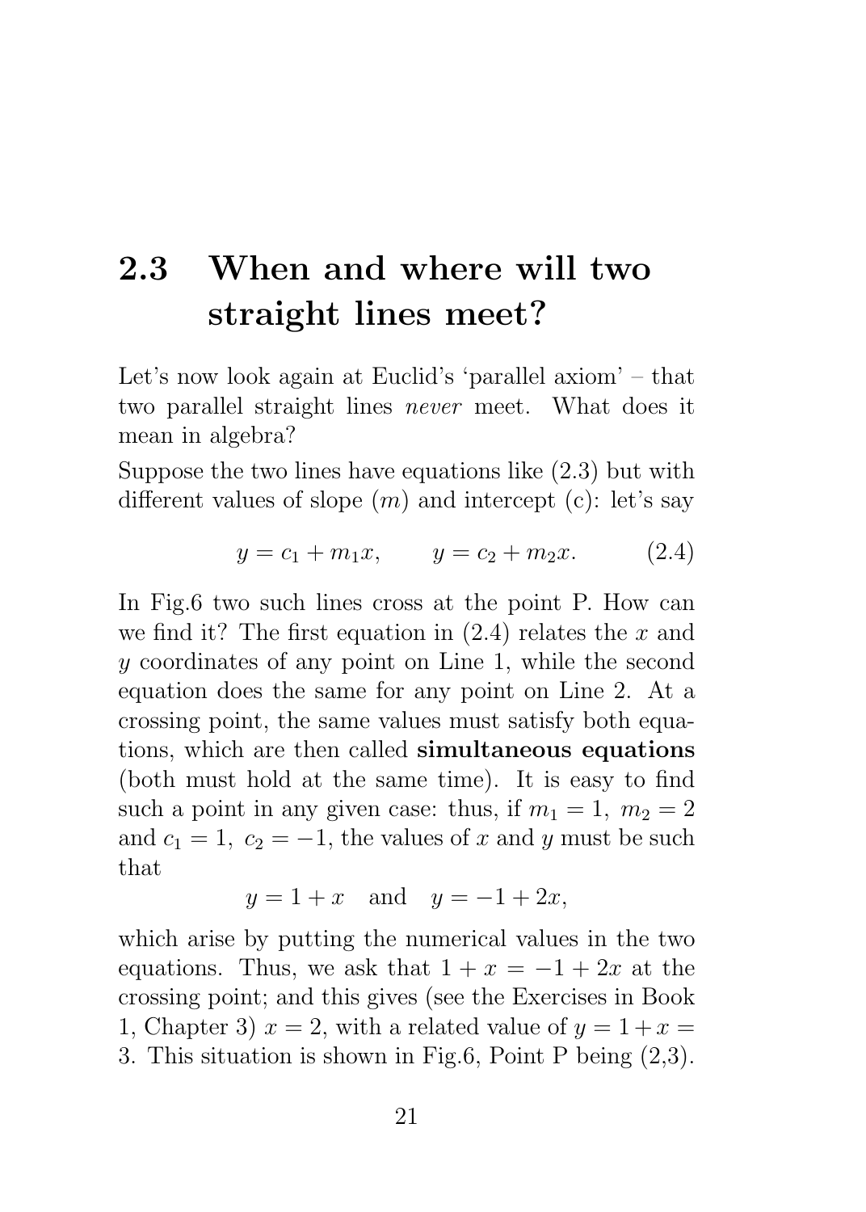## 2.3 When and where will two straight lines meet?

Let's now look again at Euclid's 'parallel axiom' – that two parallel straight lines *never* meet. What does it mean in algebra?

Suppose the two lines have equations like (2.3) but with different values of slope ($m$) and intercept (c): let's say

$$y = c_1 + m_1 x, \qquad y = c_2 + m_2 x. \tag{2.4}$$

In Fig.6 two such lines cross at the point P. How can we find it? The first equation in (2.4) relates the $x$ and $y$ coordinates of any point on Line 1, while the second equation does the same for any point on Line 2. At a crossing point, the same values must satisfy both equations, which are then called **simultaneous equations** (both must hold at the same time). It is easy to find such a point in any given case: thus, if $m_1 = 1,\ m_2 = 2$ and $c_1 = 1,\ c_2 = -1$, the values of $x$ and $y$ must be such that

$$y = 1 + x \quad \text{and} \quad y = -1 + 2x,$$

which arise by putting the numerical values in the two equations. Thus, we ask that $1 + x = -1 + 2x$ at the crossing point; and this gives (see the Exercises in Book 1, Chapter 3) $x = 2$, with a related value of $y = 1 + x = 3$. This situation is shown in Fig.6, Point P being (2,3).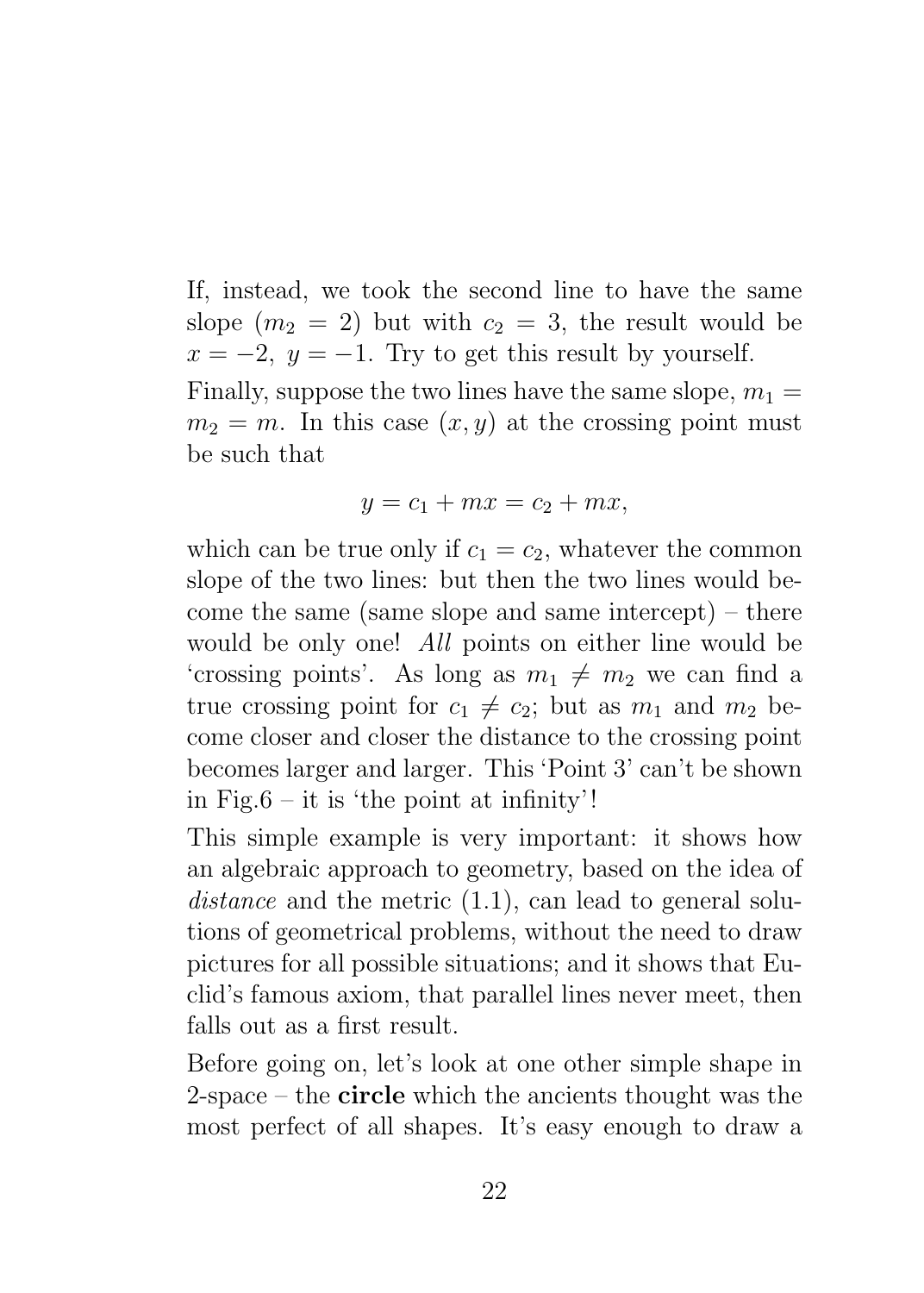If, instead, we took the second line to have the same slope ($m_2 = 2$) but with $c_2 = 3$, the result would be $x = -2,\ y = -1$. Try to get this result by yourself.

Finally, suppose the two lines have the same slope, $m_1 = m_2 = m$. In this case $(x, y)$ at the crossing point must be such that

$$y = c_1 + mx = c_2 + mx,$$

which can be true only if $c_1 = c_2$, whatever the common slope of the two lines: but then the two lines would become the same (same slope and same intercept) – there would be only one! *All* points on either line would be 'crossing points'. As long as $m_1 \neq m_2$ we can find a true crossing point for $c_1 \neq c_2$; but as $m_1$ and $m_2$ become closer and closer the distance to the crossing point becomes larger and larger. This 'Point 3' can't be shown in Fig.6 – it is 'the point at infinity'!

This simple example is very important: it shows how an algebraic approach to geometry, based on the idea of *distance* and the metric (1.1), can lead to general solutions of geometrical problems, without the need to draw pictures for all possible situations; and it shows that Euclid's famous axiom, that parallel lines never meet, then falls out as a first result.

Before going on, let's look at one other simple shape in 2-space – the **circle** which the ancients thought was the most perfect of all shapes. It's easy enough to draw a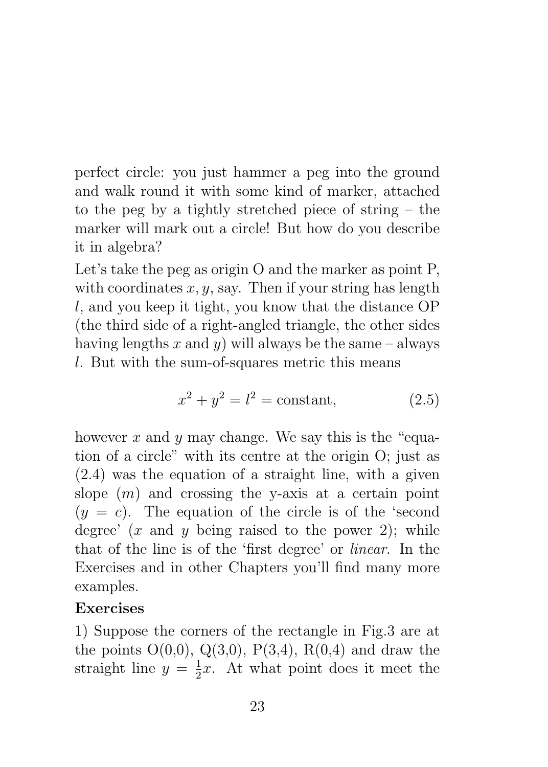perfect circle: you just hammer a peg into the ground and walk round it with some kind of marker, attached to the peg by a tightly stretched piece of string – the marker will mark out a circle! But how do you describe it in algebra?

Let's take the peg as origin O and the marker as point P, with coordinates $x, y$, say. Then if your string has length $l$, and you keep it tight, you know that the distance OP (the third side of a right-angled triangle, the other sides having lengths $x$ and $y$) will always be the same – always $l$. But with the sum-of-squares metric this means

$$x^2 + y^2 = l^2 = \text{constant}, \tag{2.5}$$

however $x$ and $y$ may change. We say this is the "equation of a circle" with its centre at the origin O; just as (2.4) was the equation of a straight line, with a given slope ($m$) and crossing the y-axis at a certain point ($y = c$). The equation of the circle is of the 'second degree' ($x$ and $y$ being raised to the power 2); while that of the line is of the 'first degree' or *linear*. In the Exercises and in other Chapters you'll find many more examples.

**Exercises**

1) Suppose the corners of the rectangle in Fig.3 are at the points O(0,0), Q(3,0), P(3,4), R(0,4) and draw the straight line $y = \frac{1}{2}x$. At what point does it meet the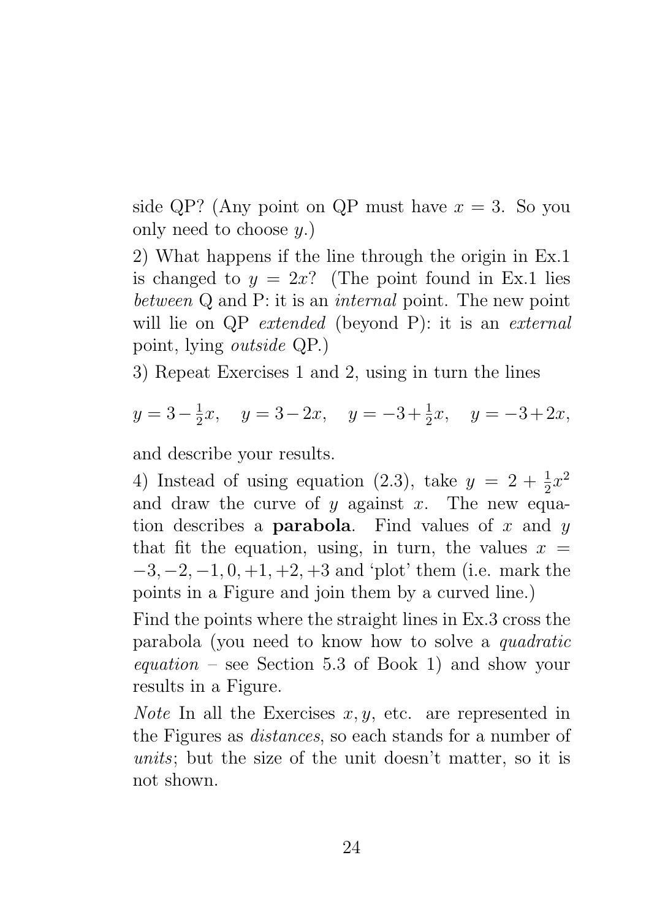side QP? (Any point on QP must have $x = 3$. So you only need to choose $y$.)

2) What happens if the line through the origin in Ex.1 is changed to $y = 2x$? (The point found in Ex.1 lies *between* Q and P: it is an *internal* point. The new point will lie on QP *extended* (beyond P): it is an *external* point, lying *outside* QP.)

3) Repeat Exercises 1 and 2, using in turn the lines

$$y = 3 - \tfrac{1}{2}x, \quad y = 3 - 2x, \quad y = -3 + \tfrac{1}{2}x, \quad y = -3 + 2x,$$

and describe your results.

4) Instead of using equation (2.3), take $y = 2 + \frac{1}{2}x^2$ and draw the curve of $y$ against $x$. The new equation describes a **parabola**. Find values of $x$ and $y$ that fit the equation, using, in turn, the values $x = -3, -2, -1, 0, +1, +2, +3$ and 'plot' them (i.e. mark the points in a Figure and join them by a curved line.)

Find the points where the straight lines in Ex.3 cross the parabola (you need to know how to solve a *quadratic equation* – see Section 5.3 of Book 1) and show your results in a Figure.

*Note* In all the Exercises $x, y$, etc. are represented in the Figures as *distances*, so each stands for a number of *units*; but the size of the unit doesn't matter, so it is not shown.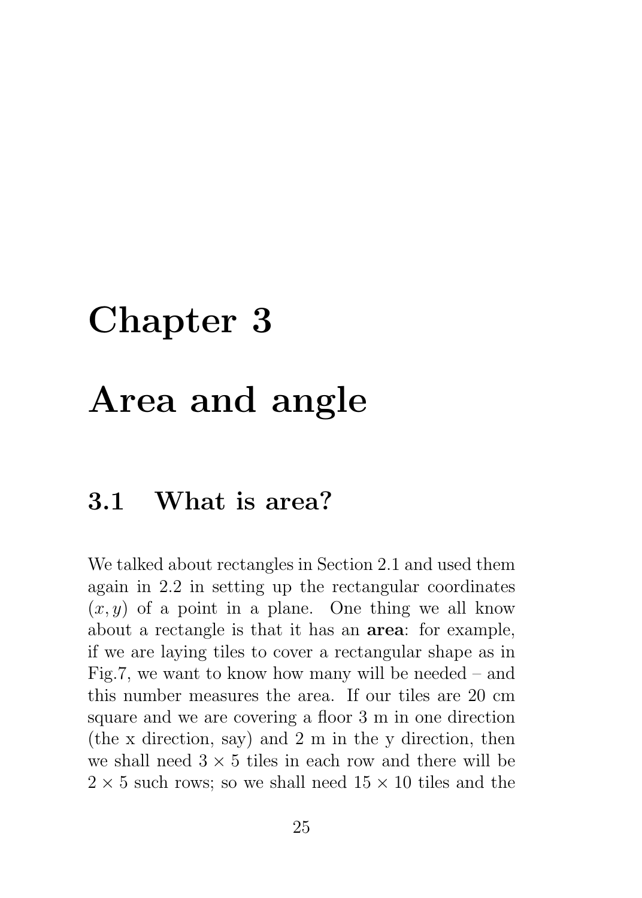# Chapter 3

# Area and angle

## 3.1 What is area?

We talked about rectangles in Section 2.1 and used them again in 2.2 in setting up the rectangular coordinates $(x, y)$ of a point in a plane. One thing we all know about a rectangle is that it has an **area**: for example, if we are laying tiles to cover a rectangular shape as in Fig.7, we want to know how many will be needed – and this number measures the area. If our tiles are 20 cm square and we are covering a floor 3 m in one direction (the x direction, say) and 2 m in the y direction, then we shall need $3 \times 5$ tiles in each row and there will be $2 \times 5$ such rows; so we shall need $15 \times 10$ tiles and the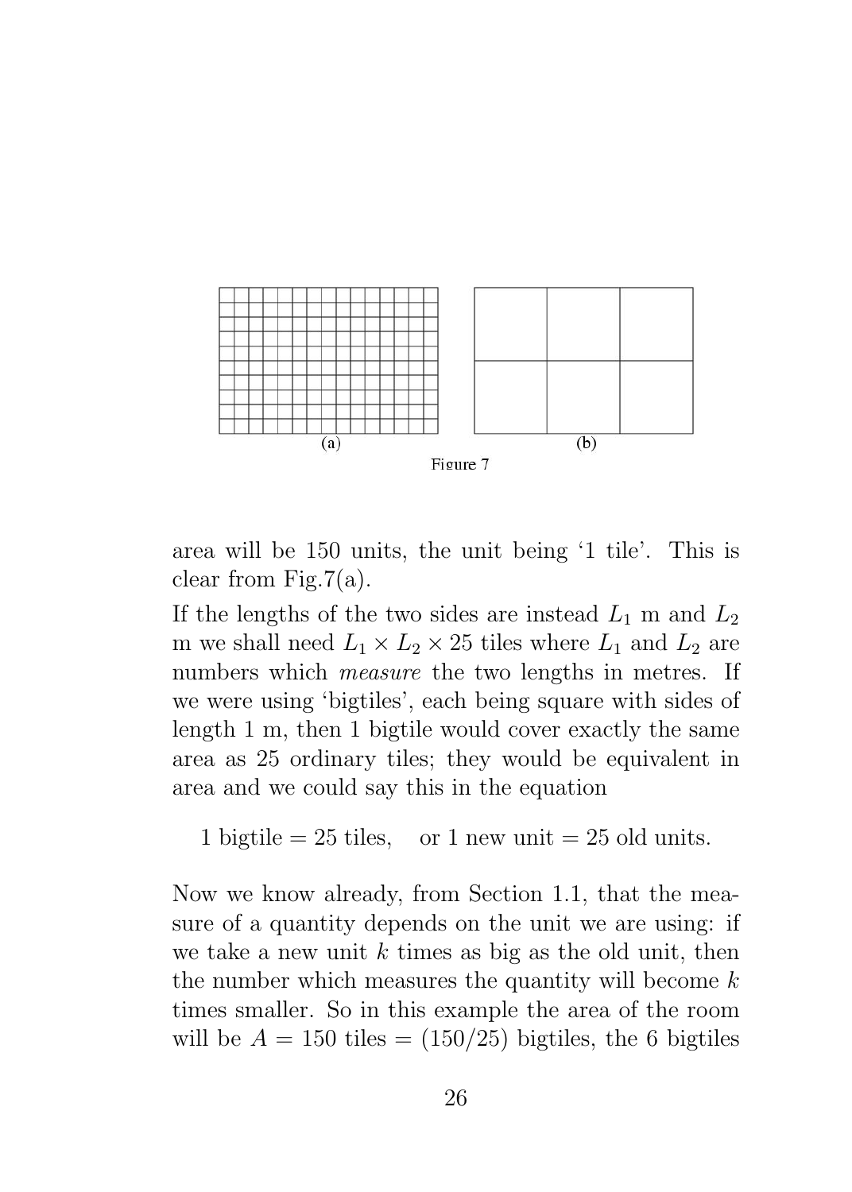(a) (b)

Figure 7

area will be 150 units, the unit being '1 tile'. This is clear from Fig.7(a).

If the lengths of the two sides are instead $L_1$ m and $L_2$ m we shall need $L_1 \times L_2 \times 25$ tiles where $L_1$ and $L_2$ are numbers which *measure* the two lengths in metres. If we were using 'bigtiles', each being square with sides of length 1 m, then 1 bigtile would cover exactly the same area as 25 ordinary tiles; they would be equivalent in area and we could say this in the equation

$$1 \text{ bigtile} = 25 \text{ tiles}, \quad \text{or } 1 \text{ new unit} = 25 \text{ old units}.$$

Now we know already, from Section 1.1, that the measure of a quantity depends on the unit we are using: if we take a new unit $k$ times as big as the old unit, then the number which measures the quantity will become $k$ times smaller. So in this example the area of the room will be $A = 150$ tiles $= (150/25)$ bigtiles, the 6 bigtiles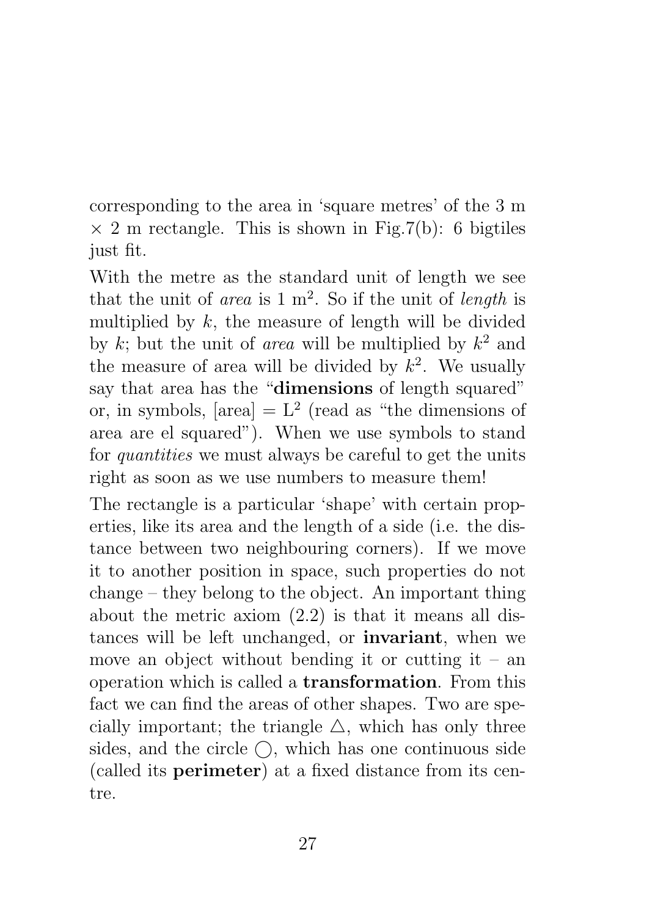corresponding to the area in 'square metres' of the 3 m $\times$ 2 m rectangle. This is shown in Fig.7(b): 6 bigtiles just fit.

With the metre as the standard unit of length we see that the unit of *area* is 1 m$^2$. So if the unit of *length* is multiplied by $k$, the measure of length will be divided by $k$; but the unit of *area* will be multiplied by $k^2$ and the measure of area will be divided by $k^2$. We usually say that area has the "**dimensions** of length squared" or, in symbols, [area] = $\mathrm{L}^2$ (read as "the dimensions of area are el squared"). When we use symbols to stand for *quantities* we must always be careful to get the units right as soon as we use numbers to measure them!

The rectangle is a particular 'shape' with certain properties, like its area and the length of a side (i.e. the distance between two neighbouring corners). If we move it to another position in space, such properties do not change – they belong to the object. An important thing about the metric axiom (2.2) is that it means all distances will be left unchanged, or **invariant**, when we move an object without bending it or cutting it – an operation which is called a **transformation**. From this fact we can find the areas of other shapes. Two are specially important; the triangle $\triangle$, which has only three sides, and the circle $\bigcirc$, which has one continuous side (called its **perimeter**) at a fixed distance from its centre.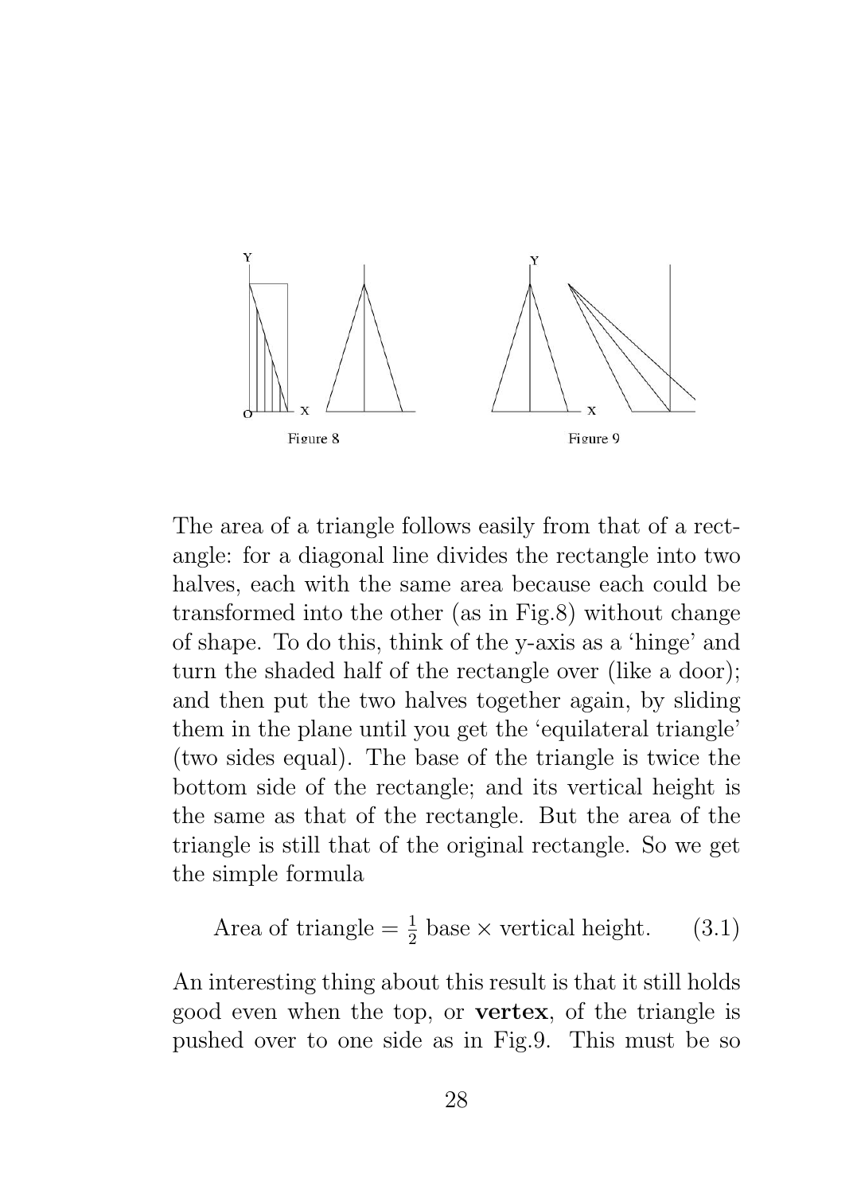Figure 8

Figure 9

The area of a triangle follows easily from that of a rectangle: for a diagonal line divides the rectangle into two halves, each with the same area because each could be transformed into the other (as in Fig.8) without change of shape. To do this, think of the y-axis as a 'hinge' and turn the shaded half of the rectangle over (like a door); and then put the two halves together again, by sliding them in the plane until you get the 'equilateral triangle' (two sides equal). The base of the triangle is twice the bottom side of the rectangle; and its vertical height is the same as that of the rectangle. But the area of the triangle is still that of the original rectangle. So we get the simple formula

$$\text{Area of triangle} = \tfrac{1}{2}\ \text{base} \times \text{vertical height}. \qquad (3.1)$$

An interesting thing about this result is that it still holds good even when the top, or **vertex**, of the triangle is pushed over to one side as in Fig.9. This must be so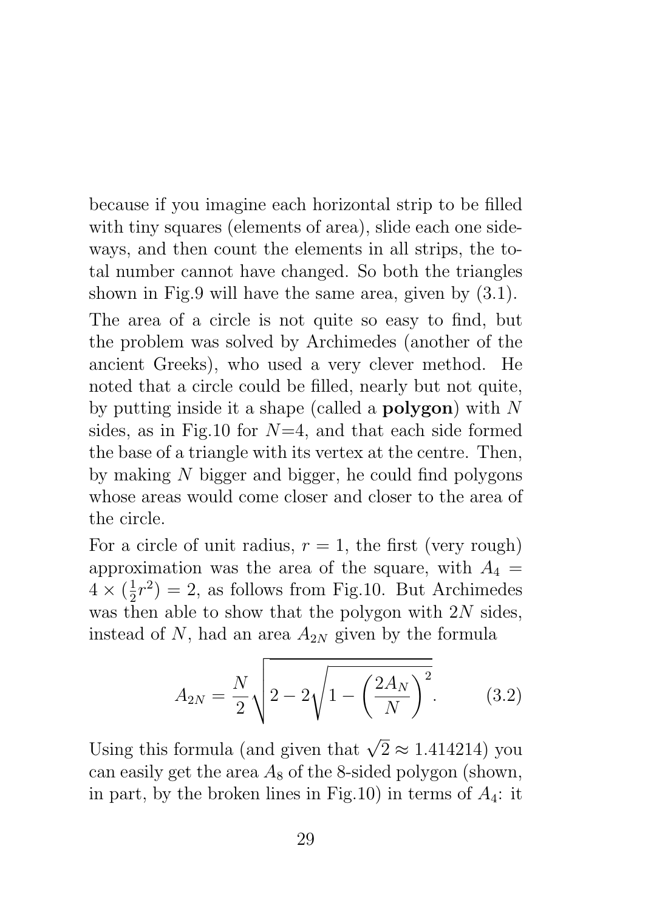because if you imagine each horizontal strip to be filled with tiny squares (elements of area), slide each one sideways, and then count the elements in all strips, the total number cannot have changed. So both the triangles shown in Fig.9 will have the same area, given by (3.1).

The area of a circle is not quite so easy to find, but the problem was solved by Archimedes (another of the ancient Greeks), who used a very clever method. He noted that a circle could be filled, nearly but not quite, by putting inside it a shape (called a **polygon**) with $N$ sides, as in Fig.10 for $N$=4, and that each side formed the base of a triangle with its vertex at the centre. Then, by making $N$ bigger and bigger, he could find polygons whose areas would come closer and closer to the area of the circle.

For a circle of unit radius, $r = 1$, the first (very rough) approximation was the area of the square, with $A_4 = 4 \times (\frac{1}{2}r^2) = 2$, as follows from Fig.10. But Archimedes was then able to show that the polygon with $2N$ sides, instead of $N$, had an area $A_{2N}$ given by the formula

$$A_{2N} = \frac{N}{2}\sqrt{2 - 2\sqrt{1 - \left(\frac{2A_N}{N}\right)^2}}. \qquad (3.2)$$

Using this formula (and given that $\sqrt{2} \approx 1.414214$) you can easily get the area $A_8$ of the 8-sided polygon (shown, in part, by the broken lines in Fig.10) in terms of $A_4$: it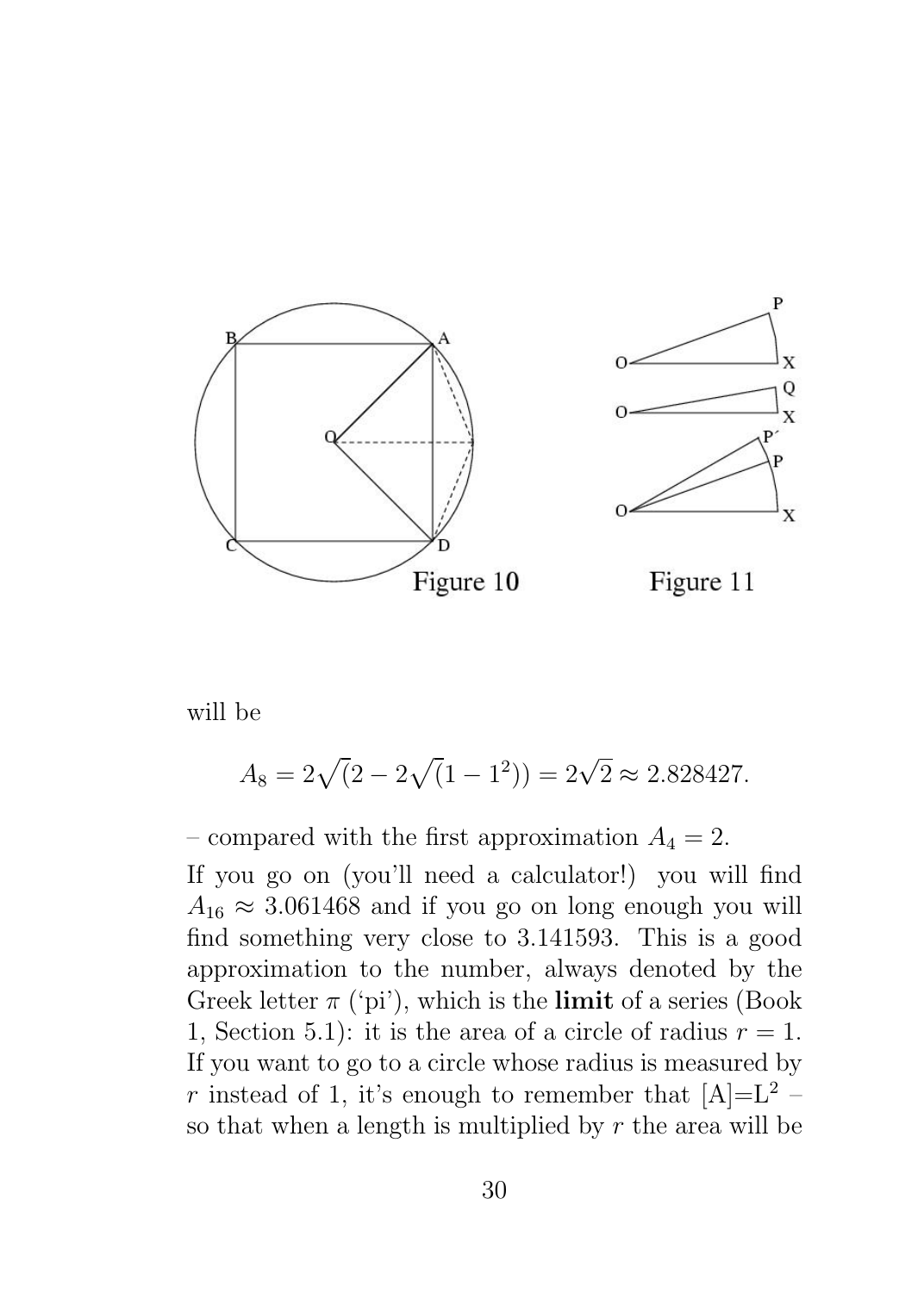Figure 10

Figure 11

will be

$$A_8 = 2\sqrt{(2 - 2\sqrt{(1 - 1^2)})} = 2\sqrt{2} \approx 2.828427.$$

– compared with the first approximation $A_4 = 2$.

If you go on (you'll need a calculator!) you will find $A_{16} \approx 3.061468$ and if you go on long enough you will find something very close to 3.141593. This is a good approximation to the number, always denoted by the Greek letter $\pi$ ('pi'), which is the **limit** of a series (Book 1, Section 5.1): it is the area of a circle of radius $r = 1$. If you want to go to a circle whose radius is measured by $r$ instead of 1, it's enough to remember that $[A]=L^2$ – so that when a length is multiplied by $r$ the area will be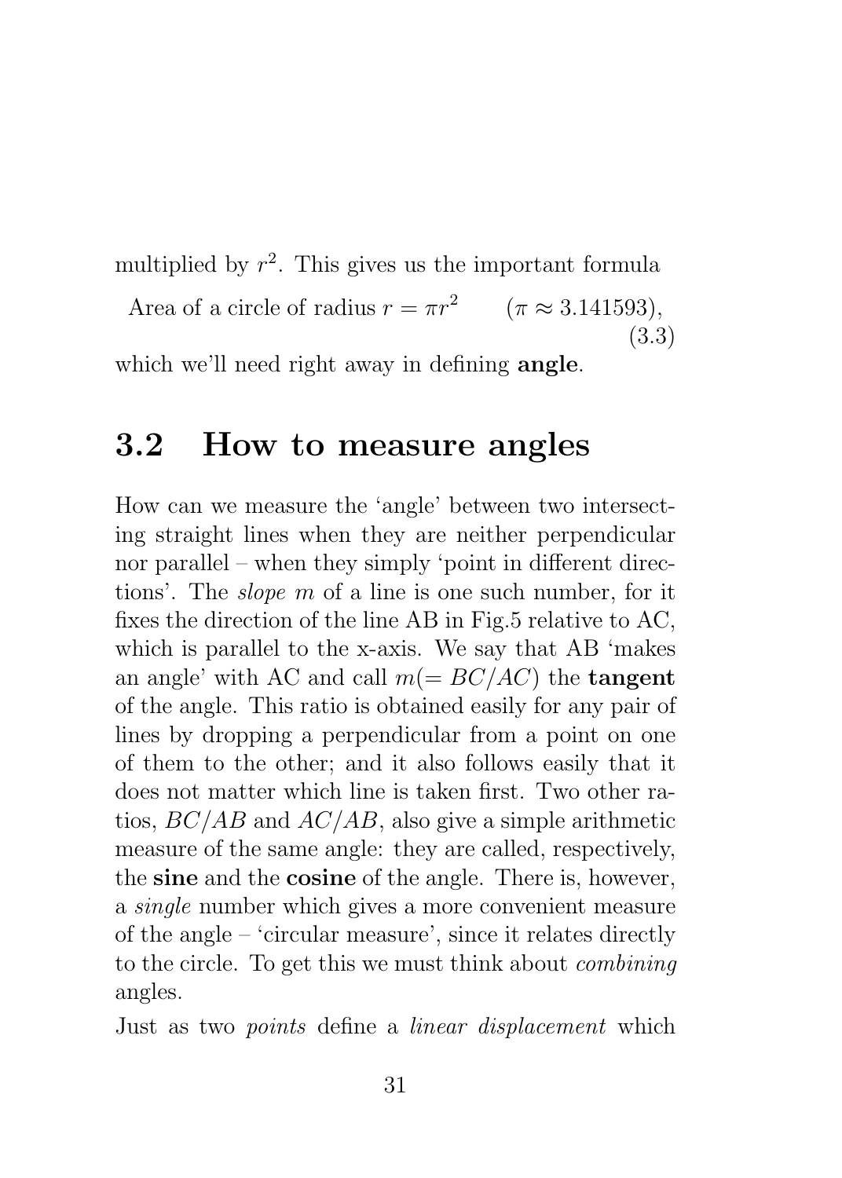multiplied by $r^2$. This gives us the important formula

$$\text{Area of a circle of radius } r = \pi r^2 \qquad (\pi \approx 3.141593), \tag{3.3}$$

which we'll need right away in defining **angle**.

## 3.2 How to measure angles

How can we measure the 'angle' between two intersecting straight lines when they are neither perpendicular nor parallel – when they simply 'point in different directions'. The *slope* $m$ of a line is one such number, for it fixes the direction of the line AB in Fig.5 relative to AC, which is parallel to the x-axis. We say that AB 'makes an angle' with AC and call $m(= BC/AC)$ the **tangent** of the angle. This ratio is obtained easily for any pair of lines by dropping a perpendicular from a point on one of them to the other; and it also follows easily that it does not matter which line is taken first. Two other ratios, $BC/AB$ and $AC/AB$, also give a simple arithmetic measure of the same angle: they are called, respectively, the **sine** and the **cosine** of the angle. There is, however, a *single* number which gives a more convenient measure of the angle – 'circular measure', since it relates directly to the circle. To get this we must think about *combining* angles.

Just as two *points* define a *linear displacement* which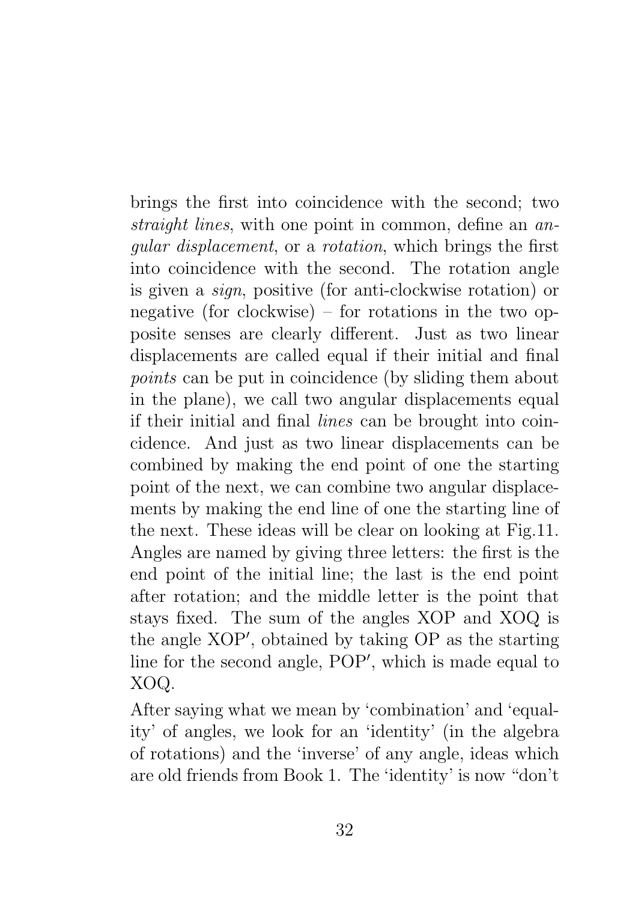brings the first into coincidence with the second; two *straight lines*, with one point in common, define an *angular displacement*, or a *rotation*, which brings the first into coincidence with the second. The rotation angle is given a *sign*, positive (for anti-clockwise rotation) or negative (for clockwise) – for rotations in the two opposite senses are clearly different. Just as two linear displacements are called equal if their initial and final *points* can be put in coincidence (by sliding them about in the plane), we call two angular displacements equal if their initial and final *lines* can be brought into coincidence. And just as two linear displacements can be combined by making the end point of one the starting point of the next, we can combine two angular displacements by making the end line of one the starting line of the next. These ideas will be clear on looking at Fig.11. Angles are named by giving three letters: the first is the end point of the initial line; the last is the end point after rotation; and the middle letter is the point that stays fixed. The sum of the angles XOP and XOQ is the angle XOP′, obtained by taking OP as the starting line for the second angle, POP′, which is made equal to XOQ.

After saying what we mean by 'combination' and 'equality' of angles, we look for an 'identity' (in the algebra of rotations) and the 'inverse' of any angle, ideas which are old friends from Book 1. The 'identity' is now "don't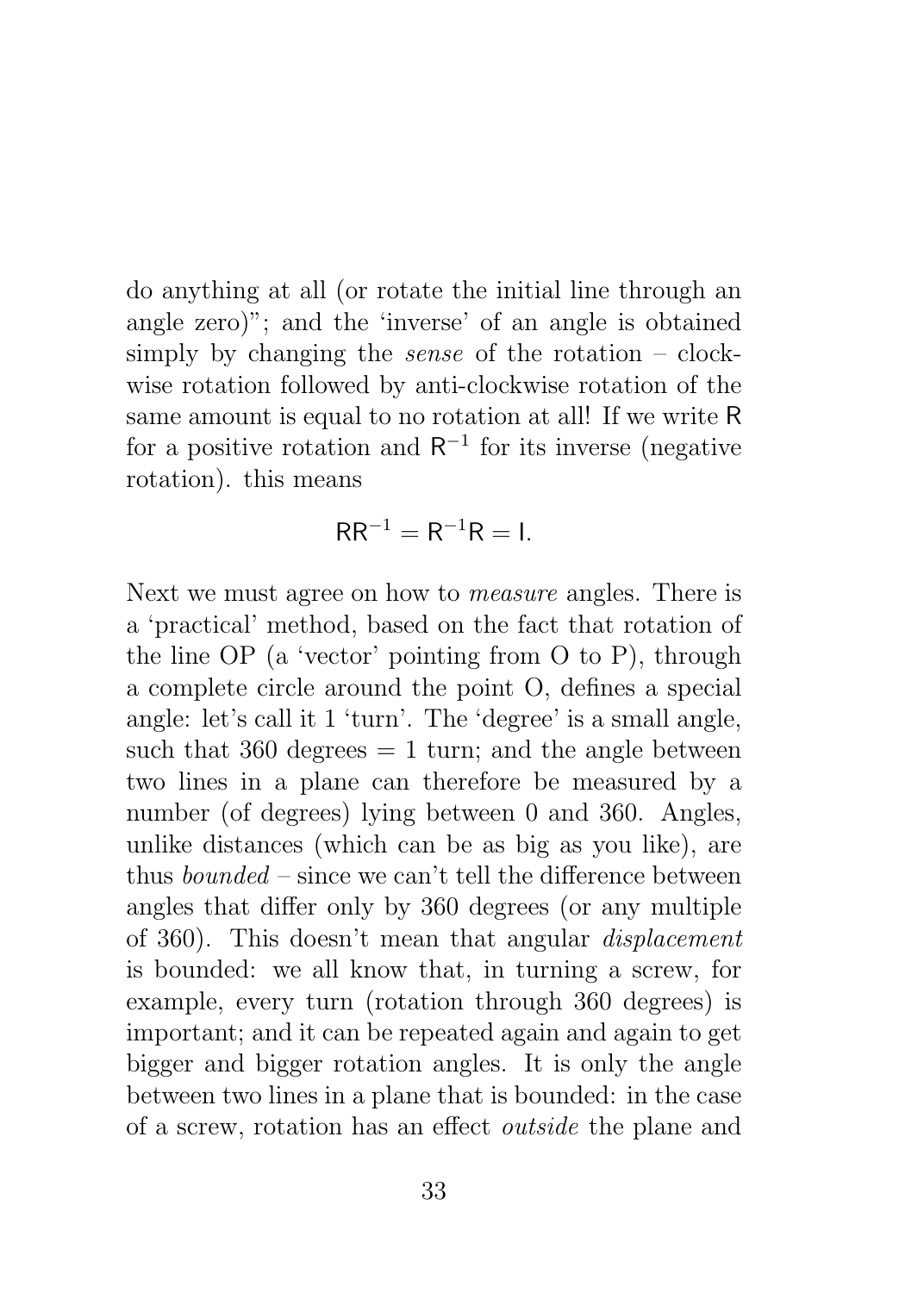do anything at all (or rotate the initial line through an angle zero)"; and the 'inverse' of an angle is obtained simply by changing the *sense* of the rotation – clockwise rotation followed by anti-clockwise rotation of the same amount is equal to no rotation at all! If we write $\mathsf{R}$ for a positive rotation and $\mathsf{R}^{-1}$ for its inverse (negative rotation). this means

$$\mathsf{R}\mathsf{R}^{-1} = \mathsf{R}^{-1}\mathsf{R} = \mathsf{I}.$$

Next we must agree on how to *measure* angles. There is a 'practical' method, based on the fact that rotation of the line OP (a 'vector' pointing from O to P), through a complete circle around the point O, defines a special angle: let's call it 1 'turn'. The 'degree' is a small angle, such that 360 degrees = 1 turn; and the angle between two lines in a plane can therefore be measured by a number (of degrees) lying between 0 and 360. Angles, unlike distances (which can be as big as you like), are thus *bounded* – since we can't tell the difference between angles that differ only by 360 degrees (or any multiple of 360). This doesn't mean that angular *displacement* is bounded: we all know that, in turning a screw, for example, every turn (rotation through 360 degrees) is important; and it can be repeated again and again to get bigger and bigger rotation angles. It is only the angle between two lines in a plane that is bounded: in the case of a screw, rotation has an effect *outside* the plane and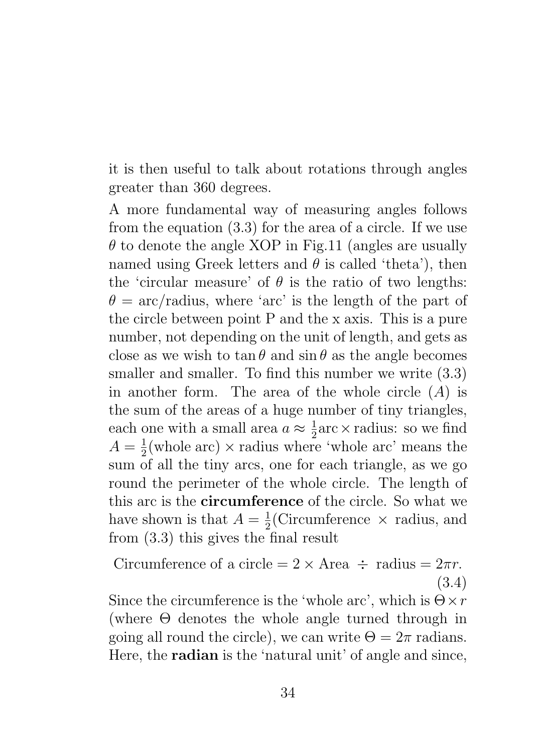it is then useful to talk about rotations through angles greater than 360 degrees.

A more fundamental way of measuring angles follows from the equation (3.3) for the area of a circle. If we use $\theta$ to denote the angle XOP in Fig.11 (angles are usually named using Greek letters and $\theta$ is called 'theta'), then the 'circular measure' of $\theta$ is the ratio of two lengths: $\theta$ = arc/radius, where 'arc' is the length of the part of the circle between point P and the x axis. This is a pure number, not depending on the unit of length, and gets as close as we wish to $\tan\theta$ and $\sin\theta$ as the angle becomes smaller and smaller. To find this number we write (3.3) in another form. The area of the whole circle ($A$) is the sum of the areas of a huge number of tiny triangles, each one with a small area $a \approx \frac{1}{2}\text{arc} \times \text{radius}$: so we find $A = \frac{1}{2}(\text{whole arc}) \times \text{radius}$ where 'whole arc' means the sum of all the tiny arcs, one for each triangle, as we go round the perimeter of the whole circle. The length of this arc is the **circumference** of the circle. So what we have shown is that $A = \frac{1}{2}$(Circumference $\times$ radius, and from (3.3) this gives the final result

$$\text{Circumference of a circle} = 2 \times \text{Area} \div \text{radius} = 2\pi r. \tag{3.4}$$

Since the circumference is the 'whole arc', which is $\Theta \times r$ (where $\Theta$ denotes the whole angle turned through in going all round the circle), we can write $\Theta = 2\pi$ radians. Here, the **radian** is the 'natural unit' of angle and since,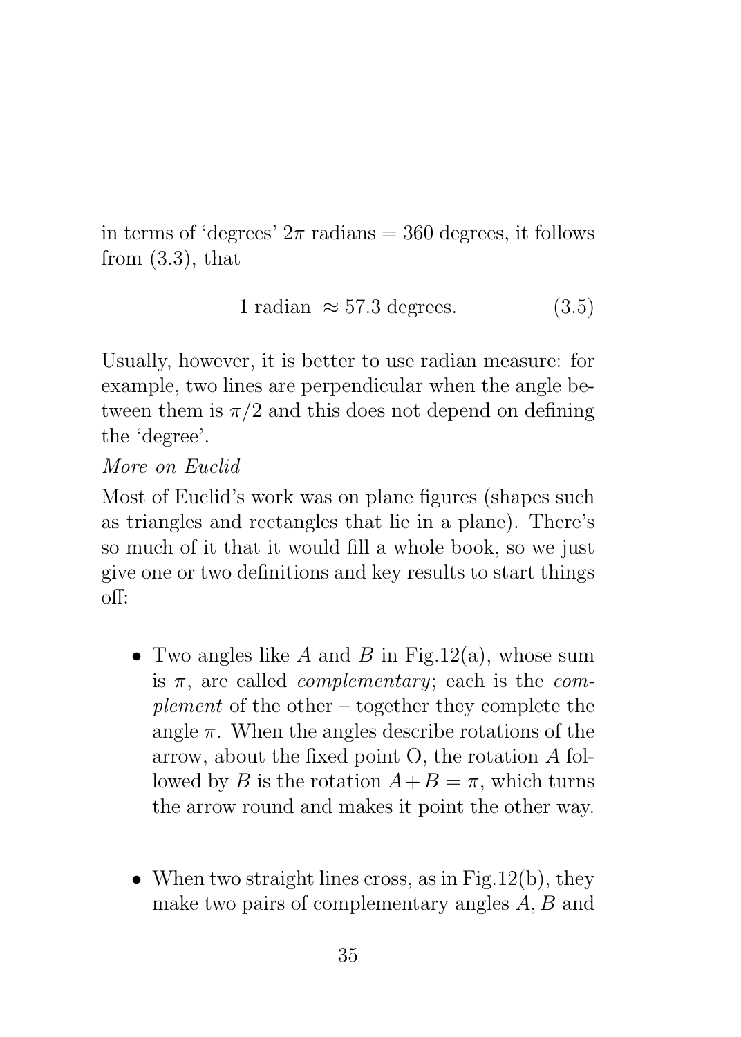in terms of 'degrees' $2\pi$ radians = 360 degrees, it follows from (3.3), that

$$1 \text{ radian } \approx 57.3 \text{ degrees.} \tag{3.5}$$

Usually, however, it is better to use radian measure: for example, two lines are perpendicular when the angle between them is $\pi/2$ and this does not depend on defining the 'degree'.

*More on Euclid*

Most of Euclid's work was on plane figures (shapes such as triangles and rectangles that lie in a plane). There's so much of it that it would fill a whole book, so we just give one or two definitions and key results to start things off:

- Two angles like $A$ and $B$ in Fig.12(a), whose sum is $\pi$, are called *complementary*; each is the *complement* of the other – together they complete the angle $\pi$. When the angles describe rotations of the arrow, about the fixed point O, the rotation $A$ followed by $B$ is the rotation $A+B=\pi$, which turns the arrow round and makes it point the other way.

- When two straight lines cross, as in Fig.12(b), they make two pairs of complementary angles $A, B$ and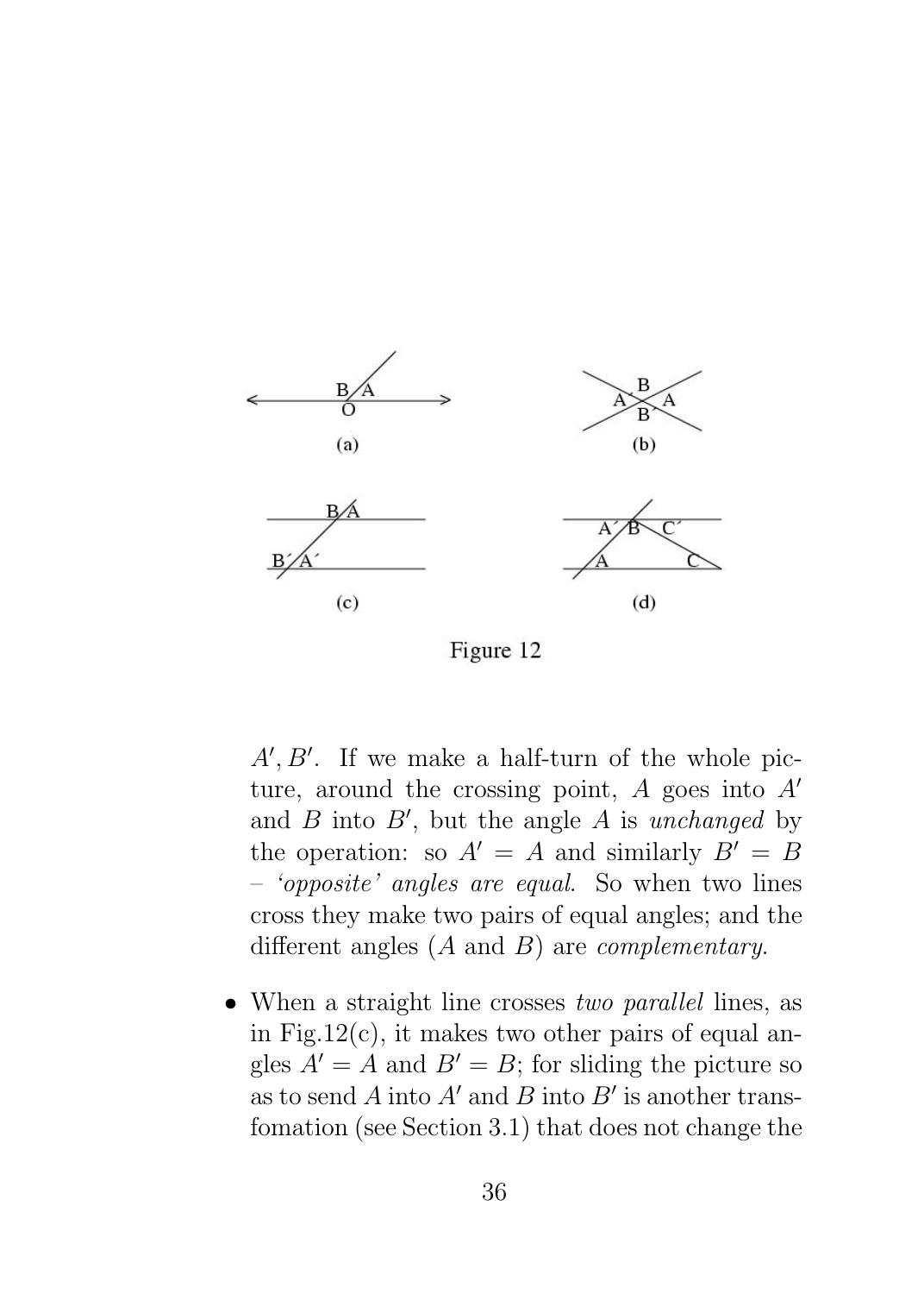Figure 12

$A', B'$. If we make a half-turn of the whole picture, around the crossing point, $A$ goes into $A'$ and $B$ into $B'$, but the angle $A$ is *unchanged* by the operation: so $A' = A$ and similarly $B' = B$ – *'opposite' angles are equal*. So when two lines cross they make two pairs of equal angles; and the different angles ($A$ and $B$) are *complementary*.

- When a straight line crosses *two parallel* lines, as in Fig.12(c), it makes two other pairs of equal angles $A' = A$ and $B' = B$; for sliding the picture so as to send $A$ into $A'$ and $B$ into $B'$ is another transfomation (see Section 3.1) that does not change the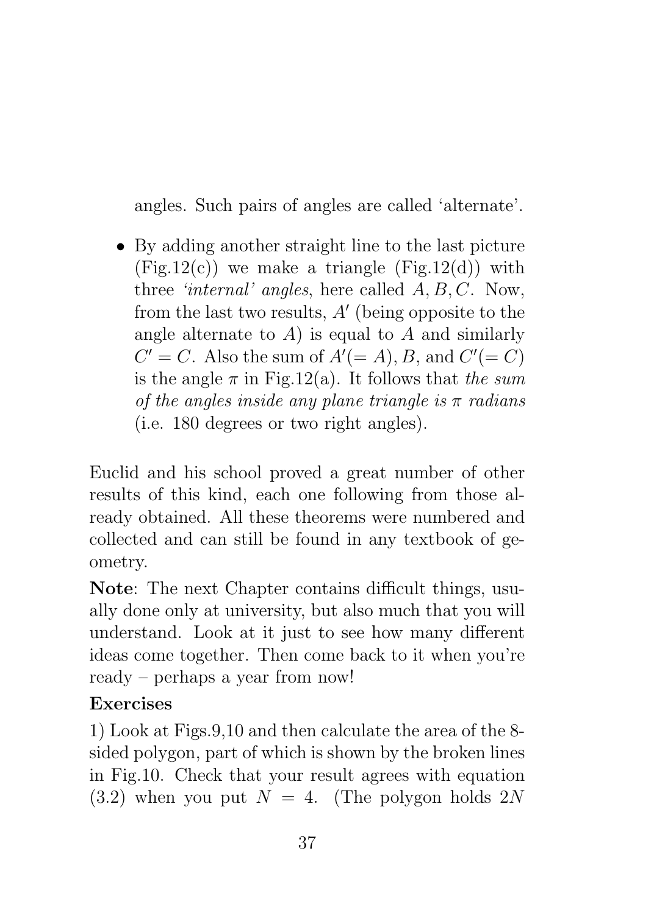angles. Such pairs of angles are called 'alternate'.

- By adding another straight line to the last picture (Fig.12(c)) we make a triangle (Fig.12(d)) with three *'internal' angles*, here called $A, B, C$. Now, from the last two results, $A'$ (being opposite to the angle alternate to $A$) is equal to $A$ and similarly $C' = C$. Also the sum of $A'(= A), B$, and $C'(= C)$ is the angle $\pi$ in Fig.12(a). It follows that *the sum of the angles inside any plane triangle is $\pi$ radians* (i.e. 180 degrees or two right angles).

Euclid and his school proved a great number of other results of this kind, each one following from those already obtained. All these theorems were numbered and collected and can still be found in any textbook of geometry.

**Note**: The next Chapter contains difficult things, usually done only at university, but also much that you will understand. Look at it just to see how many different ideas come together. Then come back to it when you're ready – perhaps a year from now!

**Exercises**

1) Look at Figs.9,10 and then calculate the area of the 8-sided polygon, part of which is shown by the broken lines in Fig.10. Check that your result agrees with equation (3.2) when you put $N = 4$. (The polygon holds $2N$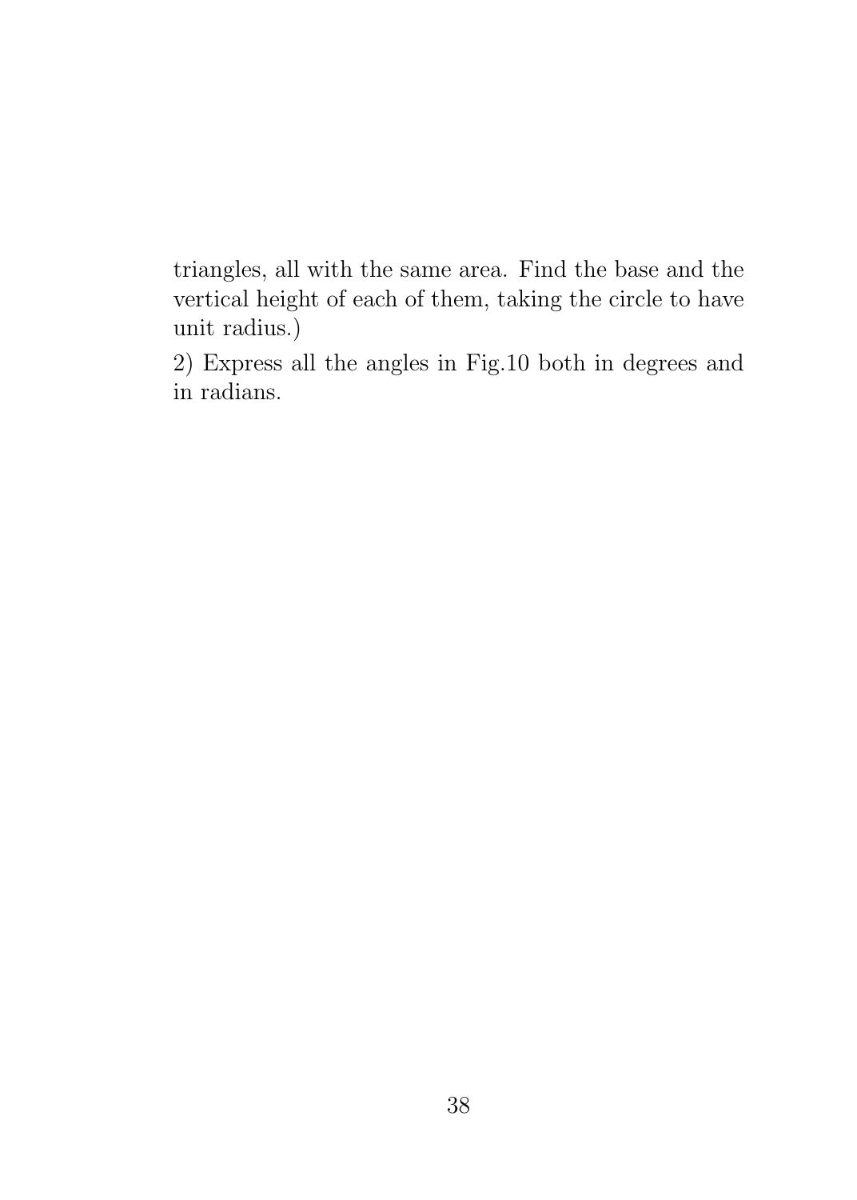triangles, all with the same area. Find the base and the vertical height of each of them, taking the circle to have unit radius.)

2) Express all the angles in Fig.10 both in degrees and in radians.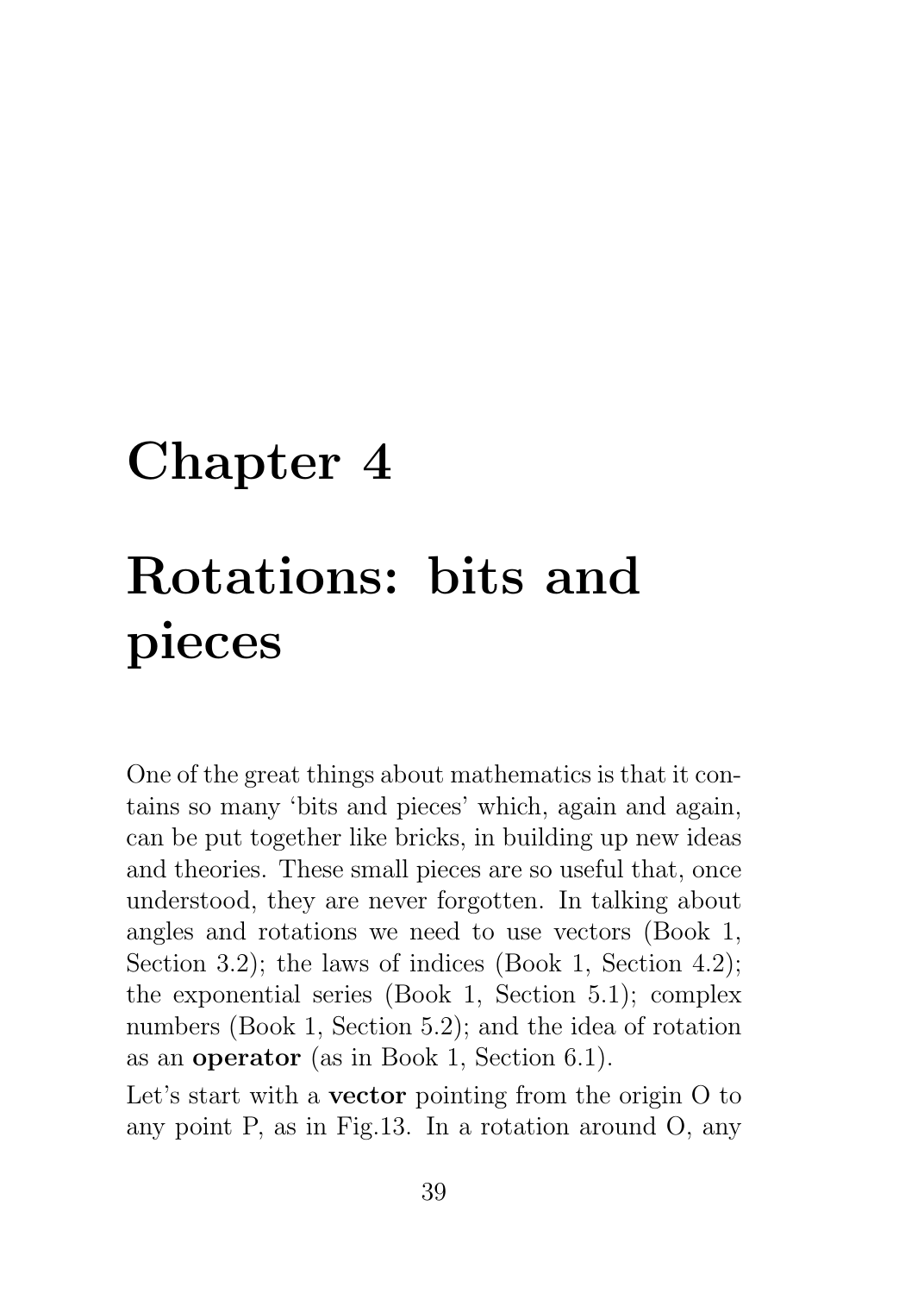# Chapter 4

# Rotations: bits and pieces

One of the great things about mathematics is that it contains so many 'bits and pieces' which, again and again, can be put together like bricks, in building up new ideas and theories. These small pieces are so useful that, once understood, they are never forgotten. In talking about angles and rotations we need to use vectors (Book 1, Section 3.2); the laws of indices (Book 1, Section 4.2); the exponential series (Book 1, Section 5.1); complex numbers (Book 1, Section 5.2); and the idea of rotation as an **operator** (as in Book 1, Section 6.1).

Let's start with a **vector** pointing from the origin O to any point P, as in Fig.13. In a rotation around O, any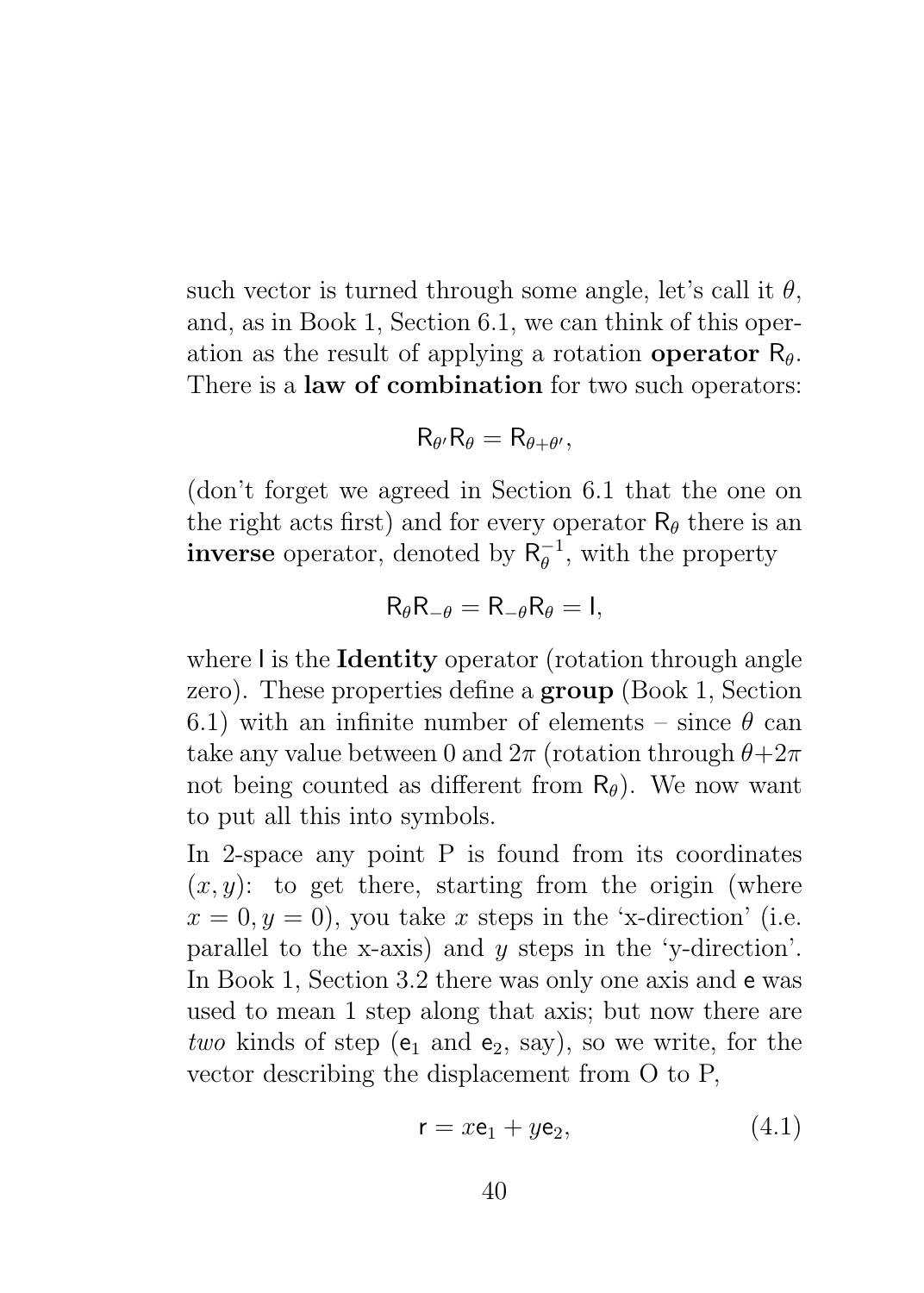such vector is turned through some angle, let's call it $\theta$, and, as in Book 1, Section 6.1, we can think of this operation as the result of applying a rotation **operator** $\mathsf{R}_\theta$. There is a **law of combination** for two such operators:

$$\mathsf{R}_{\theta'}\mathsf{R}_\theta = \mathsf{R}_{\theta+\theta'},$$

(don't forget we agreed in Section 6.1 that the one on the right acts first) and for every operator $\mathsf{R}_\theta$ there is an **inverse** operator, denoted by $\mathsf{R}_\theta^{-1}$, with the property

$$\mathsf{R}_\theta\mathsf{R}_{-\theta} = \mathsf{R}_{-\theta}\mathsf{R}_\theta = \mathsf{I},$$

where $\mathsf{I}$ is the **Identity** operator (rotation through angle zero). These properties define a **group** (Book 1, Section 6.1) with an infinite number of elements – since $\theta$ can take any value between 0 and $2\pi$ (rotation through $\theta+2\pi$ not being counted as different from $\mathsf{R}_\theta$). We now want to put all this into symbols.

In 2-space any point P is found from its coordinates $(x, y)$: to get there, starting from the origin (where $x = 0, y = 0$), you take $x$ steps in the 'x-direction' (i.e. parallel to the x-axis) and $y$ steps in the 'y-direction'. In Book 1, Section 3.2 there was only one axis and $\mathsf{e}$ was used to mean 1 step along that axis; but now there are *two* kinds of step ($\mathsf{e}_1$ and $\mathsf{e}_2$, say), so we write, for the vector describing the displacement from O to P,

$$\mathsf{r} = x\mathsf{e}_1 + y\mathsf{e}_2, \tag{4.1}$$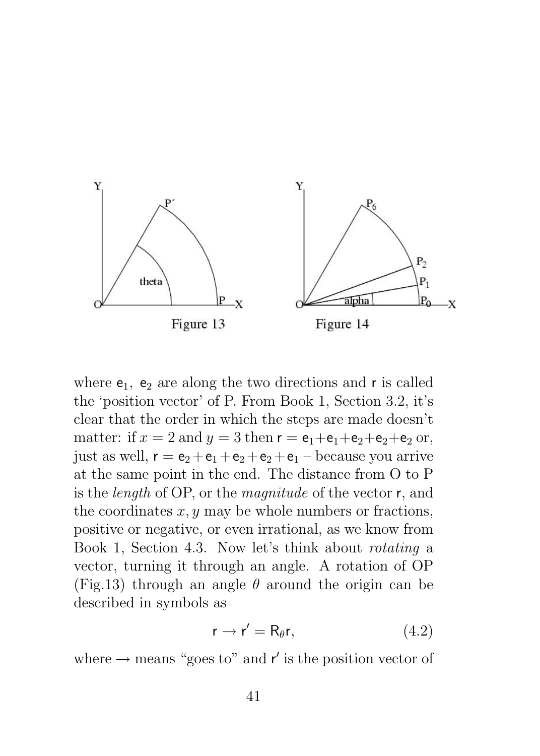Figure 13

Figure 14

where $\mathsf{e}_1$, $\mathsf{e}_2$ are along the two directions and $\mathsf{r}$ is called the 'position vector' of P. From Book 1, Section 3.2, it's clear that the order in which the steps are made doesn't matter: if $x = 2$ and $y = 3$ then $\mathsf{r} = \mathsf{e}_1 + \mathsf{e}_1 + \mathsf{e}_2 + \mathsf{e}_2 + \mathsf{e}_2$ or, just as well, $\mathsf{r} = \mathsf{e}_2 + \mathsf{e}_1 + \mathsf{e}_2 + \mathsf{e}_2 + \mathsf{e}_1$ – because you arrive at the same point in the end. The distance from O to P is the *length* of OP, or the *magnitude* of the vector $\mathsf{r}$, and the coordinates $x, y$ may be whole numbers or fractions, positive or negative, or even irrational, as we know from Book 1, Section 4.3. Now let's think about *rotating* a vector, turning it through an angle. A rotation of OP (Fig.13) through an angle $\theta$ around the origin can be described in symbols as

$$\mathsf{r} \rightarrow \mathsf{r}' = \mathsf{R}_\theta \mathsf{r}, \tag{4.2}$$

where $\rightarrow$ means "goes to" and $\mathsf{r}'$ is the position vector of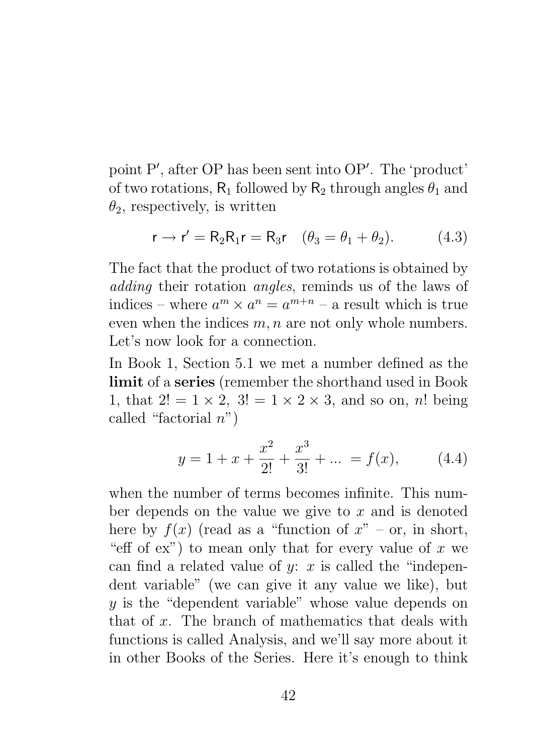point P′, after OP has been sent into OP′. The 'product' of two rotations, $\mathsf{R}_1$ followed by $\mathsf{R}_2$ through angles $\theta_1$ and $\theta_2$, respectively, is written

$$\mathsf{r} \rightarrow \mathsf{r}' = \mathsf{R}_2\mathsf{R}_1\mathsf{r} = \mathsf{R}_3\mathsf{r} \quad (\theta_3 = \theta_1 + \theta_2). \tag{4.3}$$

The fact that the product of two rotations is obtained by *adding* their rotation *angles*, reminds us of the laws of indices – where $a^m \times a^n = a^{m+n}$ – a result which is true even when the indices $m, n$ are not only whole numbers. Let's now look for a connection.

In Book 1, Section 5.1 we met a number defined as the **limit** of a **series** (remember the shorthand used in Book 1, that $2! = 1 \times 2,\ 3! = 1 \times 2 \times 3$, and so on, $n!$ being called "factorial $n$")

$$y = 1 + x + \frac{x^2}{2!} + \frac{x^3}{3!} + ... \ = f(x), \tag{4.4}$$

when the number of terms becomes infinite. This number depends on the value we give to $x$ and is denoted here by $f(x)$ (read as a "function of $x$" – or, in short, "eff of ex") to mean only that for every value of $x$ we can find a related value of $y$: $x$ is called the "independent variable" (we can give it any value we like), but $y$ is the "dependent variable" whose value depends on that of $x$. The branch of mathematics that deals with functions is called Analysis, and we'll say more about it in other Books of the Series. Here it's enough to think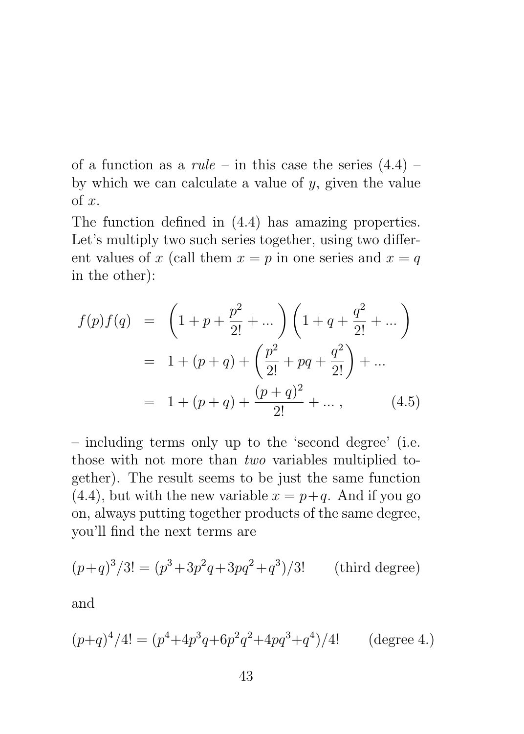of a function as a *rule* – in this case the series (4.4) – by which we can calculate a value of $y$, given the value of $x$.

The function defined in (4.4) has amazing properties. Let's multiply two such series together, using two different values of $x$ (call them $x = p$ in one series and $x = q$ in the other):

$$
\begin{aligned}
f(p)f(q) &= \left(1 + p + \frac{p^2}{2!} + ...\right)\left(1 + q + \frac{q^2}{2!} + ...\right) \\
&= 1 + (p+q) + \left(\frac{p^2}{2!} + pq + \frac{q^2}{2!}\right) + ... \\
&= 1 + (p+q) + \frac{(p+q)^2}{2!} + ... \,, \qquad (4.5)
\end{aligned}
$$

– including terms only up to the 'second degree' (i.e. those with not more than *two* variables multiplied together). The result seems to be just the same function (4.4), but with the new variable $x = p+q$. And if you go on, always putting together products of the same degree, you'll find the next terms are

$$(p+q)^3/3! = (p^3+3p^2q+3pq^2+q^3)/3! \qquad \text{(third degree)}$$

and

$$(p+q)^4/4! = (p^4+4p^3q+6p^2q^2+4pq^3+q^4)/4! \qquad \text{(degree 4.)}$$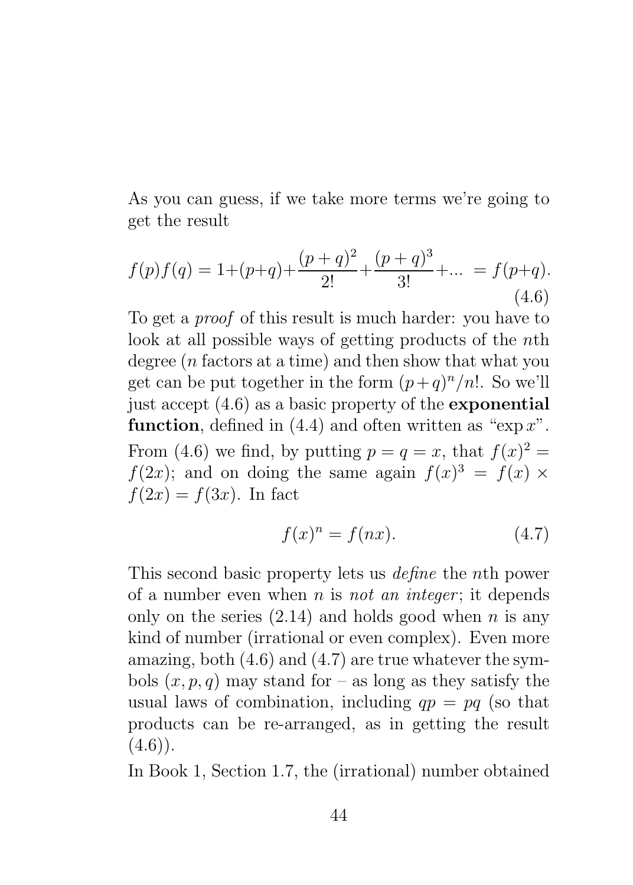As you can guess, if we take more terms we're going to get the result

$$f(p)f(q) = 1+(p+q)+\frac{(p+q)^2}{2!}+\frac{(p+q)^3}{3!}+... = f(p+q). \tag{4.6}$$

To get a *proof* of this result is much harder: you have to look at all possible ways of getting products of the $n$th degree ($n$ factors at a time) and then show that what you get can be put together in the form $(p+q)^n/n!$. So we'll just accept (4.6) as a basic property of the **exponential function**, defined in (4.4) and often written as "$\exp x$".

From (4.6) we find, by putting $p = q = x$, that $f(x)^2 = f(2x)$; and on doing the same again $f(x)^3 = f(x) \times f(2x) = f(3x)$. In fact

$$f(x)^n = f(nx). \tag{4.7}$$

This second basic property lets us *define* the $n$th power of a number even when $n$ is *not an integer*; it depends only on the series (2.14) and holds good when $n$ is any kind of number (irrational or even complex). Even more amazing, both (4.6) and (4.7) are true whatever the symbols $(x, p, q)$ may stand for – as long as they satisfy the usual laws of combination, including $qp = pq$ (so that products can be re-arranged, as in getting the result (4.6)).

In Book 1, Section 1.7, the (irrational) number obtained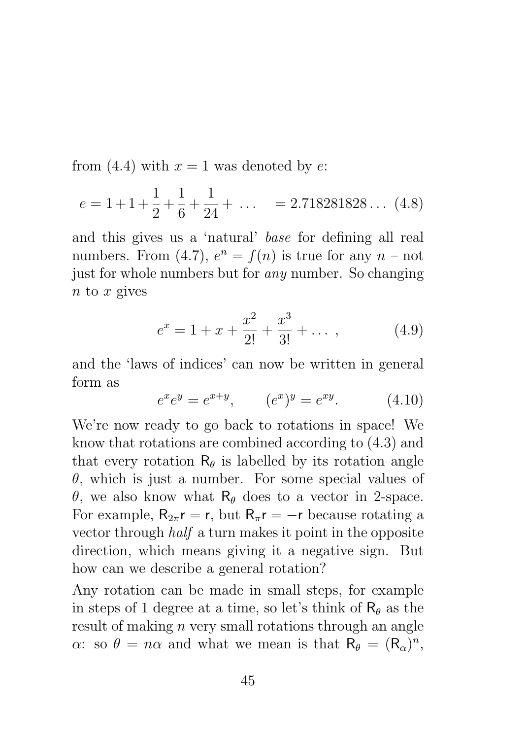from (4.4) with $x = 1$ was denoted by $e$:

$$e = 1 + 1 + \frac{1}{2} + \frac{1}{6} + \frac{1}{24} + \ \ldots \quad = 2.718281828\ldots \quad (4.8)$$

and this gives us a 'natural' *base* for defining all real numbers. From (4.7), $e^n = f(n)$ is true for any $n$ – not just for whole numbers but for *any* number. So changing $n$ to $x$ gives

$$e^x = 1 + x + \frac{x^2}{2!} + \frac{x^3}{3!} + \ldots\ , \qquad (4.9)$$

and the 'laws of indices' can now be written in general form as

$$e^x e^y = e^{x+y}, \qquad (e^x)^y = e^{xy}. \qquad (4.10)$$

We're now ready to go back to rotations in space! We know that rotations are combined according to (4.3) and that every rotation $\mathsf{R}_\theta$ is labelled by its rotation angle $\theta$, which is just a number. For some special values of $\theta$, we also know what $\mathsf{R}_\theta$ does to a vector in 2-space. For example, $\mathsf{R}_{2\pi}\mathsf{r} = \mathsf{r}$, but $\mathsf{R}_\pi \mathsf{r} = -\mathsf{r}$ because rotating a vector through *half* a turn makes it point in the opposite direction, which means giving it a negative sign. But how can we describe a general rotation?

Any rotation can be made in small steps, for example in steps of 1 degree at a time, so let's think of $\mathsf{R}_\theta$ as the result of making $n$ very small rotations through an angle $\alpha$: so $\theta = n\alpha$ and what we mean is that $\mathsf{R}_\theta = (\mathsf{R}_\alpha)^n$,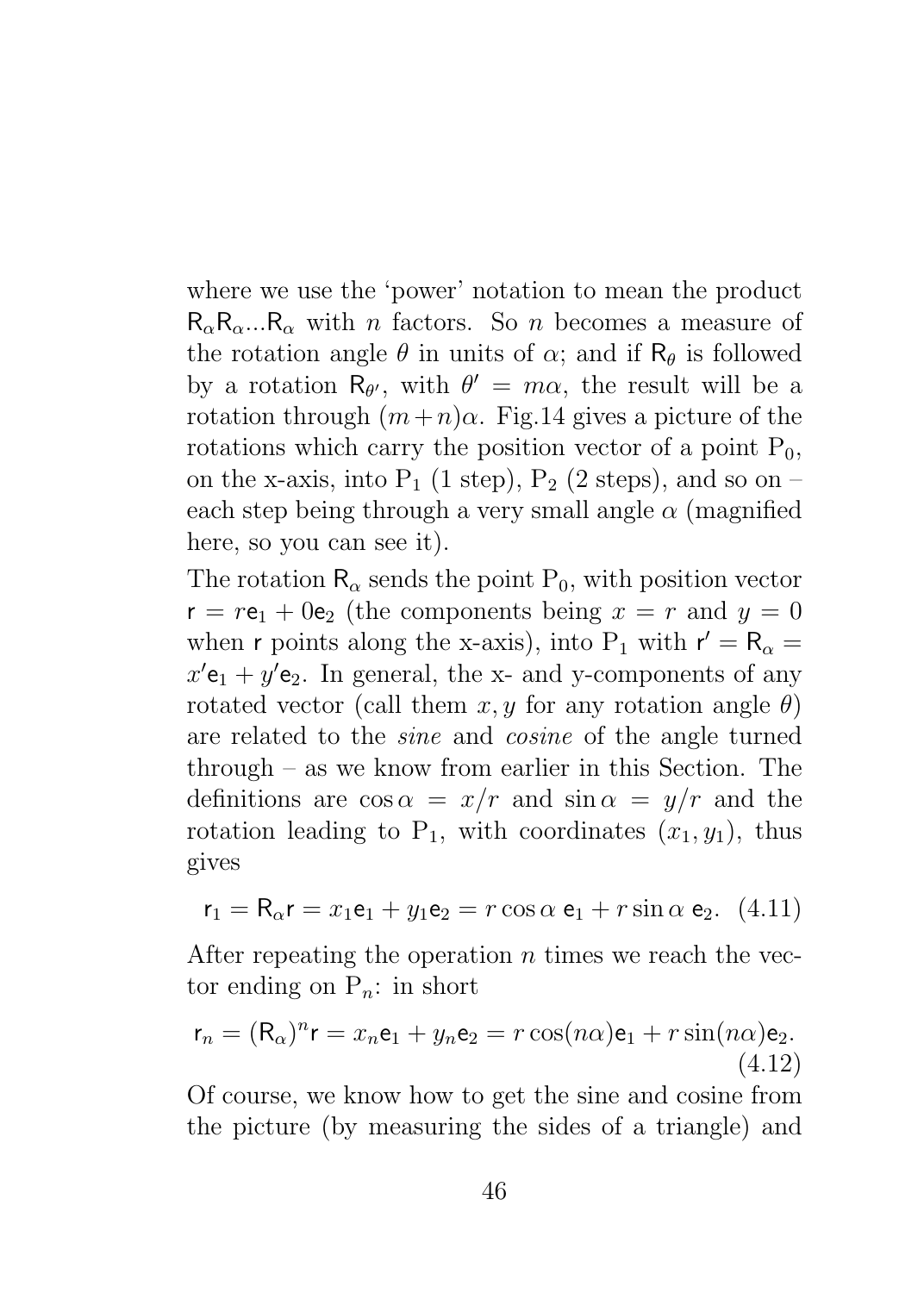where we use the 'power' notation to mean the product $\mathsf{R}_\alpha\mathsf{R}_\alpha...\mathsf{R}_\alpha$ with $n$ factors. So $n$ becomes a measure of the rotation angle $\theta$ in units of $\alpha$; and if $\mathsf{R}_\theta$ is followed by a rotation $\mathsf{R}_{\theta'}$, with $\theta' = m\alpha$, the result will be a rotation through $(m+n)\alpha$. Fig.14 gives a picture of the rotations which carry the position vector of a point $\mathrm{P}_0$, on the x-axis, into $\mathrm{P}_1$ (1 step), $\mathrm{P}_2$ (2 steps), and so on – each step being through a very small angle $\alpha$ (magnified here, so you can see it).

The rotation $\mathsf{R}_\alpha$ sends the point $\mathrm{P}_0$, with position vector $\mathsf{r} = r\mathsf{e}_1 + 0\mathsf{e}_2$ (the components being $x = r$ and $y = 0$ when $\mathsf{r}$ points along the x-axis), into $\mathrm{P}_1$ with $\mathsf{r}' = \mathsf{R}_\alpha = x'\mathsf{e}_1 + y'\mathsf{e}_2$. In general, the x- and y-components of any rotated vector (call them $x, y$ for any rotation angle $\theta$) are related to the *sine* and *cosine* of the angle turned through – as we know from earlier in this Section. The definitions are $\cos\alpha = x/r$ and $\sin\alpha = y/r$ and the rotation leading to $\mathrm{P}_1$, with coordinates $(x_1, y_1)$, thus gives

$$\mathsf{r}_1 = \mathsf{R}_\alpha\mathsf{r} = x_1\mathsf{e}_1 + y_1\mathsf{e}_2 = r\cos\alpha\;\mathsf{e}_1 + r\sin\alpha\;\mathsf{e}_2. \quad (4.11)$$

After repeating the operation $n$ times we reach the vector ending on $\mathrm{P}_n$: in short

$$\mathsf{r}_n = (\mathsf{R}_\alpha)^n\mathsf{r} = x_n\mathsf{e}_1 + y_n\mathsf{e}_2 = r\cos(n\alpha)\mathsf{e}_1 + r\sin(n\alpha)\mathsf{e}_2. \quad (4.12)$$

Of course, we know how to get the sine and cosine from the picture (by measuring the sides of a triangle) and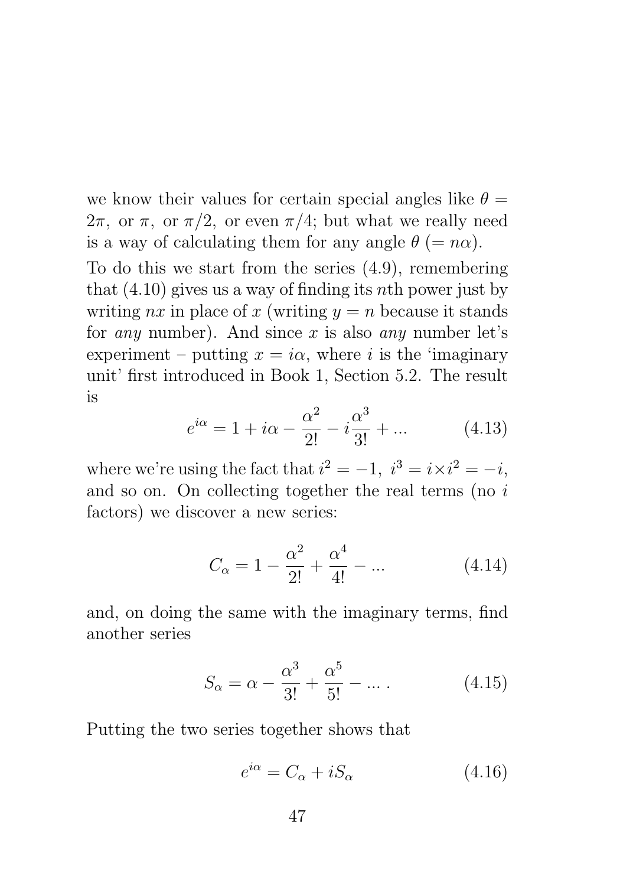we know their values for certain special angles like $\theta = 2\pi$, or $\pi$, or $\pi/2$, or even $\pi/4$; but what we really need is a way of calculating them for any angle $\theta$ ($= n\alpha$).

To do this we start from the series (4.9), remembering that (4.10) gives us a way of finding its $n$th power just by writing $nx$ in place of $x$ (writing $y = n$ because it stands for *any* number). And since $x$ is also *any* number let's experiment – putting $x = i\alpha$, where $i$ is the 'imaginary unit' first introduced in Book 1, Section 5.2. The result is

$$e^{i\alpha} = 1 + i\alpha - \frac{\alpha^2}{2!} - i\frac{\alpha^3}{3!} + ... \qquad (4.13)$$

where we're using the fact that $i^2 = -1$, $i^3 = i \times i^2 = -i$, and so on. On collecting together the real terms (no $i$ factors) we discover a new series:

$$C_\alpha = 1 - \frac{\alpha^2}{2!} + \frac{\alpha^4}{4!} - ... \qquad (4.14)$$

and, on doing the same with the imaginary terms, find another series

$$S_\alpha = \alpha - \frac{\alpha^3}{3!} + \frac{\alpha^5}{5!} - ... \,. \qquad (4.15)$$

Putting the two series together shows that

$$e^{i\alpha} = C_\alpha + iS_\alpha \qquad (4.16)$$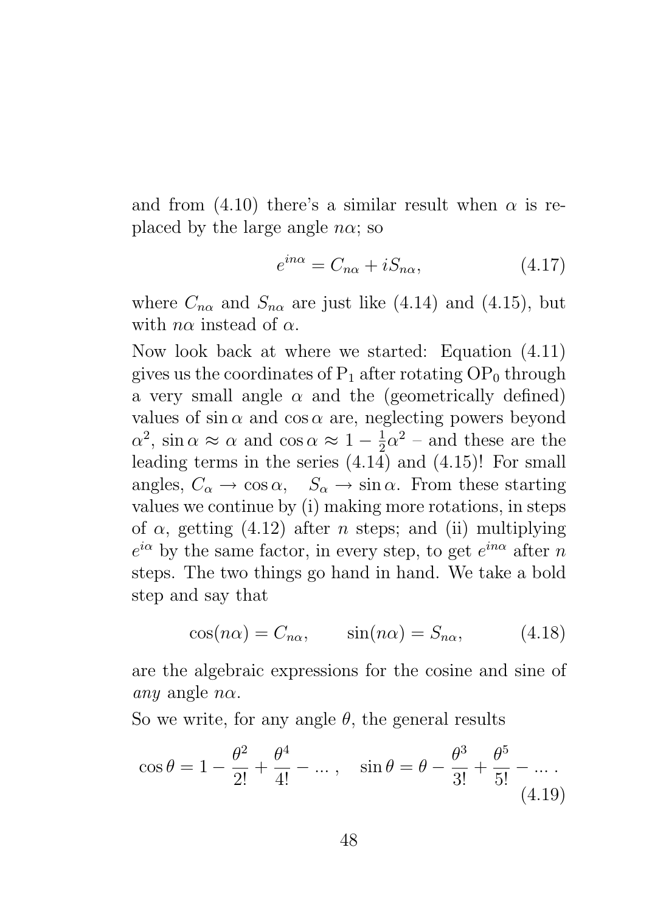and from (4.10) there's a similar result when $\alpha$ is replaced by the large angle $n\alpha$; so

$$e^{in\alpha} = C_{n\alpha} + iS_{n\alpha}, \tag{4.17}$$

where $C_{n\alpha}$ and $S_{n\alpha}$ are just like (4.14) and (4.15), but with $n\alpha$ instead of $\alpha$.

Now look back at where we started: Equation (4.11) gives us the coordinates of $P_1$ after rotating $OP_0$ through a very small angle $\alpha$ and the (geometrically defined) values of $\sin\alpha$ and $\cos\alpha$ are, neglecting powers beyond $\alpha^2$, $\sin\alpha \approx \alpha$ and $\cos\alpha \approx 1 - \frac{1}{2}\alpha^2$ – and these are the leading terms in the series (4.14) and (4.15)! For small angles, $C_\alpha \to \cos\alpha, \quad S_\alpha \to \sin\alpha$. From these starting values we continue by (i) making more rotations, in steps of $\alpha$, getting (4.12) after $n$ steps; and (ii) multiplying $e^{i\alpha}$ by the same factor, in every step, to get $e^{in\alpha}$ after $n$ steps. The two things go hand in hand. We take a bold step and say that

$$\cos(n\alpha) = C_{n\alpha}, \qquad \sin(n\alpha) = S_{n\alpha}, \tag{4.18}$$

are the algebraic expressions for the cosine and sine of *any* angle $n\alpha$.

So we write, for any angle $\theta$, the general results

$$\cos\theta = 1 - \frac{\theta^2}{2!} + \frac{\theta^4}{4!} - \dots, \quad \sin\theta = \theta - \frac{\theta^3}{3!} + \frac{\theta^5}{5!} - \dots . \tag{4.19}$$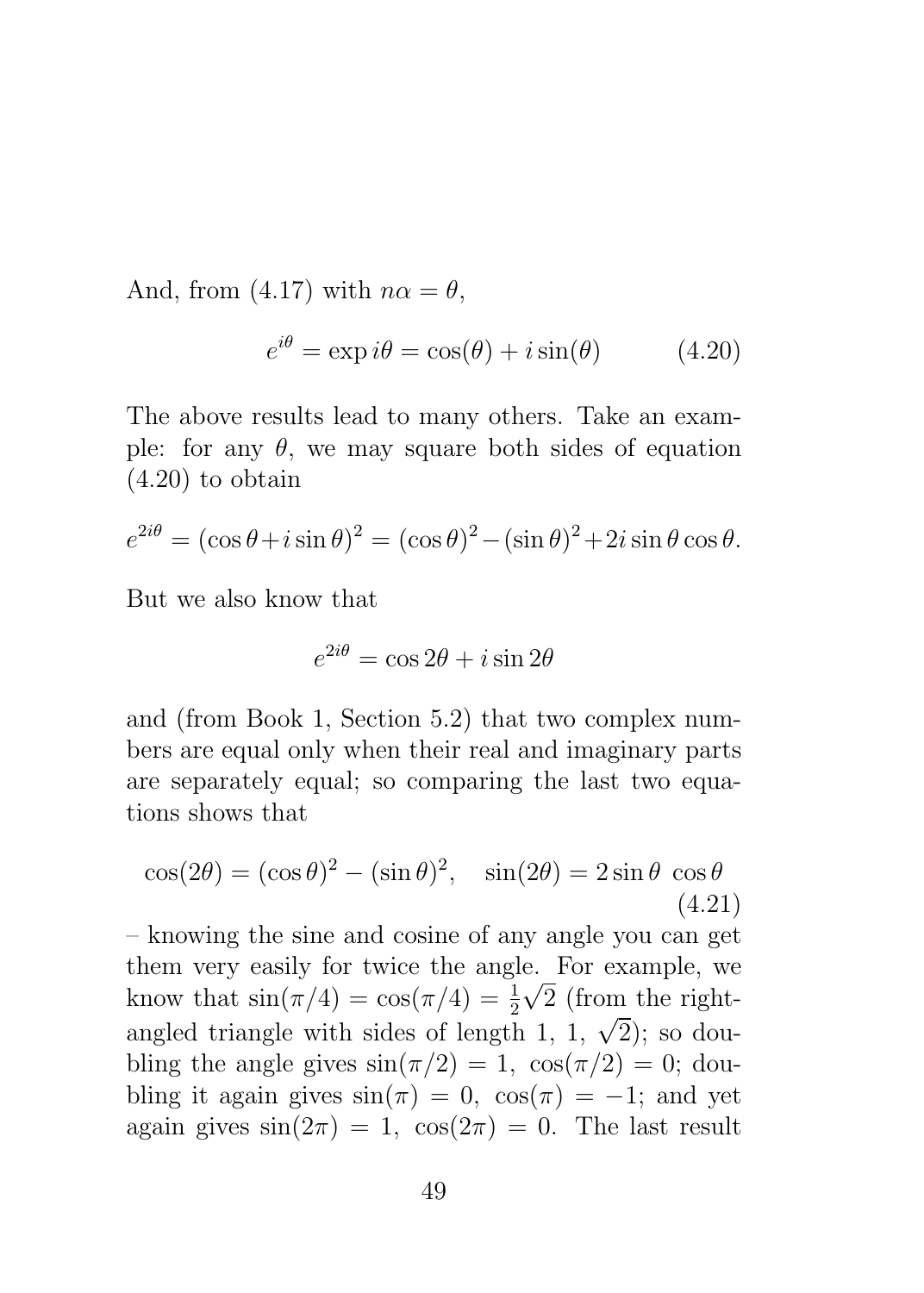And, from (4.17) with $n\alpha = \theta$,

$$e^{i\theta} = \exp i\theta = \cos(\theta) + i\sin(\theta) \qquad (4.20)$$

The above results lead to many others. Take an example: for any $\theta$, we may square both sides of equation (4.20) to obtain

$$e^{2i\theta} = (\cos\theta + i\sin\theta)^2 = (\cos\theta)^2 - (\sin\theta)^2 + 2i\sin\theta\cos\theta.$$

But we also know that

$$e^{2i\theta} = \cos 2\theta + i\sin 2\theta$$

and (from Book 1, Section 5.2) that two complex numbers are equal only when their real and imaginary parts are separately equal; so comparing the last two equations shows that

$$\cos(2\theta) = (\cos\theta)^2 - (\sin\theta)^2, \quad \sin(2\theta) = 2\sin\theta\ \cos\theta \qquad (4.21)$$

– knowing the sine and cosine of any angle you can get them very easily for twice the angle. For example, we know that $\sin(\pi/4) = \cos(\pi/4) = \frac{1}{2}\sqrt{2}$ (from the right-angled triangle with sides of length 1, 1, $\sqrt{2}$); so doubling the angle gives $\sin(\pi/2) = 1,\ \cos(\pi/2) = 0$; doubling it again gives $\sin(\pi) = 0,\ \cos(\pi) = -1$; and yet again gives $\sin(2\pi) = 1,\ \cos(2\pi) = 0$. The last result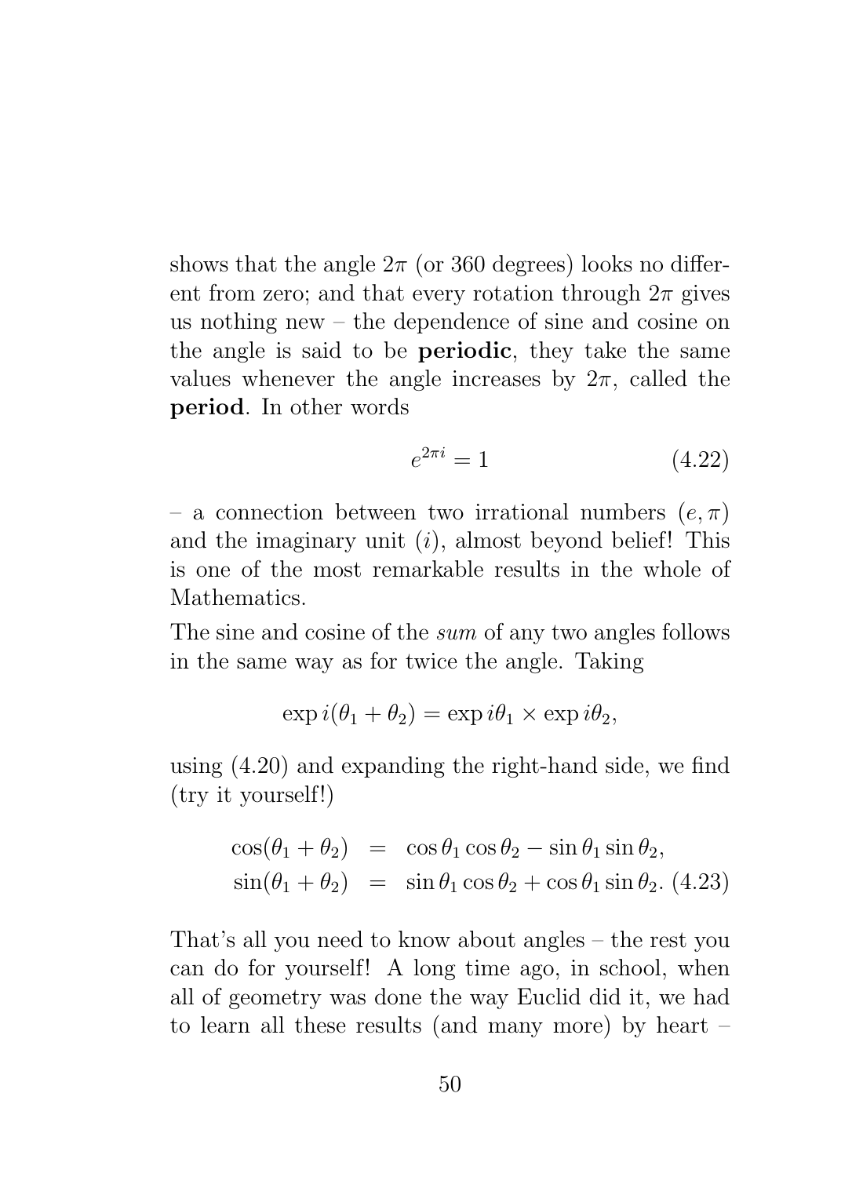shows that the angle $2\pi$ (or 360 degrees) looks no different from zero; and that every rotation through $2\pi$ gives us nothing new – the dependence of sine and cosine on the angle is said to be **periodic**, they take the same values whenever the angle increases by $2\pi$, called the **period**. In other words

$$e^{2\pi i} = 1 \tag{4.22}$$

– a connection between two irrational numbers $(e, \pi)$ and the imaginary unit $(i)$, almost beyond belief! This is one of the most remarkable results in the whole of Mathematics.

The sine and cosine of the *sum* of any two angles follows in the same way as for twice the angle. Taking

$$\exp i(\theta_1 + \theta_2) = \exp i\theta_1 \times \exp i\theta_2,$$

using (4.20) and expanding the right-hand side, we find (try it yourself!)

$$\begin{aligned}
\cos(\theta_1 + \theta_2) &= \cos\theta_1 \cos\theta_2 - \sin\theta_1 \sin\theta_2, \\
\sin(\theta_1 + \theta_2) &= \sin\theta_1 \cos\theta_2 + \cos\theta_1 \sin\theta_2.
\end{aligned} \tag{4.23}$$

That's all you need to know about angles – the rest you can do for yourself! A long time ago, in school, when all of geometry was done the way Euclid did it, we had to learn all these results (and many more) by heart –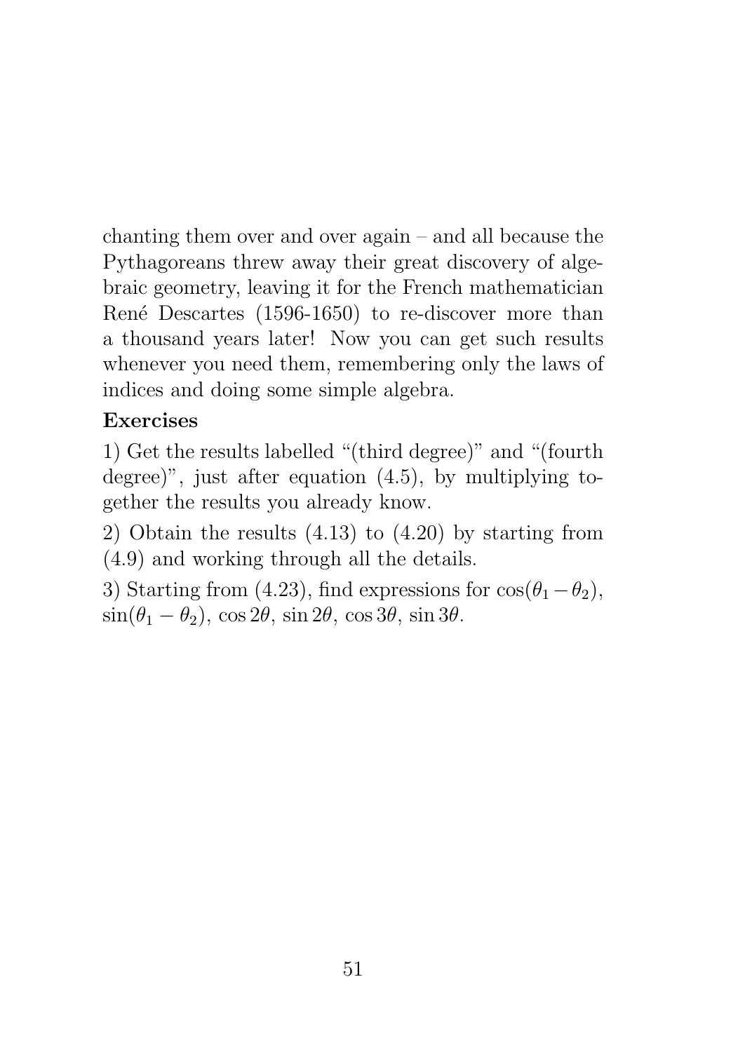chanting them over and over again – and all because the Pythagoreans threw away their great discovery of algebraic geometry, leaving it for the French mathematician René Descartes (1596-1650) to re-discover more than a thousand years later! Now you can get such results whenever you need them, remembering only the laws of indices and doing some simple algebra.

**Exercises**

1) Get the results labelled "(third degree)" and "(fourth degree)", just after equation (4.5), by multiplying together the results you already know.

2) Obtain the results (4.13) to (4.20) by starting from (4.9) and working through all the details.

3) Starting from (4.23), find expressions for $\cos(\theta_1 - \theta_2)$, $\sin(\theta_1 - \theta_2)$, $\cos 2\theta$, $\sin 2\theta$, $\cos 3\theta$, $\sin 3\theta$.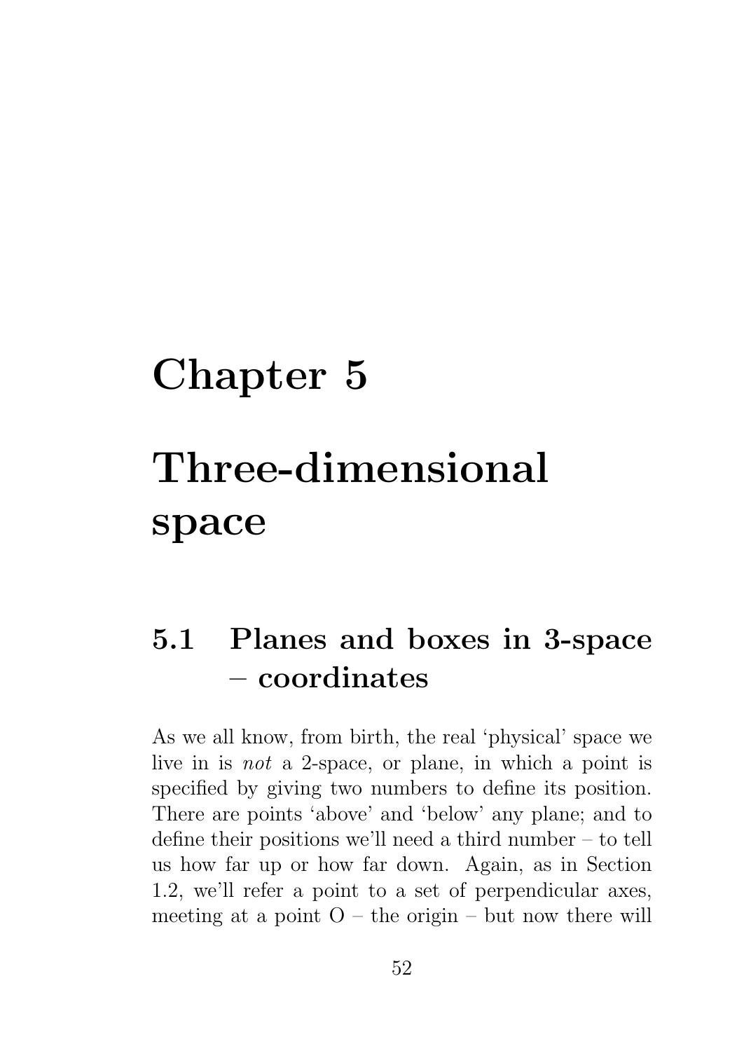# Chapter 5

# Three-dimensional space

## 5.1 Planes and boxes in 3-space – coordinates

As we all know, from birth, the real 'physical' space we live in is *not* a 2-space, or plane, in which a point is specified by giving two numbers to define its position. There are points 'above' and 'below' any plane; and to define their positions we'll need a third number – to tell us how far up or how far down. Again, as in Section 1.2, we'll refer a point to a set of perpendicular axes, meeting at a point O – the origin – but now there will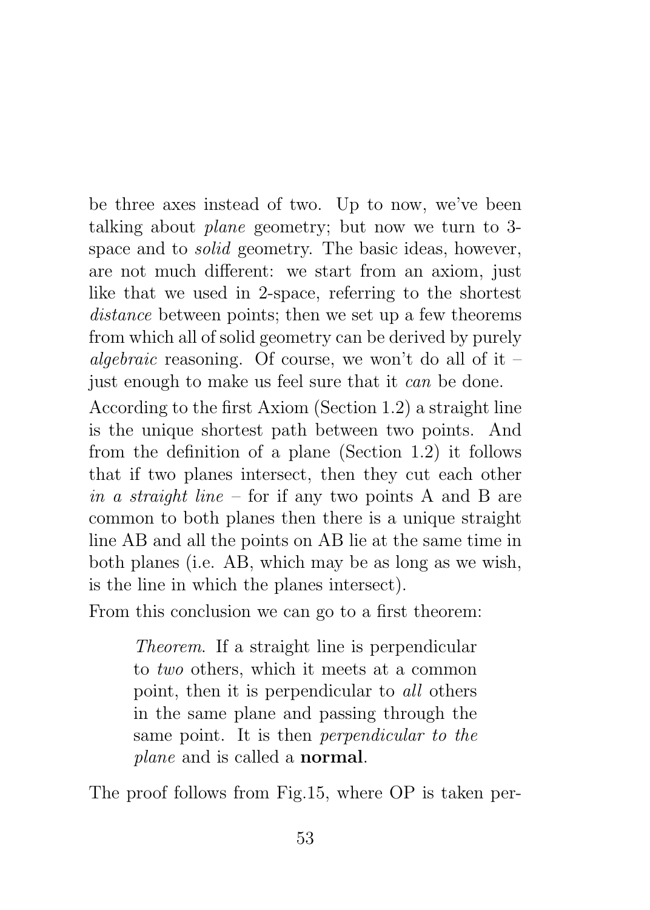be three axes instead of two. Up to now, we've been talking about *plane* geometry; but now we turn to 3-space and to *solid* geometry. The basic ideas, however, are not much different: we start from an axiom, just like that we used in 2-space, referring to the shortest *distance* between points; then we set up a few theorems from which all of solid geometry can be derived by purely *algebraic* reasoning. Of course, we won't do all of it – just enough to make us feel sure that it *can* be done.

According to the first Axiom (Section 1.2) a straight line is the unique shortest path between two points. And from the definition of a plane (Section 1.2) it follows that if two planes intersect, then they cut each other *in a straight line* – for if any two points A and B are common to both planes then there is a unique straight line AB and all the points on AB lie at the same time in both planes (i.e. AB, which may be as long as we wish, is the line in which the planes intersect).

From this conclusion we can go to a first theorem:

> *Theorem.* If a straight line is perpendicular to *two* others, which it meets at a common point, then it is perpendicular to *all* others in the same plane and passing through the same point. It is then *perpendicular to the plane* and is called a **normal**.

The proof follows from Fig.15, where OP is taken per-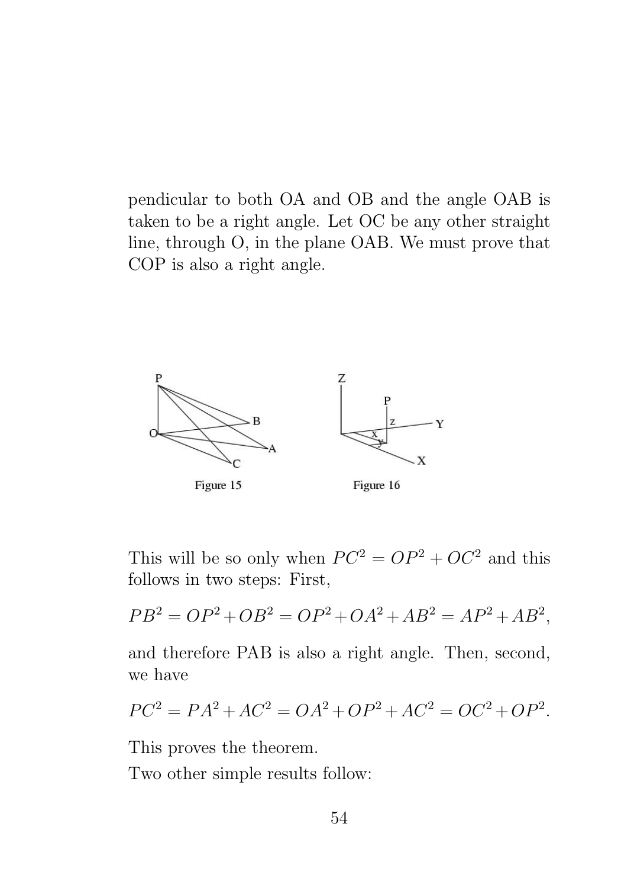pendicular to both OA and OB and the angle OAB is taken to be a right angle. Let OC be any other straight line, through O, in the plane OAB. We must prove that COP is also a right angle.

Figure 15

Figure 16

This will be so only when $PC^2 = OP^2 + OC^2$ and this follows in two steps: First,

$$PB^2 = OP^2 + OB^2 = OP^2 + OA^2 + AB^2 = AP^2 + AB^2,$$

and therefore PAB is also a right angle. Then, second, we have

$$PC^2 = PA^2 + AC^2 = OA^2 + OP^2 + AC^2 = OC^2 + OP^2.$$

This proves the theorem.

Two other simple results follow: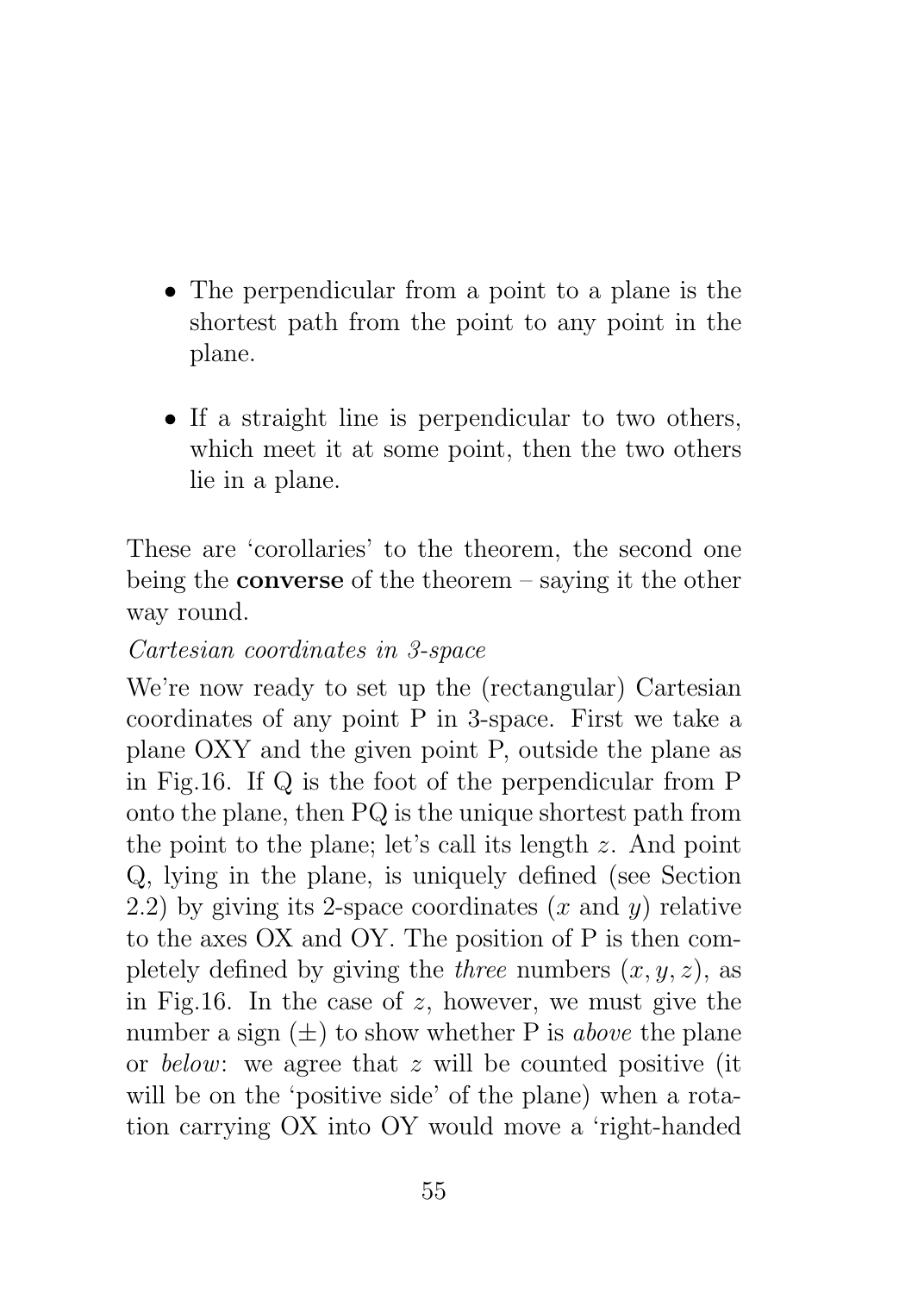- The perpendicular from a point to a plane is the shortest path from the point to any point in the plane.

- If a straight line is perpendicular to two others, which meet it at some point, then the two others lie in a plane.

These are 'corollaries' to the theorem, the second one being the **converse** of the theorem – saying it the other way round.

*Cartesian coordinates in 3-space*

We're now ready to set up the (rectangular) Cartesian coordinates of any point P in 3-space. First we take a plane OXY and the given point P, outside the plane as in Fig.16. If Q is the foot of the perpendicular from P onto the plane, then PQ is the unique shortest path from the point to the plane; let's call its length $z$. And point Q, lying in the plane, is uniquely defined (see Section 2.2) by giving its 2-space coordinates ($x$ and $y$) relative to the axes OX and OY. The position of P is then completely defined by giving the *three* numbers $(x, y, z)$, as in Fig.16. In the case of $z$, however, we must give the number a sign ($\pm$) to show whether P is *above* the plane or *below*: we agree that $z$ will be counted positive (it will be on the 'positive side' of the plane) when a rotation carrying OX into OY would move a 'right-handed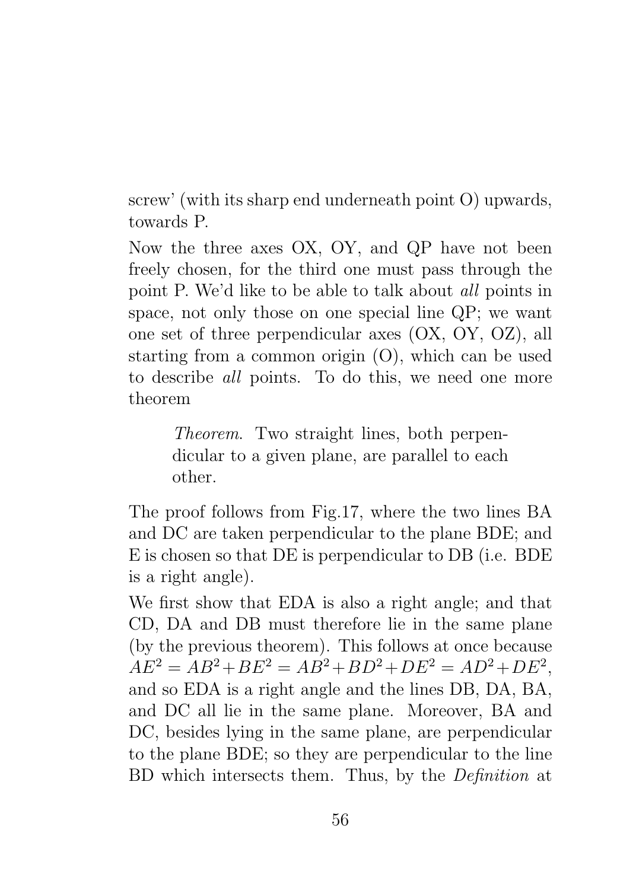screw' (with its sharp end underneath point O) upwards, towards P.

Now the three axes OX, OY, and QP have not been freely chosen, for the third one must pass through the point P. We'd like to be able to talk about *all* points in space, not only those on one special line QP; we want one set of three perpendicular axes (OX, OY, OZ), all starting from a common origin (O), which can be used to describe *all* points. To do this, we need one more theorem

> *Theorem.* Two straight lines, both perpendicular to a given plane, are parallel to each other.

The proof follows from Fig.17, where the two lines BA and DC are taken perpendicular to the plane BDE; and E is chosen so that DE is perpendicular to DB (i.e. BDE is a right angle).

We first show that EDA is also a right angle; and that CD, DA and DB must therefore lie in the same plane (by the previous theorem). This follows at once because $AE^2 = AB^2 + BE^2 = AB^2 + BD^2 + DE^2 = AD^2 + DE^2$, and so EDA is a right angle and the lines DB, DA, BA, and DC all lie in the same plane. Moreover, BA and DC, besides lying in the same plane, are perpendicular to the plane BDE; so they are perpendicular to the line BD which intersects them. Thus, by the *Definition* at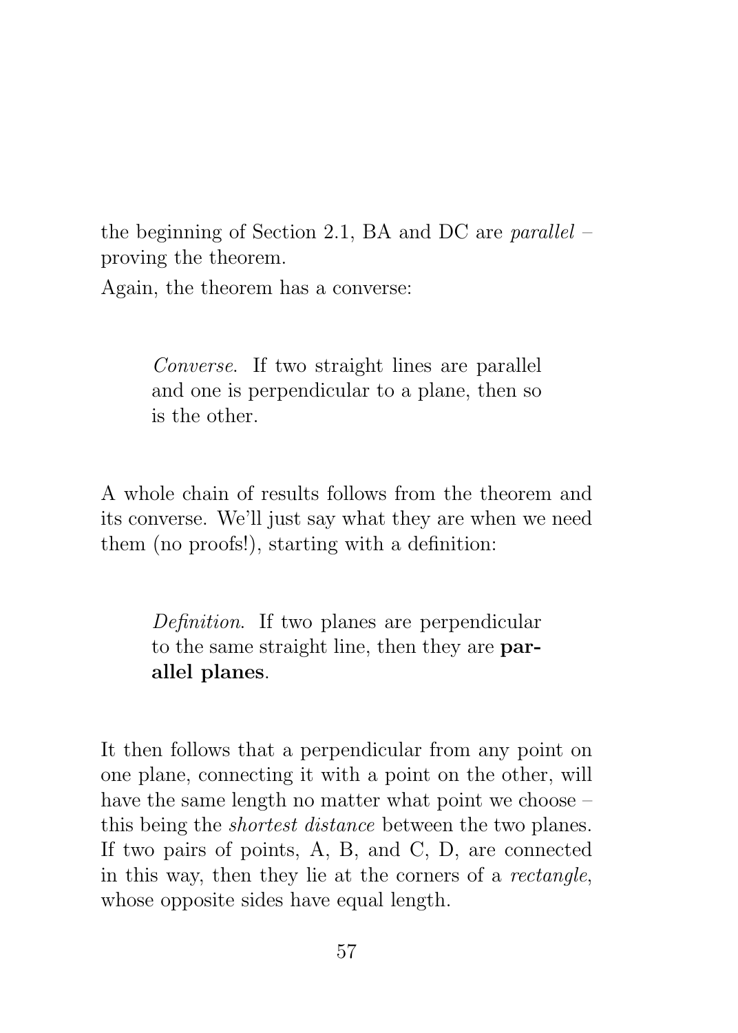the beginning of Section 2.1, BA and DC are *parallel* – proving the theorem.

Again, the theorem has a converse:

> *Converse*. If two straight lines are parallel and one is perpendicular to a plane, then so is the other.

A whole chain of results follows from the theorem and its converse. We'll just say what they are when we need them (no proofs!), starting with a definition:

> *Definition*. If two planes are perpendicular to the same straight line, then they are **parallel planes**.

It then follows that a perpendicular from any point on one plane, connecting it with a point on the other, will have the same length no matter what point we choose – this being the *shortest distance* between the two planes. If two pairs of points, A, B, and C, D, are connected in this way, then they lie at the corners of a *rectangle*, whose opposite sides have equal length.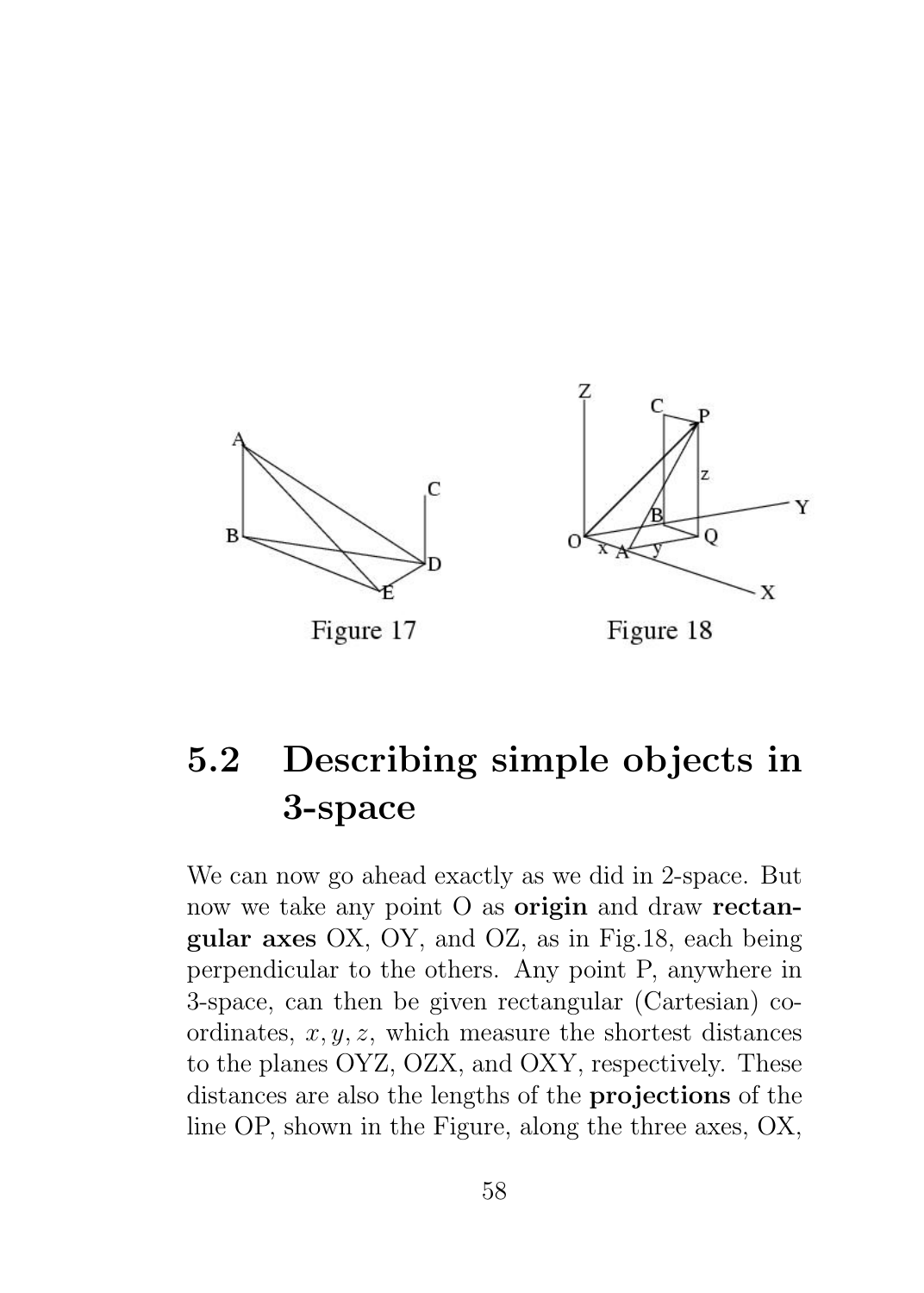Figure 17

Figure 18

## 5.2 Describing simple objects in 3-space

We can now go ahead exactly as we did in 2-space. But now we take any point O as **origin** and draw **rectangular axes** OX, OY, and OZ, as in Fig.18, each being perpendicular to the others. Any point P, anywhere in 3-space, can then be given rectangular (Cartesian) coordinates, $x, y, z$, which measure the shortest distances to the planes OYZ, OZX, and OXY, respectively. These distances are also the lengths of the **projections** of the line OP, shown in the Figure, along the three axes, OX,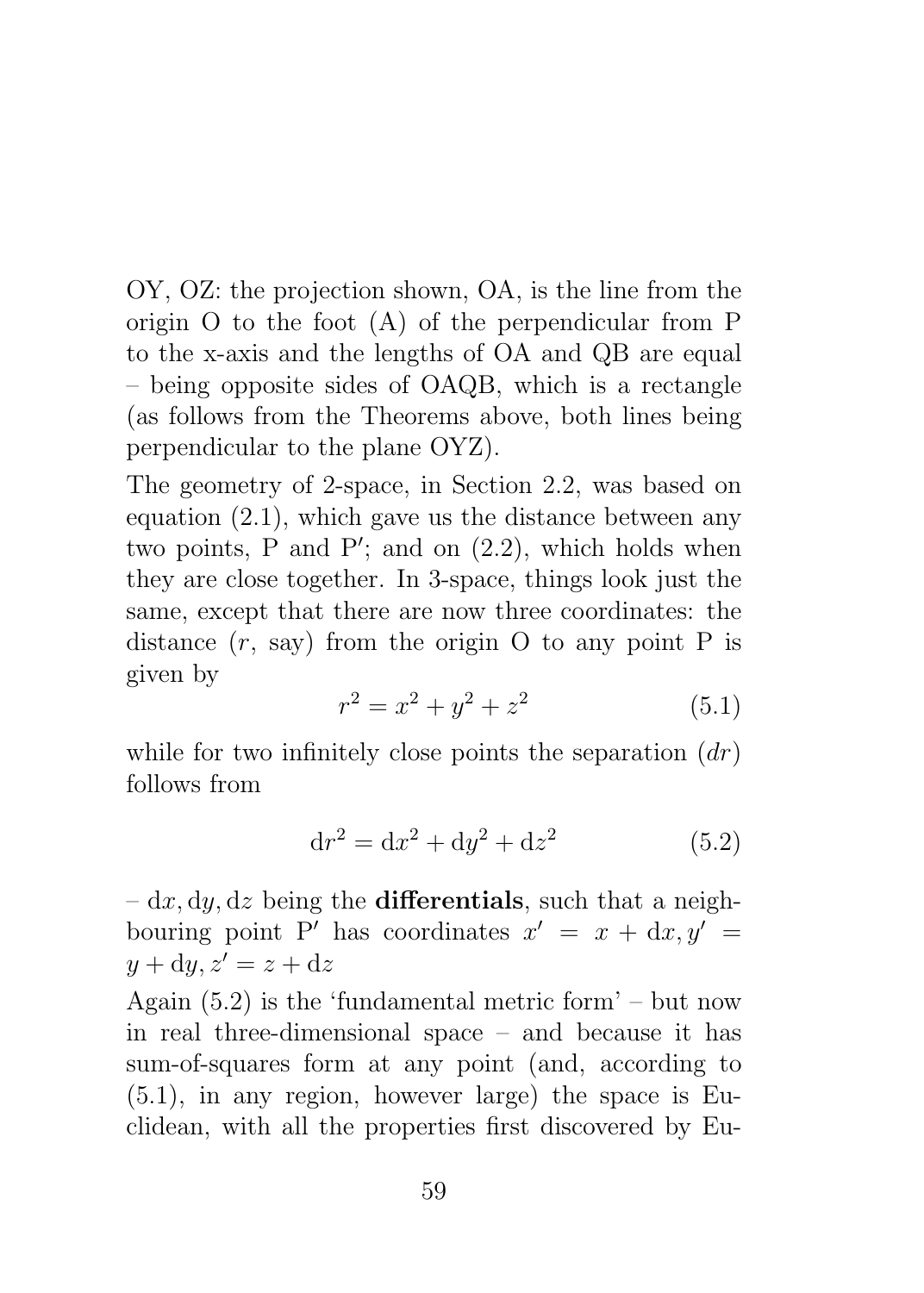OY, OZ: the projection shown, OA, is the line from the origin O to the foot (A) of the perpendicular from P to the x-axis and the lengths of OA and QB are equal – being opposite sides of OAQB, which is a rectangle (as follows from the Theorems above, both lines being perpendicular to the plane OYZ).

The geometry of 2-space, in Section 2.2, was based on equation (2.1), which gave us the distance between any two points, P and P′; and on (2.2), which holds when they are close together. In 3-space, things look just the same, except that there are now three coordinates: the distance ($r$, say) from the origin O to any point P is given by

$$r^2 = x^2 + y^2 + z^2 \tag{5.1}$$

while for two infinitely close points the separation ($dr$) follows from

$$\mathrm{d}r^2 = \mathrm{d}x^2 + \mathrm{d}y^2 + \mathrm{d}z^2 \tag{5.2}$$

– $\mathrm{d}x, \mathrm{d}y, \mathrm{d}z$ being the **differentials**, such that a neighbouring point P′ has coordinates $x' = x + \mathrm{d}x, y' = y + \mathrm{d}y, z' = z + \mathrm{d}z$

Again (5.2) is the 'fundamental metric form' – but now in real three-dimensional space – and because it has sum-of-squares form at any point (and, according to (5.1), in any region, however large) the space is Euclidean, with all the properties first discovered by Eu-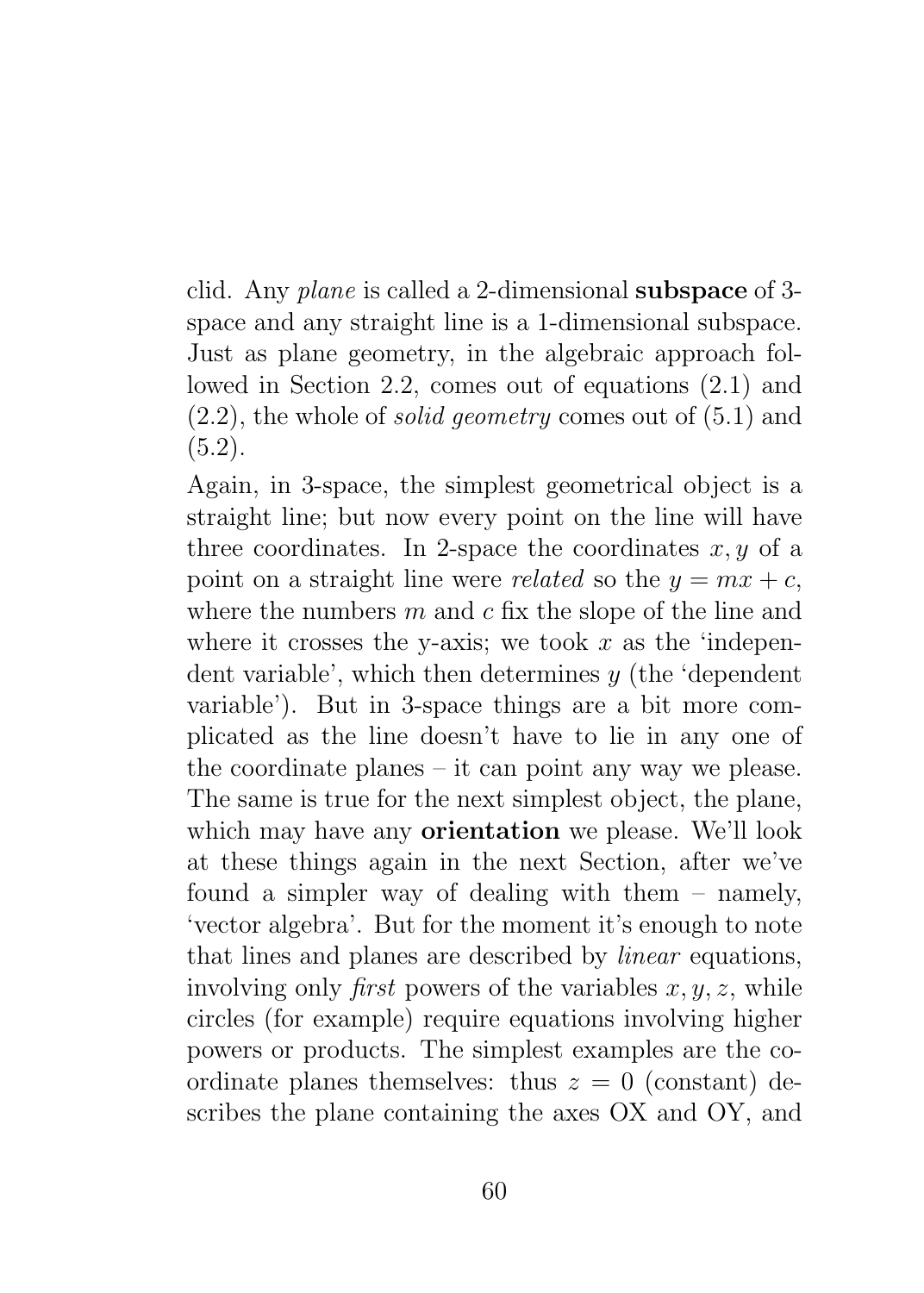clid. Any *plane* is called a 2-dimensional **subspace** of 3-space and any straight line is a 1-dimensional subspace. Just as plane geometry, in the algebraic approach followed in Section 2.2, comes out of equations (2.1) and (2.2), the whole of *solid geometry* comes out of (5.1) and (5.2).

Again, in 3-space, the simplest geometrical object is a straight line; but now every point on the line will have three coordinates. In 2-space the coordinates $x, y$ of a point on a straight line were *related* so the $y = mx + c$, where the numbers $m$ and $c$ fix the slope of the line and where it crosses the y-axis; we took $x$ as the 'independent variable', which then determines $y$ (the 'dependent variable'). But in 3-space things are a bit more complicated as the line doesn't have to lie in any one of the coordinate planes – it can point any way we please. The same is true for the next simplest object, the plane, which may have any **orientation** we please. We'll look at these things again in the next Section, after we've found a simpler way of dealing with them – namely, 'vector algebra'. But for the moment it's enough to note that lines and planes are described by *linear* equations, involving only *first* powers of the variables $x, y, z$, while circles (for example) require equations involving higher powers or products. The simplest examples are the coordinate planes themselves: thus $z = 0$ (constant) describes the plane containing the axes OX and OY, and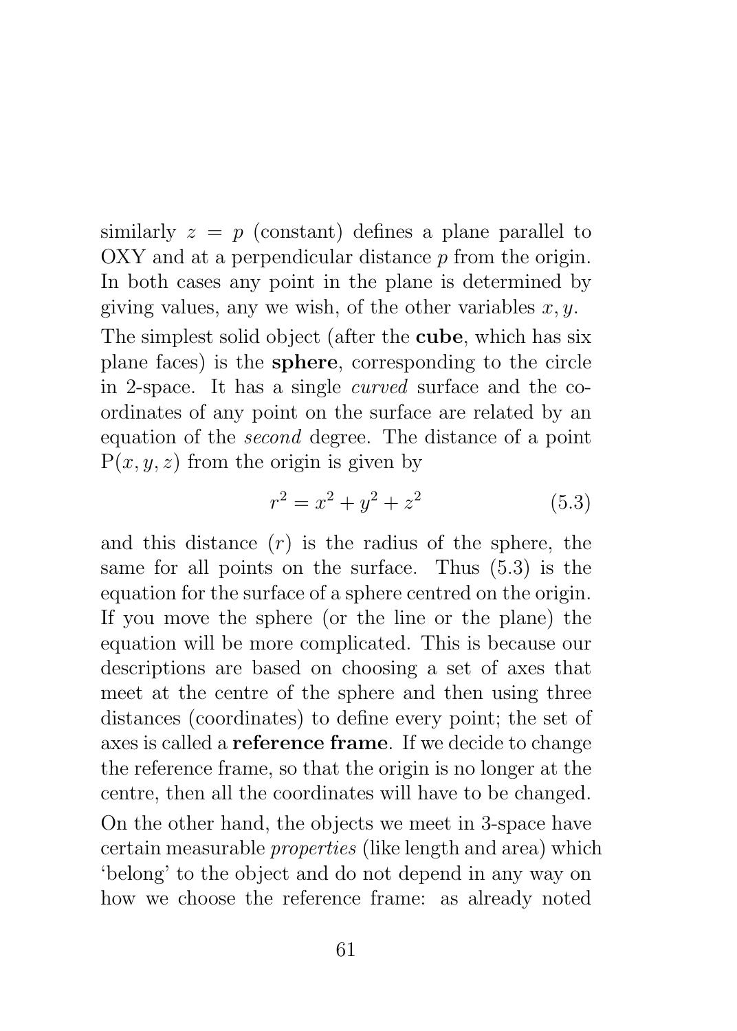similarly $z = p$ (constant) defines a plane parallel to OXY and at a perpendicular distance $p$ from the origin. In both cases any point in the plane is determined by giving values, any we wish, of the other variables $x, y$.

The simplest solid object (after the **cube**, which has six plane faces) is the **sphere**, corresponding to the circle in 2-space. It has a single *curved* surface and the coordinates of any point on the surface are related by an equation of the *second* degree. The distance of a point $\text{P}(x, y, z)$ from the origin is given by

$$r^2 = x^2 + y^2 + z^2 \tag{5.3}$$

and this distance ($r$) is the radius of the sphere, the same for all points on the surface. Thus (5.3) is the equation for the surface of a sphere centred on the origin. If you move the sphere (or the line or the plane) the equation will be more complicated. This is because our descriptions are based on choosing a set of axes that meet at the centre of the sphere and then using three distances (coordinates) to define every point; the set of axes is called a **reference frame**. If we decide to change the reference frame, so that the origin is no longer at the centre, then all the coordinates will have to be changed.

On the other hand, the objects we meet in 3-space have certain measurable *properties* (like length and area) which 'belong' to the object and do not depend in any way on how we choose the reference frame: as already noted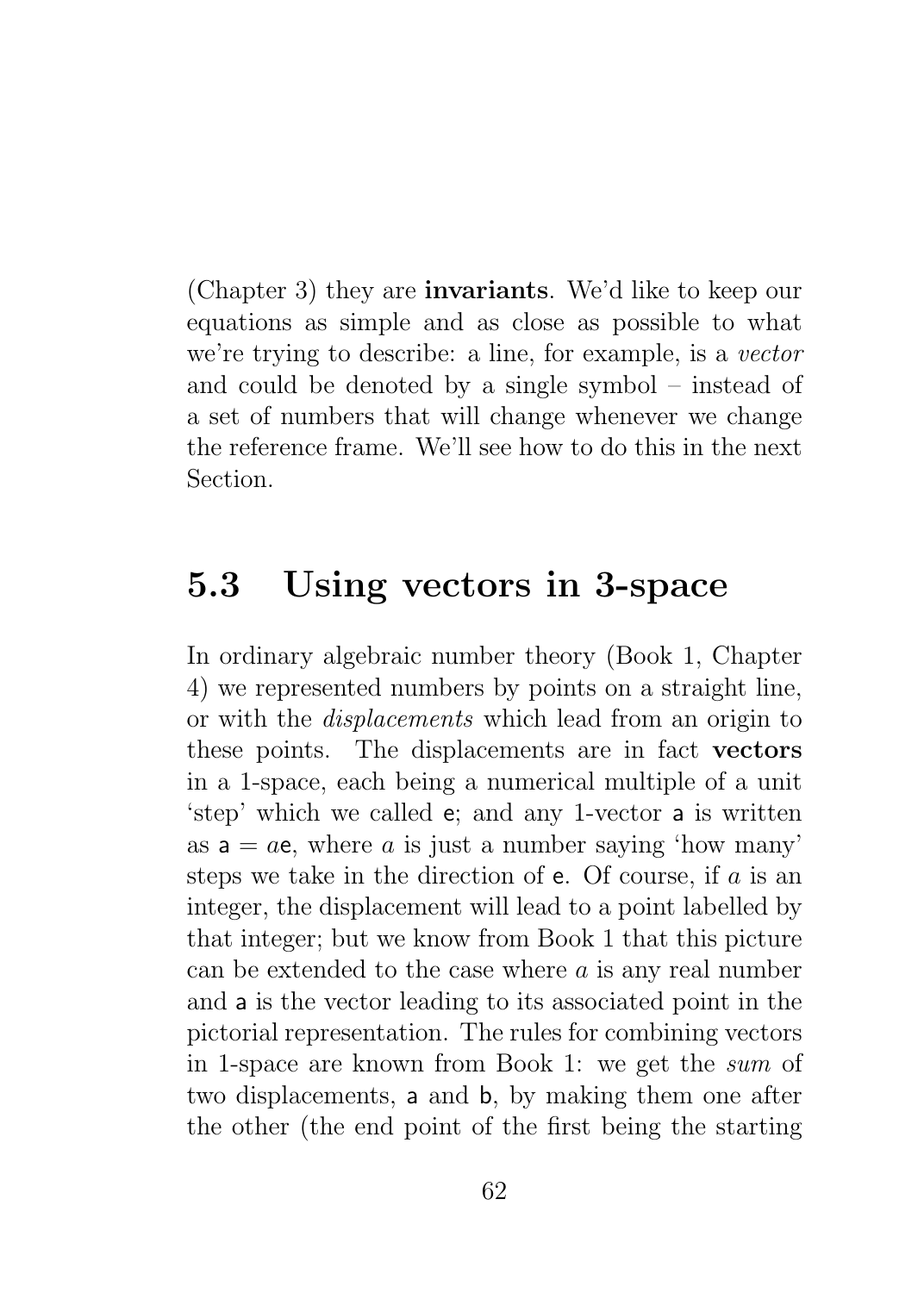(Chapter 3) they are **invariants**. We'd like to keep our equations as simple and as close as possible to what we're trying to describe: a line, for example, is a *vector* and could be denoted by a single symbol – instead of a set of numbers that will change whenever we change the reference frame. We'll see how to do this in the next Section.

## 5.3 Using vectors in 3-space

In ordinary algebraic number theory (Book 1, Chapter 4) we represented numbers by points on a straight line, or with the *displacements* which lead from an origin to these points. The displacements are in fact **vectors** in a 1-space, each being a numerical multiple of a unit 'step' which we called $\mathsf{e}$; and any 1-vector $\mathsf{a}$ is written as $\mathsf{a} = a\mathsf{e}$, where $a$ is just a number saying 'how many' steps we take in the direction of $\mathsf{e}$. Of course, if $a$ is an integer, the displacement will lead to a point labelled by that integer; but we know from Book 1 that this picture can be extended to the case where $a$ is any real number and $\mathsf{a}$ is the vector leading to its associated point in the pictorial representation. The rules for combining vectors in 1-space are known from Book 1: we get the *sum* of two displacements, $\mathsf{a}$ and $\mathsf{b}$, by making them one after the other (the end point of the first being the starting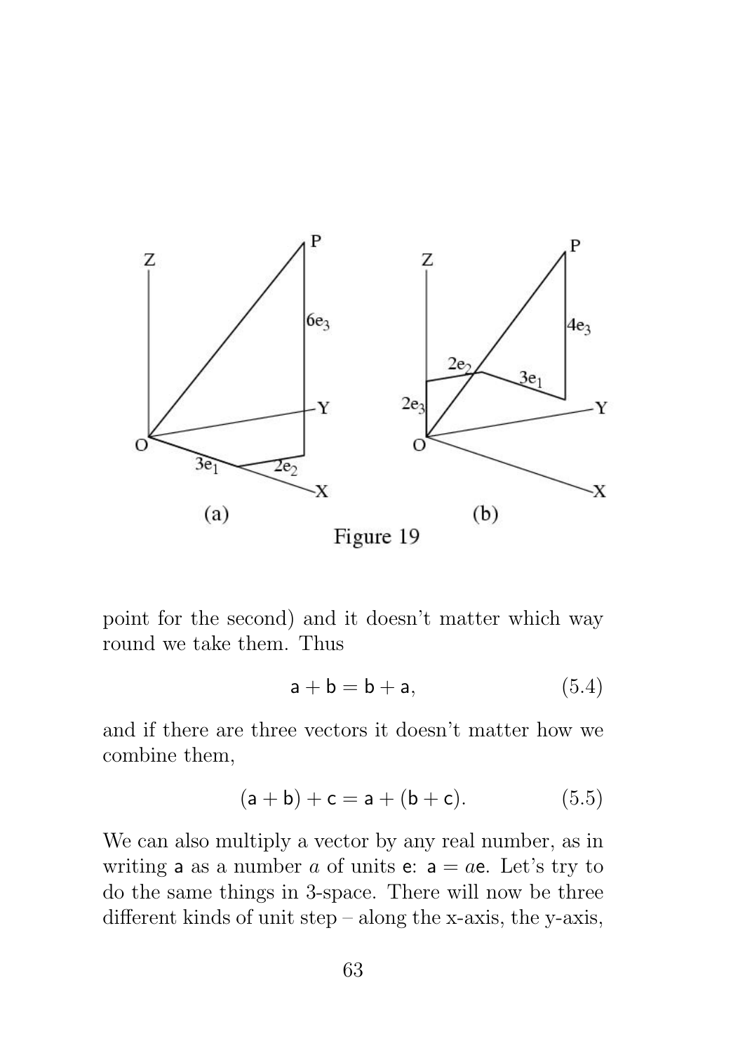Figure 19

point for the second) and it doesn't matter which way round we take them. Thus

$$\mathsf{a} + \mathsf{b} = \mathsf{b} + \mathsf{a}, \tag{5.4}$$

and if there are three vectors it doesn't matter how we combine them,

$$(\mathsf{a} + \mathsf{b}) + \mathsf{c} = \mathsf{a} + (\mathsf{b} + \mathsf{c}). \tag{5.5}$$

We can also multiply a vector by any real number, as in writing $\mathsf{a}$ as a number $a$ of units $\mathsf{e}$: $\mathsf{a} = a\mathsf{e}$. Let's try to do the same things in 3-space. There will now be three different kinds of unit step – along the x-axis, the y-axis,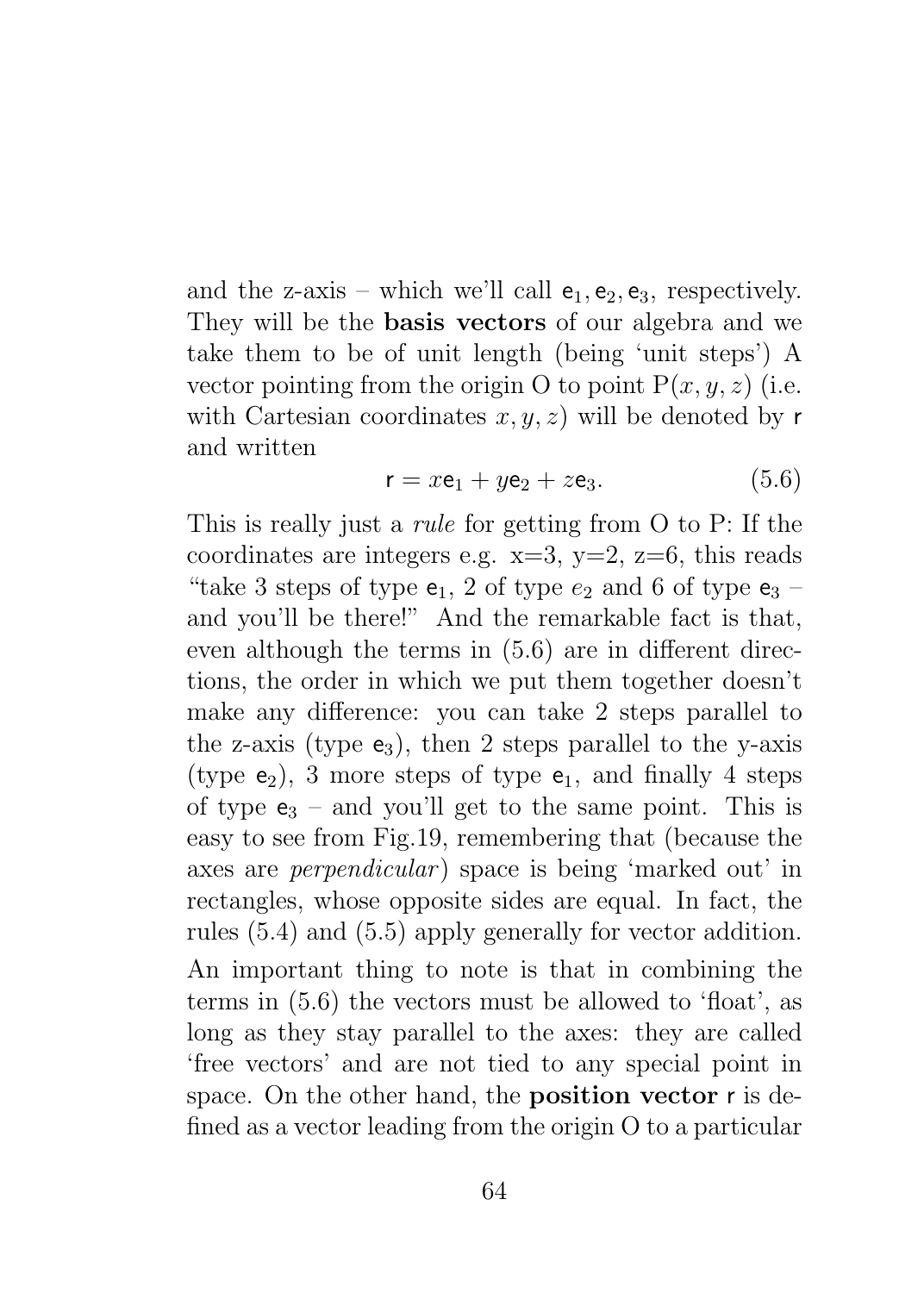and the z-axis – which we'll call $\mathsf{e}_1, \mathsf{e}_2, \mathsf{e}_3$, respectively. They will be the **basis vectors** of our algebra and we take them to be of unit length (being 'unit steps') A vector pointing from the origin O to point P$(x, y, z)$ (i.e. with Cartesian coordinates $x, y, z$) will be denoted by $\mathsf{r}$ and written

$$\mathsf{r} = x\mathsf{e}_1 + y\mathsf{e}_2 + z\mathsf{e}_3. \tag{5.6}$$

This is really just a *rule* for getting from O to P: If the coordinates are integers e.g. x=3, y=2, z=6, this reads "take 3 steps of type $\mathsf{e}_1$, 2 of type $e_2$ and 6 of type $\mathsf{e}_3$ – and you'll be there!" And the remarkable fact is that, even although the terms in (5.6) are in different directions, the order in which we put them together doesn't make any difference: you can take 2 steps parallel to the z-axis (type $\mathsf{e}_3$), then 2 steps parallel to the y-axis (type $\mathsf{e}_2$), 3 more steps of type $\mathsf{e}_1$, and finally 4 steps of type $\mathsf{e}_3$ – and you'll get to the same point. This is easy to see from Fig.19, remembering that (because the axes are *perpendicular*) space is being 'marked out' in rectangles, whose opposite sides are equal. In fact, the rules (5.4) and (5.5) apply generally for vector addition.

An important thing to note is that in combining the terms in (5.6) the vectors must be allowed to 'float', as long as they stay parallel to the axes: they are called 'free vectors' and are not tied to any special point in space. On the other hand, the **position vector** $\mathsf{r}$ is defined as a vector leading from the origin O to a particular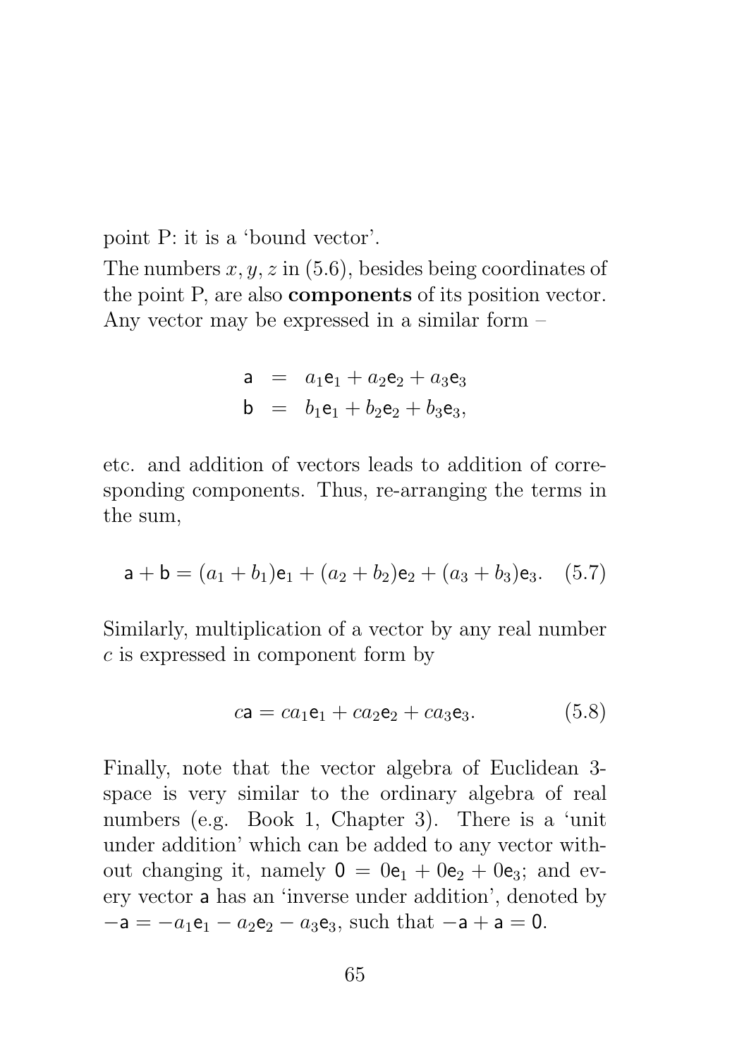point P: it is a 'bound vector'.

The numbers $x, y, z$ in (5.6), besides being coordinates of the point P, are also **components** of its position vector. Any vector may be expressed in a similar form –

$$
\begin{aligned}
\mathsf{a} &= a_1\mathsf{e}_1 + a_2\mathsf{e}_2 + a_3\mathsf{e}_3 \\
\mathsf{b} &= b_1\mathsf{e}_1 + b_2\mathsf{e}_2 + b_3\mathsf{e}_3,
\end{aligned}
$$

etc. and addition of vectors leads to addition of corresponding components. Thus, re-arranging the terms in the sum,

$$
\mathsf{a} + \mathsf{b} = (a_1 + b_1)\mathsf{e}_1 + (a_2 + b_2)\mathsf{e}_2 + (a_3 + b_3)\mathsf{e}_3. \quad (5.7)
$$

Similarly, multiplication of a vector by any real number $c$ is expressed in component form by

$$
c\mathsf{a} = ca_1\mathsf{e}_1 + ca_2\mathsf{e}_2 + ca_3\mathsf{e}_3. \quad (5.8)
$$

Finally, note that the vector algebra of Euclidean 3-space is very similar to the ordinary algebra of real numbers (e.g. Book 1, Chapter 3). There is a 'unit under addition' which can be added to any vector without changing it, namely $\mathsf{0} = 0\mathsf{e}_1 + 0\mathsf{e}_2 + 0\mathsf{e}_3$; and every vector $\mathsf{a}$ has an 'inverse under addition', denoted by $-\mathsf{a} = -a_1\mathsf{e}_1 - a_2\mathsf{e}_2 - a_3\mathsf{e}_3$, such that $-\mathsf{a} + \mathsf{a} = \mathsf{0}$.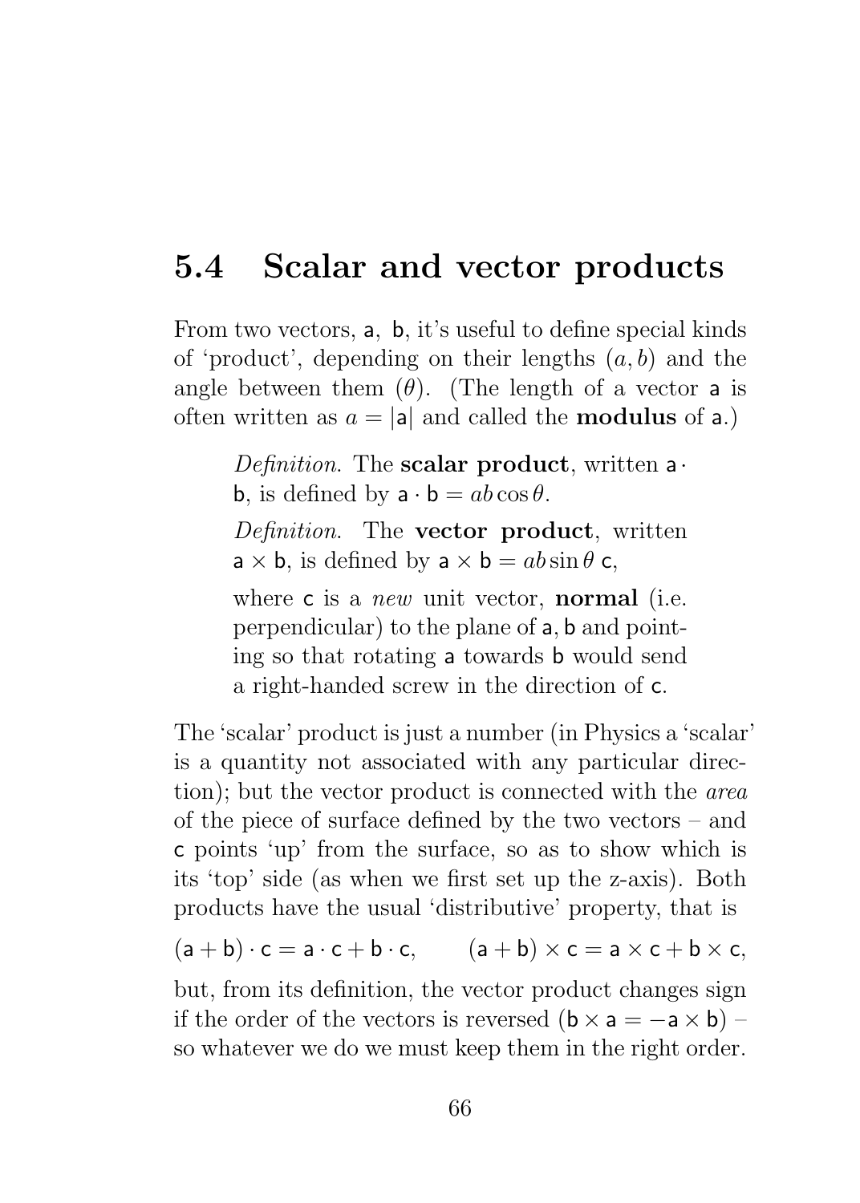## 5.4 Scalar and vector products

From two vectors, $\mathsf{a}$, $\mathsf{b}$, it's useful to define special kinds of 'product', depending on their lengths $(a, b)$ and the angle between them $(\theta)$. (The length of a vector $\mathsf{a}$ is often written as $a = |\mathsf{a}|$ and called the **modulus** of $\mathsf{a}$.)

> *Definition.* The **scalar product**, written $\mathsf{a} \cdot \mathsf{b}$, is defined by $\mathsf{a} \cdot \mathsf{b} = ab\cos\theta$.
>
> *Definition.* The **vector product**, written $\mathsf{a} \times \mathsf{b}$, is defined by $\mathsf{a} \times \mathsf{b} = ab\sin\theta\, \mathsf{c}$,
>
> where $\mathsf{c}$ is a *new* unit vector, **normal** (i.e. perpendicular) to the plane of $\mathsf{a}, \mathsf{b}$ and pointing so that rotating $\mathsf{a}$ towards $\mathsf{b}$ would send a right-handed screw in the direction of $\mathsf{c}$.

The 'scalar' product is just a number (in Physics a 'scalar' is a quantity not associated with any particular direction); but the vector product is connected with the *area* of the piece of surface defined by the two vectors – and $\mathsf{c}$ points 'up' from the surface, so as to show which is its 'top' side (as when we first set up the z-axis). Both products have the usual 'distributive' property, that is

$$(\mathsf{a} + \mathsf{b}) \cdot \mathsf{c} = \mathsf{a} \cdot \mathsf{c} + \mathsf{b} \cdot \mathsf{c}, \qquad (\mathsf{a} + \mathsf{b}) \times \mathsf{c} = \mathsf{a} \times \mathsf{c} + \mathsf{b} \times \mathsf{c},$$

but, from its definition, the vector product changes sign if the order of the vectors is reversed $(\mathsf{b} \times \mathsf{a} = -\mathsf{a} \times \mathsf{b})$ – so whatever we do we must keep them in the right order.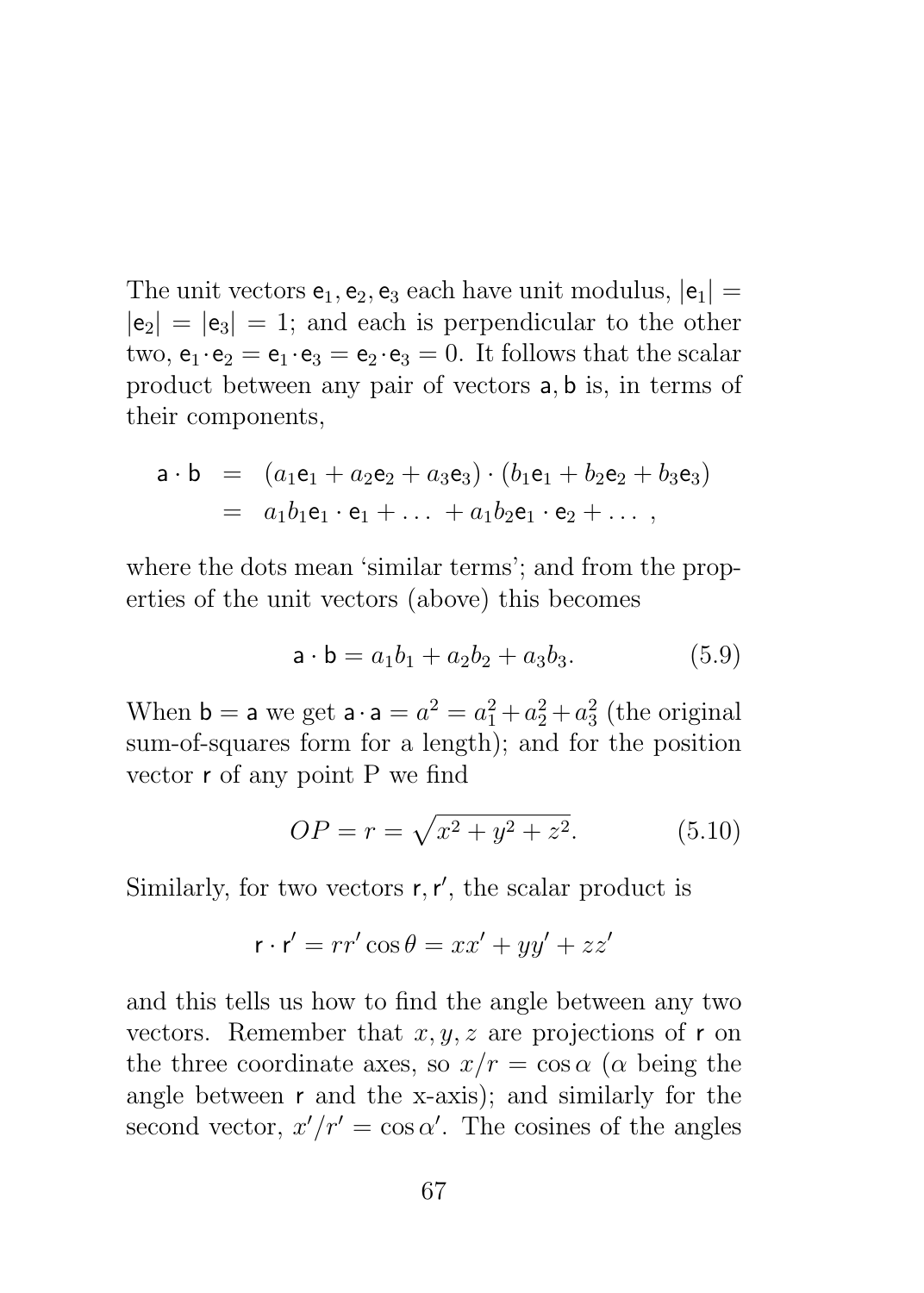The unit vectors $\mathsf{e}_1, \mathsf{e}_2, \mathsf{e}_3$ each have unit modulus, $|\mathsf{e}_1| = |\mathsf{e}_2| = |\mathsf{e}_3| = 1$; and each is perpendicular to the other two, $\mathsf{e}_1 \cdot \mathsf{e}_2 = \mathsf{e}_1 \cdot \mathsf{e}_3 = \mathsf{e}_2 \cdot \mathsf{e}_3 = 0$. It follows that the scalar product between any pair of vectors $\mathsf{a}, \mathsf{b}$ is, in terms of their components,

$$
\begin{aligned}
\mathsf{a} \cdot \mathsf{b} &= (a_1\mathsf{e}_1 + a_2\mathsf{e}_2 + a_3\mathsf{e}_3) \cdot (b_1\mathsf{e}_1 + b_2\mathsf{e}_2 + b_3\mathsf{e}_3) \\
&= a_1 b_1 \mathsf{e}_1 \cdot \mathsf{e}_1 + \ldots \; + a_1 b_2 \mathsf{e}_1 \cdot \mathsf{e}_2 + \ldots \; ,
\end{aligned}
$$

where the dots mean 'similar terms'; and from the properties of the unit vectors (above) this becomes

$$
\mathsf{a} \cdot \mathsf{b} = a_1 b_1 + a_2 b_2 + a_3 b_3. \tag{5.9}
$$

When $\mathsf{b} = \mathsf{a}$ we get $\mathsf{a} \cdot \mathsf{a} = a^2 = a_1^2 + a_2^2 + a_3^2$ (the original sum-of-squares form for a length); and for the position vector $\mathsf{r}$ of any point P we find

$$
OP = r = \sqrt{x^2 + y^2 + z^2}. \tag{5.10}
$$

Similarly, for two vectors $\mathsf{r}, \mathsf{r}'$, the scalar product is

$$
\mathsf{r} \cdot \mathsf{r}' = r r' \cos\theta = x x' + y y' + z z'
$$

and this tells us how to find the angle between any two vectors. Remember that $x, y, z$ are projections of $\mathsf{r}$ on the three coordinate axes, so $x/r = \cos\alpha$ ($\alpha$ being the angle between $\mathsf{r}$ and the x-axis); and similarly for the second vector, $x'/r' = \cos\alpha'$. The cosines of the angles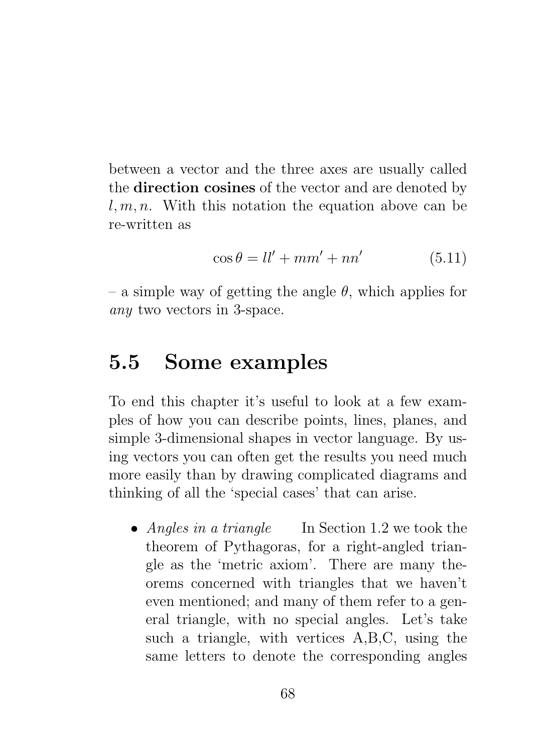between a vector and the three axes are usually called the **direction cosines** of the vector and are denoted by $l, m, n$. With this notation the equation above can be re-written as

$$\cos\theta = ll' + mm' + nn' \tag{5.11}$$

– a simple way of getting the angle $\theta$, which applies for *any* two vectors in 3-space.

## 5.5 Some examples

To end this chapter it's useful to look at a few examples of how you can describe points, lines, planes, and simple 3-dimensional shapes in vector language. By using vectors you can often get the results you need much more easily than by drawing complicated diagrams and thinking of all the 'special cases' that can arise.

- *Angles in a triangle* In Section 1.2 we took the theorem of Pythagoras, for a right-angled triangle as the 'metric axiom'. There are many theorems concerned with triangles that we haven't even mentioned; and many of them refer to a general triangle, with no special angles. Let's take such a triangle, with vertices A,B,C, using the same letters to denote the corresponding angles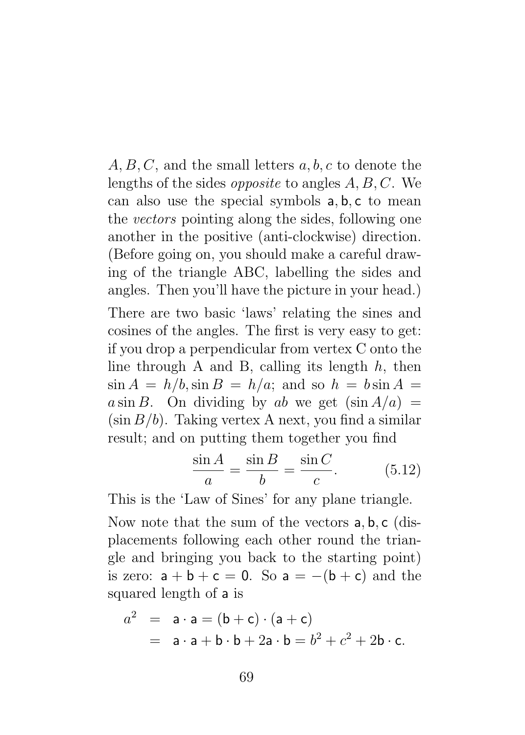$A, B, C$, and the small letters $a, b, c$ to denote the lengths of the sides *opposite* to angles $A, B, C$. We can also use the special symbols $\mathsf{a}, \mathsf{b}, \mathsf{c}$ to mean the *vectors* pointing along the sides, following one another in the positive (anti-clockwise) direction. (Before going on, you should make a careful drawing of the triangle ABC, labelling the sides and angles. Then you'll have the picture in your head.)

There are two basic 'laws' relating the sines and cosines of the angles. The first is very easy to get: if you drop a perpendicular from vertex C onto the line through A and B, calling its length $h$, then $\sin A = h/b, \sin B = h/a$; and so $h = b \sin A = a \sin B$. On dividing by $ab$ we get $(\sin A/a) = (\sin B/b)$. Taking vertex A next, you find a similar result; and on putting them together you find

$$\frac{\sin A}{a} = \frac{\sin B}{b} = \frac{\sin C}{c}. \tag{5.12}$$

This is the 'Law of Sines' for any plane triangle.

Now note that the sum of the vectors $\mathsf{a}, \mathsf{b}, \mathsf{c}$ (displacements following each other round the triangle and bringing you back to the starting point) is zero: $\mathsf{a} + \mathsf{b} + \mathsf{c} = \mathsf{0}$. So $\mathsf{a} = -(\mathsf{b} + \mathsf{c})$ and the squared length of $\mathsf{a}$ is

$$\begin{aligned} a^2 &= \mathsf{a} \cdot \mathsf{a} = (\mathsf{b} + \mathsf{c}) \cdot (\mathsf{a} + \mathsf{c}) \\ &= \mathsf{a} \cdot \mathsf{a} + \mathsf{b} \cdot \mathsf{b} + 2\mathsf{a} \cdot \mathsf{b} = b^2 + c^2 + 2\mathsf{b} \cdot \mathsf{c}. \end{aligned}$$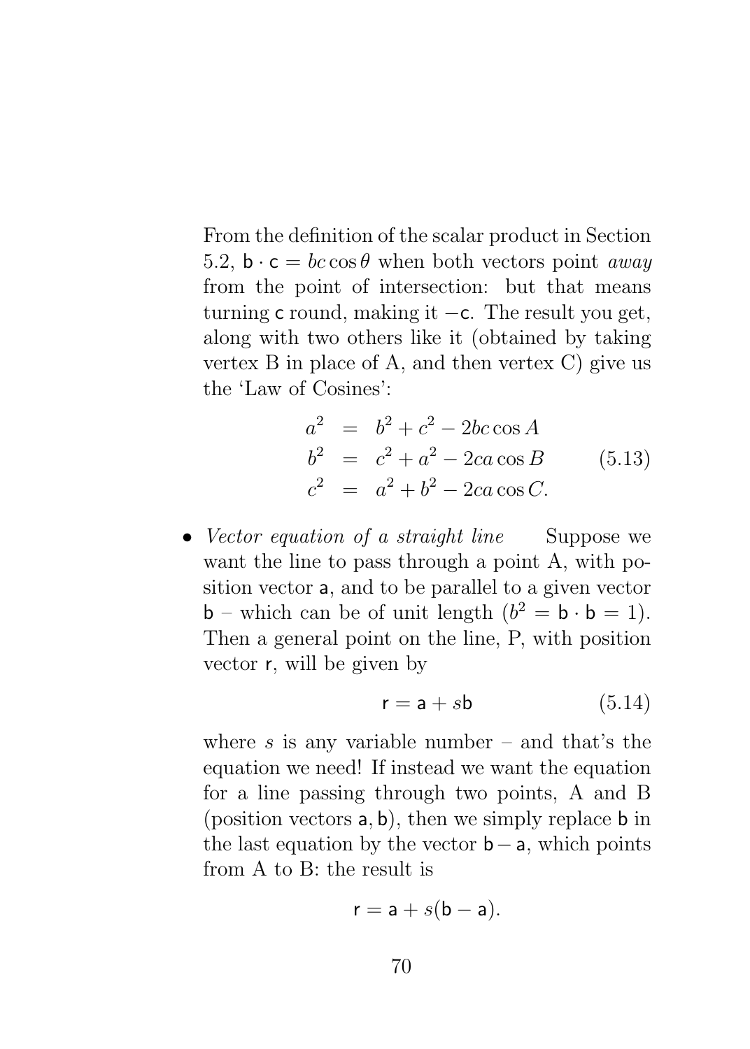From the definition of the scalar product in Section 5.2, $\mathsf{b} \cdot \mathsf{c} = bc\cos\theta$ when both vectors point *away* from the point of intersection: but that means turning $\mathsf{c}$ round, making it $-\mathsf{c}$. The result you get, along with two others like it (obtained by taking vertex B in place of A, and then vertex C) give us the 'Law of Cosines':

$$
\begin{aligned}
a^2 &= b^2 + c^2 - 2bc\cos A \\
b^2 &= c^2 + a^2 - 2ca\cos B \\
c^2 &= a^2 + b^2 - 2ca\cos C.
\end{aligned}
\tag{5.13}
$$

- *Vector equation of a straight line* Suppose we want the line to pass through a point A, with position vector $\mathsf{a}$, and to be parallel to a given vector $\mathsf{b}$ – which can be of unit length ($b^2 = \mathsf{b} \cdot \mathsf{b} = 1$). Then a general point on the line, P, with position vector $\mathsf{r}$, will be given by

$$\mathsf{r} = \mathsf{a} + s\mathsf{b} \tag{5.14}$$

where $s$ is any variable number – and that's the equation we need! If instead we want the equation for a line passing through two points, A and B (position vectors $\mathsf{a}, \mathsf{b}$), then we simply replace $\mathsf{b}$ in the last equation by the vector $\mathsf{b} - \mathsf{a}$, which points from A to B: the result is

$$\mathsf{r} = \mathsf{a} + s(\mathsf{b} - \mathsf{a}).$$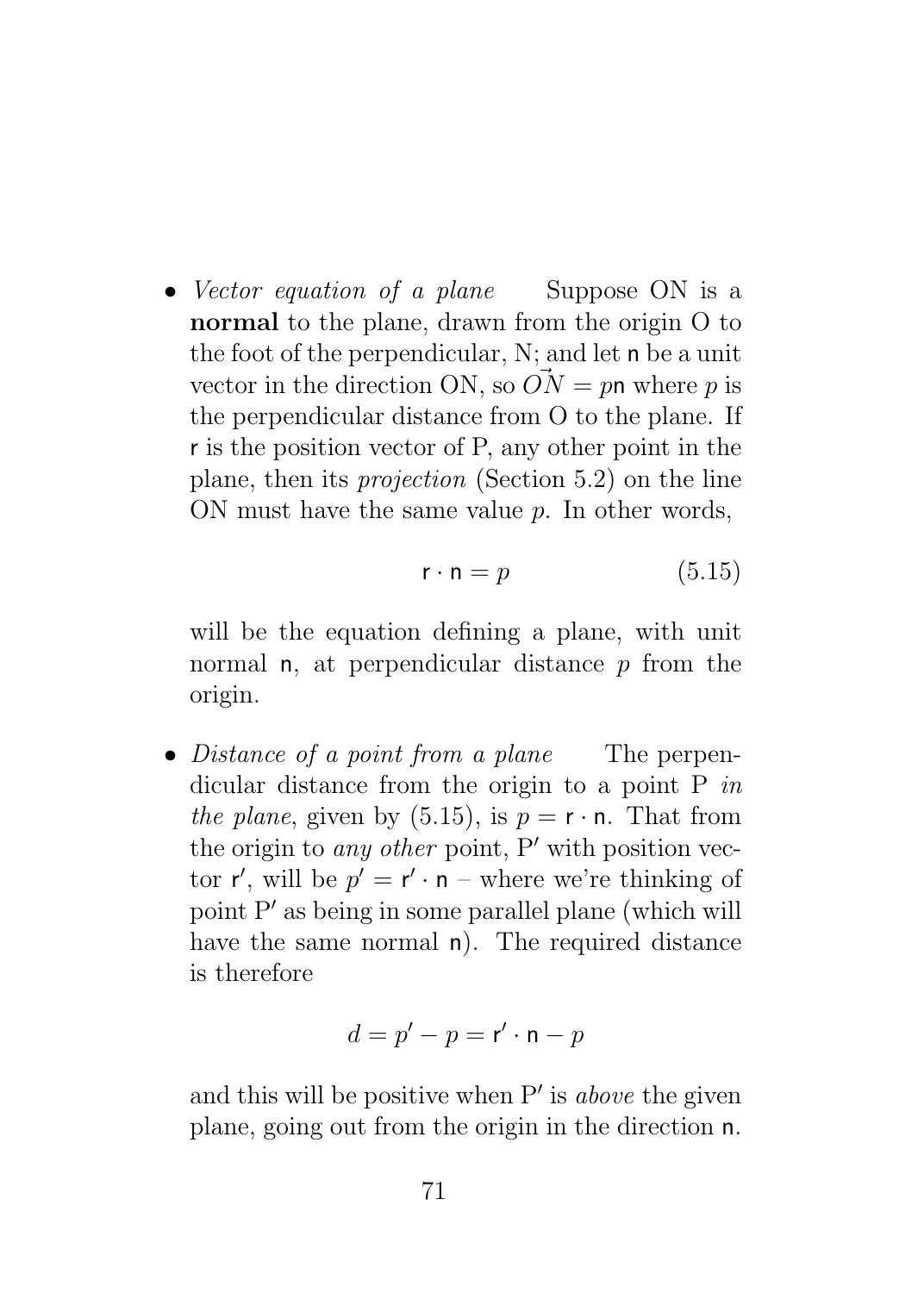- *Vector equation of a plane* Suppose ON is a **normal** to the plane, drawn from the origin O to the foot of the perpendicular, N; and let $\mathsf{n}$ be a unit vector in the direction ON, so $\vec{ON} = p\mathsf{n}$ where $p$ is the perpendicular distance from O to the plane. If $\mathsf{r}$ is the position vector of P, any other point in the plane, then its *projection* (Section 5.2) on the line ON must have the same value $p$. In other words,

$$\mathsf{r} \cdot \mathsf{n} = p \tag{5.15}$$

will be the equation defining a plane, with unit normal $\mathsf{n}$, at perpendicular distance $p$ from the origin.

- *Distance of a point from a plane* The perpendicular distance from the origin to a point P *in the plane*, given by (5.15), is $p = \mathsf{r} \cdot \mathsf{n}$. That from the origin to *any other* point, P$'$ with position vector $\mathsf{r}'$, will be $p' = \mathsf{r}' \cdot \mathsf{n}$ – where we're thinking of point P$'$ as being in some parallel plane (which will have the same normal $\mathsf{n}$). The required distance is therefore

$$d = p' - p = \mathsf{r}' \cdot \mathsf{n} - p$$

and this will be positive when P$'$ is *above* the given plane, going out from the origin in the direction $\mathsf{n}$.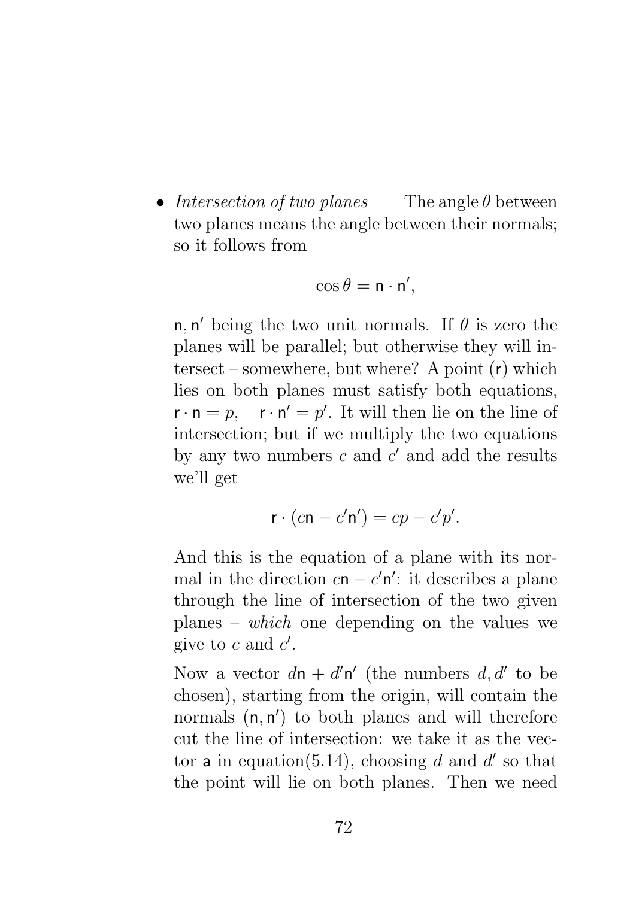- *Intersection of two planes* The angle $\theta$ between two planes means the angle between their normals; so it follows from

$$\cos\theta = \mathsf{n}\cdot\mathsf{n}',$$

$\mathsf{n}, \mathsf{n}'$ being the two unit normals. If $\theta$ is zero the planes will be parallel; but otherwise they will intersect – somewhere, but where? A point $(\mathsf{r})$ which lies on both planes must satisfy both equations, $\mathsf{r}\cdot\mathsf{n} = p, \quad \mathsf{r}\cdot\mathsf{n}' = p'$. It will then lie on the line of intersection; but if we multiply the two equations by any two numbers $c$ and $c'$ and add the results we'll get

$$\mathsf{r}\cdot(c\mathsf{n} - c'\mathsf{n}') = cp - c'p'.$$

And this is the equation of a plane with its normal in the direction $c\mathsf{n} - c'\mathsf{n}'$: it describes a plane through the line of intersection of the two given planes – *which* one depending on the values we give to $c$ and $c'$.

Now a vector $d\mathsf{n} + d'\mathsf{n}'$ (the numbers $d, d'$ to be chosen), starting from the origin, will contain the normals $(\mathsf{n}, \mathsf{n}')$ to both planes and will therefore cut the line of intersection: we take it as the vector $\mathsf{a}$ in equation(5.14), choosing $d$ and $d'$ so that the point will lie on both planes. Then we need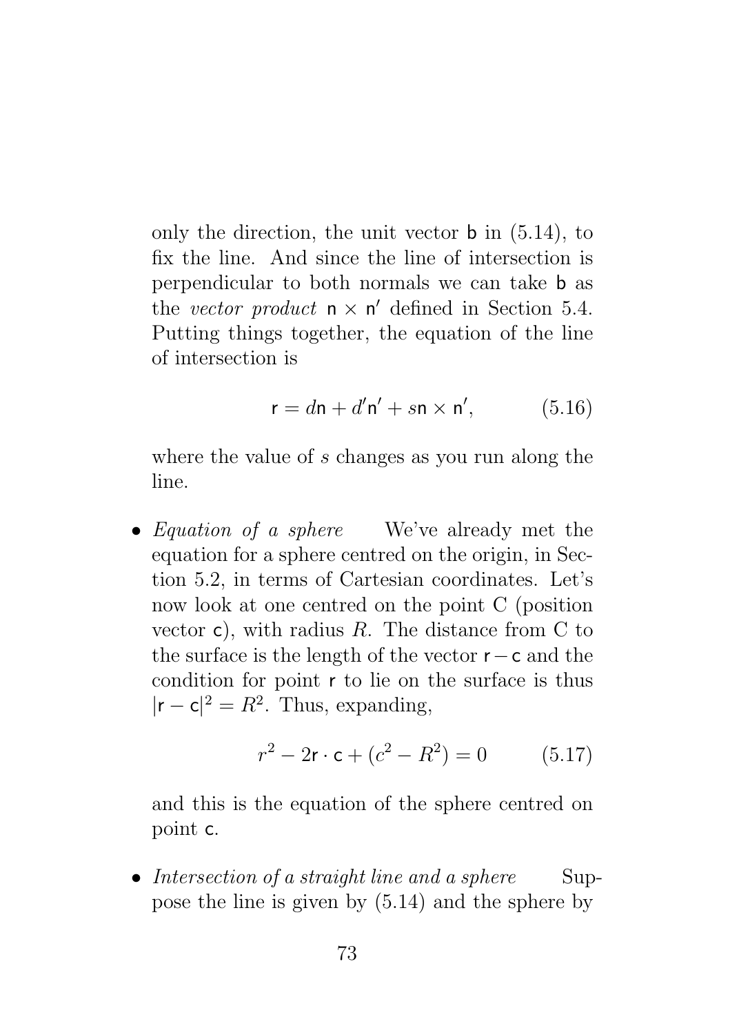only the direction, the unit vector $\mathsf{b}$ in (5.14), to fix the line. And since the line of intersection is perpendicular to both normals we can take $\mathsf{b}$ as the *vector product* $\mathsf{n} \times \mathsf{n}'$ defined in Section 5.4. Putting things together, the equation of the line of intersection is

$$\mathsf{r} = d\mathsf{n} + d'\mathsf{n}' + s\mathsf{n} \times \mathsf{n}', \tag{5.16}$$

where the value of $s$ changes as you run along the line.

- *Equation of a sphere* We've already met the equation for a sphere centred on the origin, in Section 5.2, in terms of Cartesian coordinates. Let's now look at one centred on the point C (position vector $\mathsf{c}$), with radius $R$. The distance from C to the surface is the length of the vector $\mathsf{r} - \mathsf{c}$ and the condition for point $\mathsf{r}$ to lie on the surface is thus $|\mathsf{r} - \mathsf{c}|^2 = R^2$. Thus, expanding,

  $$r^2 - 2\mathsf{r} \cdot \mathsf{c} + (c^2 - R^2) = 0 \tag{5.17}$$

  and this is the equation of the sphere centred on point $\mathsf{c}$.

- *Intersection of a straight line and a sphere* Suppose the line is given by (5.14) and the sphere by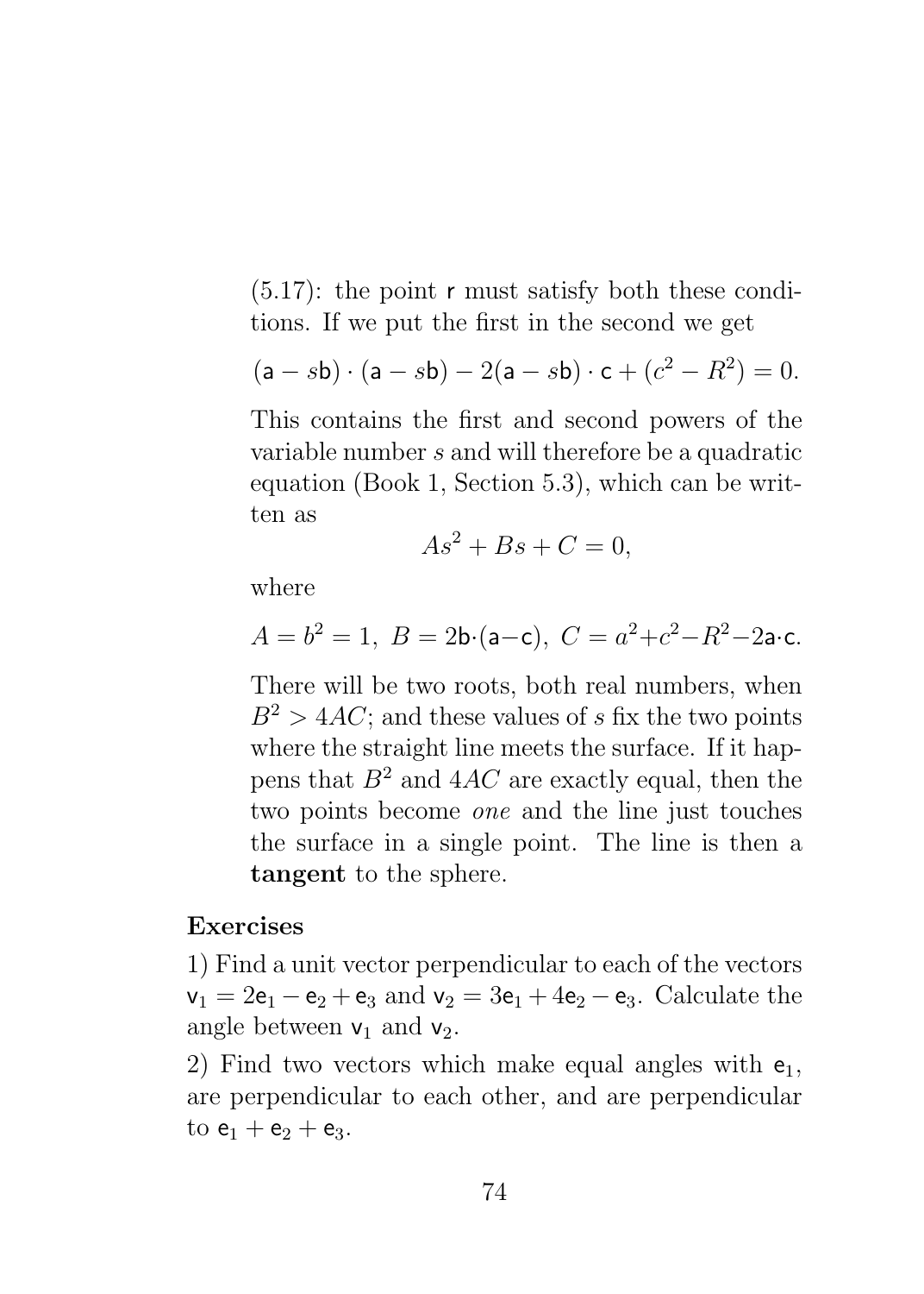(5.17): the point $\mathsf{r}$ must satisfy both these conditions. If we put the first in the second we get

$$(\mathsf{a} - s\mathsf{b}) \cdot (\mathsf{a} - s\mathsf{b}) - 2(\mathsf{a} - s\mathsf{b}) \cdot \mathsf{c} + (c^2 - R^2) = 0.$$

This contains the first and second powers of the variable number $s$ and will therefore be a quadratic equation (Book 1, Section 5.3), which can be written as

$$As^2 + Bs + C = 0,$$

where

$$A = b^2 = 1,\ B = 2\mathsf{b}\cdot(\mathsf{a}-\mathsf{c}),\ C = a^2 + c^2 - R^2 - 2\mathsf{a}\cdot\mathsf{c}.$$

There will be two roots, both real numbers, when $B^2 > 4AC$; and these values of $s$ fix the two points where the straight line meets the surface. If it happens that $B^2$ and $4AC$ are exactly equal, then the two points become *one* and the line just touches the surface in a single point. The line is then a **tangent** to the sphere.

**Exercises**

1) Find a unit vector perpendicular to each of the vectors $\mathsf{v}_1 = 2\mathsf{e}_1 - \mathsf{e}_2 + \mathsf{e}_3$ and $\mathsf{v}_2 = 3\mathsf{e}_1 + 4\mathsf{e}_2 - \mathsf{e}_3$. Calculate the angle between $\mathsf{v}_1$ and $\mathsf{v}_2$.

2) Find two vectors which make equal angles with $\mathsf{e}_1$, are perpendicular to each other, and are perpendicular to $\mathsf{e}_1 + \mathsf{e}_2 + \mathsf{e}_3$.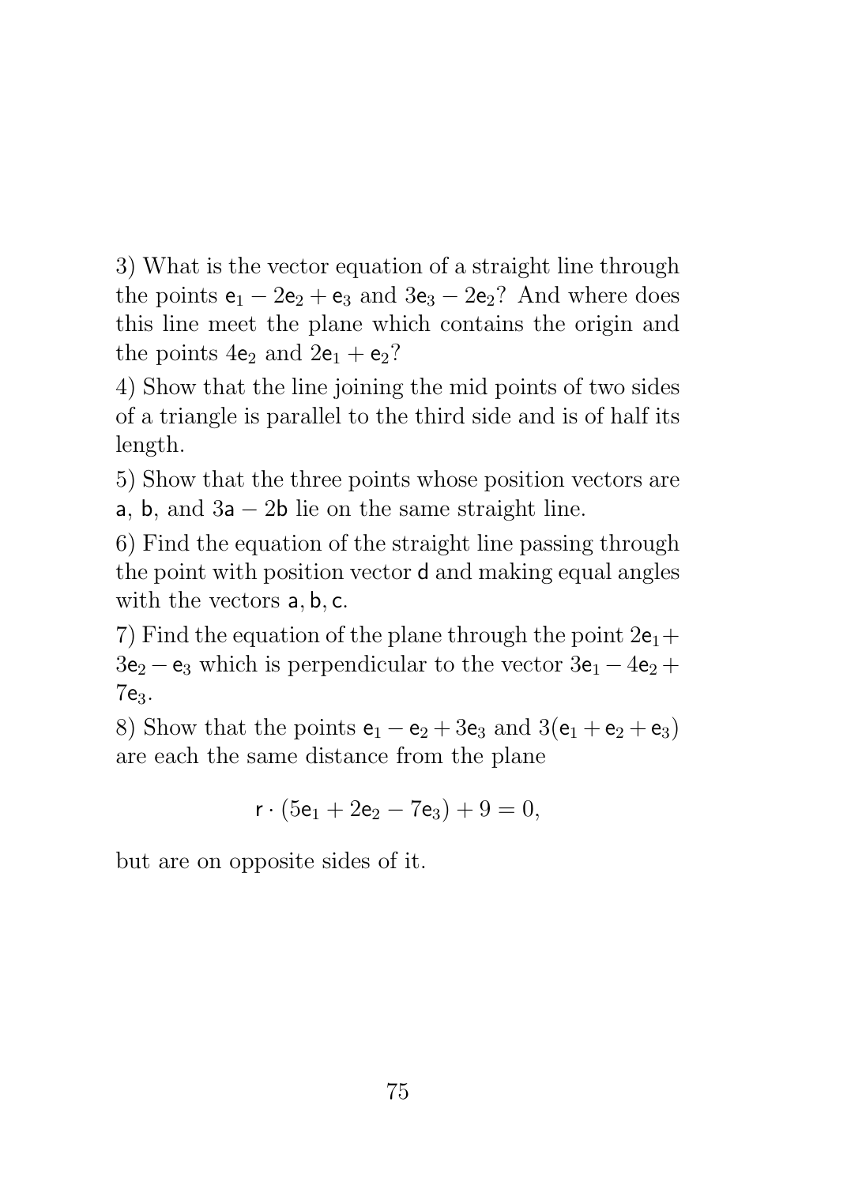3) What is the vector equation of a straight line through the points $\mathsf{e}_1 - 2\mathsf{e}_2 + \mathsf{e}_3$ and $3\mathsf{e}_3 - 2\mathsf{e}_2$? And where does this line meet the plane which contains the origin and the points $4\mathsf{e}_2$ and $2\mathsf{e}_1 + \mathsf{e}_2$?

4) Show that the line joining the mid points of two sides of a triangle is parallel to the third side and is of half its length.

5) Show that the three points whose position vectors are $\mathsf{a}$, $\mathsf{b}$, and $3\mathsf{a} - 2\mathsf{b}$ lie on the same straight line.

6) Find the equation of the straight line passing through the point with position vector $\mathsf{d}$ and making equal angles with the vectors $\mathsf{a}, \mathsf{b}, \mathsf{c}$.

7) Find the equation of the plane through the point $2\mathsf{e}_1 + 3\mathsf{e}_2 - \mathsf{e}_3$ which is perpendicular to the vector $3\mathsf{e}_1 - 4\mathsf{e}_2 + 7\mathsf{e}_3$.

8) Show that the points $\mathsf{e}_1 - \mathsf{e}_2 + 3\mathsf{e}_3$ and $3(\mathsf{e}_1 + \mathsf{e}_2 + \mathsf{e}_3)$ are each the same distance from the plane

$$\mathsf{r} \cdot (5\mathsf{e}_1 + 2\mathsf{e}_2 - 7\mathsf{e}_3) + 9 = 0,$$

but are on opposite sides of it.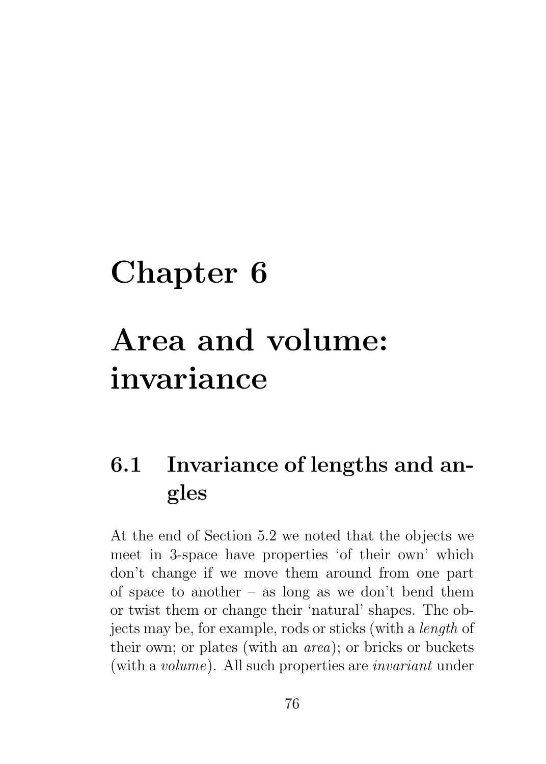# Chapter 6

# Area and volume: invariance

## 6.1 Invariance of lengths and angles

At the end of Section 5.2 we noted that the objects we meet in 3-space have properties 'of their own' which don't change if we move them around from one part of space to another – as long as we don't bend them or twist them or change their 'natural' shapes. The objects may be, for example, rods or sticks (with a *length* of their own; or plates (with an *area*); or bricks or buckets (with a *volume*). All such properties are *invariant* under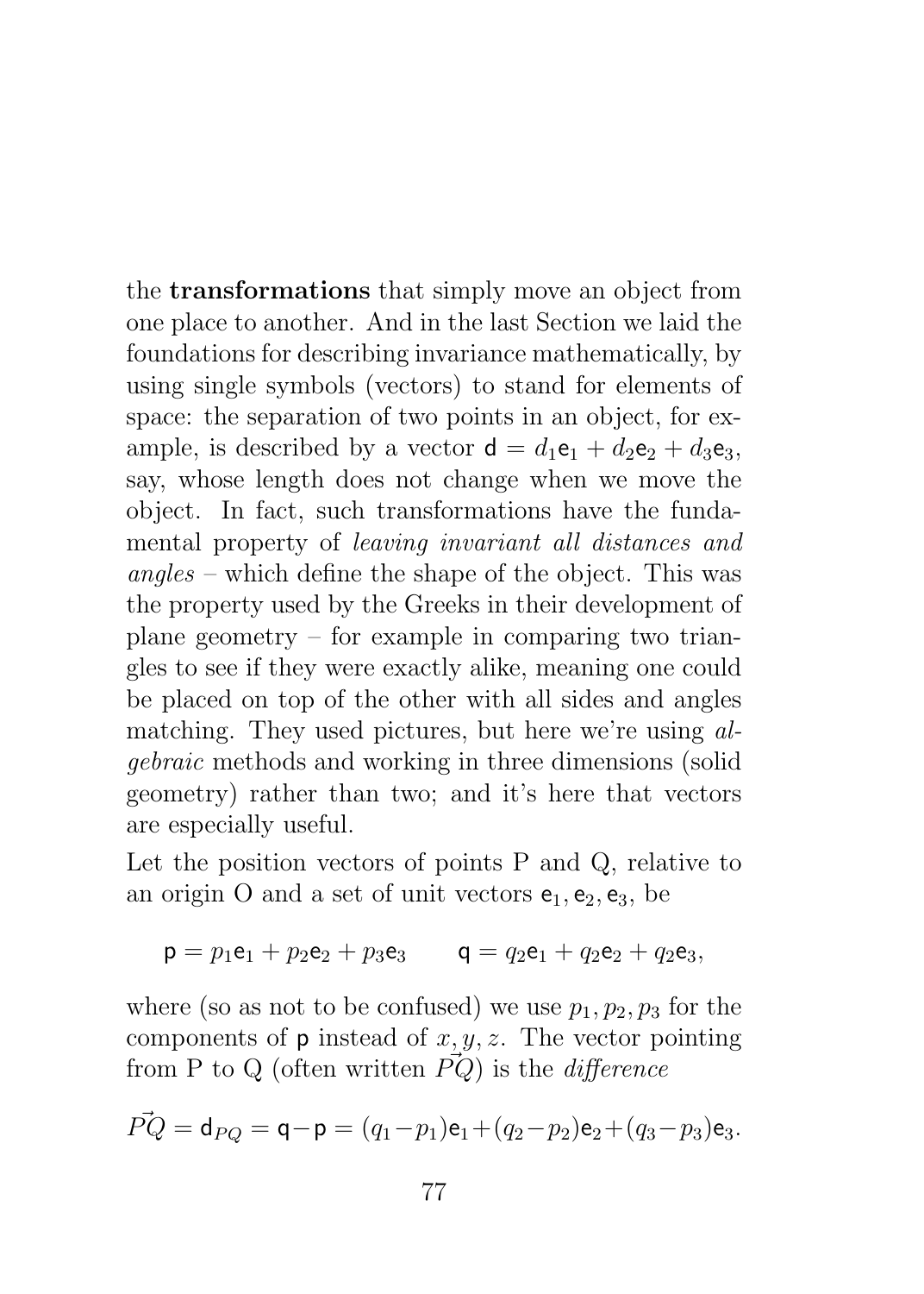the **transformations** that simply move an object from one place to another. And in the last Section we laid the foundations for describing invariance mathematically, by using single symbols (vectors) to stand for elements of space: the separation of two points in an object, for example, is described by a vector $\mathsf{d} = d_1\mathsf{e}_1 + d_2\mathsf{e}_2 + d_3\mathsf{e}_3$, say, whose length does not change when we move the object. In fact, such transformations have the fundamental property of *leaving invariant all distances and angles* – which define the shape of the object. This was the property used by the Greeks in their development of plane geometry – for example in comparing two triangles to see if they were exactly alike, meaning one could be placed on top of the other with all sides and angles matching. They used pictures, but here we're using *algebraic* methods and working in three dimensions (solid geometry) rather than two; and it's here that vectors are especially useful.

Let the position vectors of points P and Q, relative to an origin O and a set of unit vectors $\mathsf{e}_1, \mathsf{e}_2, \mathsf{e}_3$, be

$$\mathsf{p} = p_1\mathsf{e}_1 + p_2\mathsf{e}_2 + p_3\mathsf{e}_3 \qquad \mathsf{q} = q_2\mathsf{e}_1 + q_2\mathsf{e}_2 + q_2\mathsf{e}_3,$$

where (so as not to be confused) we use $p_1, p_2, p_3$ for the components of $\mathsf{p}$ instead of $x, y, z$. The vector pointing from P to Q (often written $\vec{PQ}$) is the *difference*

$$\vec{PQ} = \mathsf{d}_{PQ} = \mathsf{q} - \mathsf{p} = (q_1 - p_1)\mathsf{e}_1 + (q_2 - p_2)\mathsf{e}_2 + (q_3 - p_3)\mathsf{e}_3.$$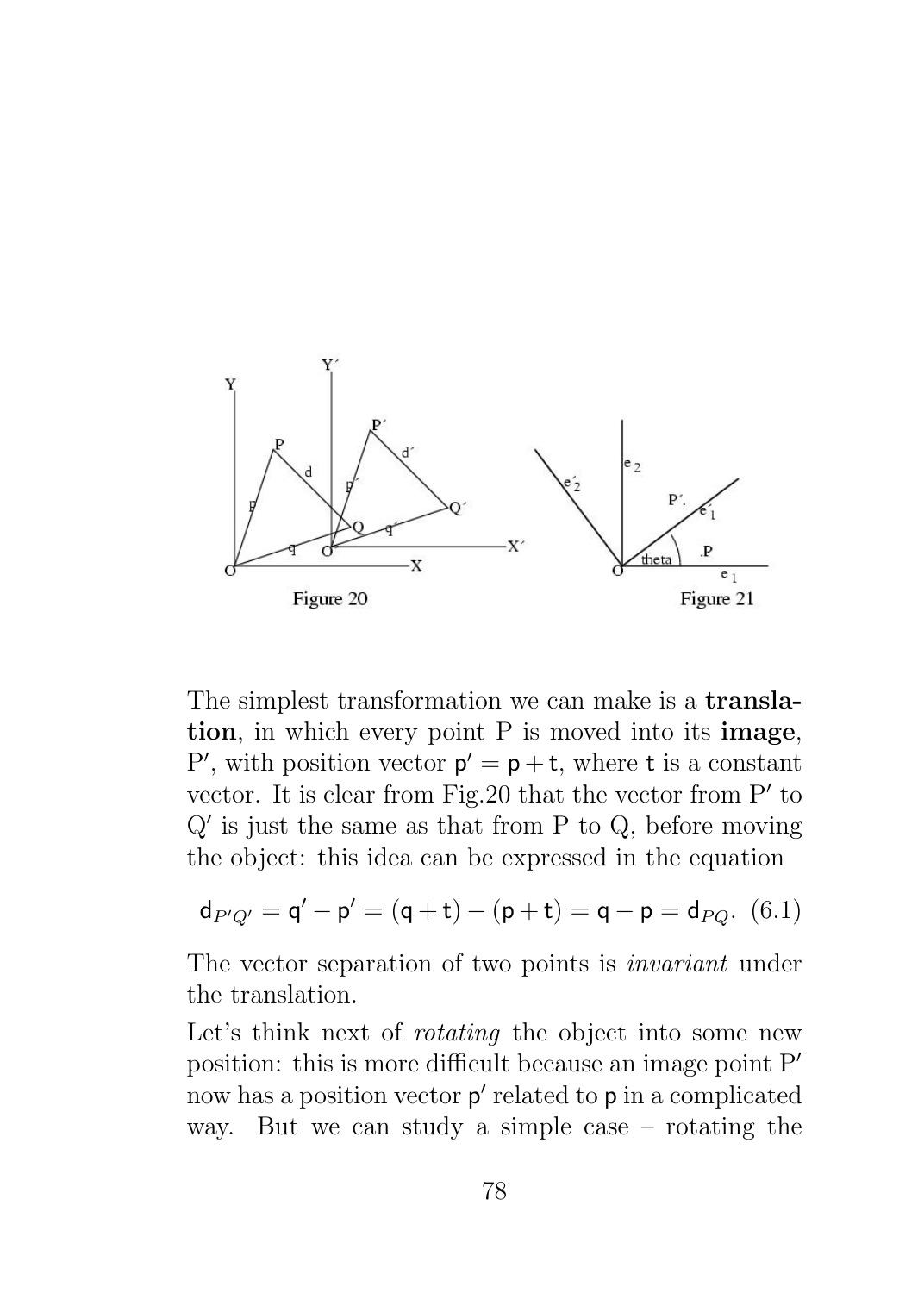Figure 20

Figure 21

The simplest transformation we can make is a **translation**, in which every point P is moved into its **image**, P′, with position vector $\mathsf{p}' = \mathsf{p} + \mathsf{t}$, where $\mathsf{t}$ is a constant vector. It is clear from Fig.20 that the vector from P′ to Q′ is just the same as that from P to Q, before moving the object: this idea can be expressed in the equation

$$\mathsf{d}_{P'Q'} = \mathsf{q}' - \mathsf{p}' = (\mathsf{q} + \mathsf{t}) - (\mathsf{p} + \mathsf{t}) = \mathsf{q} - \mathsf{p} = \mathsf{d}_{PQ}. \quad (6.1)$$

The vector separation of two points is *invariant* under the translation.

Let's think next of *rotating* the object into some new position: this is more difficult because an image point P′ now has a position vector $\mathsf{p}'$ related to $\mathsf{p}$ in a complicated way. But we can study a simple case – rotating the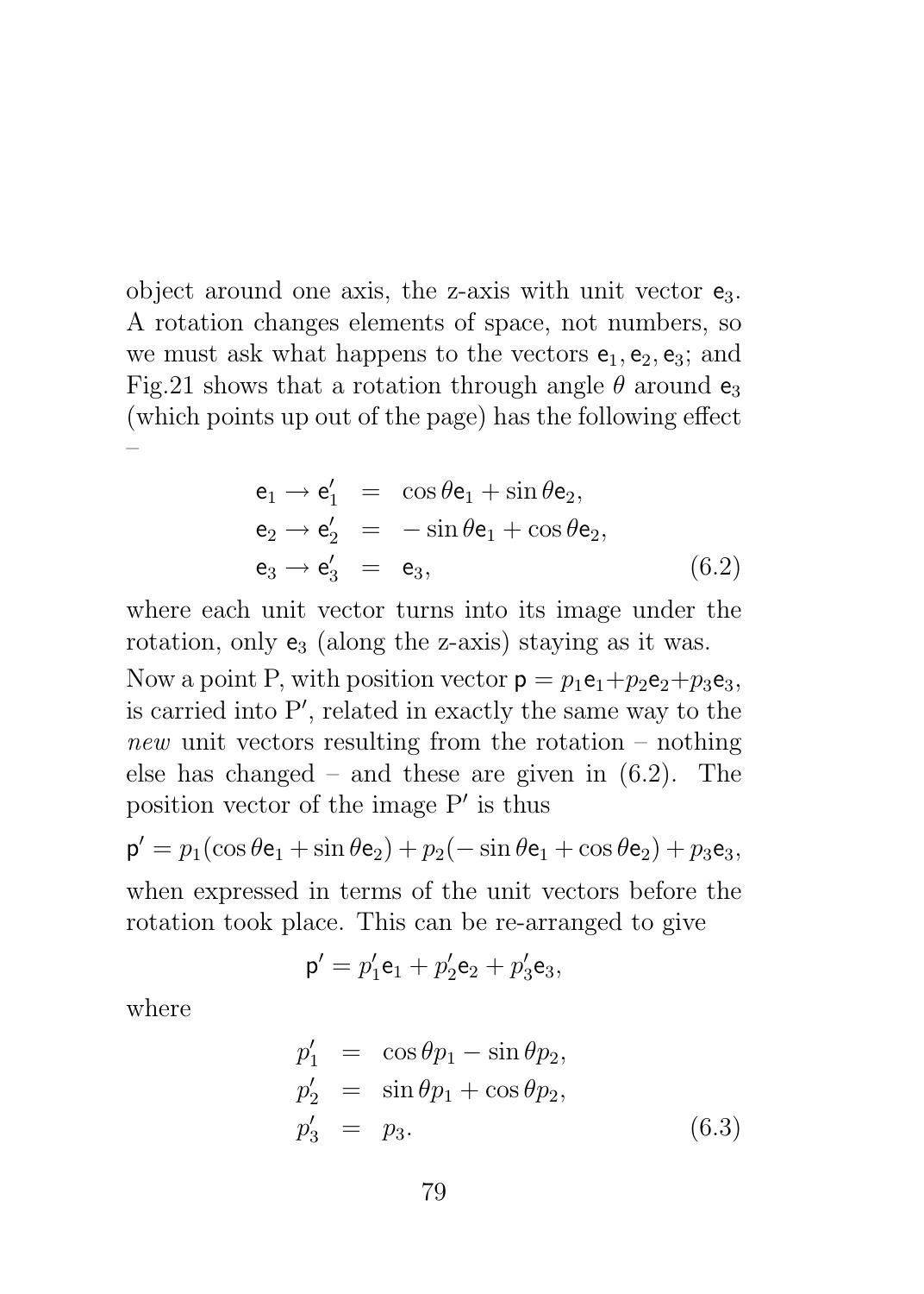object around one axis, the z-axis with unit vector $\mathsf{e}_3$. A rotation changes elements of space, not numbers, so we must ask what happens to the vectors $\mathsf{e}_1, \mathsf{e}_2, \mathsf{e}_3$; and Fig.21 shows that a rotation through angle $\theta$ around $\mathsf{e}_3$ (which points up out of the page) has the following effect –

$$
\begin{aligned}
\mathsf{e}_1 \to \mathsf{e}_1' &= \cos\theta \mathsf{e}_1 + \sin\theta \mathsf{e}_2, \\
\mathsf{e}_2 \to \mathsf{e}_2' &= -\sin\theta \mathsf{e}_1 + \cos\theta \mathsf{e}_2, \\
\mathsf{e}_3 \to \mathsf{e}_3' &= \mathsf{e}_3, \qquad (6.2)
\end{aligned}
$$

where each unit vector turns into its image under the rotation, only $\mathsf{e}_3$ (along the z-axis) staying as it was.

Now a point P, with position vector $\mathsf{p} = p_1\mathsf{e}_1 + p_2\mathsf{e}_2 + p_3\mathsf{e}_3$, is carried into P′, related in exactly the same way to the *new* unit vectors resulting from the rotation – nothing else has changed – and these are given in (6.2). The position vector of the image P′ is thus

$$\mathsf{p}' = p_1(\cos\theta \mathsf{e}_1 + \sin\theta \mathsf{e}_2) + p_2(-\sin\theta \mathsf{e}_1 + \cos\theta \mathsf{e}_2) + p_3\mathsf{e}_3,$$

when expressed in terms of the unit vectors before the rotation took place. This can be re-arranged to give

$$\mathsf{p}' = p_1'\mathsf{e}_1 + p_2'\mathsf{e}_2 + p_3'\mathsf{e}_3,$$

where

$$
\begin{aligned}
p_1' &= \cos\theta p_1 - \sin\theta p_2, \\
p_2' &= \sin\theta p_1 + \cos\theta p_2, \\
p_3' &= p_3. \qquad (6.3)
\end{aligned}
$$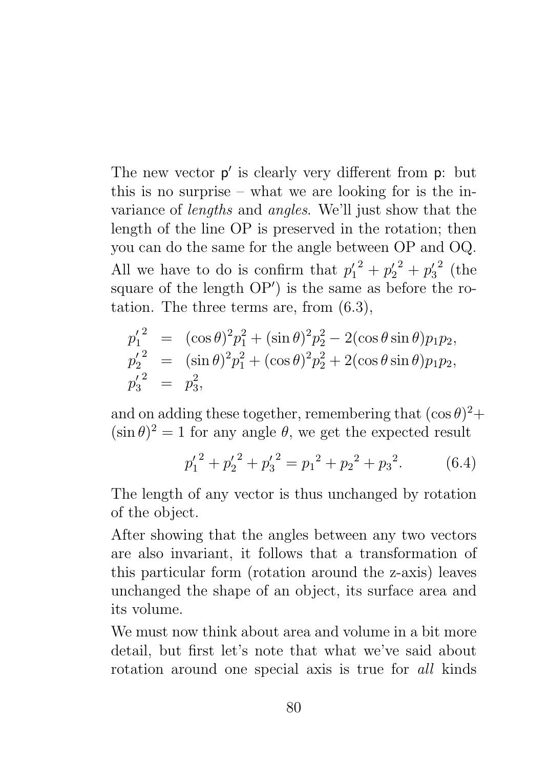The new vector $\mathsf{p}'$ is clearly very different from $\mathsf{p}$: but this is no surprise – what we are looking for is the invariance of *lengths* and *angles.* We'll just show that the length of the line OP is preserved in the rotation; then you can do the same for the angle between OP and OQ. All we have to do is confirm that ${p'_1}^2 + {p'_2}^2 + {p'_3}^2$ (the square of the length OP′) is the same as before the rotation. The three terms are, from (6.3),

$$
\begin{aligned}
{p'_1}^2 &= (\cos\theta)^2 p_1^2 + (\sin\theta)^2 p_2^2 - 2(\cos\theta\sin\theta)p_1p_2, \\
{p'_2}^2 &= (\sin\theta)^2 p_1^2 + (\cos\theta)^2 p_2^2 + 2(\cos\theta\sin\theta)p_1p_2, \\
{p'_3}^2 &= p_3^2,
\end{aligned}
$$

and on adding these together, remembering that $(\cos\theta)^2 + (\sin\theta)^2 = 1$ for any angle $\theta$, we get the expected result

$$
{p'_1}^2 + {p'_2}^2 + {p'_3}^2 = {p_1}^2 + {p_2}^2 + {p_3}^2. \qquad (6.4)
$$

The length of any vector is thus unchanged by rotation of the object.

After showing that the angles between any two vectors are also invariant, it follows that a transformation of this particular form (rotation around the z-axis) leaves unchanged the shape of an object, its surface area and its volume.

We must now think about area and volume in a bit more detail, but first let's note that what we've said about rotation around one special axis is true for *all* kinds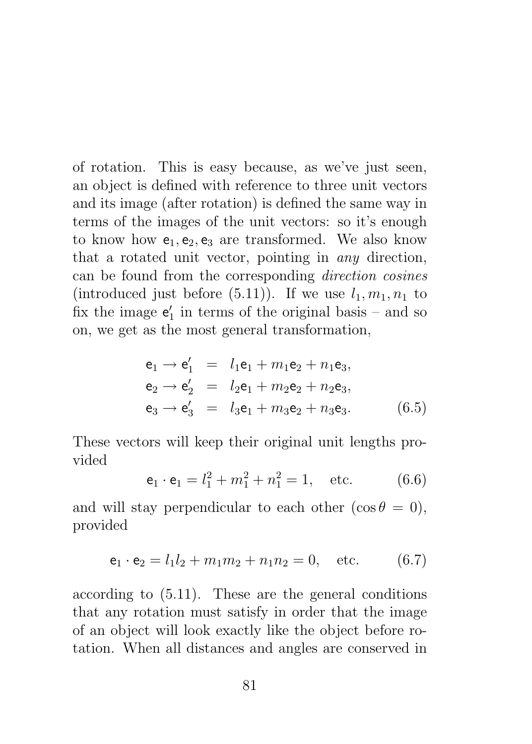of rotation. This is easy because, as we've just seen, an object is defined with reference to three unit vectors and its image (after rotation) is defined the same way in terms of the images of the unit vectors: so it's enough to know how $\mathsf{e}_1, \mathsf{e}_2, \mathsf{e}_3$ are transformed. We also know that a rotated unit vector, pointing in *any* direction, can be found from the corresponding *direction cosines* (introduced just before (5.11)). If we use $l_1, m_1, n_1$ to fix the image $\mathsf{e}'_1$ in terms of the original basis – and so on, we get as the most general transformation,

$$
\begin{aligned}
\mathsf{e}_1 \to \mathsf{e}'_1 &= l_1\mathsf{e}_1 + m_1\mathsf{e}_2 + n_1\mathsf{e}_3, \\
\mathsf{e}_2 \to \mathsf{e}'_2 &= l_2\mathsf{e}_1 + m_2\mathsf{e}_2 + n_2\mathsf{e}_3, \\
\mathsf{e}_3 \to \mathsf{e}'_3 &= l_3\mathsf{e}_1 + m_3\mathsf{e}_2 + n_3\mathsf{e}_3.
\end{aligned}
\qquad (6.5)
$$

These vectors will keep their original unit lengths provided

$$\mathsf{e}_1 \cdot \mathsf{e}_1 = l_1^2 + m_1^2 + n_1^2 = 1, \quad \text{etc.} \qquad (6.6)$$

and will stay perpendicular to each other ($\cos\theta = 0$), provided

$$\mathsf{e}_1 \cdot \mathsf{e}_2 = l_1 l_2 + m_1 m_2 + n_1 n_2 = 0, \quad \text{etc.} \qquad (6.7)$$

according to (5.11). These are the general conditions that any rotation must satisfy in order that the image of an object will look exactly like the object before rotation. When all distances and angles are conserved in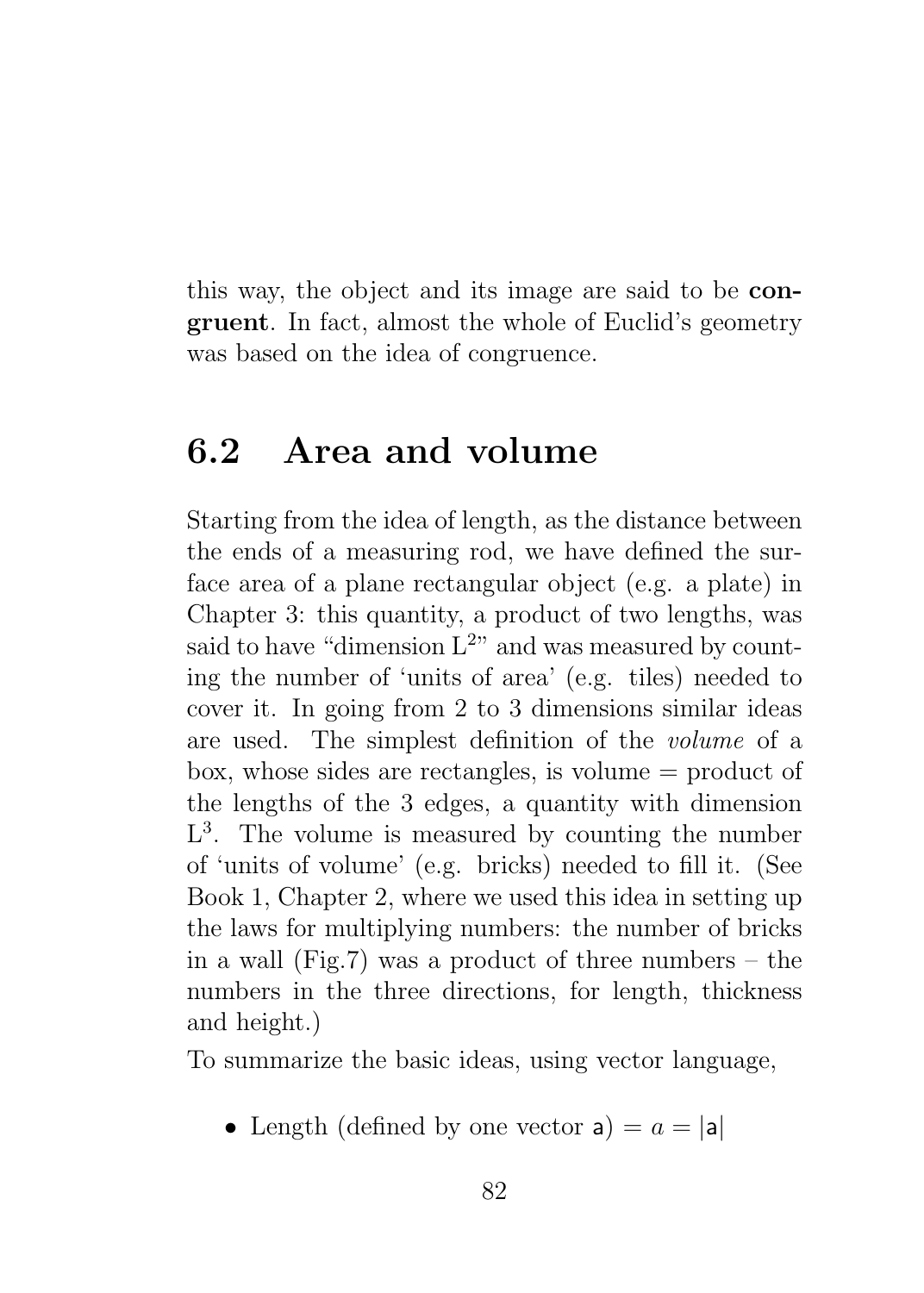this way, the object and its image are said to be **congruent**. In fact, almost the whole of Euclid's geometry was based on the idea of congruence.

## 6.2 Area and volume

Starting from the idea of length, as the distance between the ends of a measuring rod, we have defined the surface area of a plane rectangular object (e.g. a plate) in Chapter 3: this quantity, a product of two lengths, was said to have "dimension $L^2$" and was measured by counting the number of 'units of area' (e.g. tiles) needed to cover it. In going from 2 to 3 dimensions similar ideas are used. The simplest definition of the *volume* of a box, whose sides are rectangles, is volume = product of the lengths of the 3 edges, a quantity with dimension $L^3$. The volume is measured by counting the number of 'units of volume' (e.g. bricks) needed to fill it. (See Book 1, Chapter 2, where we used this idea in setting up the laws for multiplying numbers: the number of bricks in a wall (Fig.7) was a product of three numbers – the numbers in the three directions, for length, thickness and height.)

To summarize the basic ideas, using vector language,

- Length (defined by one vector $\mathsf{a}$) $= a = |\mathsf{a}|$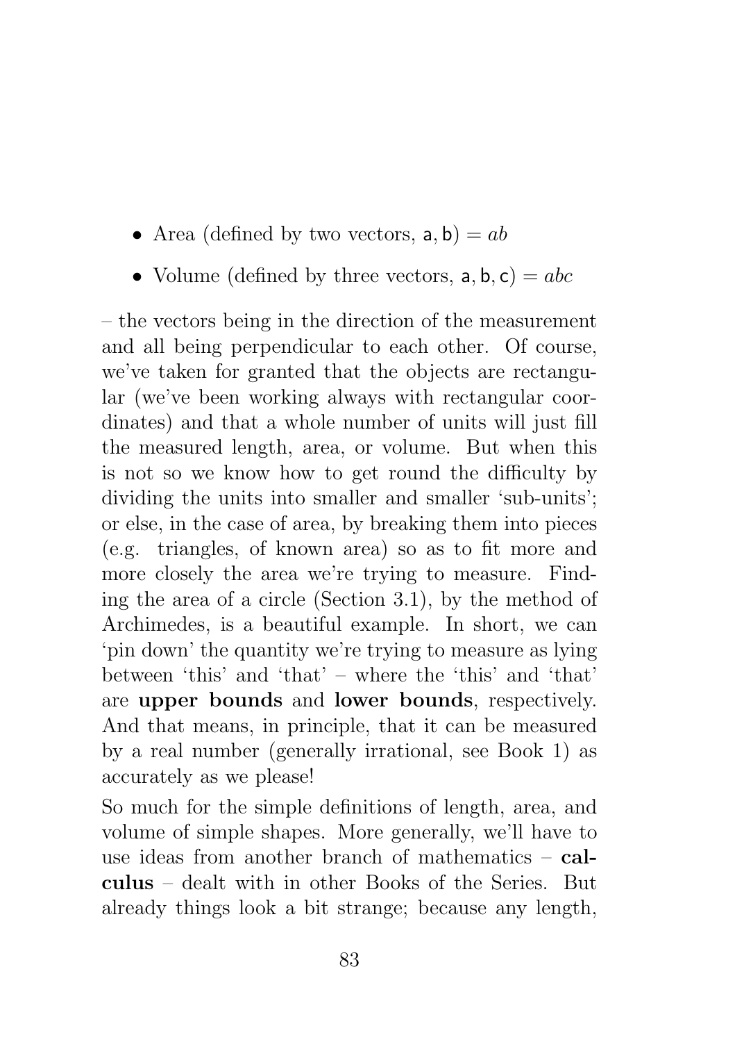- Area (defined by two vectors, $\mathsf{a}, \mathsf{b}) = ab$
- Volume (defined by three vectors, $\mathsf{a}, \mathsf{b}, \mathsf{c}) = abc$

– the vectors being in the direction of the measurement and all being perpendicular to each other. Of course, we've taken for granted that the objects are rectangular (we've been working always with rectangular coordinates) and that a whole number of units will just fill the measured length, area, or volume. But when this is not so we know how to get round the difficulty by dividing the units into smaller and smaller 'sub-units'; or else, in the case of area, by breaking them into pieces (e.g. triangles, of known area) so as to fit more and more closely the area we're trying to measure. Finding the area of a circle (Section 3.1), by the method of Archimedes, is a beautiful example. In short, we can 'pin down' the quantity we're trying to measure as lying between 'this' and 'that' – where the 'this' and 'that' are **upper bounds** and **lower bounds**, respectively. And that means, in principle, that it can be measured by a real number (generally irrational, see Book 1) as accurately as we please!

So much for the simple definitions of length, area, and volume of simple shapes. More generally, we'll have to use ideas from another branch of mathematics – **calculus** – dealt with in other Books of the Series. But already things look a bit strange; because any length,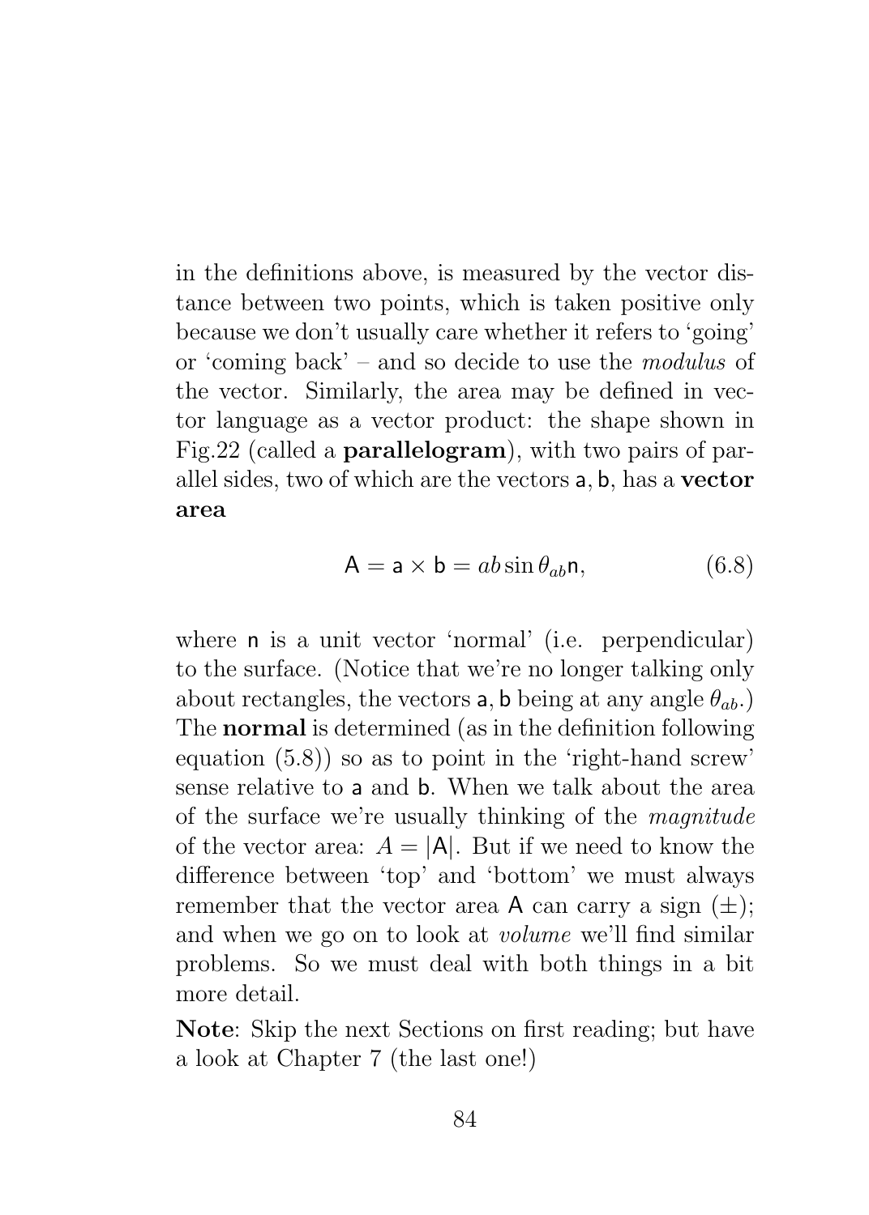in the definitions above, is measured by the vector distance between two points, which is taken positive only because we don't usually care whether it refers to 'going' or 'coming back' – and so decide to use the *modulus* of the vector. Similarly, the area may be defined in vector language as a vector product: the shape shown in Fig.22 (called a **parallelogram**), with two pairs of parallel sides, two of which are the vectors $\mathsf{a}, \mathsf{b}$, has a **vector area**

$$\mathsf{A} = \mathsf{a} \times \mathsf{b} = ab \sin\theta_{ab}\mathsf{n}, \tag{6.8}$$

where $\mathsf{n}$ is a unit vector 'normal' (i.e. perpendicular) to the surface. (Notice that we're no longer talking only about rectangles, the vectors $\mathsf{a}, \mathsf{b}$ being at any angle $\theta_{ab}$.) The **normal** is determined (as in the definition following equation (5.8)) so as to point in the 'right-hand screw' sense relative to $\mathsf{a}$ and $\mathsf{b}$. When we talk about the area of the surface we're usually thinking of the *magnitude* of the vector area: $A = |\mathsf{A}|$. But if we need to know the difference between 'top' and 'bottom' we must always remember that the vector area $\mathsf{A}$ can carry a sign $(\pm)$; and when we go on to look at *volume* we'll find similar problems. So we must deal with both things in a bit more detail.

**Note**: Skip the next Sections on first reading; but have a look at Chapter 7 (the last one!)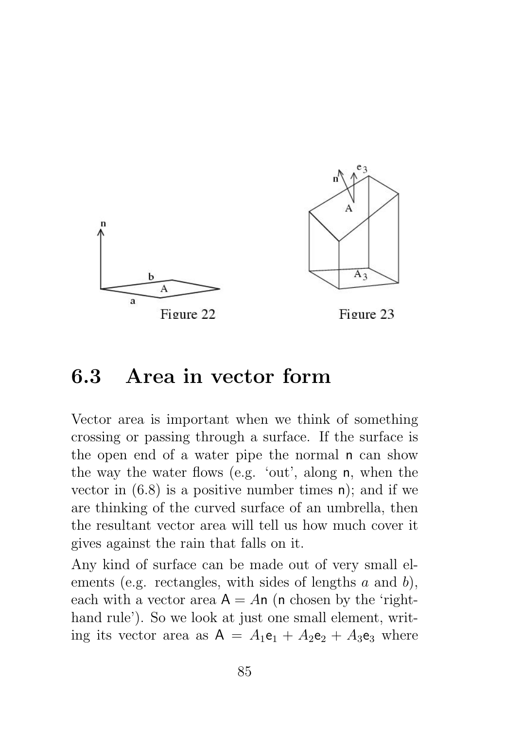Figure 22

Figure 23

## 6.3 Area in vector form

Vector area is important when we think of something crossing or passing through a surface. If the surface is the open end of a water pipe the normal $\mathsf{n}$ can show the way the water flows (e.g. 'out', along $\mathsf{n}$, when the vector in (6.8) is a positive number times $\mathsf{n}$); and if we are thinking of the curved surface of an umbrella, then the resultant vector area will tell us how much cover it gives against the rain that falls on it.

Any kind of surface can be made out of very small elements (e.g. rectangles, with sides of lengths $a$ and $b$), each with a vector area $\mathsf{A} = A\mathsf{n}$ ($\mathsf{n}$ chosen by the 'right-hand rule'). So we look at just one small element, writing its vector area as $\mathsf{A} = A_1\mathsf{e}_1 + A_2\mathsf{e}_2 + A_3\mathsf{e}_3$ where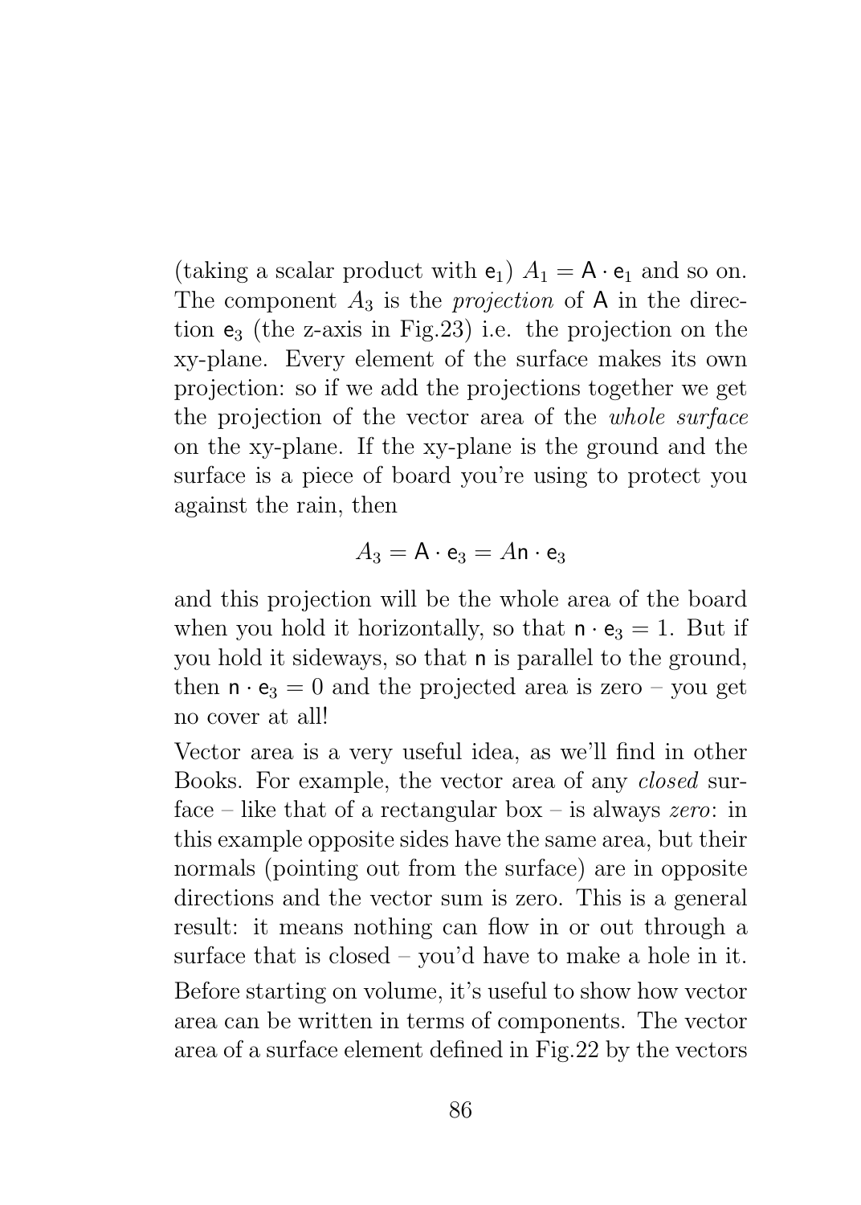(taking a scalar product with $\mathsf{e}_1$) $A_1 = \mathsf{A} \cdot \mathsf{e}_1$ and so on. The component $A_3$ is the *projection* of $\mathsf{A}$ in the direction $\mathsf{e}_3$ (the z-axis in Fig.23) i.e. the projection on the xy-plane. Every element of the surface makes its own projection: so if we add the projections together we get the projection of the vector area of the *whole surface* on the xy-plane. If the xy-plane is the ground and the surface is a piece of board you're using to protect you against the rain, then

$$A_3 = \mathsf{A} \cdot \mathsf{e}_3 = A\mathsf{n} \cdot \mathsf{e}_3$$

and this projection will be the whole area of the board when you hold it horizontally, so that $\mathsf{n} \cdot \mathsf{e}_3 = 1$. But if you hold it sideways, so that $\mathsf{n}$ is parallel to the ground, then $\mathsf{n} \cdot \mathsf{e}_3 = 0$ and the projected area is zero – you get no cover at all!

Vector area is a very useful idea, as we'll find in other Books. For example, the vector area of any *closed* surface – like that of a rectangular box – is always *zero*: in this example opposite sides have the same area, but their normals (pointing out from the surface) are in opposite directions and the vector sum is zero. This is a general result: it means nothing can flow in or out through a surface that is closed – you'd have to make a hole in it.

Before starting on volume, it's useful to show how vector area can be written in terms of components. The vector area of a surface element defined in Fig.22 by the vectors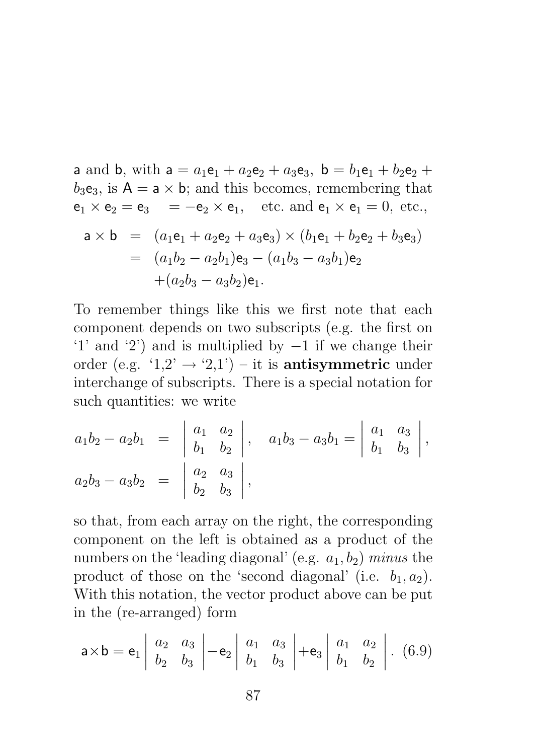$\mathsf{a}$ and $\mathsf{b}$, with $\mathsf{a} = a_1\mathsf{e}_1 + a_2\mathsf{e}_2 + a_3\mathsf{e}_3$, $\mathsf{b} = b_1\mathsf{e}_1 + b_2\mathsf{e}_2 + b_3\mathsf{e}_3$, is $\mathsf{A} = \mathsf{a} \times \mathsf{b}$; and this becomes, remembering that $\mathsf{e}_1 \times \mathsf{e}_2 = \mathsf{e}_3 \quad = -\mathsf{e}_2 \times \mathsf{e}_1$, etc. and $\mathsf{e}_1 \times \mathsf{e}_1 = 0$, etc.,

$$\begin{aligned}
\mathsf{a} \times \mathsf{b} &= (a_1\mathsf{e}_1 + a_2\mathsf{e}_2 + a_3\mathsf{e}_3) \times (b_1\mathsf{e}_1 + b_2\mathsf{e}_2 + b_3\mathsf{e}_3) \\
&= (a_1b_2 - a_2b_1)\mathsf{e}_3 - (a_1b_3 - a_3b_1)\mathsf{e}_2 \\
&\quad +(a_2b_3 - a_3b_2)\mathsf{e}_1.
\end{aligned}$$

To remember things like this we first note that each component depends on two subscripts (e.g. the first on '1' and '2') and is multiplied by $-1$ if we change their order (e.g. '1,2' $\rightarrow$ '2,1') – it is **antisymmetric** under interchange of subscripts. There is a special notation for such quantities: we write

$$\begin{aligned}
a_1b_2 - a_2b_1 &= \begin{vmatrix} a_1 & a_2 \\ b_1 & b_2 \end{vmatrix}, \quad a_1b_3 - a_3b_1 = \begin{vmatrix} a_1 & a_3 \\ b_1 & b_3 \end{vmatrix}, \\
a_2b_3 - a_3b_2 &= \begin{vmatrix} a_2 & a_3 \\ b_2 & b_3 \end{vmatrix},
\end{aligned}$$

so that, from each array on the right, the corresponding component on the left is obtained as a product of the numbers on the 'leading diagonal' (e.g. $a_1, b_2$) *minus* the product of those on the 'second diagonal' (i.e. $b_1, a_2$). With this notation, the vector product above can be put in the (re-arranged) form

$$\mathsf{a}\times\mathsf{b} = \mathsf{e}_1 \begin{vmatrix} a_2 & a_3 \\ b_2 & b_3 \end{vmatrix} - \mathsf{e}_2 \begin{vmatrix} a_1 & a_3 \\ b_1 & b_3 \end{vmatrix} + \mathsf{e}_3 \begin{vmatrix} a_1 & a_2 \\ b_1 & b_2 \end{vmatrix}. \quad (6.9)$$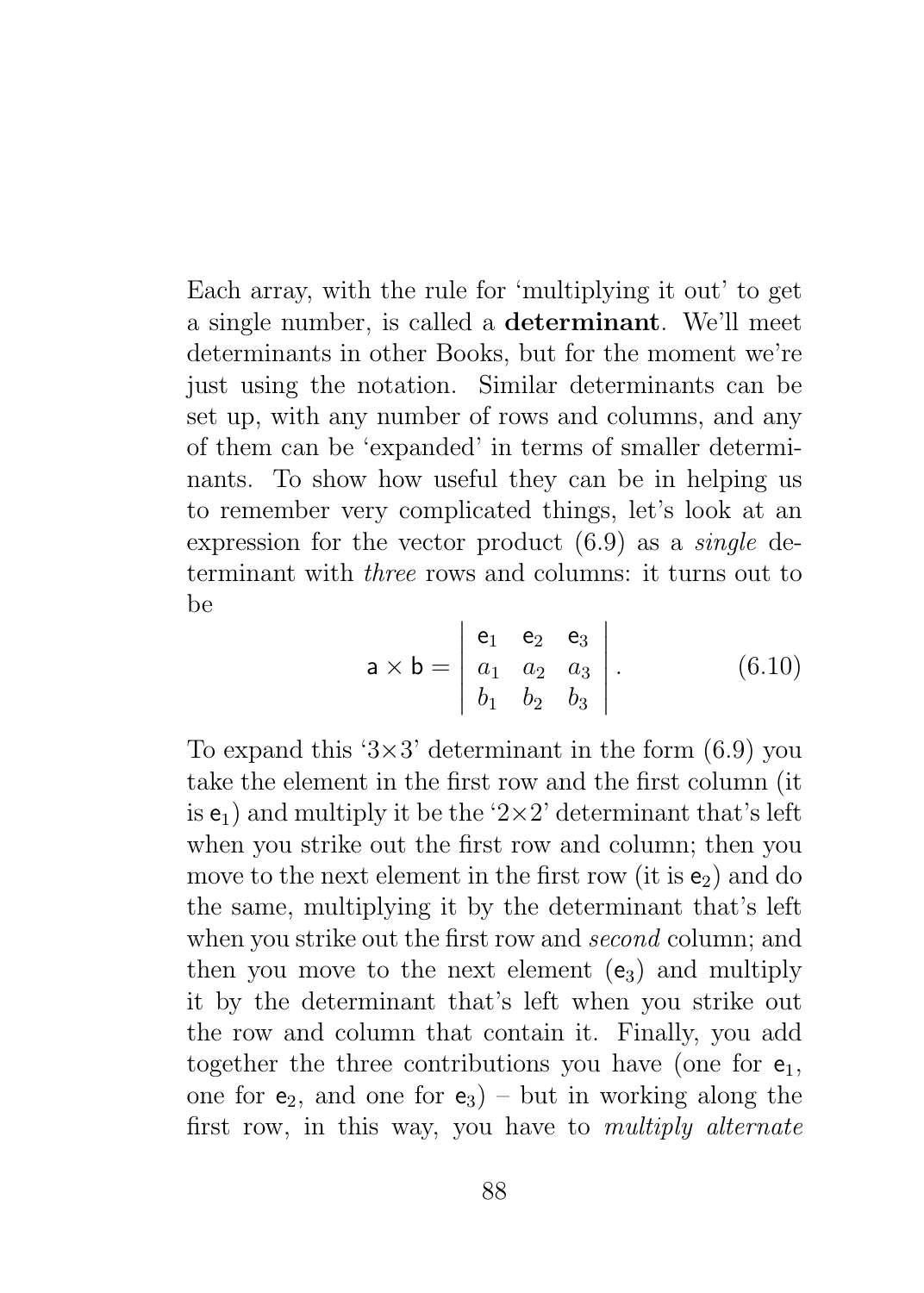Each array, with the rule for 'multiplying it out' to get a single number, is called a **determinant**. We'll meet determinants in other Books, but for the moment we're just using the notation. Similar determinants can be set up, with any number of rows and columns, and any of them can be 'expanded' in terms of smaller determinants. To show how useful they can be in helping us to remember very complicated things, let's look at an expression for the vector product (6.9) as a *single* determinant with *three* rows and columns: it turns out to be

$$\mathsf{a} \times \mathsf{b} = \begin{vmatrix} \mathsf{e}_1 & \mathsf{e}_2 & \mathsf{e}_3 \\ a_1 & a_2 & a_3 \\ b_1 & b_2 & b_3 \end{vmatrix}. \qquad (6.10)$$

To expand this '3×3' determinant in the form (6.9) you take the element in the first row and the first column (it is $\mathsf{e}_1$) and multiply it be the '2×2' determinant that's left when you strike out the first row and column; then you move to the next element in the first row (it is $\mathsf{e}_2$) and do the same, multiplying it by the determinant that's left when you strike out the first row and *second* column; and then you move to the next element ($\mathsf{e}_3$) and multiply it by the determinant that's left when you strike out the row and column that contain it. Finally, you add together the three contributions you have (one for $\mathsf{e}_1$, one for $\mathsf{e}_2$, and one for $\mathsf{e}_3$) – but in working along the first row, in this way, you have to *multiply alternate*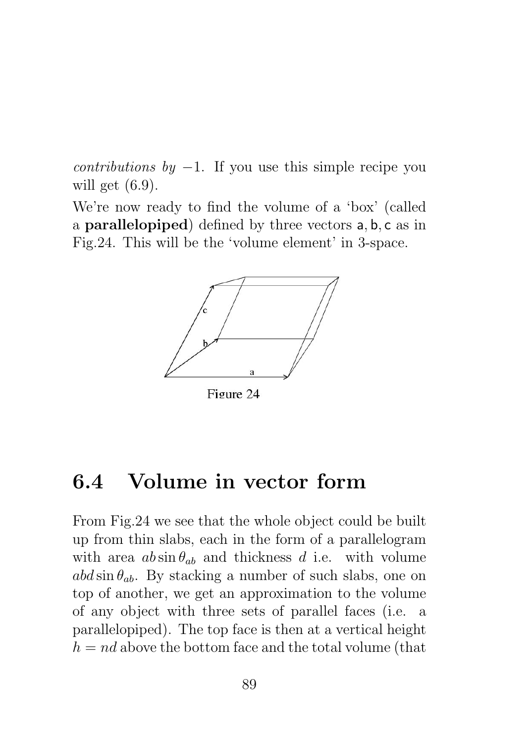*contributions by* $-1$. If you use this simple recipe you will get (6.9).

We're now ready to find the volume of a 'box' (called a **parallelopiped**) defined by three vectors $\mathsf{a}, \mathsf{b}, \mathsf{c}$ as in Fig.24. This will be the 'volume element' in 3-space.

Figure 24

## 6.4 Volume in vector form

From Fig.24 we see that the whole object could be built up from thin slabs, each in the form of a parallelogram with area $ab \sin \theta_{ab}$ and thickness $d$ i.e. with volume $abd \sin \theta_{ab}$. By stacking a number of such slabs, one on top of another, we get an approximation to the volume of any object with three sets of parallel faces (i.e. a parallelopiped). The top face is then at a vertical height $h = nd$ above the bottom face and the total volume (that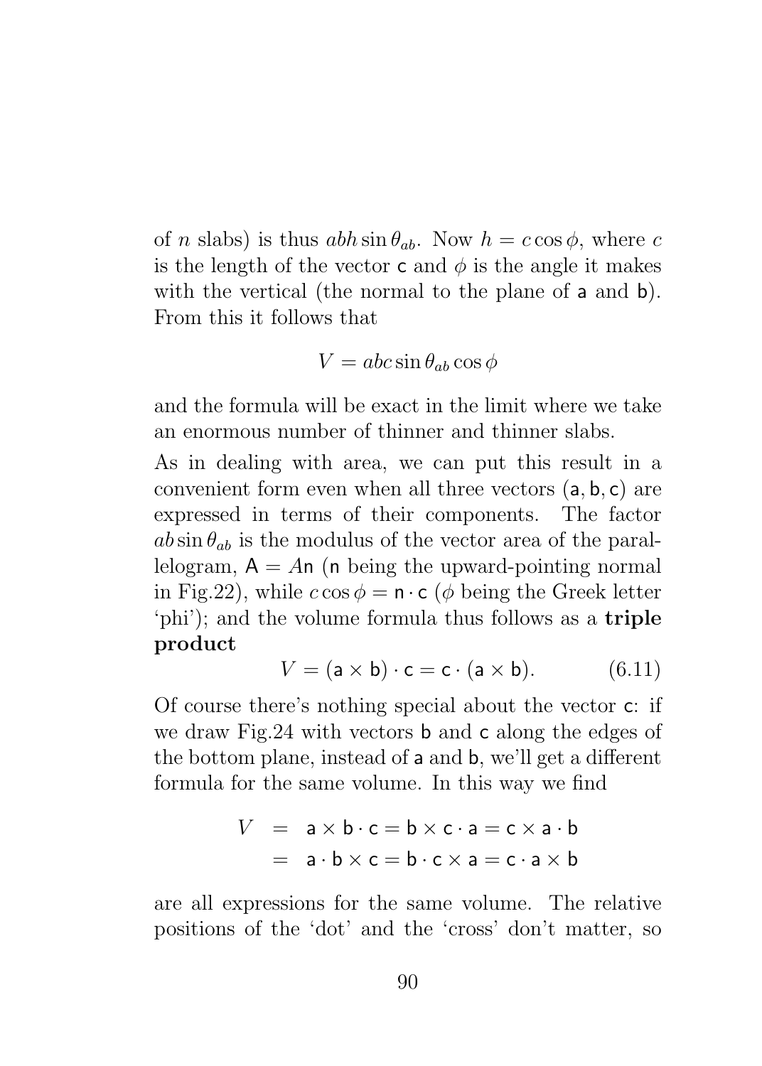of $n$ slabs) is thus $abh \sin \theta_{ab}$. Now $h = c \cos \phi$, where $c$ is the length of the vector $\mathsf{c}$ and $\phi$ is the angle it makes with the vertical (the normal to the plane of $\mathsf{a}$ and $\mathsf{b}$). From this it follows that

$$V = abc \sin \theta_{ab} \cos \phi$$

and the formula will be exact in the limit where we take an enormous number of thinner and thinner slabs.

As in dealing with area, we can put this result in a convenient form even when all three vectors $(\mathsf{a}, \mathsf{b}, \mathsf{c})$ are expressed in terms of their components. The factor $ab \sin \theta_{ab}$ is the modulus of the vector area of the parallelogram, $\mathsf{A} = A\mathsf{n}$ ($\mathsf{n}$ being the upward-pointing normal in Fig.22), while $c \cos \phi = \mathsf{n} \cdot \mathsf{c}$ ($\phi$ being the Greek letter 'phi'); and the volume formula thus follows as a **triple product**

$$V = (\mathsf{a} \times \mathsf{b}) \cdot \mathsf{c} = \mathsf{c} \cdot (\mathsf{a} \times \mathsf{b}). \qquad (6.11)$$

Of course there's nothing special about the vector $\mathsf{c}$: if we draw Fig.24 with vectors $\mathsf{b}$ and $\mathsf{c}$ along the edges of the bottom plane, instead of $\mathsf{a}$ and $\mathsf{b}$, we'll get a different formula for the same volume. In this way we find

$$\begin{aligned} V &= \mathsf{a} \times \mathsf{b} \cdot \mathsf{c} = \mathsf{b} \times \mathsf{c} \cdot \mathsf{a} = \mathsf{c} \times \mathsf{a} \cdot \mathsf{b} \\ &= \mathsf{a} \cdot \mathsf{b} \times \mathsf{c} = \mathsf{b} \cdot \mathsf{c} \times \mathsf{a} = \mathsf{c} \cdot \mathsf{a} \times \mathsf{b} \end{aligned}$$

are all expressions for the same volume. The relative positions of the 'dot' and the 'cross' don't matter, so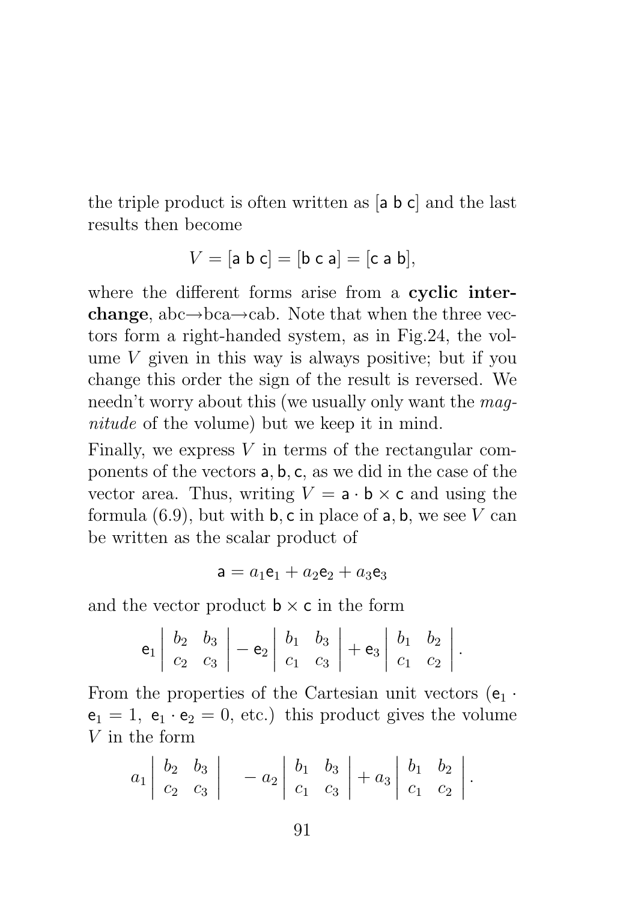the triple product is often written as $[\mathsf{a}\ \mathsf{b}\ \mathsf{c}]$ and the last results then become

$$V = [\mathsf{a}\ \mathsf{b}\ \mathsf{c}] = [\mathsf{b}\ \mathsf{c}\ \mathsf{a}] = [\mathsf{c}\ \mathsf{a}\ \mathsf{b}],$$

where the different forms arise from a **cyclic interchange**, abc→bca→cab. Note that when the three vectors form a right-handed system, as in Fig.24, the volume $V$ given in this way is always positive; but if you change this order the sign of the result is reversed. We needn't worry about this (we usually only want the *magnitude* of the volume) but we keep it in mind.

Finally, we express $V$ in terms of the rectangular components of the vectors $\mathsf{a}, \mathsf{b}, \mathsf{c}$, as we did in the case of the vector area. Thus, writing $V = \mathsf{a} \cdot \mathsf{b} \times \mathsf{c}$ and using the formula (6.9), but with $\mathsf{b}, \mathsf{c}$ in place of $\mathsf{a}, \mathsf{b}$, we see $V$ can be written as the scalar product of

$$\mathsf{a} = a_1\mathsf{e}_1 + a_2\mathsf{e}_2 + a_3\mathsf{e}_3$$

and the vector product $\mathsf{b} \times \mathsf{c}$ in the form

$$\mathsf{e}_1 \begin{vmatrix} b_2 & b_3 \\ c_2 & c_3 \end{vmatrix} - \mathsf{e}_2 \begin{vmatrix} b_1 & b_3 \\ c_1 & c_3 \end{vmatrix} + \mathsf{e}_3 \begin{vmatrix} b_1 & b_2 \\ c_1 & c_2 \end{vmatrix}.$$

From the properties of the Cartesian unit vectors ($\mathsf{e}_1 \cdot \mathsf{e}_1 = 1,\ \mathsf{e}_1 \cdot \mathsf{e}_2 = 0$, etc.) this product gives the volume $V$ in the form

$$a_1 \begin{vmatrix} b_2 & b_3 \\ c_2 & c_3 \end{vmatrix} \quad - a_2 \begin{vmatrix} b_1 & b_3 \\ c_1 & c_3 \end{vmatrix} + a_3 \begin{vmatrix} b_1 & b_2 \\ c_1 & c_2 \end{vmatrix}.$$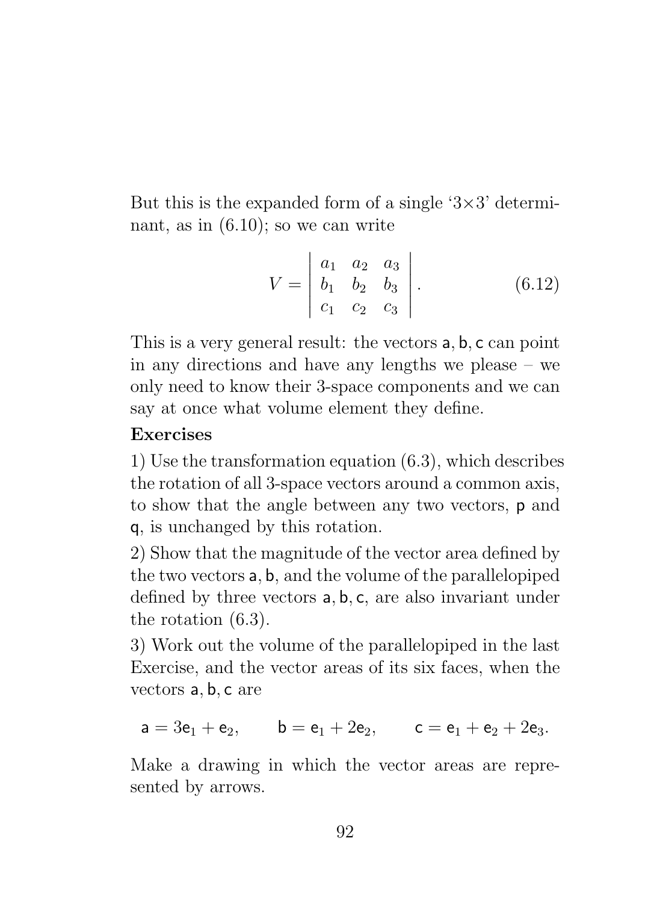But this is the expanded form of a single '3×3' determinant, as in (6.10); so we can write

$$V = \begin{vmatrix} a_1 & a_2 & a_3 \\ b_1 & b_2 & b_3 \\ c_1 & c_2 & c_3 \end{vmatrix}. \tag{6.12}$$

This is a very general result: the vectors $\mathsf{a}, \mathsf{b}, \mathsf{c}$ can point in any directions and have any lengths we please – we only need to know their 3-space components and we can say at once what volume element they define.

**Exercises**

1) Use the transformation equation (6.3), which describes the rotation of all 3-space vectors around a common axis, to show that the angle between any two vectors, $\mathsf{p}$ and $\mathsf{q}$, is unchanged by this rotation.

2) Show that the magnitude of the vector area defined by the two vectors $\mathsf{a}, \mathsf{b}$, and the volume of the parallelopiped defined by three vectors $\mathsf{a}, \mathsf{b}, \mathsf{c}$, are also invariant under the rotation (6.3).

3) Work out the volume of the parallelopiped in the last Exercise, and the vector areas of its six faces, when the vectors $\mathsf{a}, \mathsf{b}, \mathsf{c}$ are

$$\mathsf{a} = 3\mathsf{e}_1 + \mathsf{e}_2, \qquad \mathsf{b} = \mathsf{e}_1 + 2\mathsf{e}_2, \qquad \mathsf{c} = \mathsf{e}_1 + \mathsf{e}_2 + 2\mathsf{e}_3.$$

Make a drawing in which the vector areas are represented by arrows.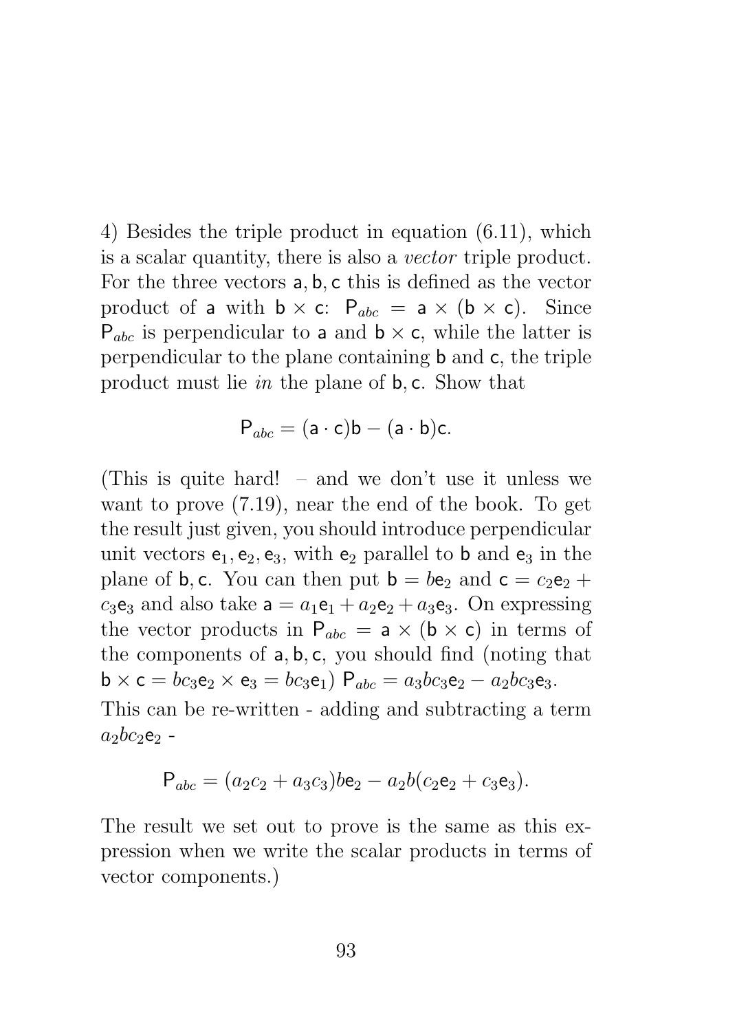4) Besides the triple product in equation (6.11), which is a scalar quantity, there is also a *vector* triple product. For the three vectors $\mathsf{a}, \mathsf{b}, \mathsf{c}$ this is defined as the vector product of $\mathsf{a}$ with $\mathsf{b} \times \mathsf{c}$: $\mathsf{P}_{abc} = \mathsf{a} \times (\mathsf{b} \times \mathsf{c})$. Since $\mathsf{P}_{abc}$ is perpendicular to $\mathsf{a}$ and $\mathsf{b} \times \mathsf{c}$, while the latter is perpendicular to the plane containing $\mathsf{b}$ and $\mathsf{c}$, the triple product must lie *in* the plane of $\mathsf{b}, \mathsf{c}$. Show that

$$\mathsf{P}_{abc} = (\mathsf{a} \cdot \mathsf{c})\mathsf{b} - (\mathsf{a} \cdot \mathsf{b})\mathsf{c}.$$

(This is quite hard! – and we don't use it unless we want to prove (7.19), near the end of the book. To get the result just given, you should introduce perpendicular unit vectors $\mathsf{e}_1, \mathsf{e}_2, \mathsf{e}_3$, with $\mathsf{e}_2$ parallel to $\mathsf{b}$ and $\mathsf{e}_3$ in the plane of $\mathsf{b}, \mathsf{c}$. You can then put $\mathsf{b} = b\mathsf{e}_2$ and $\mathsf{c} = c_2\mathsf{e}_2 + c_3\mathsf{e}_3$ and also take $\mathsf{a} = a_1\mathsf{e}_1 + a_2\mathsf{e}_2 + a_3\mathsf{e}_3$. On expressing the vector products in $\mathsf{P}_{abc} = \mathsf{a} \times (\mathsf{b} \times \mathsf{c})$ in terms of the components of $\mathsf{a}, \mathsf{b}, \mathsf{c}$, you should find (noting that $\mathsf{b} \times \mathsf{c} = bc_3\mathsf{e}_2 \times \mathsf{e}_3 = bc_3\mathsf{e}_1$) $\mathsf{P}_{abc} = a_3bc_3\mathsf{e}_2 - a_2bc_3\mathsf{e}_3$.

This can be re-written - adding and subtracting a term $a_2bc_2\mathsf{e}_2$ -

$$\mathsf{P}_{abc} = (a_2c_2 + a_3c_3)b\mathsf{e}_2 - a_2b(c_2\mathsf{e}_2 + c_3\mathsf{e}_3).$$

The result we set out to prove is the same as this expression when we write the scalar products in terms of vector components.)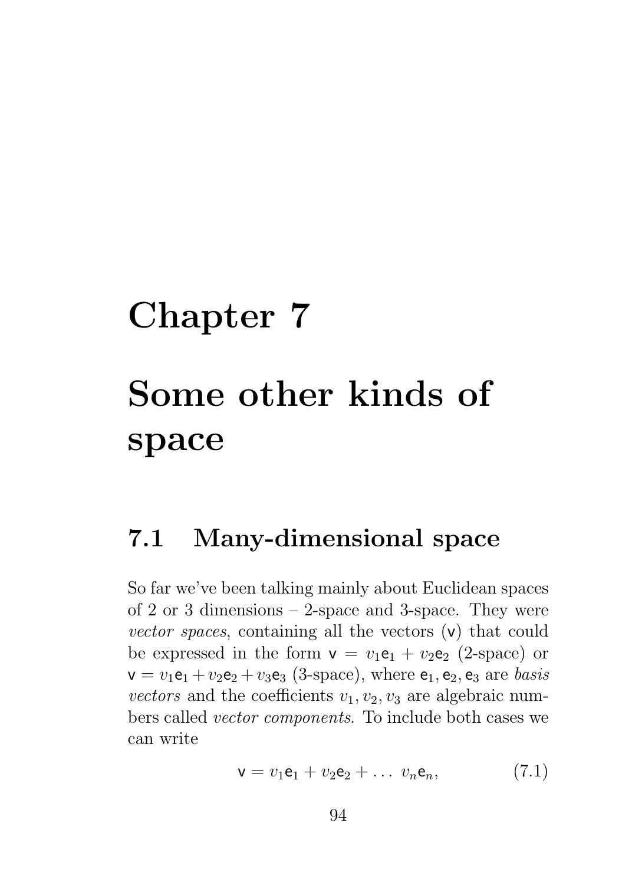# Chapter 7

# Some other kinds of space

## 7.1 Many-dimensional space

So far we've been talking mainly about Euclidean spaces of 2 or 3 dimensions – 2-space and 3-space. They were *vector spaces*, containing all the vectors ($\mathsf{v}$) that could be expressed in the form $\mathsf{v} = v_1\mathsf{e}_1 + v_2\mathsf{e}_2$ (2-space) or $\mathsf{v} = v_1\mathsf{e}_1 + v_2\mathsf{e}_2 + v_3\mathsf{e}_3$ (3-space), where $\mathsf{e}_1, \mathsf{e}_2, \mathsf{e}_3$ are *basis vectors* and the coefficients $v_1, v_2, v_3$ are algebraic numbers called *vector components*. To include both cases we can write

$$\mathsf{v} = v_1\mathsf{e}_1 + v_2\mathsf{e}_2 + \ldots\ v_n\mathsf{e}_n, \tag{7.1}$$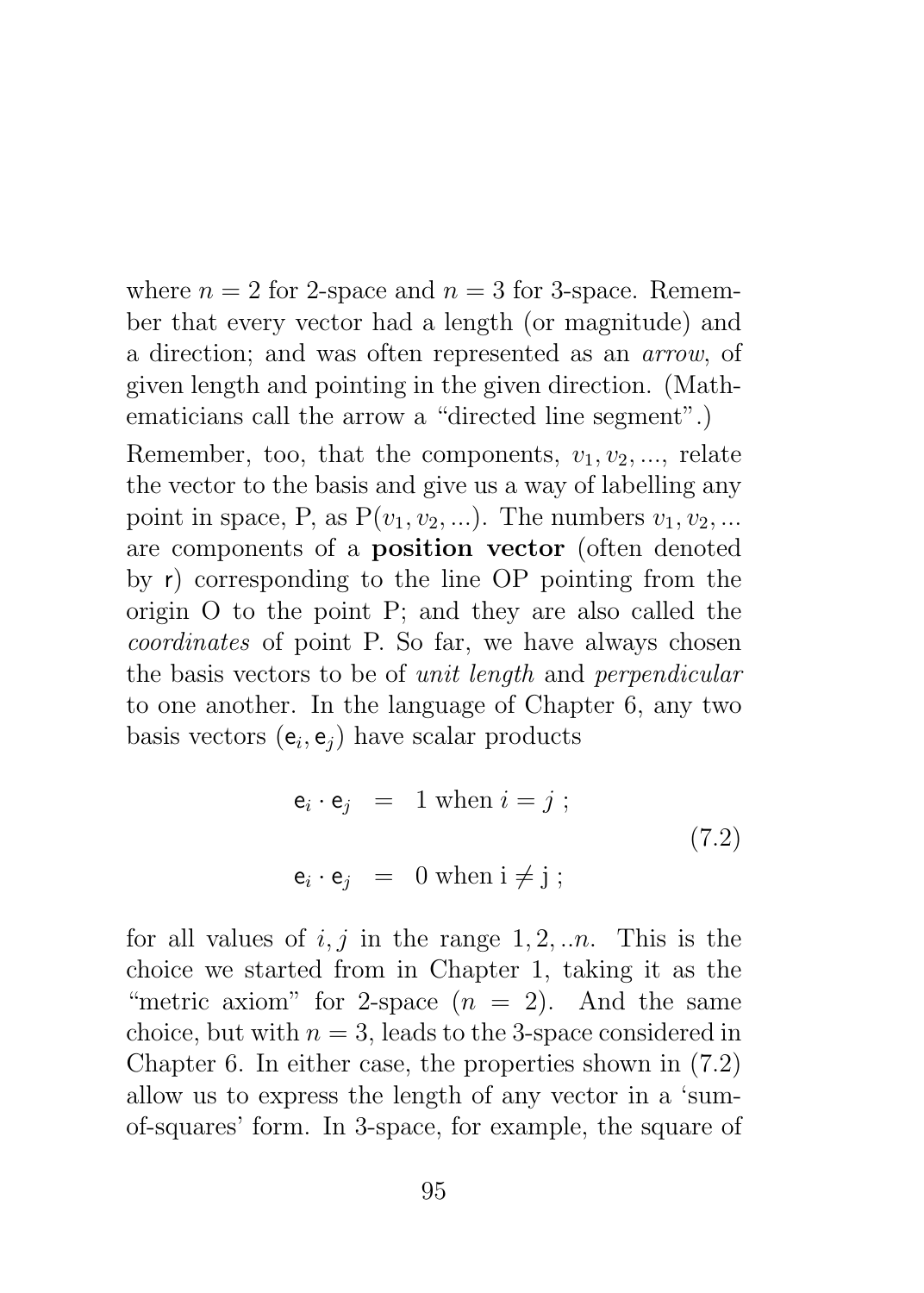where $n = 2$ for 2-space and $n = 3$ for 3-space. Remember that every vector had a length (or magnitude) and a direction; and was often represented as an *arrow*, of given length and pointing in the given direction. (Mathematicians call the arrow a "directed line segment".)

Remember, too, that the components, $v_1, v_2, ...$, relate the vector to the basis and give us a way of labelling any point in space, P, as $P(v_1, v_2, ...)$. The numbers $v_1, v_2, ...$ are components of a **position vector** (often denoted by $\mathsf{r}$) corresponding to the line OP pointing from the origin O to the point P; and they are also called the *coordinates* of point P. So far, we have always chosen the basis vectors to be of *unit length* and *perpendicular* to one another. In the language of Chapter 6, any two basis vectors $(\mathsf{e}_i, \mathsf{e}_j)$ have scalar products

$$
\begin{aligned}
\mathsf{e}_i \cdot \mathsf{e}_j &= 1 \text{ when } i = j \; ; \\
\mathsf{e}_i \cdot \mathsf{e}_j &= 0 \text{ when i} \neq \text{j} \; ;
\end{aligned}
\tag{7.2}
$$

for all values of $i, j$ in the range $1, 2, ..n$. This is the choice we started from in Chapter 1, taking it as the "metric axiom" for 2-space ($n = 2$). And the same choice, but with $n = 3$, leads to the 3-space considered in Chapter 6. In either case, the properties shown in (7.2) allow us to express the length of any vector in a 'sum-of-squares' form. In 3-space, for example, the square of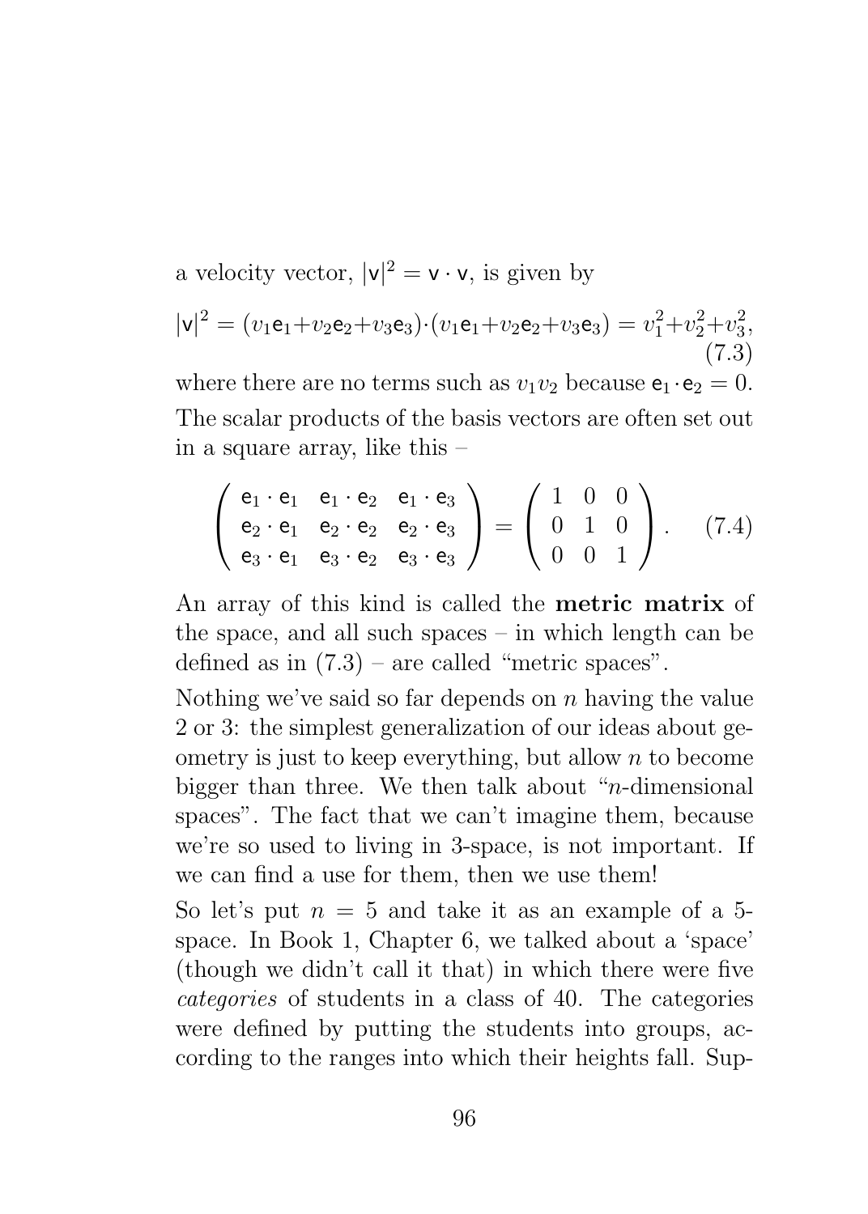a velocity vector, $|\mathsf{v}|^2 = \mathsf{v}\cdot\mathsf{v}$, is given by

$$|\mathsf{v}|^2 = (v_1\mathsf{e}_1+v_2\mathsf{e}_2+v_3\mathsf{e}_3)\cdot(v_1\mathsf{e}_1+v_2\mathsf{e}_2+v_3\mathsf{e}_3) = v_1^2+v_2^2+v_3^2, \tag{7.3}$$

where there are no terms such as $v_1v_2$ because $\mathsf{e}_1\cdot\mathsf{e}_2 = 0$. The scalar products of the basis vectors are often set out in a square array, like this –

$$\begin{pmatrix} \mathsf{e}_1\cdot\mathsf{e}_1 & \mathsf{e}_1\cdot\mathsf{e}_2 & \mathsf{e}_1\cdot\mathsf{e}_3 \\ \mathsf{e}_2\cdot\mathsf{e}_1 & \mathsf{e}_2\cdot\mathsf{e}_2 & \mathsf{e}_2\cdot\mathsf{e}_3 \\ \mathsf{e}_3\cdot\mathsf{e}_1 & \mathsf{e}_3\cdot\mathsf{e}_2 & \mathsf{e}_3\cdot\mathsf{e}_3 \end{pmatrix} = \begin{pmatrix} 1 & 0 & 0 \\ 0 & 1 & 0 \\ 0 & 0 & 1 \end{pmatrix}. \tag{7.4}$$

An array of this kind is called the **metric matrix** of the space, and all such spaces – in which length can be defined as in (7.3) – are called "metric spaces".

Nothing we've said so far depends on $n$ having the value 2 or 3: the simplest generalization of our ideas about geometry is just to keep everything, but allow $n$ to become bigger than three. We then talk about "$n$-dimensional spaces". The fact that we can't imagine them, because we're so used to living in 3-space, is not important. If we can find a use for them, then we use them!

So let's put $n = 5$ and take it as an example of a 5-space. In Book 1, Chapter 6, we talked about a 'space' (though we didn't call it that) in which there were five *categories* of students in a class of 40. The categories were defined by putting the students into groups, according to the ranges into which their heights fall. Sup-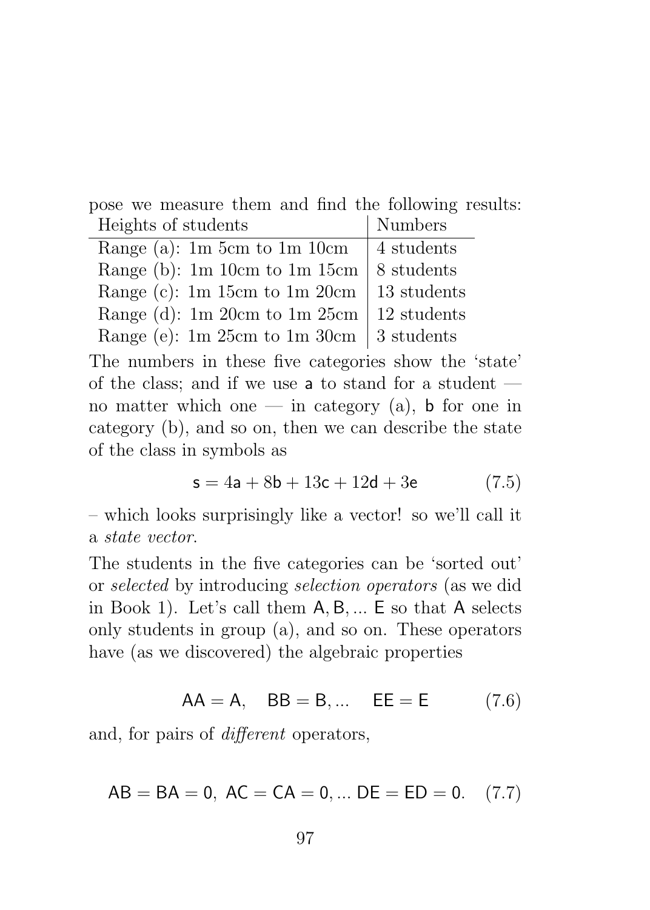pose we measure them and find the following results:

| Heights of students | Numbers |
|---|---|
| Range (a): 1m 5cm to 1m 10cm | 4 students |
| Range (b): 1m 10cm to 1m 15cm | 8 students |
| Range (c): 1m 15cm to 1m 20cm | 13 students |
| Range (d): 1m 20cm to 1m 25cm | 12 students |
| Range (e): 1m 25cm to 1m 30cm | 3 students |

The numbers in these five categories show the 'state' of the class; and if we use $\mathsf{a}$ to stand for a student — no matter which one — in category (a), $\mathsf{b}$ for one in category (b), and so on, then we can describe the state of the class in symbols as

$$\mathsf{s} = 4\mathsf{a} + 8\mathsf{b} + 13\mathsf{c} + 12\mathsf{d} + 3\mathsf{e} \tag{7.5}$$

– which looks surprisingly like a vector! so we'll call it a *state vector*.

The students in the five categories can be 'sorted out' or *selected* by introducing *selection operators* (as we did in Book 1). Let's call them $\mathsf{A}, \mathsf{B}, ... \ \mathsf{E}$ so that $\mathsf{A}$ selects only students in group (a), and so on. These operators have (as we discovered) the algebraic properties

$$\mathsf{AA} = \mathsf{A}, \quad \mathsf{BB} = \mathsf{B}, ... \quad \mathsf{EE} = \mathsf{E} \tag{7.6}$$

and, for pairs of *different* operators,

$$\mathsf{AB} = \mathsf{BA} = 0, \ \mathsf{AC} = \mathsf{CA} = 0, ... \ \mathsf{DE} = \mathsf{ED} = 0. \tag{7.7}$$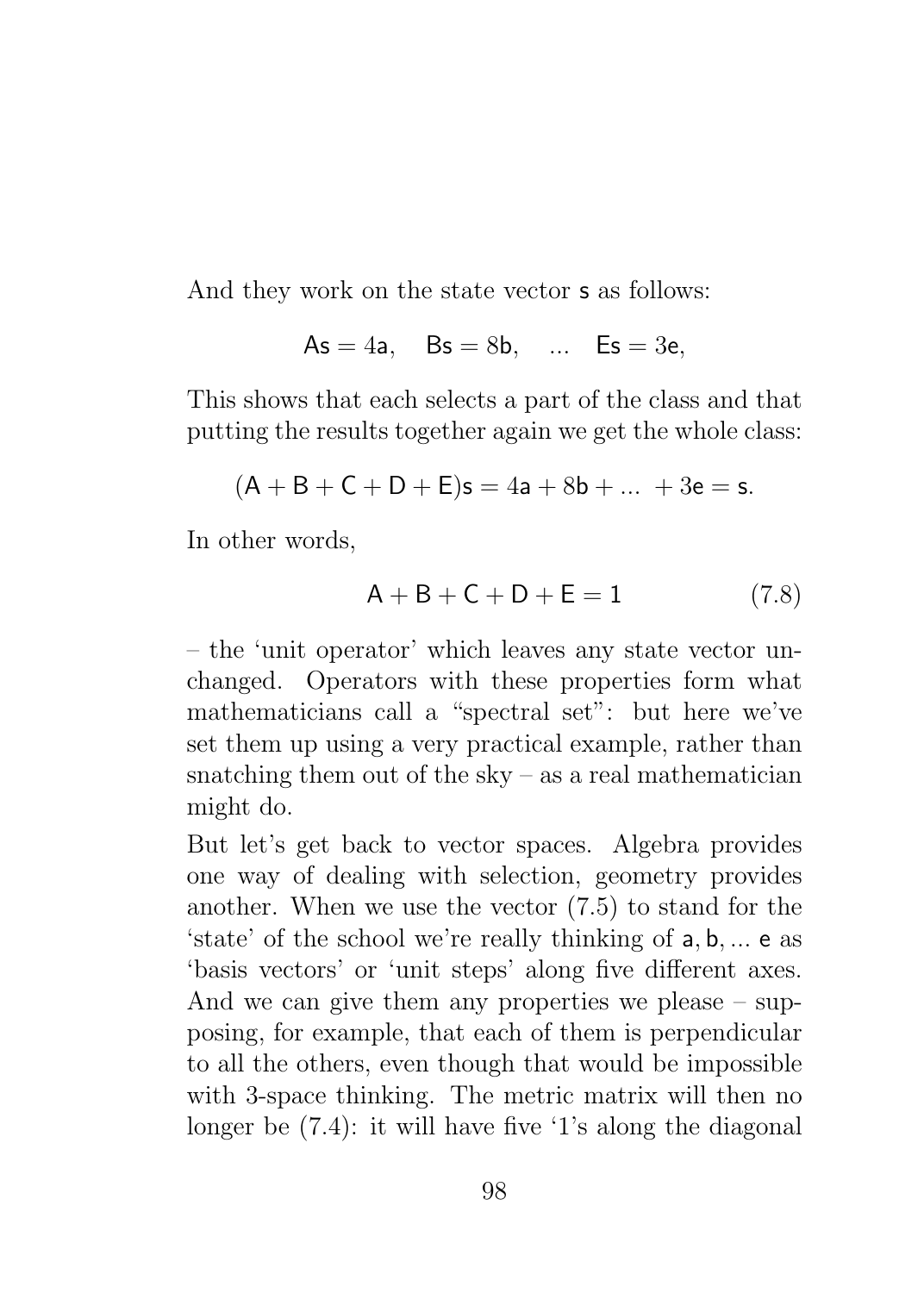And they work on the state vector $\mathsf{s}$ as follows:

$$\mathsf{As} = 4\mathsf{a}, \quad \mathsf{Bs} = 8\mathsf{b}, \quad ... \quad \mathsf{Es} = 3\mathsf{e},$$

This shows that each selects a part of the class and that putting the results together again we get the whole class:

$$(\mathsf{A} + \mathsf{B} + \mathsf{C} + \mathsf{D} + \mathsf{E})\mathsf{s} = 4\mathsf{a} + 8\mathsf{b} + ... + 3\mathsf{e} = \mathsf{s}.$$

In other words,

$$\mathsf{A} + \mathsf{B} + \mathsf{C} + \mathsf{D} + \mathsf{E} = \mathsf{1} \tag{7.8}$$

– the 'unit operator' which leaves any state vector unchanged. Operators with these properties form what mathematicians call a "spectral set": but here we've set them up using a very practical example, rather than snatching them out of the sky – as a real mathematician might do.

But let's get back to vector spaces. Algebra provides one way of dealing with selection, geometry provides another. When we use the vector (7.5) to stand for the 'state' of the school we're really thinking of $\mathsf{a}, \mathsf{b}, ... \; \mathsf{e}$ as 'basis vectors' or 'unit steps' along five different axes. And we can give them any properties we please – supposing, for example, that each of them is perpendicular to all the others, even though that would be impossible with 3-space thinking. The metric matrix will then no longer be (7.4): it will have five '1's along the diagonal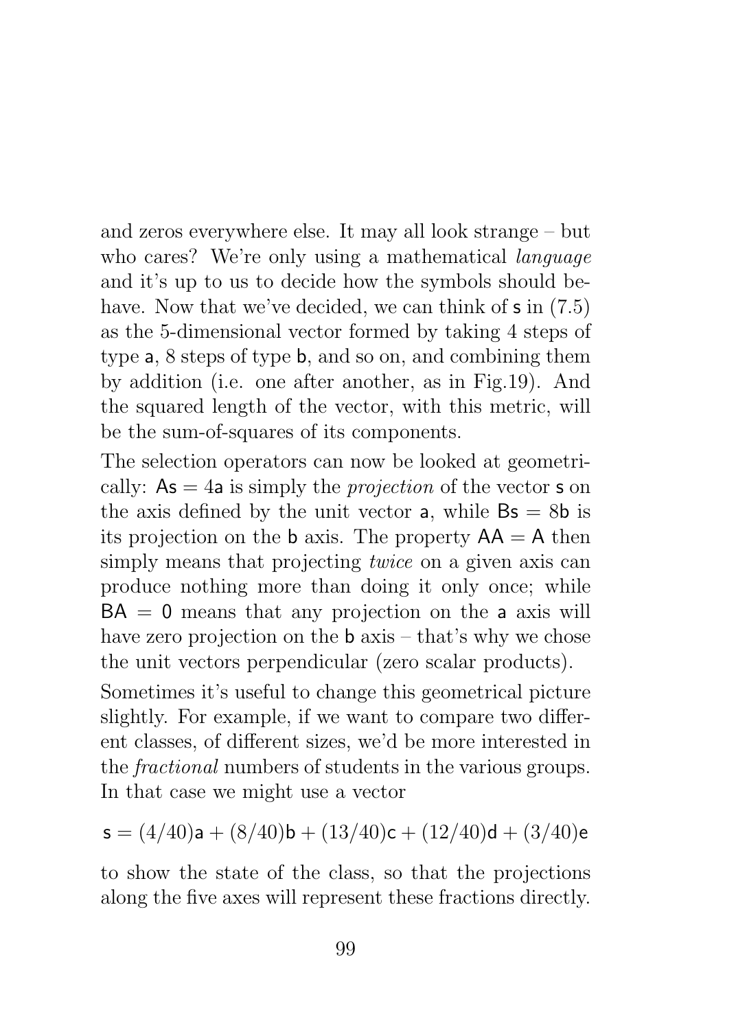and zeros everywhere else. It may all look strange – but who cares? We're only using a mathematical *language* and it's up to us to decide how the symbols should behave. Now that we've decided, we can think of $\mathsf{s}$ in (7.5) as the 5-dimensional vector formed by taking 4 steps of type $\mathsf{a}$, 8 steps of type $\mathsf{b}$, and so on, and combining them by addition (i.e. one after another, as in Fig.19). And the squared length of the vector, with this metric, will be the sum-of-squares of its components.

The selection operators can now be looked at geometrically: $\mathsf{As} = 4\mathsf{a}$ is simply the *projection* of the vector $\mathsf{s}$ on the axis defined by the unit vector $\mathsf{a}$, while $\mathsf{Bs} = 8\mathsf{b}$ is its projection on the $\mathsf{b}$ axis. The property $\mathsf{AA} = \mathsf{A}$ then simply means that projecting *twice* on a given axis can produce nothing more than doing it only once; while $\mathsf{BA} = \mathsf{0}$ means that any projection on the $\mathsf{a}$ axis will have zero projection on the $\mathsf{b}$ axis – that's why we chose the unit vectors perpendicular (zero scalar products).

Sometimes it's useful to change this geometrical picture slightly. For example, if we want to compare two different classes, of different sizes, we'd be more interested in the *fractional* numbers of students in the various groups. In that case we might use a vector

$$\mathsf{s} = (4/40)\mathsf{a} + (8/40)\mathsf{b} + (13/40)\mathsf{c} + (12/40)\mathsf{d} + (3/40)\mathsf{e}$$

to show the state of the class, so that the projections along the five axes will represent these fractions directly.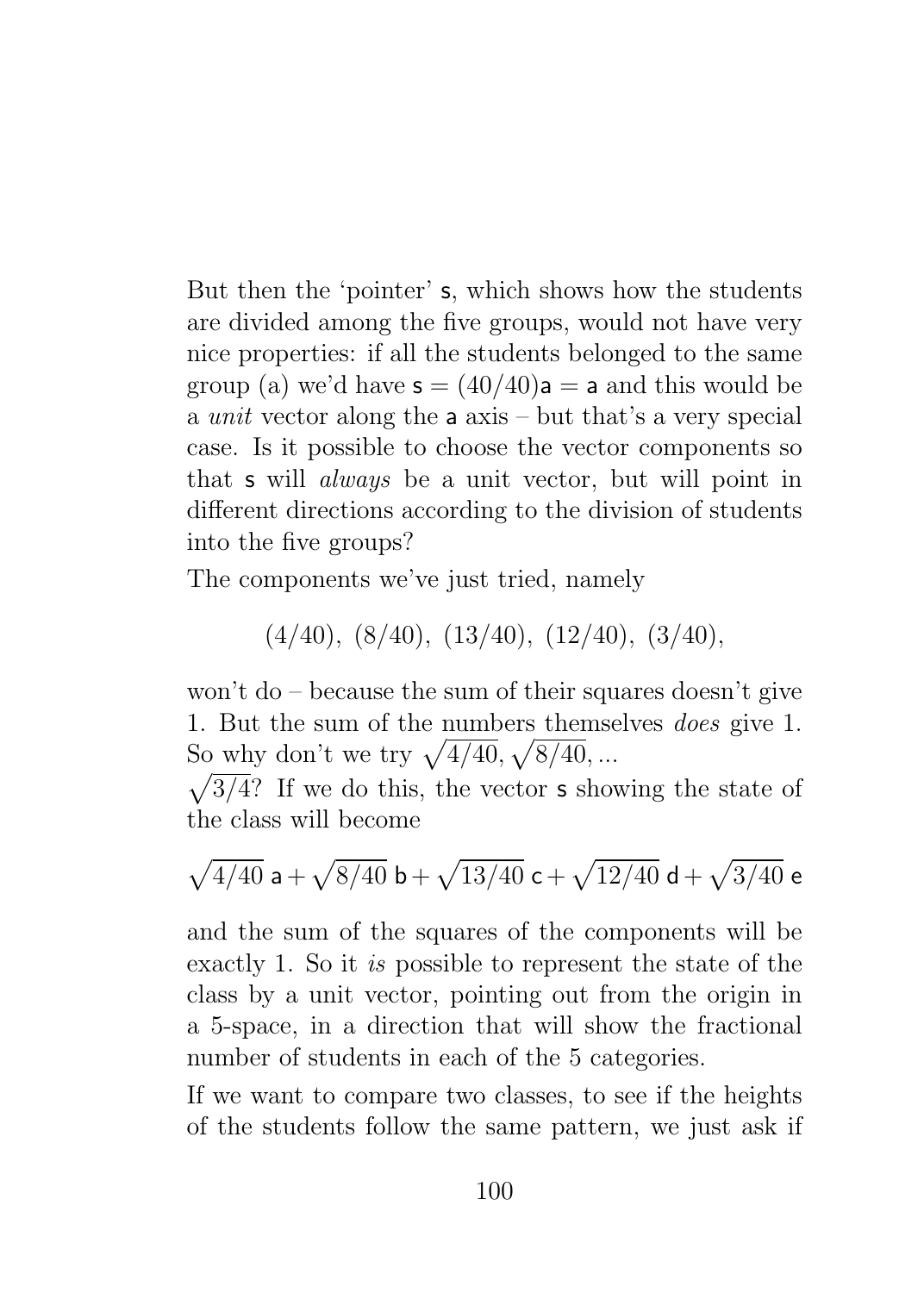But then the 'pointer' s, which shows how the students are divided among the five groups, would not have very nice properties: if all the students belonged to the same group (a) we'd have $\mathsf{s} = (40/40)\mathsf{a} = \mathsf{a}$ and this would be a *unit* vector along the a axis – but that's a very special case. Is it possible to choose the vector components so that s will *always* be a unit vector, but will point in different directions according to the division of students into the five groups?

The components we've just tried, namely

$$(4/40),\ (8/40),\ (13/40),\ (12/40),\ (3/40),$$

won't do – because the sum of their squares doesn't give 1. But the sum of the numbers themselves *does* give 1. So why don't we try $\sqrt{4/40}, \sqrt{8/40}, ...$ $\sqrt{3/4}$? If we do this, the vector s showing the state of the class will become

$$\sqrt{4/40}\ \mathsf{a} + \sqrt{8/40}\ \mathsf{b} + \sqrt{13/40}\ \mathsf{c} + \sqrt{12/40}\ \mathsf{d} + \sqrt{3/40}\ \mathsf{e}$$

and the sum of the squares of the components will be exactly 1. So it *is* possible to represent the state of the class by a unit vector, pointing out from the origin in a 5-space, in a direction that will show the fractional number of students in each of the 5 categories.

If we want to compare two classes, to see if the heights of the students follow the same pattern, we just ask if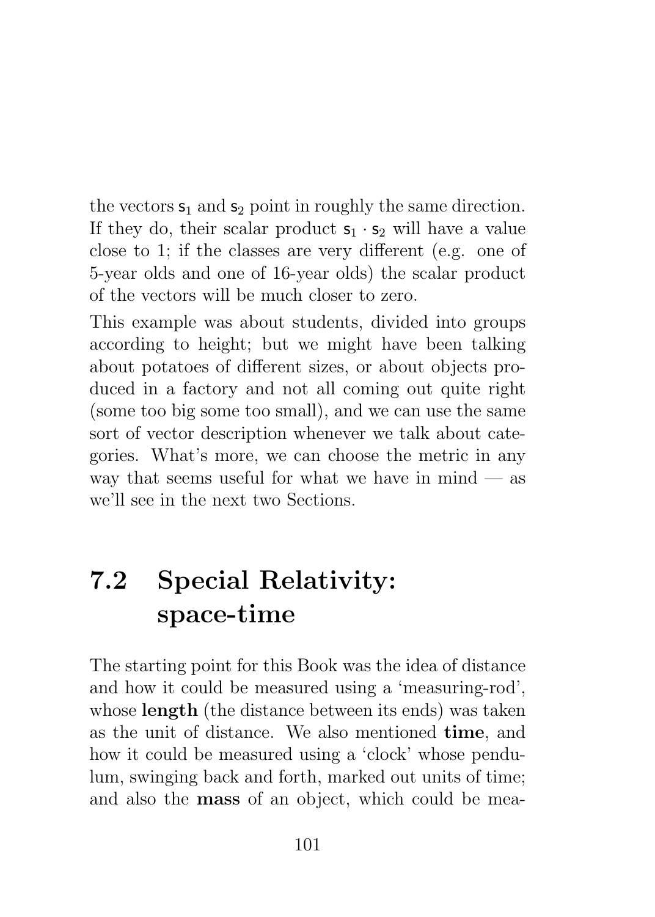the vectors $\mathsf{s}_1$ and $\mathsf{s}_2$ point in roughly the same direction. If they do, their scalar product $\mathsf{s}_1 \cdot \mathsf{s}_2$ will have a value close to 1; if the classes are very different (e.g. one of 5-year olds and one of 16-year olds) the scalar product of the vectors will be much closer to zero.

This example was about students, divided into groups according to height; but we might have been talking about potatoes of different sizes, or about objects produced in a factory and not all coming out quite right (some too big some too small), and we can use the same sort of vector description whenever we talk about categories. What's more, we can choose the metric in any way that seems useful for what we have in mind — as we'll see in the next two Sections.

## 7.2 Special Relativity: space-time

The starting point for this Book was the idea of distance and how it could be measured using a 'measuring-rod', whose **length** (the distance between its ends) was taken as the unit of distance. We also mentioned **time**, and how it could be measured using a 'clock' whose pendulum, swinging back and forth, marked out units of time; and also the **mass** of an object, which could be mea-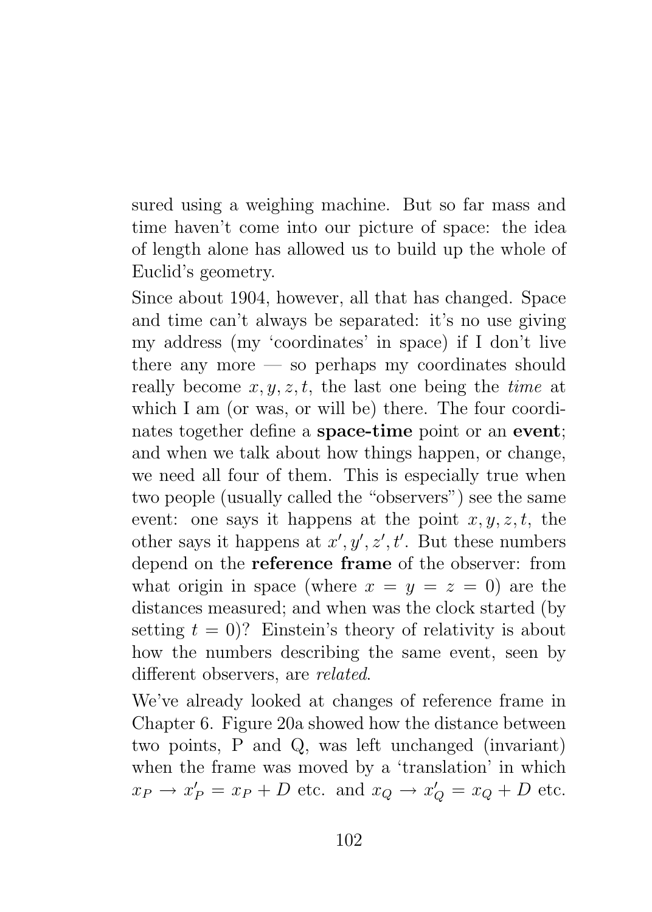sured using a weighing machine. But so far mass and time haven't come into our picture of space: the idea of length alone has allowed us to build up the whole of Euclid's geometry.

Since about 1904, however, all that has changed. Space and time can't always be separated: it's no use giving my address (my 'coordinates' in space) if I don't live there any more — so perhaps my coordinates should really become $x, y, z, t$, the last one being the *time* at which I am (or was, or will be) there. The four coordinates together define a **space-time** point or an **event**; and when we talk about how things happen, or change, we need all four of them. This is especially true when two people (usually called the "observers") see the same event: one says it happens at the point $x, y, z, t$, the other says it happens at $x', y', z', t'$. But these numbers depend on the **reference frame** of the observer: from what origin in space (where $x = y = z = 0$) are the distances measured; and when was the clock started (by setting $t = 0$)? Einstein's theory of relativity is about how the numbers describing the same event, seen by different observers, are *related*.

We've already looked at changes of reference frame in Chapter 6. Figure 20a showed how the distance between two points, P and Q, was left unchanged (invariant) when the frame was moved by a 'translation' in which $x_P \rightarrow x'_P = x_P + D$ etc. and $x_Q \rightarrow x'_Q = x_Q + D$ etc.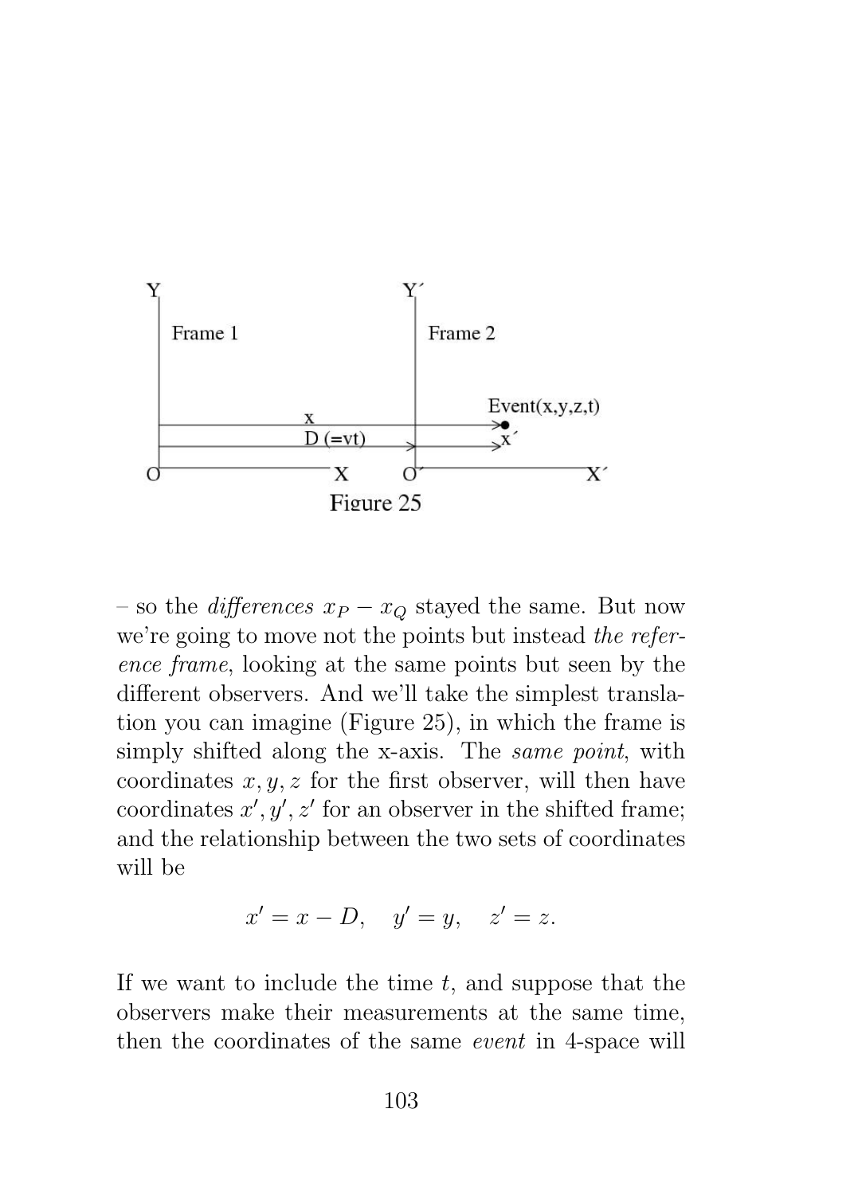Figure 25

– so the *differences* $x_P - x_Q$ stayed the same. But now we're going to move not the points but instead *the reference frame*, looking at the same points but seen by the different observers. And we'll take the simplest translation you can imagine (Figure 25), in which the frame is simply shifted along the x-axis. The *same point*, with coordinates $x, y, z$ for the first observer, will then have coordinates $x', y', z'$ for an observer in the shifted frame; and the relationship between the two sets of coordinates will be

$$x' = x - D, \quad y' = y, \quad z' = z.$$

If we want to include the time $t$, and suppose that the observers make their measurements at the same time, then the coordinates of the same *event* in 4-space will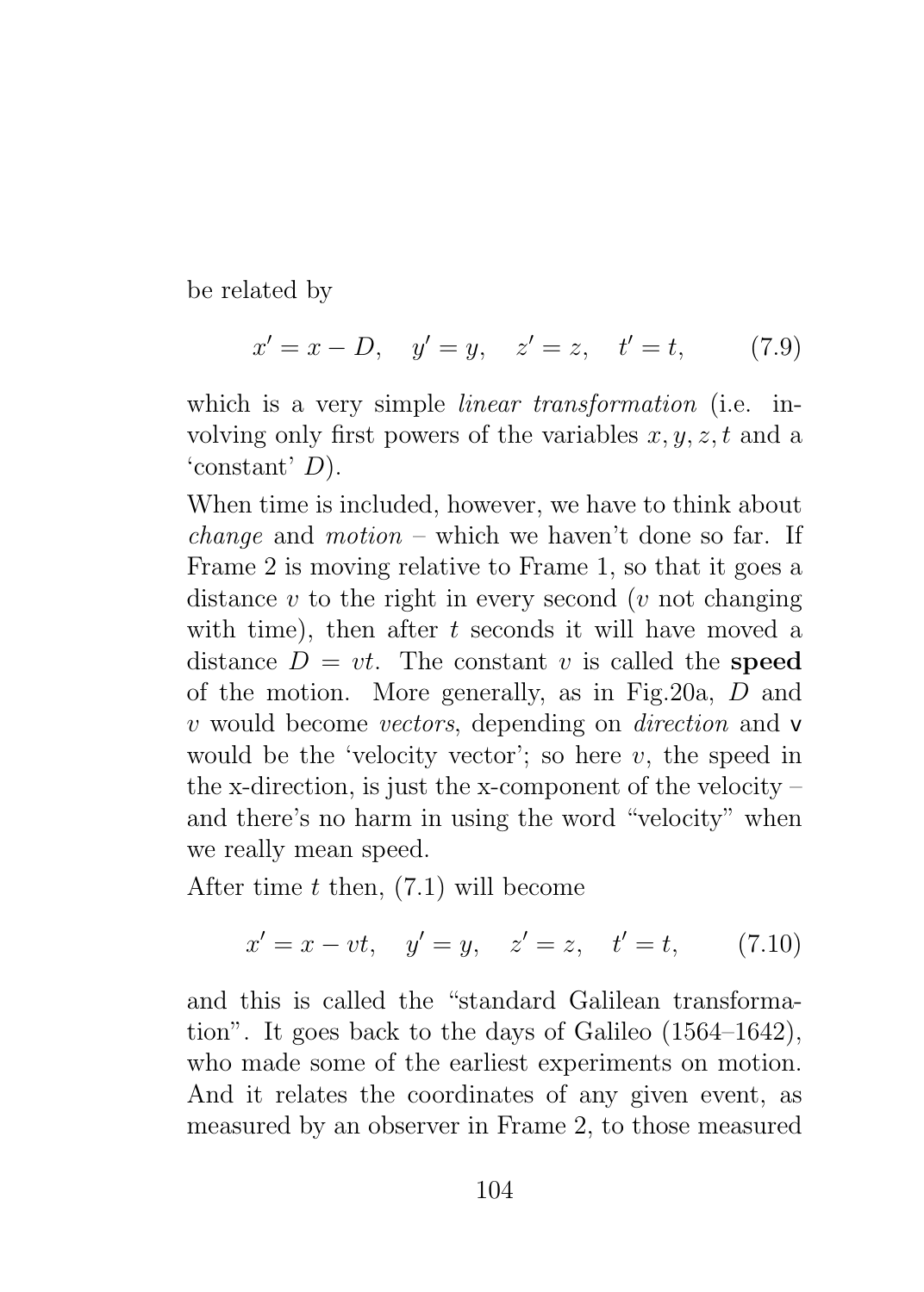be related by

$$x' = x - D, \quad y' = y, \quad z' = z, \quad t' = t, \qquad (7.9)$$

which is a very simple *linear transformation* (i.e. involving only first powers of the variables $x, y, z, t$ and a 'constant' $D$).

When time is included, however, we have to think about *change* and *motion* – which we haven't done so far. If Frame 2 is moving relative to Frame 1, so that it goes a distance $v$ to the right in every second ($v$ not changing with time), then after $t$ seconds it will have moved a distance $D = vt$. The constant $v$ is called the **speed** of the motion. More generally, as in Fig.20a, $D$ and $v$ would become *vectors*, depending on *direction* and $\mathsf{v}$ would be the 'velocity vector'; so here $v$, the speed in the x-direction, is just the x-component of the velocity – and there's no harm in using the word "velocity" when we really mean speed.

After time $t$ then, (7.1) will become

$$x' = x - vt, \quad y' = y, \quad z' = z, \quad t' = t, \qquad (7.10)$$

and this is called the "standard Galilean transformation". It goes back to the days of Galileo (1564–1642), who made some of the earliest experiments on motion. And it relates the coordinates of any given event, as measured by an observer in Frame 2, to those measured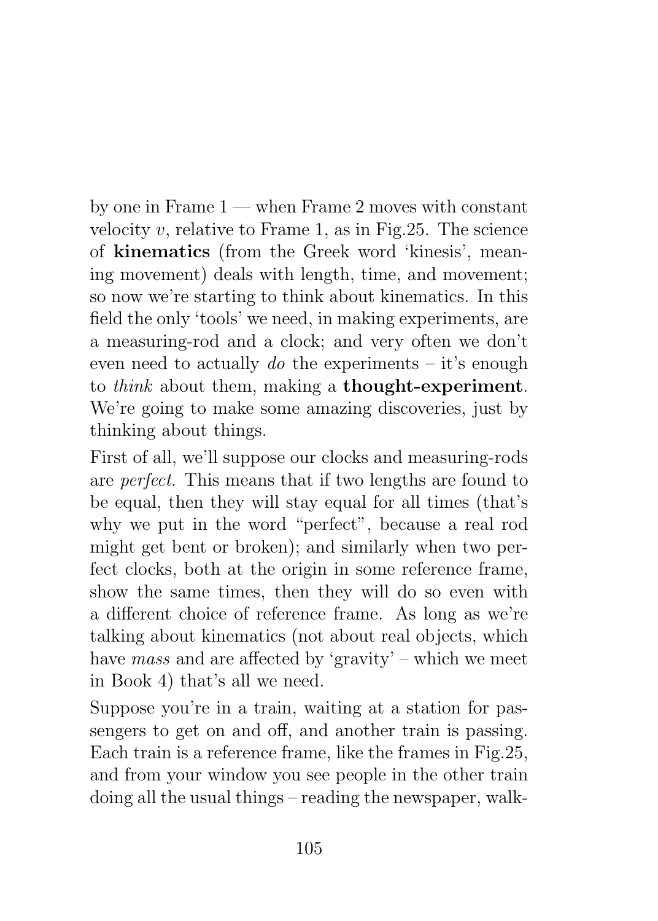by one in Frame 1 — when Frame 2 moves with constant velocity $v$, relative to Frame 1, as in Fig.25. The science of **kinematics** (from the Greek word 'kinesis', meaning movement) deals with length, time, and movement; so now we're starting to think about kinematics. In this field the only 'tools' we need, in making experiments, are a measuring-rod and a clock; and very often we don't even need to actually *do* the experiments – it's enough to *think* about them, making a **thought-experiment**. We're going to make some amazing discoveries, just by thinking about things.

First of all, we'll suppose our clocks and measuring-rods are *perfect*. This means that if two lengths are found to be equal, then they will stay equal for all times (that's why we put in the word "perfect", because a real rod might get bent or broken); and similarly when two perfect clocks, both at the origin in some reference frame, show the same times, then they will do so even with a different choice of reference frame. As long as we're talking about kinematics (not about real objects, which have *mass* and are affected by 'gravity' – which we meet in Book 4) that's all we need.

Suppose you're in a train, waiting at a station for passengers to get on and off, and another train is passing. Each train is a reference frame, like the frames in Fig.25, and from your window you see people in the other train doing all the usual things – reading the newspaper, walk-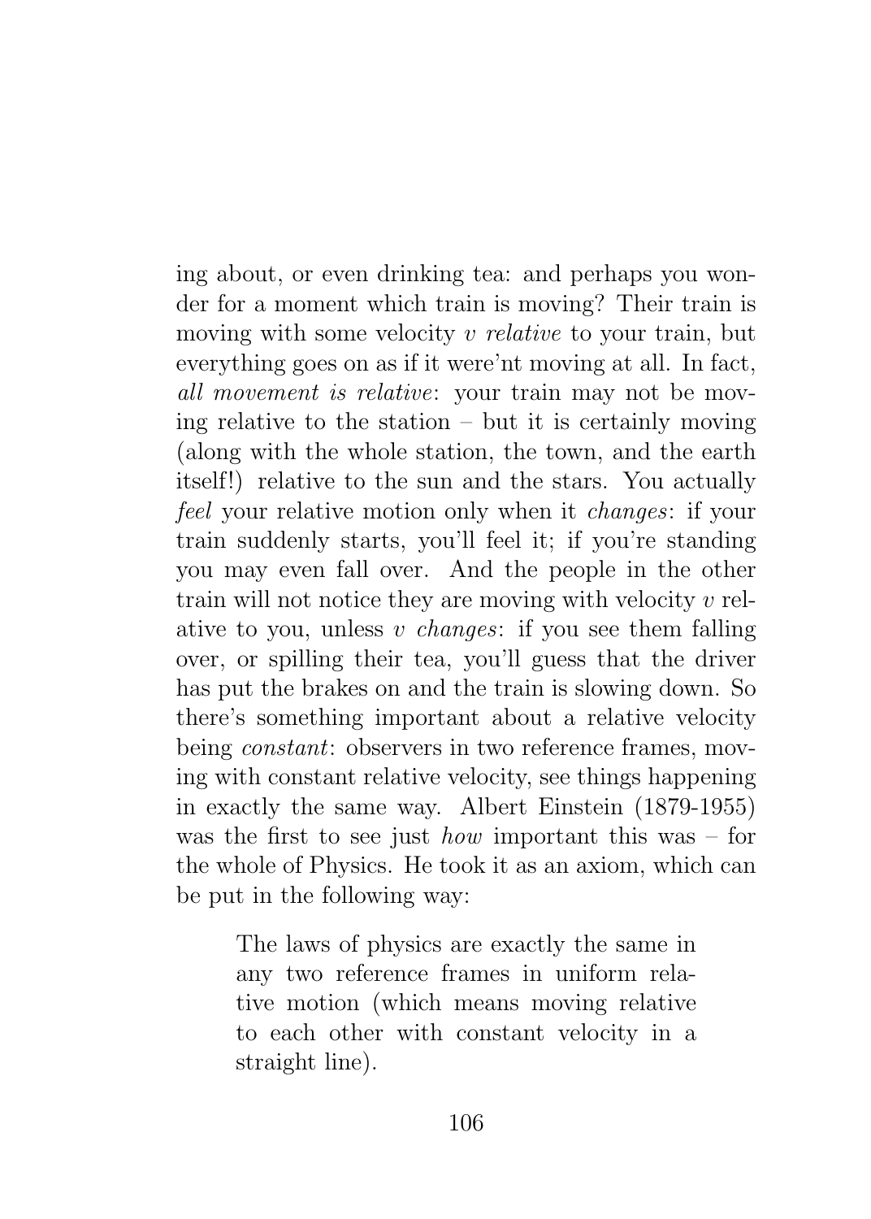ing about, or even drinking tea: and perhaps you wonder for a moment which train is moving? Their train is moving with some velocity $v$ *relative* to your train, but everything goes on as if it were'nt moving at all. In fact, *all movement is relative*: your train may not be moving relative to the station – but it is certainly moving (along with the whole station, the town, and the earth itself!) relative to the sun and the stars. You actually *feel* your relative motion only when it *changes*: if your train suddenly starts, you'll feel it; if you're standing you may even fall over. And the people in the other train will not notice they are moving with velocity $v$ relative to you, unless $v$ *changes*: if you see them falling over, or spilling their tea, you'll guess that the driver has put the brakes on and the train is slowing down. So there's something important about a relative velocity being *constant*: observers in two reference frames, moving with constant relative velocity, see things happening in exactly the same way. Albert Einstein (1879-1955) was the first to see just *how* important this was – for the whole of Physics. He took it as an axiom, which can be put in the following way:

> The laws of physics are exactly the same in any two reference frames in uniform relative motion (which means moving relative to each other with constant velocity in a straight line).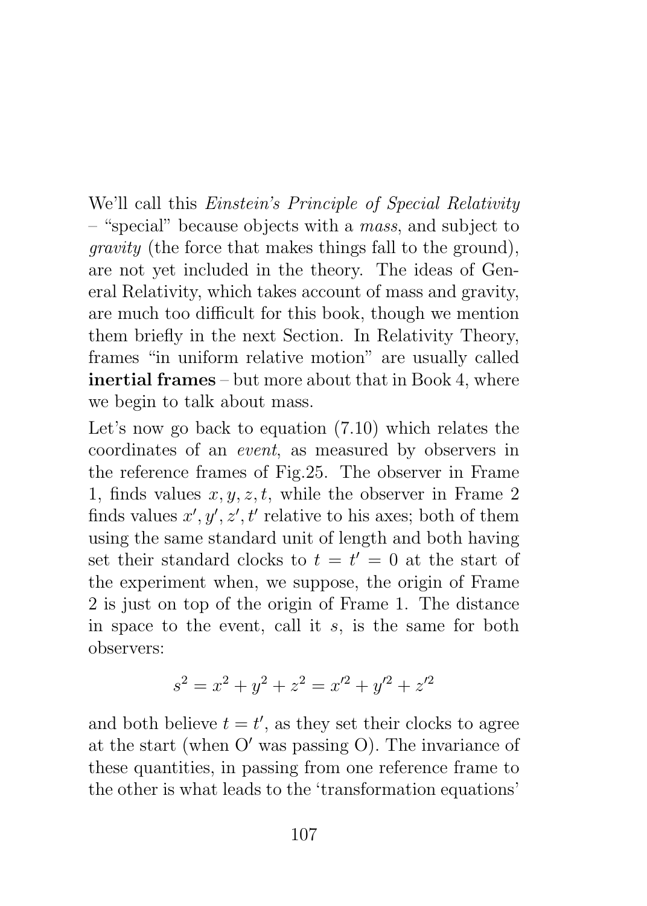We'll call this *Einstein's Principle of Special Relativity* – "special" because objects with a *mass*, and subject to *gravity* (the force that makes things fall to the ground), are not yet included in the theory. The ideas of General Relativity, which takes account of mass and gravity, are much too difficult for this book, though we mention them briefly in the next Section. In Relativity Theory, frames "in uniform relative motion" are usually called **inertial frames** – but more about that in Book 4, where we begin to talk about mass.

Let's now go back to equation (7.10) which relates the coordinates of an *event*, as measured by observers in the reference frames of Fig.25. The observer in Frame 1, finds values $x, y, z, t$, while the observer in Frame 2 finds values $x', y', z', t'$ relative to his axes; both of them using the same standard unit of length and both having set their standard clocks to $t = t' = 0$ at the start of the experiment when, we suppose, the origin of Frame 2 is just on top of the origin of Frame 1. The distance in space to the event, call it $s$, is the same for both observers:

$$s^2 = x^2 + y^2 + z^2 = x'^2 + y'^2 + z'^2$$

and both believe $t = t'$, as they set their clocks to agree at the start (when O$'$ was passing O). The invariance of these quantities, in passing from one reference frame to the other is what leads to the 'transformation equations'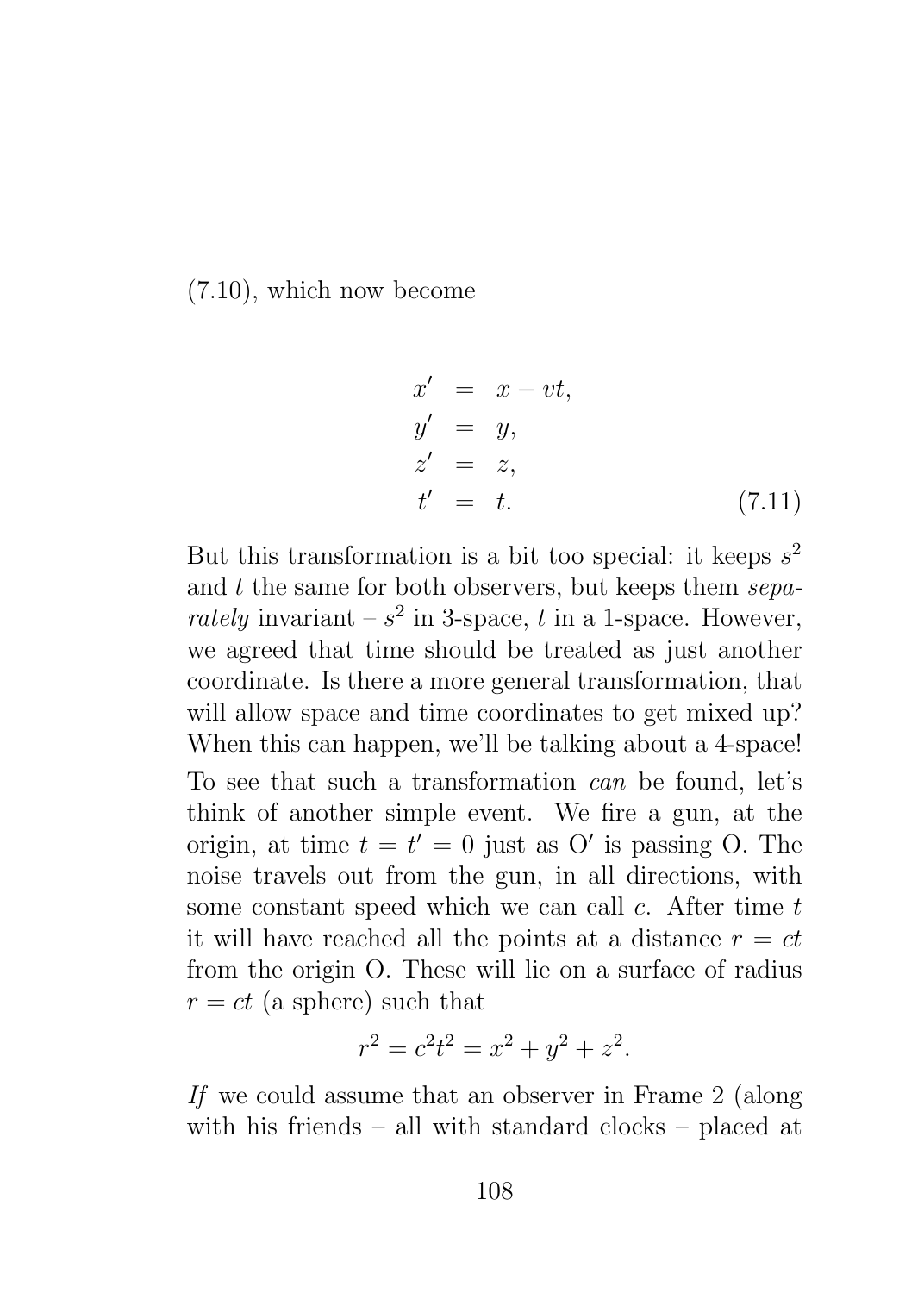(7.10), which now become

$$
\begin{aligned}
x' &= x - vt, \\
y' &= y, \\
z' &= z, \\
t' &= t.
\end{aligned}
\tag{7.11}
$$

But this transformation is a bit too special: it keeps $s^2$ and $t$ the same for both observers, but keeps them *separately* invariant – $s^2$ in 3-space, $t$ in a 1-space. However, we agreed that time should be treated as just another coordinate. Is there a more general transformation, that will allow space and time coordinates to get mixed up? When this can happen, we'll be talking about a 4-space!

To see that such a transformation *can* be found, let's think of another simple event. We fire a gun, at the origin, at time $t = t' = 0$ just as O$'$ is passing O. The noise travels out from the gun, in all directions, with some constant speed which we can call $c$. After time $t$ it will have reached all the points at a distance $r = ct$ from the origin O. These will lie on a surface of radius $r = ct$ (a sphere) such that

$$r^2 = c^2t^2 = x^2 + y^2 + z^2.$$

*If* we could assume that an observer in Frame 2 (along with his friends – all with standard clocks – placed at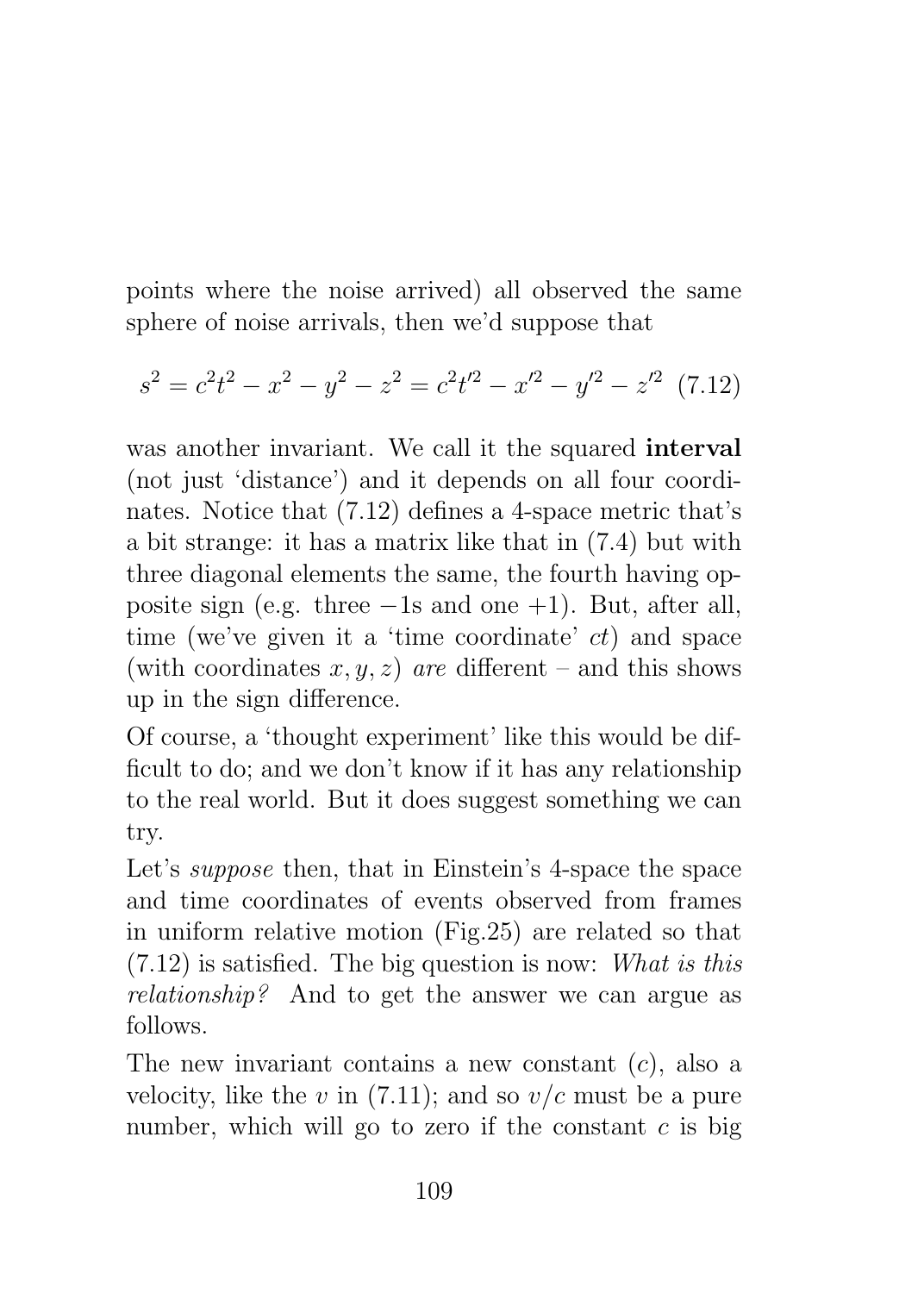points where the noise arrived) all observed the same sphere of noise arrivals, then we'd suppose that

$$s^2 = c^2t^2 - x^2 - y^2 - z^2 = c^2t'^2 - x'^2 - y'^2 - z'^2 \quad (7.12)$$

was another invariant. We call it the squared **interval** (not just 'distance') and it depends on all four coordinates. Notice that (7.12) defines a 4-space metric that's a bit strange: it has a matrix like that in (7.4) but with three diagonal elements the same, the fourth having opposite sign (e.g. three $-1$s and one $+1$). But, after all, time (we've given it a 'time coordinate' $ct$) and space (with coordinates $x, y, z$) *are* different – and this shows up in the sign difference.

Of course, a 'thought experiment' like this would be difficult to do; and we don't know if it has any relationship to the real world. But it does suggest something we can try.

Let's *suppose* then, that in Einstein's 4-space the space and time coordinates of events observed from frames in uniform relative motion (Fig.25) are related so that (7.12) is satisfied. The big question is now: *What is this relationship?* And to get the answer we can argue as follows.

The new invariant contains a new constant ($c$), also a velocity, like the $v$ in (7.11); and so $v/c$ must be a pure number, which will go to zero if the constant $c$ is big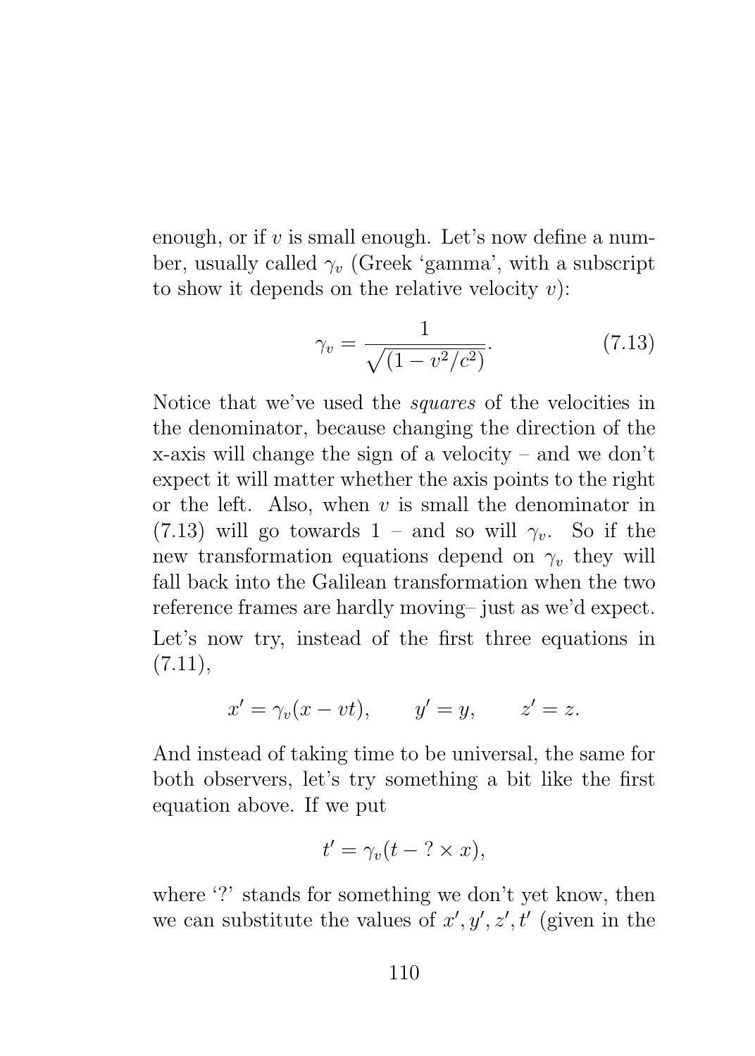enough, or if $v$ is small enough. Let's now define a number, usually called $\gamma_v$ (Greek 'gamma', with a subscript to show it depends on the relative velocity $v$):

$$\gamma_v = \frac{1}{\sqrt{(1 - v^2/c^2)}}. \tag{7.13}$$

Notice that we've used the *squares* of the velocities in the denominator, because changing the direction of the x-axis will change the sign of a velocity – and we don't expect it will matter whether the axis points to the right or the left. Also, when $v$ is small the denominator in (7.13) will go towards 1 – and so will $\gamma_v$. So if the new transformation equations depend on $\gamma_v$ they will fall back into the Galilean transformation when the two reference frames are hardly moving– just as we'd expect.

Let's now try, instead of the first three equations in (7.11),

$$x' = \gamma_v(x - vt), \qquad y' = y, \qquad z' = z.$$

And instead of taking time to be universal, the same for both observers, let's try something a bit like the first equation above. If we put

$$t' = \gamma_v(t - ? \times x),$$

where '?' stands for something we don't yet know, then we can substitute the values of $x', y', z', t'$ (given in the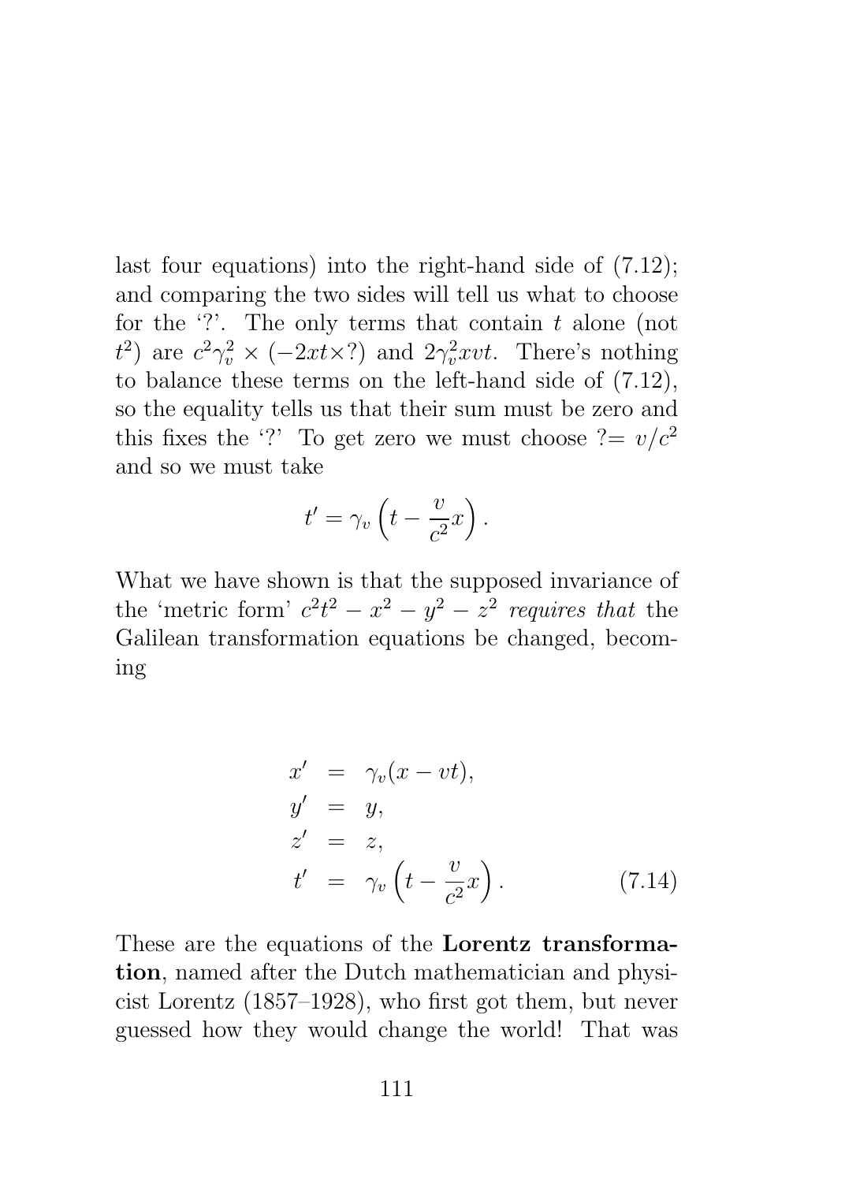last four equations) into the right-hand side of (7.12); and comparing the two sides will tell us what to choose for the '?'. The only terms that contain $t$ alone (not $t^2$) are $c^2\gamma_v^2 \times (-2xt\times?)$ and $2\gamma_v^2 xvt$. There's nothing to balance these terms on the left-hand side of (7.12), so the equality tells us that their sum must be zero and this fixes the '?' To get zero we must choose $?= v/c^2$ and so we must take

$$t' = \gamma_v \left( t - \frac{v}{c^2}x \right).$$

What we have shown is that the supposed invariance of the 'metric form' $c^2t^2 - x^2 - y^2 - z^2$ *requires that* the Galilean transformation equations be changed, becoming

$$\begin{aligned}
x' &= \gamma_v(x - vt), \\
y' &= y, \\
z' &= z, \\
t' &= \gamma_v \left( t - \frac{v}{c^2}x \right).
\end{aligned} \tag{7.14}$$

These are the equations of the **Lorentz transformation**, named after the Dutch mathematician and physicist Lorentz (1857–1928), who first got them, but never guessed how they would change the world! That was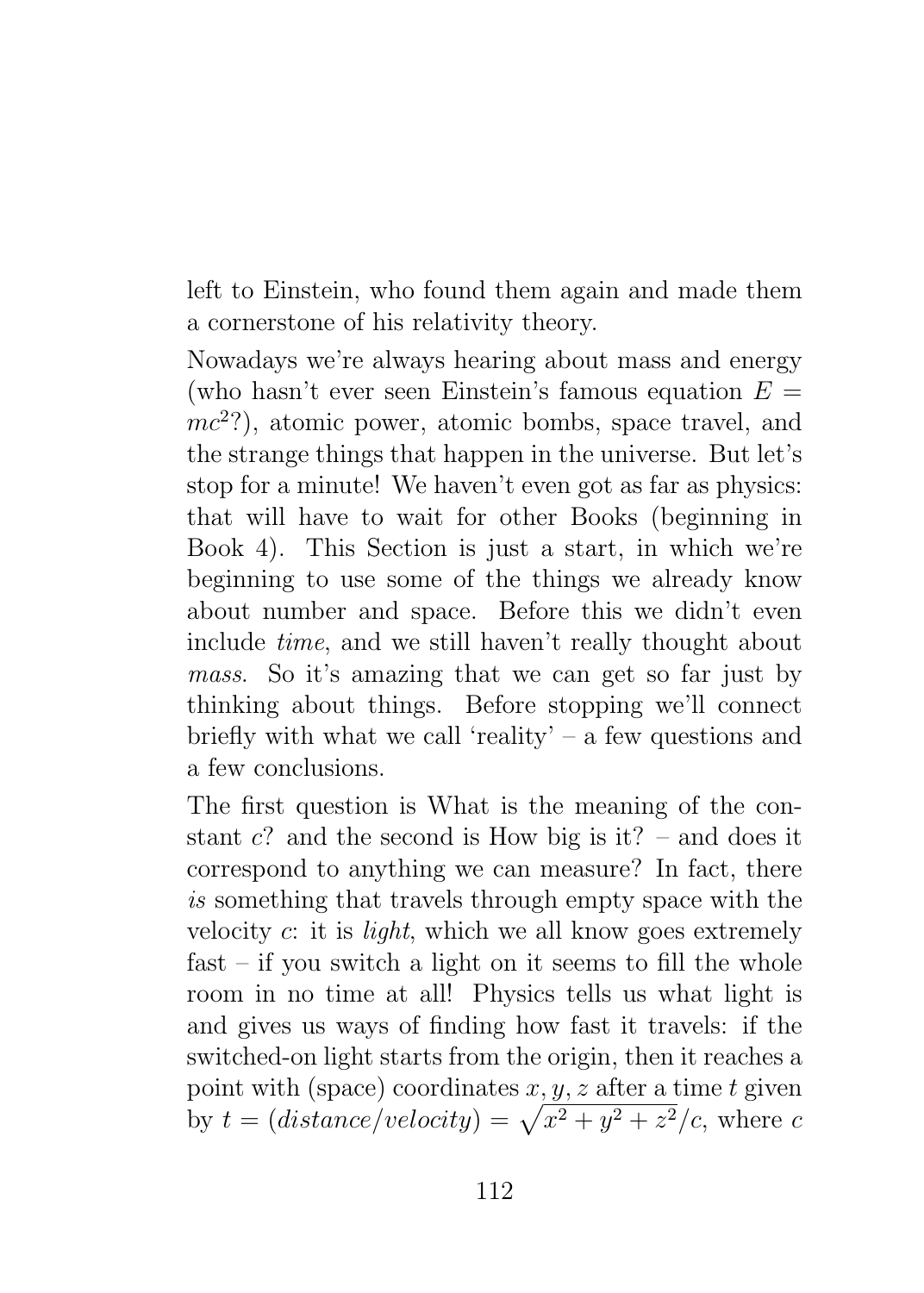left to Einstein, who found them again and made them a cornerstone of his relativity theory.

Nowadays we're always hearing about mass and energy (who hasn't ever seen Einstein's famous equation $E = mc^2$?), atomic power, atomic bombs, space travel, and the strange things that happen in the universe. But let's stop for a minute! We haven't even got as far as physics: that will have to wait for other Books (beginning in Book 4). This Section is just a start, in which we're beginning to use some of the things we already know about number and space. Before this we didn't even include *time*, and we still haven't really thought about *mass*. So it's amazing that we can get so far just by thinking about things. Before stopping we'll connect briefly with what we call 'reality' – a few questions and a few conclusions.

The first question is What is the meaning of the constant $c$? and the second is How big is it? – and does it correspond to anything we can measure? In fact, there *is* something that travels through empty space with the velocity $c$: it is *light*, which we all know goes extremely fast – if you switch a light on it seems to fill the whole room in no time at all! Physics tells us what light is and gives us ways of finding how fast it travels: if the switched-on light starts from the origin, then it reaches a point with (space) coordinates $x, y, z$ after a time $t$ given by $t = (distance/velocity) = \sqrt{x^2 + y^2 + z^2}/c$, where $c$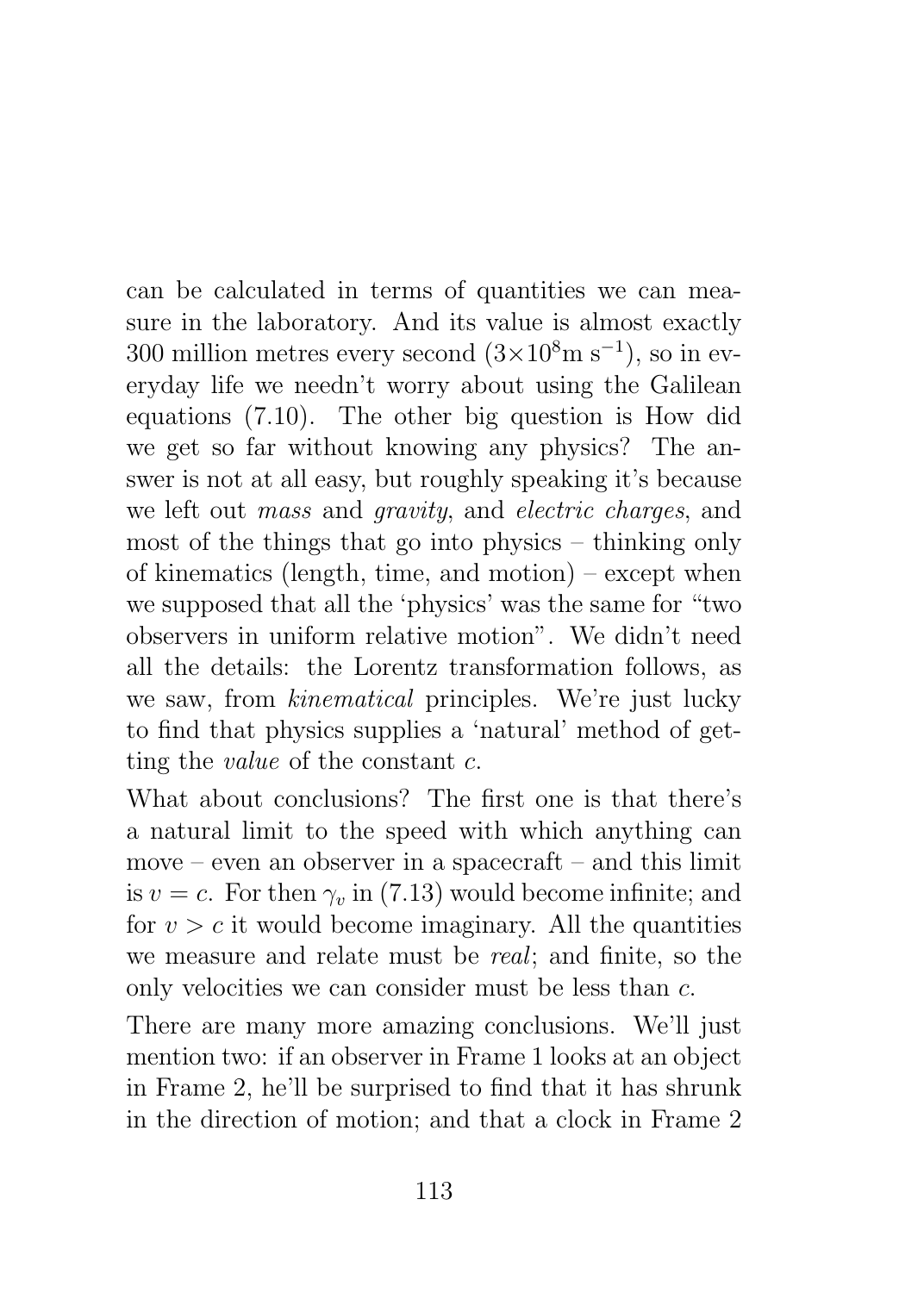can be calculated in terms of quantities we can measure in the laboratory. And its value is almost exactly 300 million metres every second ($3\times10^8$m s$^{-1}$), so in everyday life we needn't worry about using the Galilean equations (7.10). The other big question is How did we get so far without knowing any physics? The answer is not at all easy, but roughly speaking it's because we left out *mass* and *gravity*, and *electric charges*, and most of the things that go into physics – thinking only of kinematics (length, time, and motion) – except when we supposed that all the 'physics' was the same for "two observers in uniform relative motion". We didn't need all the details: the Lorentz transformation follows, as we saw, from *kinematical* principles. We're just lucky to find that physics supplies a 'natural' method of getting the *value* of the constant $c$.

What about conclusions? The first one is that there's a natural limit to the speed with which anything can move – even an observer in a spacecraft – and this limit is $v = c$. For then $\gamma_v$ in (7.13) would become infinite; and for $v > c$ it would become imaginary. All the quantities we measure and relate must be *real*; and finite, so the only velocities we can consider must be less than $c$.

There are many more amazing conclusions. We'll just mention two: if an observer in Frame 1 looks at an object in Frame 2, he'll be surprised to find that it has shrunk in the direction of motion; and that a clock in Frame 2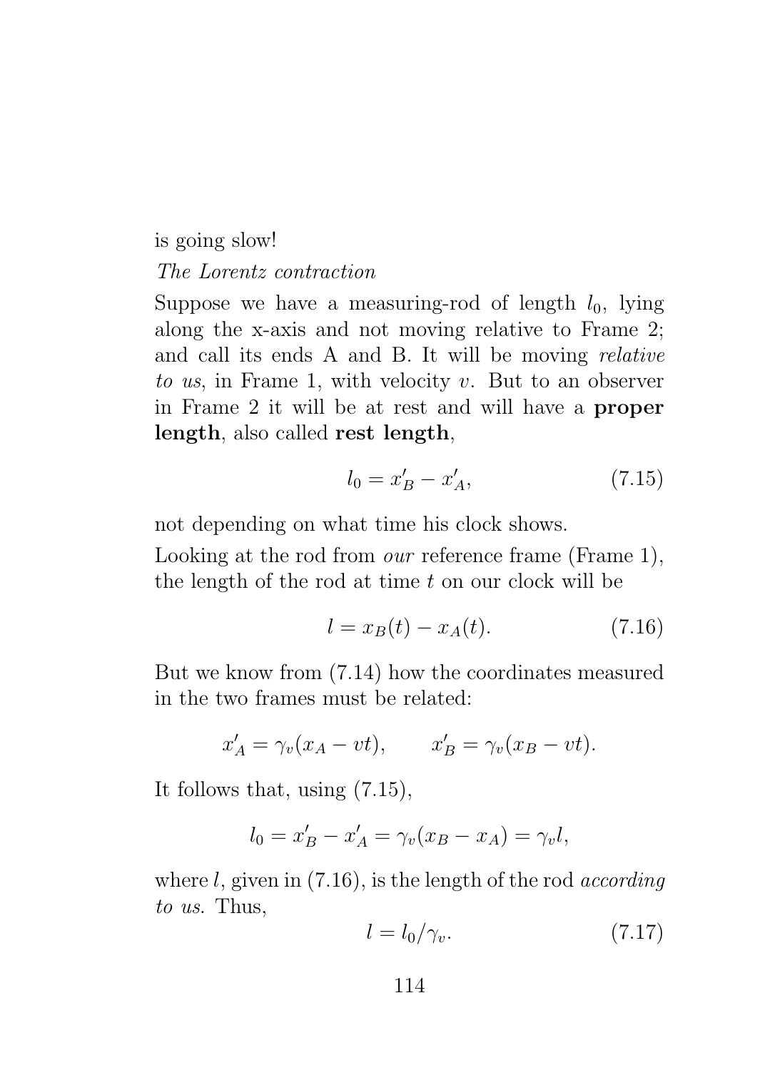is going slow!

*The Lorentz contraction*

Suppose we have a measuring-rod of length $l_0$, lying along the x-axis and not moving relative to Frame 2; and call its ends A and B. It will be moving *relative to us*, in Frame 1, with velocity $v$. But to an observer in Frame 2 it will be at rest and will have a **proper length**, also called **rest length**,

$$l_0 = x'_B - x'_A, \tag{7.15}$$

not depending on what time his clock shows.

Looking at the rod from *our* reference frame (Frame 1), the length of the rod at time $t$ on our clock will be

$$l = x_B(t) - x_A(t). \tag{7.16}$$

But we know from (7.14) how the coordinates measured in the two frames must be related:

$$x'_A = \gamma_v(x_A - vt), \qquad x'_B = \gamma_v(x_B - vt).$$

It follows that, using (7.15),

$$l_0 = x'_B - x'_A = \gamma_v(x_B - x_A) = \gamma_v l,$$

where $l$, given in (7.16), is the length of the rod *according to us*. Thus,

$$l = l_0/\gamma_v. \tag{7.17}$$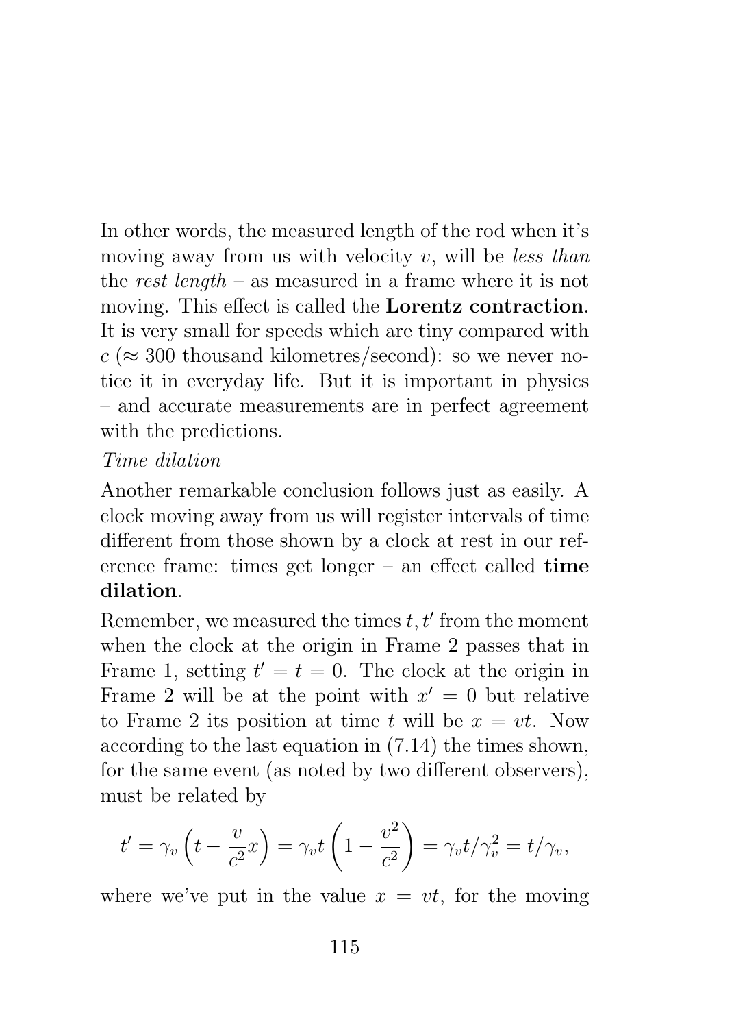In other words, the measured length of the rod when it's moving away from us with velocity $v$, will be *less than* the *rest length* – as measured in a frame where it is not moving. This effect is called the **Lorentz contraction**. It is very small for speeds which are tiny compared with $c$ ($\approx$ 300 thousand kilometres/second): so we never notice it in everyday life. But it is important in physics – and accurate measurements are in perfect agreement with the predictions.

*Time dilation*

Another remarkable conclusion follows just as easily. A clock moving away from us will register intervals of time different from those shown by a clock at rest in our reference frame: times get longer – an effect called **time dilation**.

Remember, we measured the times $t, t'$ from the moment when the clock at the origin in Frame 2 passes that in Frame 1, setting $t' = t = 0$. The clock at the origin in Frame 2 will be at the point with $x' = 0$ but relative to Frame 2 its position at time $t$ will be $x = vt$. Now according to the last equation in (7.14) the times shown, for the same event (as noted by two different observers), must be related by

$$t' = \gamma_v \left( t - \frac{v}{c^2} x \right) = \gamma_v t \left( 1 - \frac{v^2}{c^2} \right) = \gamma_v t / \gamma_v^2 = t / \gamma_v,$$

where we've put in the value $x = vt$, for the moving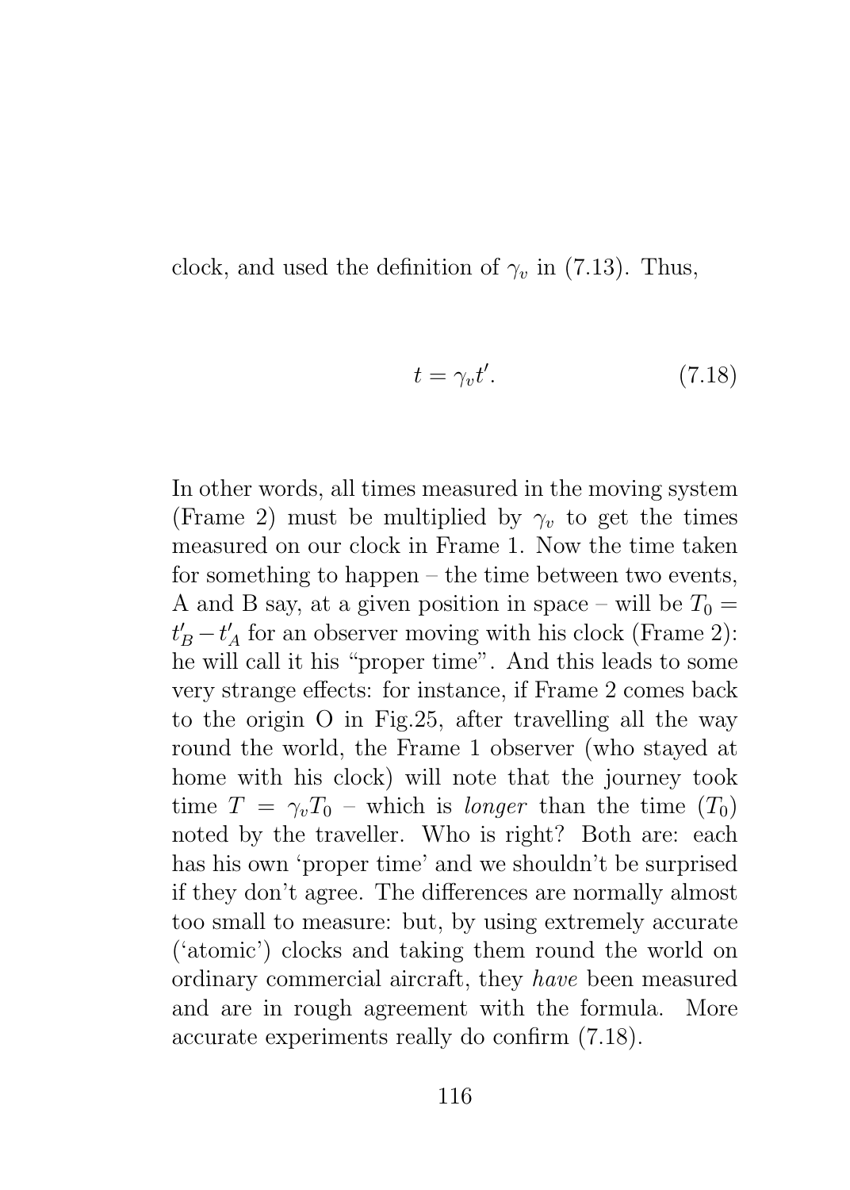clock, and used the definition of $\gamma_v$ in (7.13). Thus,

$$t = \gamma_v t'. \tag{7.18}$$

In other words, all times measured in the moving system (Frame 2) must be multiplied by $\gamma_v$ to get the times measured on our clock in Frame 1. Now the time taken for something to happen – the time between two events, A and B say, at a given position in space – will be $T_0 = t'_B - t'_A$ for an observer moving with his clock (Frame 2): he will call it his "proper time". And this leads to some very strange effects: for instance, if Frame 2 comes back to the origin O in Fig.25, after travelling all the way round the world, the Frame 1 observer (who stayed at home with his clock) will note that the journey took time $T = \gamma_v T_0$ – which is *longer* than the time ($T_0$) noted by the traveller. Who is right? Both are: each has his own 'proper time' and we shouldn't be surprised if they don't agree. The differences are normally almost too small to measure: but, by using extremely accurate ('atomic') clocks and taking them round the world on ordinary commercial aircraft, they *have* been measured and are in rough agreement with the formula. More accurate experiments really do confirm (7.18).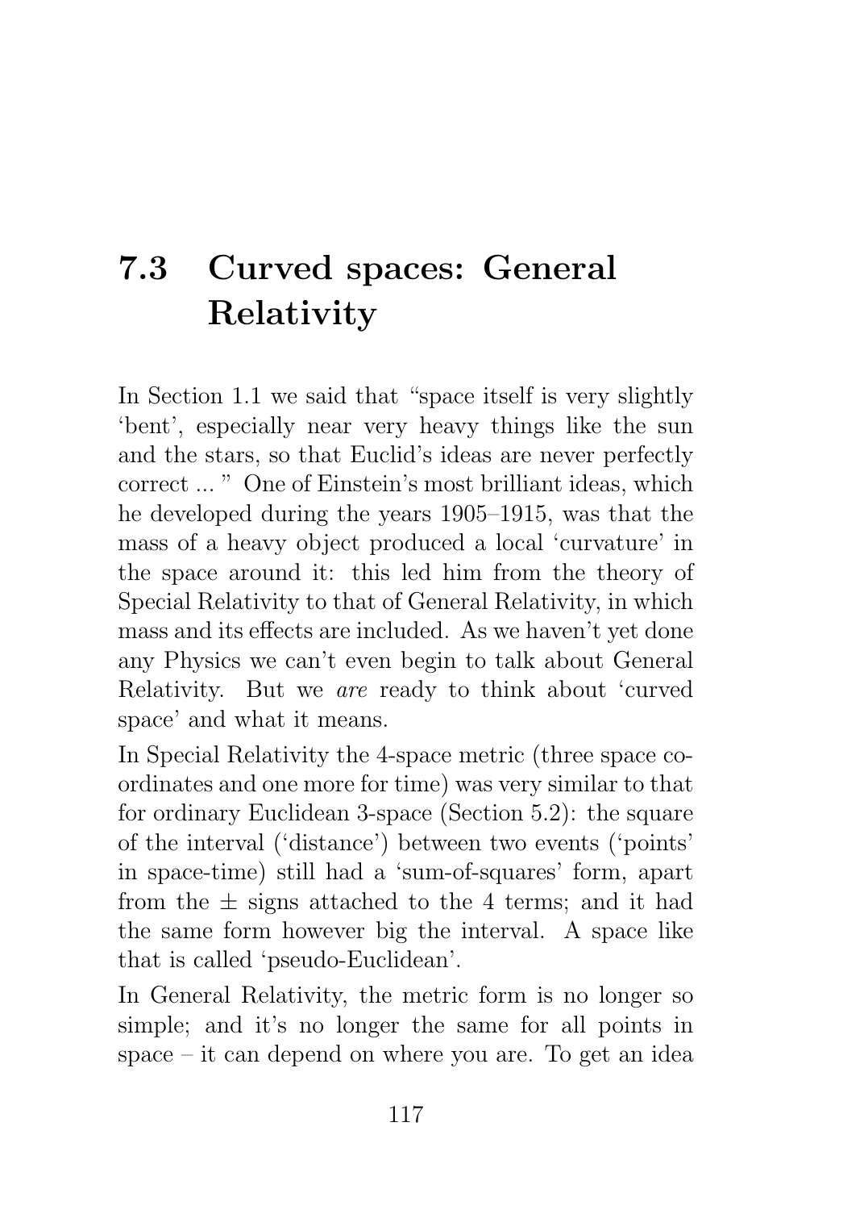## 7.3 Curved spaces: General Relativity

In Section 1.1 we said that "space itself is very slightly 'bent', especially near very heavy things like the sun and the stars, so that Euclid's ideas are never perfectly correct ... " One of Einstein's most brilliant ideas, which he developed during the years 1905–1915, was that the mass of a heavy object produced a local 'curvature' in the space around it: this led him from the theory of Special Relativity to that of General Relativity, in which mass and its effects are included. As we haven't yet done any Physics we can't even begin to talk about General Relativity. But we *are* ready to think about 'curved space' and what it means.

In Special Relativity the 4-space metric (three space coordinates and one more for time) was very similar to that for ordinary Euclidean 3-space (Section 5.2): the square of the interval ('distance') between two events ('points' in space-time) still had a 'sum-of-squares' form, apart from the $\pm$ signs attached to the 4 terms; and it had the same form however big the interval. A space like that is called 'pseudo-Euclidean'.

In General Relativity, the metric form is no longer so simple; and it's no longer the same for all points in space – it can depend on where you are. To get an idea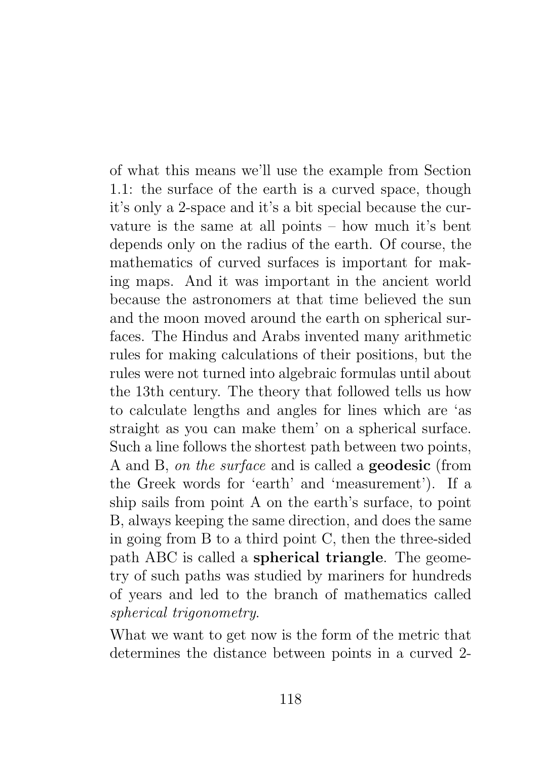of what this means we'll use the example from Section 1.1: the surface of the earth is a curved space, though it's only a 2-space and it's a bit special because the curvature is the same at all points – how much it's bent depends only on the radius of the earth. Of course, the mathematics of curved surfaces is important for making maps. And it was important in the ancient world because the astronomers at that time believed the sun and the moon moved around the earth on spherical surfaces. The Hindus and Arabs invented many arithmetic rules for making calculations of their positions, but the rules were not turned into algebraic formulas until about the 13th century. The theory that followed tells us how to calculate lengths and angles for lines which are 'as straight as you can make them' on a spherical surface. Such a line follows the shortest path between two points, A and B, *on the surface* and is called a **geodesic** (from the Greek words for 'earth' and 'measurement'). If a ship sails from point A on the earth's surface, to point B, always keeping the same direction, and does the same in going from B to a third point C, then the three-sided path ABC is called a **spherical triangle**. The geometry of such paths was studied by mariners for hundreds of years and led to the branch of mathematics called *spherical trigonometry*.

What we want to get now is the form of the metric that determines the distance between points in a curved 2-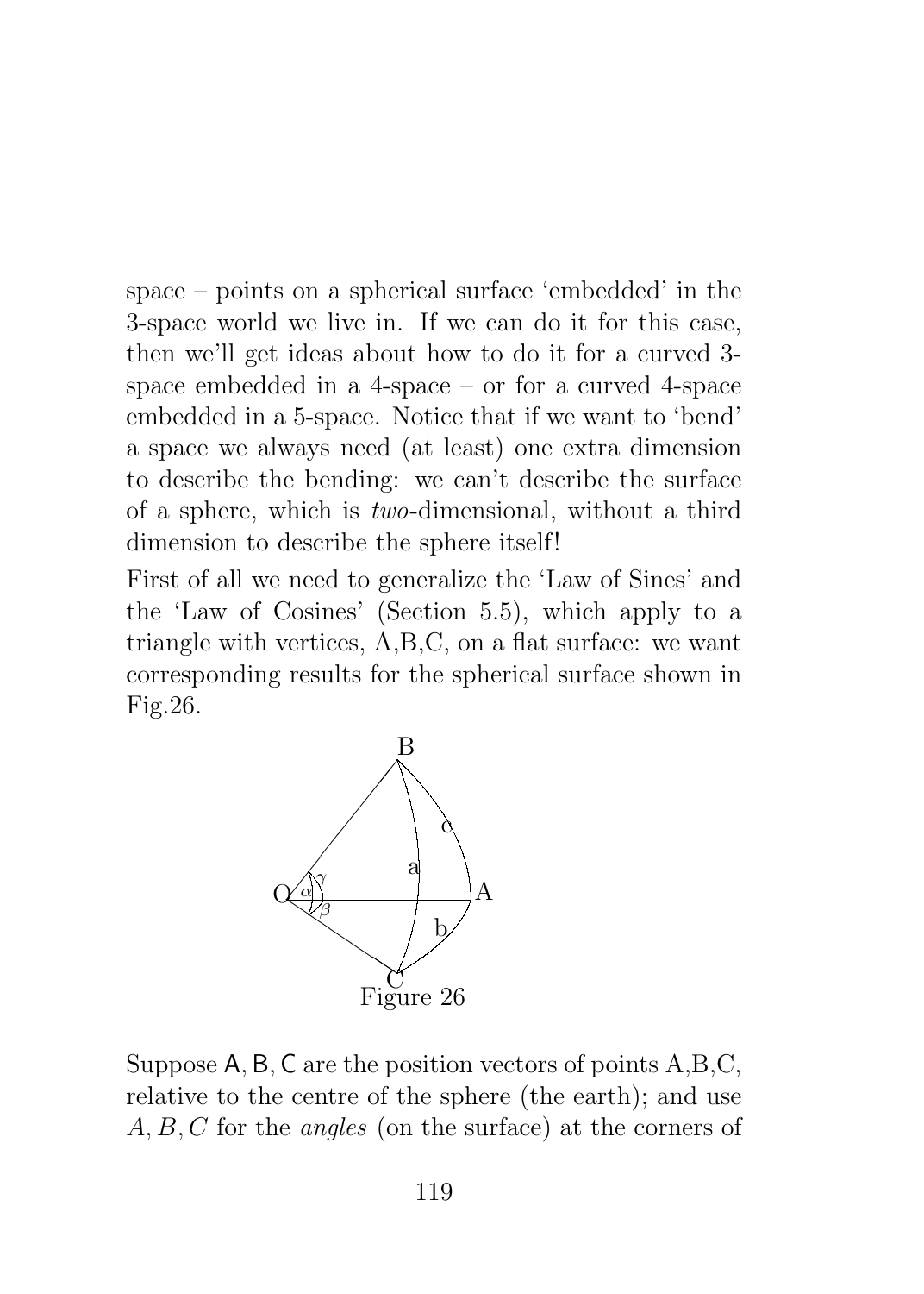space – points on a spherical surface 'embedded' in the 3-space world we live in. If we can do it for this case, then we'll get ideas about how to do it for a curved 3-space embedded in a 4-space – or for a curved 4-space embedded in a 5-space. Notice that if we want to 'bend' a space we always need (at least) one extra dimension to describe the bending: we can't describe the surface of a sphere, which is *two*-dimensional, without a third dimension to describe the sphere itself!

First of all we need to generalize the 'Law of Sines' and the 'Law of Cosines' (Section 5.5), which apply to a triangle with vertices, A,B,C, on a flat surface: we want corresponding results for the spherical surface shown in Fig.26.

Figure 26

Suppose $\mathsf{A}, \mathsf{B}, \mathsf{C}$ are the position vectors of points A,B,C, relative to the centre of the sphere (the earth); and use $A, B, C$ for the *angles* (on the surface) at the corners of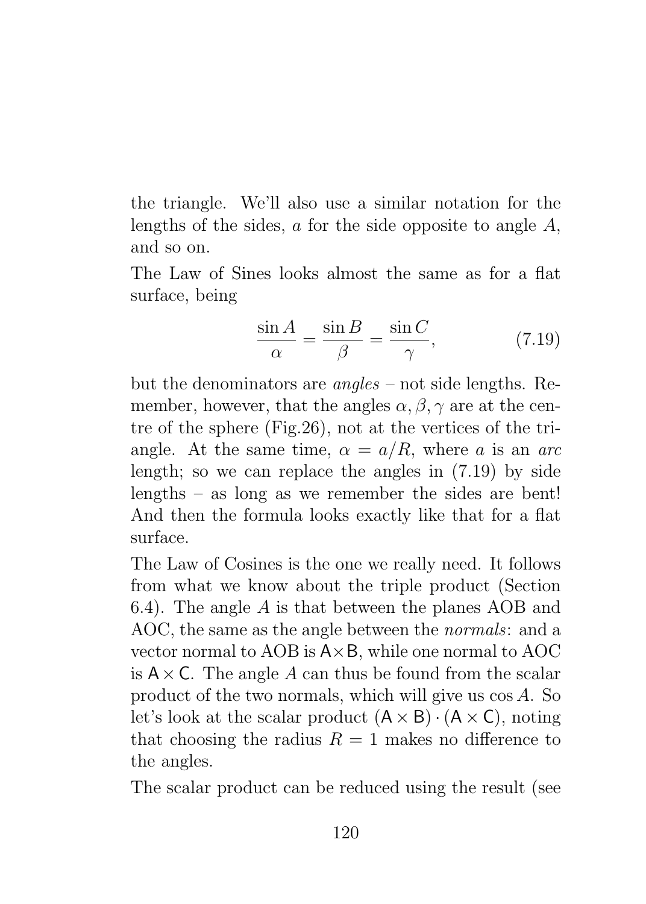the triangle. We'll also use a similar notation for the lengths of the sides, $a$ for the side opposite to angle $A$, and so on.

The Law of Sines looks almost the same as for a flat surface, being

$$\frac{\sin A}{\alpha} = \frac{\sin B}{\beta} = \frac{\sin C}{\gamma}, \tag{7.19}$$

but the denominators are *angles* – not side lengths. Remember, however, that the angles $\alpha, \beta, \gamma$ are at the centre of the sphere (Fig.26), not at the vertices of the triangle. At the same time, $\alpha = a/R$, where $a$ is an *arc* length; so we can replace the angles in (7.19) by side lengths – as long as we remember the sides are bent! And then the formula looks exactly like that for a flat surface.

The Law of Cosines is the one we really need. It follows from what we know about the triple product (Section 6.4). The angle $A$ is that between the planes AOB and AOC, the same as the angle between the *normals*: and a vector normal to AOB is $\mathsf{A} \times \mathsf{B}$, while one normal to AOC is $\mathsf{A} \times \mathsf{C}$. The angle $A$ can thus be found from the scalar product of the two normals, which will give us $\cos A$. So let's look at the scalar product $(\mathsf{A} \times \mathsf{B}) \cdot (\mathsf{A} \times \mathsf{C})$, noting that choosing the radius $R = 1$ makes no difference to the angles.

The scalar product can be reduced using the result (see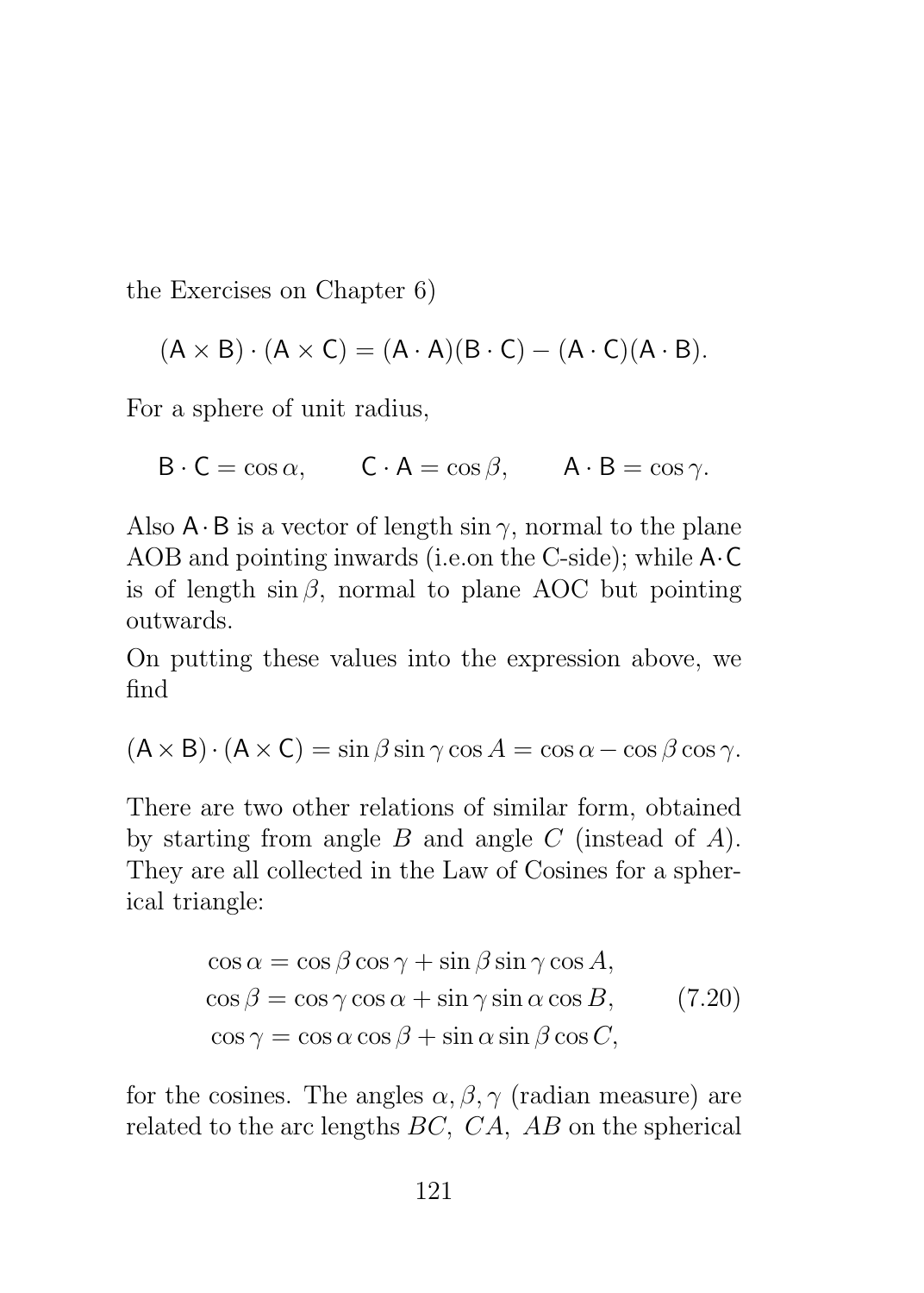the Exercises on Chapter 6)

$$(\mathsf{A} \times \mathsf{B}) \cdot (\mathsf{A} \times \mathsf{C}) = (\mathsf{A} \cdot \mathsf{A})(\mathsf{B} \cdot \mathsf{C}) - (\mathsf{A} \cdot \mathsf{C})(\mathsf{A} \cdot \mathsf{B}).$$

For a sphere of unit radius,

$$\mathsf{B} \cdot \mathsf{C} = \cos\alpha, \qquad \mathsf{C} \cdot \mathsf{A} = \cos\beta, \qquad \mathsf{A} \cdot \mathsf{B} = \cos\gamma.$$

Also $\mathsf{A} \cdot \mathsf{B}$ is a vector of length $\sin\gamma$, normal to the plane AOB and pointing inwards (i.e.on the C-side); while $\mathsf{A} \cdot \mathsf{C}$ is of length $\sin\beta$, normal to plane AOC but pointing outwards.

On putting these values into the expression above, we find

$$(\mathsf{A} \times \mathsf{B}) \cdot (\mathsf{A} \times \mathsf{C}) = \sin\beta \sin\gamma \cos A = \cos\alpha - \cos\beta \cos\gamma.$$

There are two other relations of similar form, obtained by starting from angle $B$ and angle $C$ (instead of $A$). They are all collected in the Law of Cosines for a spherical triangle:

$$\begin{aligned}
\cos\alpha &= \cos\beta\cos\gamma + \sin\beta\sin\gamma\cos A, \\
\cos\beta &= \cos\gamma\cos\alpha + \sin\gamma\sin\alpha\cos B, \\
\cos\gamma &= \cos\alpha\cos\beta + \sin\alpha\sin\beta\cos C,
\end{aligned} \tag{7.20}$$

for the cosines. The angles $\alpha, \beta, \gamma$ (radian measure) are related to the arc lengths $BC,\ CA,\ AB$ on the spherical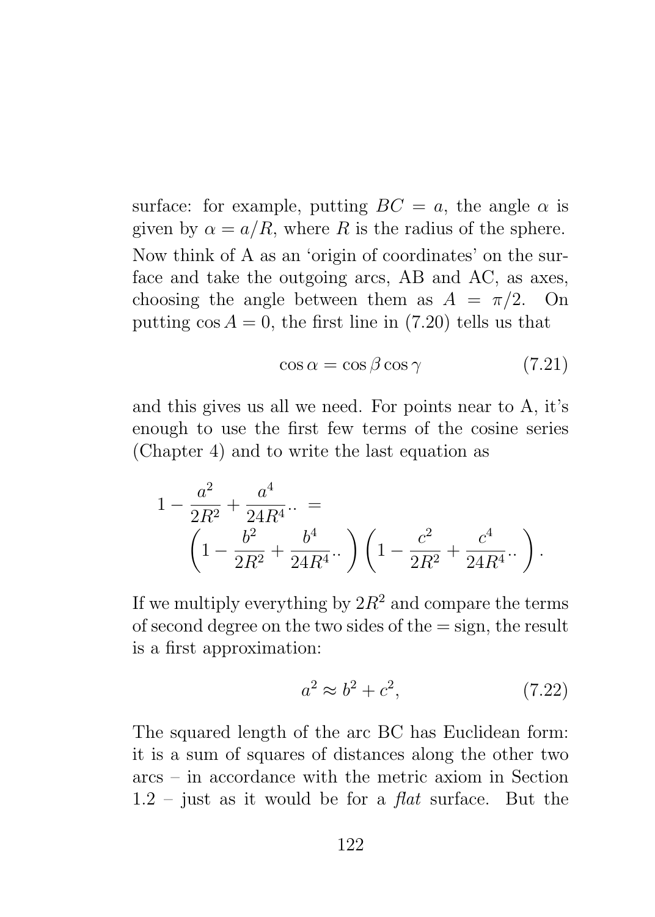surface: for example, putting $BC = a$, the angle $\alpha$ is given by $\alpha = a/R$, where $R$ is the radius of the sphere. Now think of A as an 'origin of coordinates' on the surface and take the outgoing arcs, AB and AC, as axes, choosing the angle between them as $A = \pi/2$. On putting $\cos A = 0$, the first line in (7.20) tells us that

$$\cos\alpha = \cos\beta\cos\gamma \tag{7.21}$$

and this gives us all we need. For points near to A, it's enough to use the first few terms of the cosine series (Chapter 4) and to write the last equation as

$$1 - \frac{a^2}{2R^2} + \frac{a^4}{24R^4}.. = \left(1 - \frac{b^2}{2R^2} + \frac{b^4}{24R^4}..\right)\left(1 - \frac{c^2}{2R^2} + \frac{c^4}{24R^4}..\right).$$

If we multiply everything by $2R^2$ and compare the terms of second degree on the two sides of the = sign, the result is a first approximation:

$$a^2 \approx b^2 + c^2, \tag{7.22}$$

The squared length of the arc BC has Euclidean form: it is a sum of squares of distances along the other two arcs – in accordance with the metric axiom in Section 1.2 – just as it would be for a *flat* surface. But the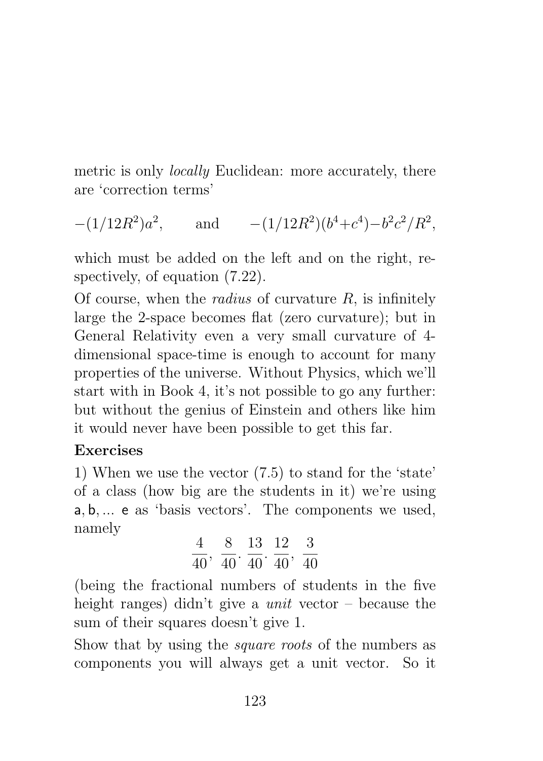metric is only *locally* Euclidean: more accurately, there are 'correction terms'

$$-(1/12R^2)a^2, \qquad \text{and} \qquad -(1/12R^2)(b^4+c^4)-b^2c^2/R^2,$$

which must be added on the left and on the right, respectively, of equation (7.22).

Of course, when the *radius* of curvature $R$, is infinitely large the 2-space becomes flat (zero curvature); but in General Relativity even a very small curvature of 4-dimensional space-time is enough to account for many properties of the universe. Without Physics, which we'll start with in Book 4, it's not possible to go any further: but without the genius of Einstein and others like him it would never have been possible to get this far.

**Exercises**

1) When we use the vector (7.5) to stand for the 'state' of a class (how big are the students in it) we're using $\mathsf{a}, \mathsf{b}, \ldots \mathsf{e}$ as 'basis vectors'. The components we used, namely

$$\frac{4}{40},\ \frac{8}{40}.\ \frac{13}{40}.\ \frac{12}{40},\ \frac{3}{40}$$

(being the fractional numbers of students in the five height ranges) didn't give a *unit* vector – because the sum of their squares doesn't give 1.

Show that by using the *square roots* of the numbers as components you will always get a unit vector. So it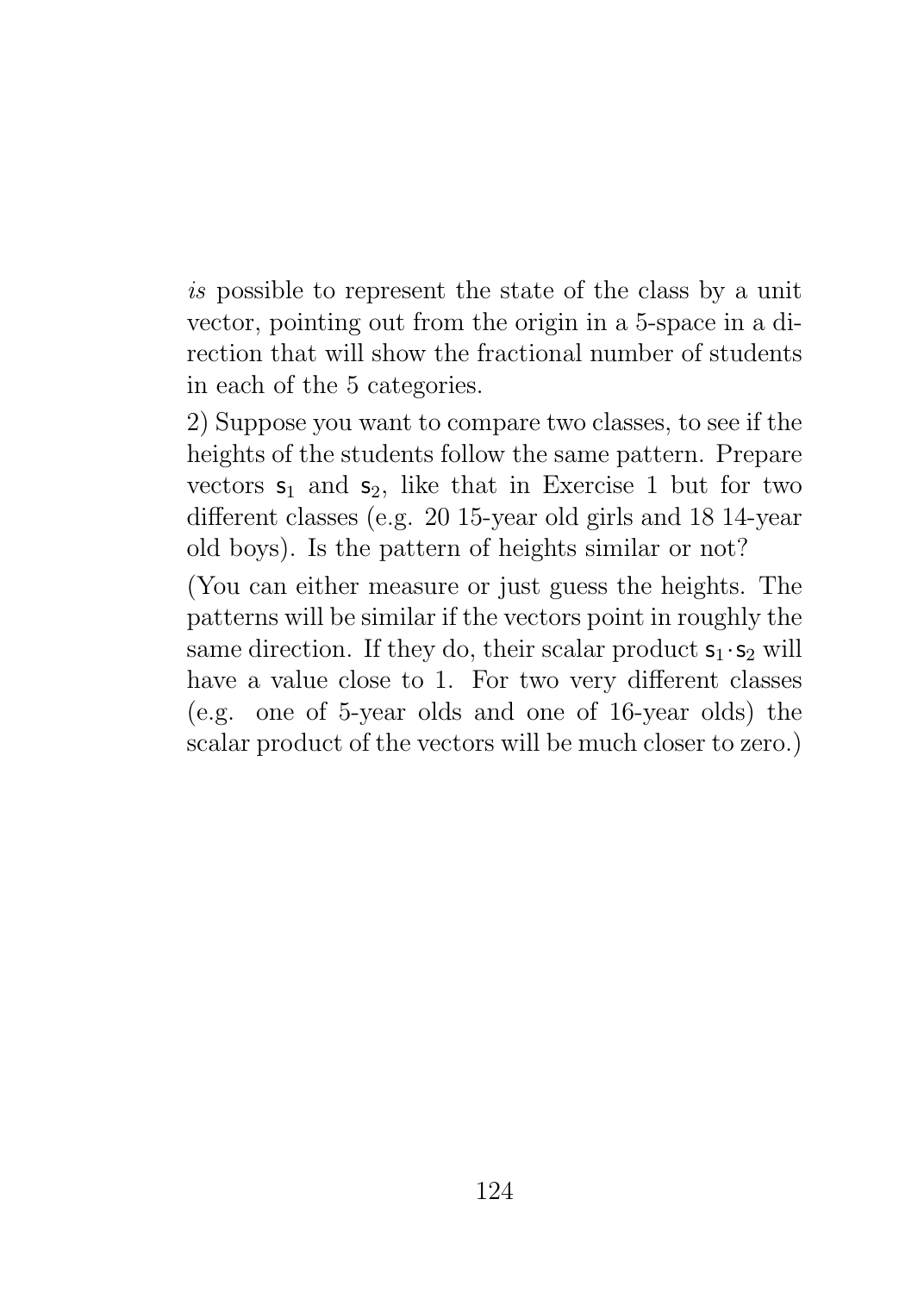*is* possible to represent the state of the class by a unit vector, pointing out from the origin in a 5-space in a direction that will show the fractional number of students in each of the 5 categories.

2) Suppose you want to compare two classes, to see if the heights of the students follow the same pattern. Prepare vectors $\mathsf{s}_1$ and $\mathsf{s}_2$, like that in Exercise 1 but for two different classes (e.g. 20 15-year old girls and 18 14-year old boys). Is the pattern of heights similar or not?

(You can either measure or just guess the heights. The patterns will be similar if the vectors point in roughly the same direction. If they do, their scalar product $\mathsf{s}_1 \cdot \mathsf{s}_2$ will have a value close to 1. For two very different classes (e.g. one of 5-year olds and one of 16-year olds) the scalar product of the vectors will be much closer to zero.)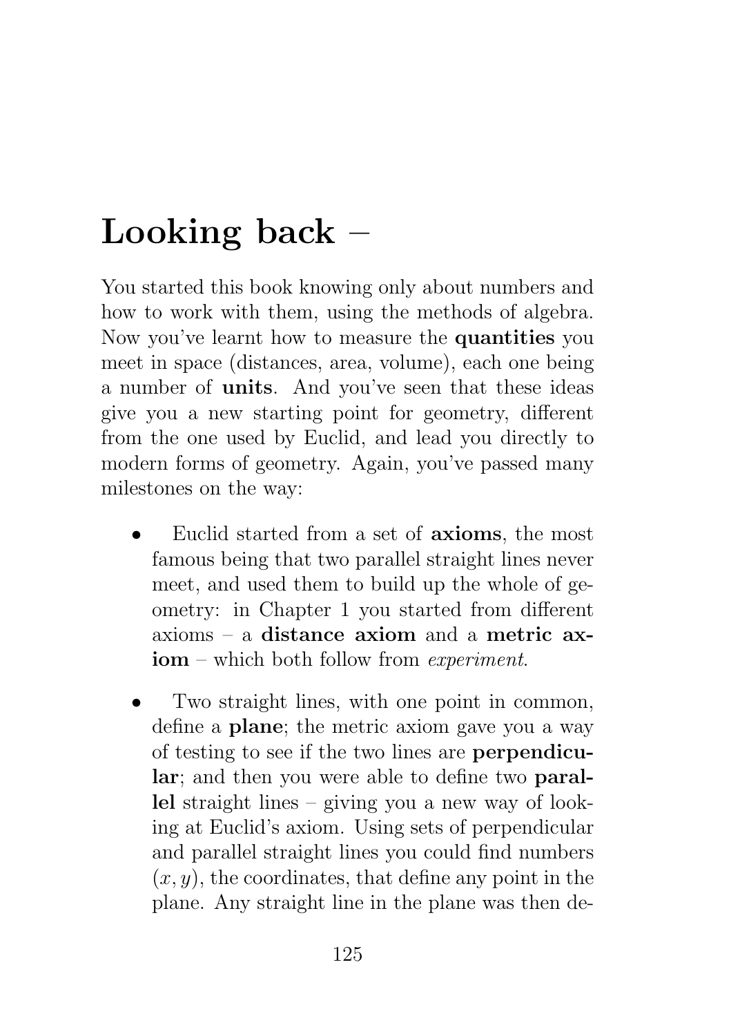# Looking back –

You started this book knowing only about numbers and how to work with them, using the methods of algebra. Now you've learnt how to measure the **quantities** you meet in space (distances, area, volume), each one being a number of **units**. And you've seen that these ideas give you a new starting point for geometry, different from the one used by Euclid, and lead you directly to modern forms of geometry. Again, you've passed many milestones on the way:

- Euclid started from a set of **axioms**, the most famous being that two parallel straight lines never meet, and used them to build up the whole of geometry: in Chapter 1 you started from different axioms – a **distance axiom** and a **metric axiom** – which both follow from *experiment*.

- Two straight lines, with one point in common, define a **plane**; the metric axiom gave you a way of testing to see if the two lines are **perpendicular**; and then you were able to define two **parallel** straight lines – giving you a new way of looking at Euclid's axiom. Using sets of perpendicular and parallel straight lines you could find numbers $(x, y)$, the coordinates, that define any point in the plane. Any straight line in the plane was then de-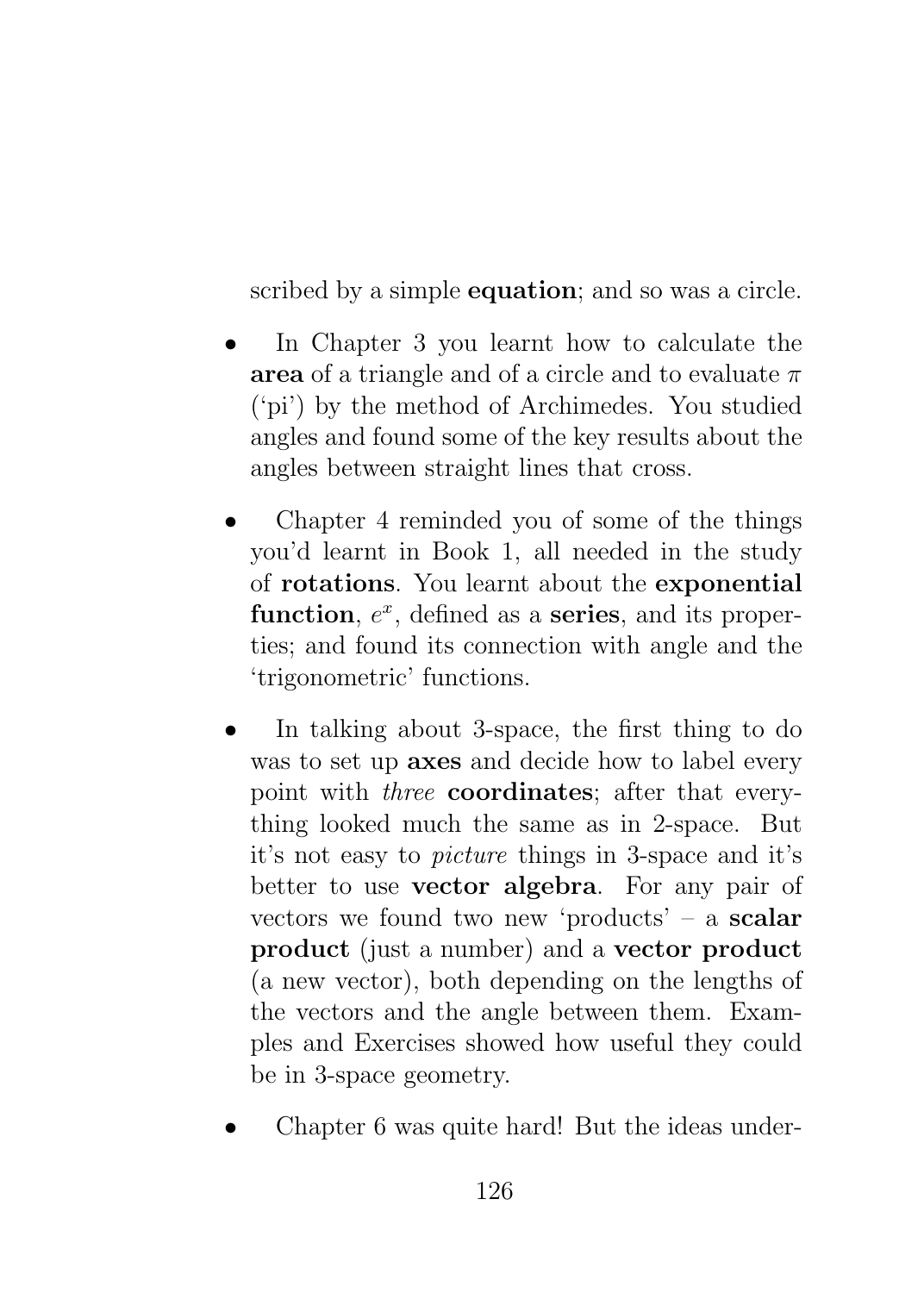scribed by a simple **equation**; and so was a circle.

- In Chapter 3 you learnt how to calculate the **area** of a triangle and of a circle and to evaluate $\pi$ ('pi') by the method of Archimedes. You studied angles and found some of the key results about the angles between straight lines that cross.

- Chapter 4 reminded you of some of the things you'd learnt in Book 1, all needed in the study of **rotations**. You learnt about the **exponential function**, $e^x$, defined as a **series**, and its properties; and found its connection with angle and the 'trigonometric' functions.

- In talking about 3-space, the first thing to do was to set up **axes** and decide how to label every point with *three* **coordinates**; after that everything looked much the same as in 2-space. But it's not easy to *picture* things in 3-space and it's better to use **vector algebra**. For any pair of vectors we found two new 'products' – a **scalar product** (just a number) and a **vector product** (a new vector), both depending on the lengths of the vectors and the angle between them. Examples and Exercises showed how useful they could be in 3-space geometry.

- Chapter 6 was quite hard! But the ideas under-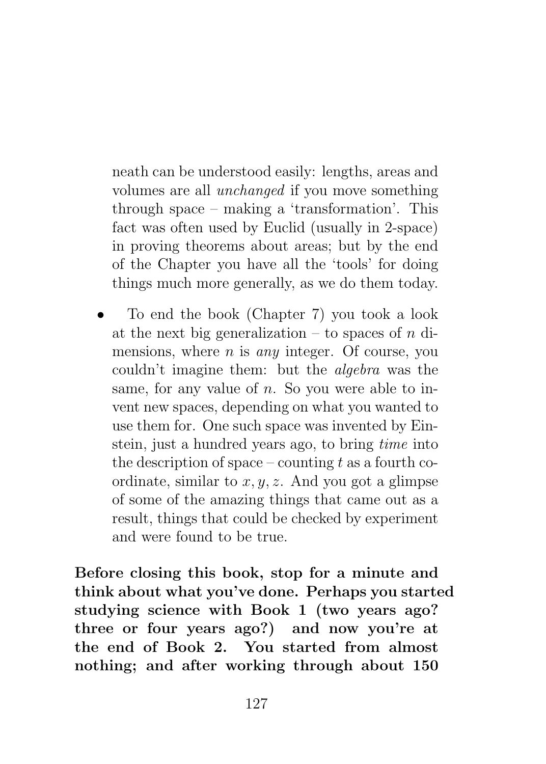neath can be understood easily: lengths, areas and volumes are all *unchanged* if you move something through space – making a 'transformation'. This fact was often used by Euclid (usually in 2-space) in proving theorems about areas; but by the end of the Chapter you have all the 'tools' for doing things much more generally, as we do them today.

- To end the book (Chapter 7) you took a look at the next big generalization – to spaces of $n$ dimensions, where $n$ is *any* integer. Of course, you couldn't imagine them: but the *algebra* was the same, for any value of $n$. So you were able to invent new spaces, depending on what you wanted to use them for. One such space was invented by Einstein, just a hundred years ago, to bring *time* into the description of space – counting $t$ as a fourth coordinate, similar to $x, y, z$. And you got a glimpse of some of the amazing things that came out as a result, things that could be checked by experiment and were found to be true.

**Before closing this book, stop for a minute and think about what you've done. Perhaps you started studying science with Book 1 (two years ago? three or four years ago?) and now you're at the end of Book 2. You started from almost nothing; and after working through about 150**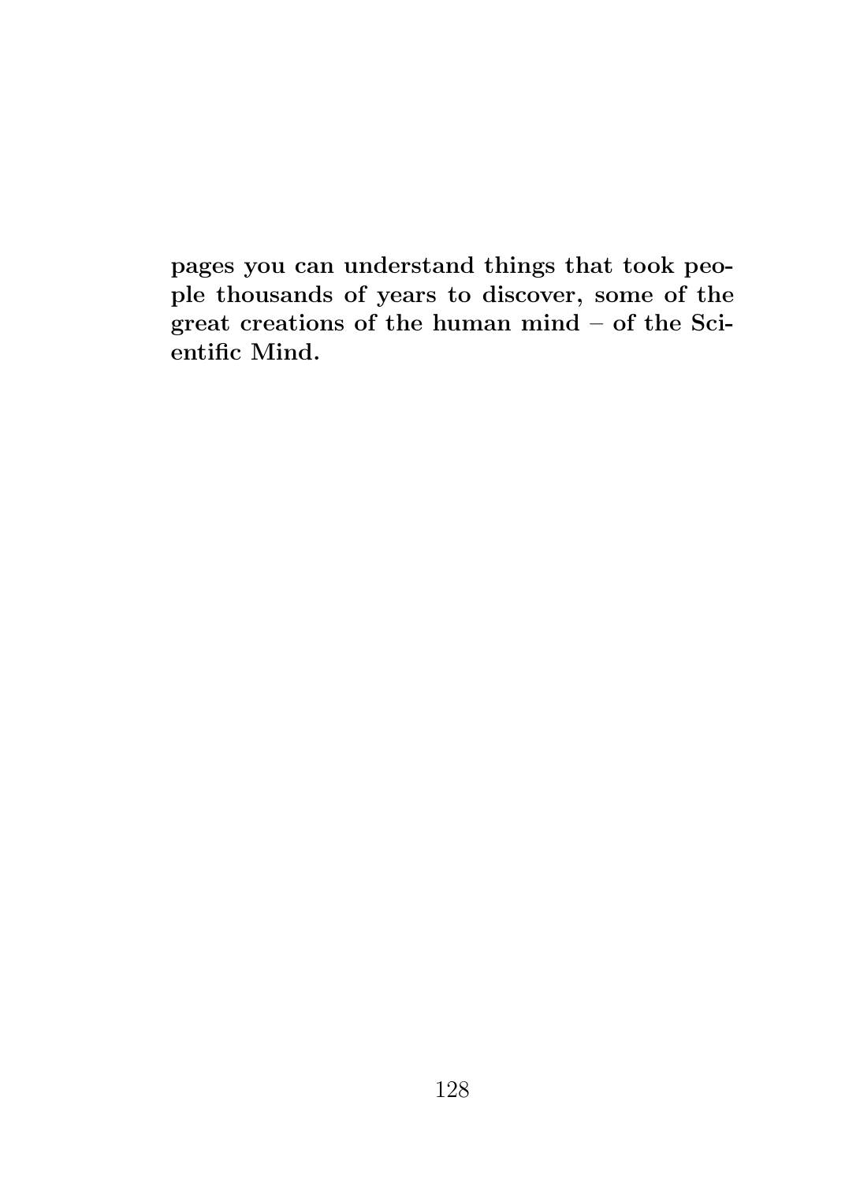**pages you can understand things that took people thousands of years to discover, some of the great creations of the human mind – of the Scientific Mind.**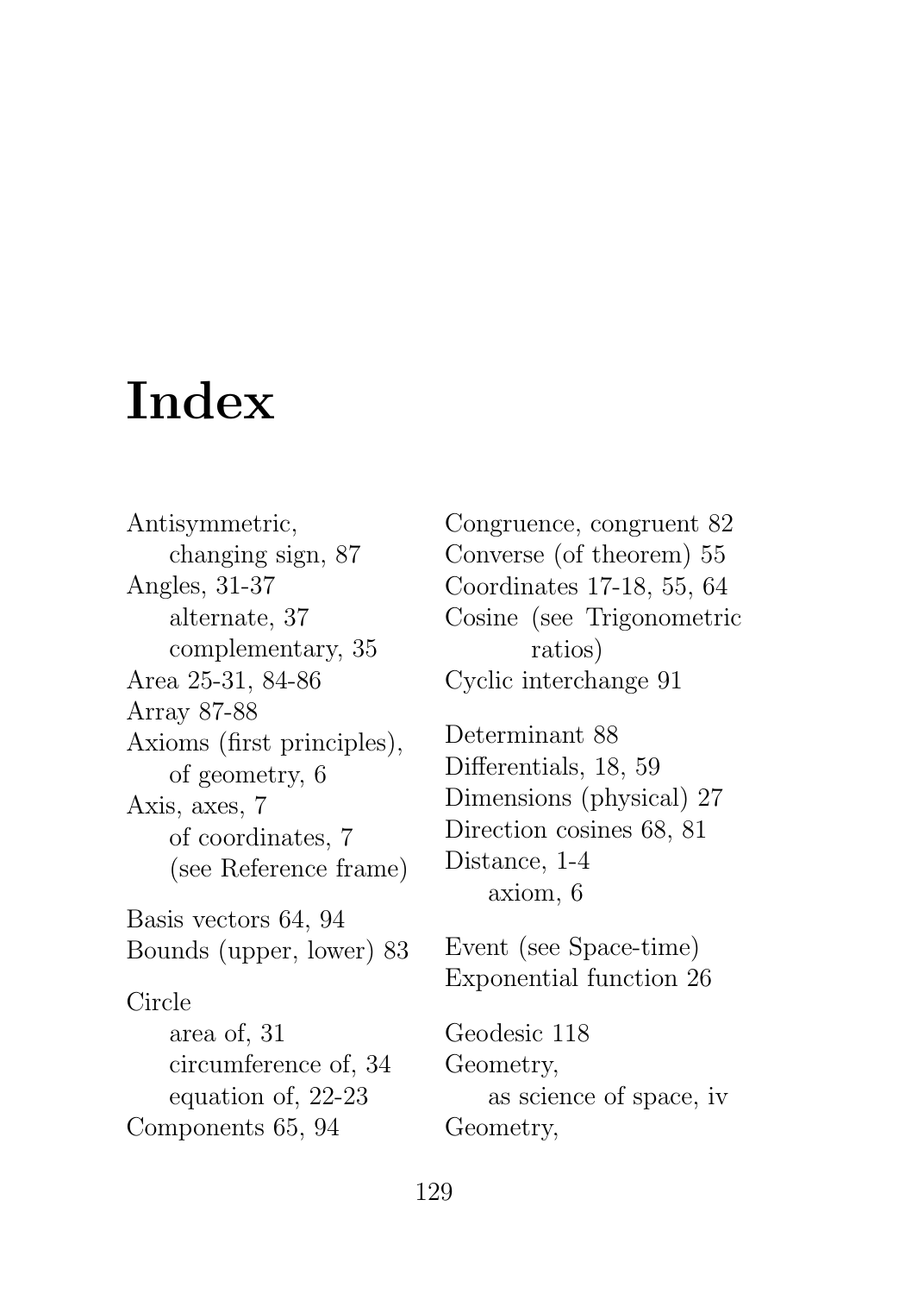# Index

Antisymmetric,
    changing sign, 87
Angles, 31-37
    alternate, 37
    complementary, 35
Area 25-31, 84-86
Array 87-88
Axioms (first principles),
    of geometry, 6
Axis, axes, 7
    of coordinates, 7
    (see Reference frame)

Basis vectors 64, 94
Bounds (upper, lower) 83

Circle
    area of, 31
    circumference of, 34
    equation of, 22-23
Components 65, 94
Congruence, congruent 82
Converse (of theorem) 55
Coordinates 17-18, 55, 64
Cosine (see Trigonometric
        ratios)
Cyclic interchange 91

Determinant 88
Differentials, 18, 59
Dimensions (physical) 27
Direction cosines 68, 81
Distance, 1-4
    axiom, 6

Event (see Space-time)
Exponential function 26

Geodesic 118
Geometry,
    as science of space, iv
Geometry,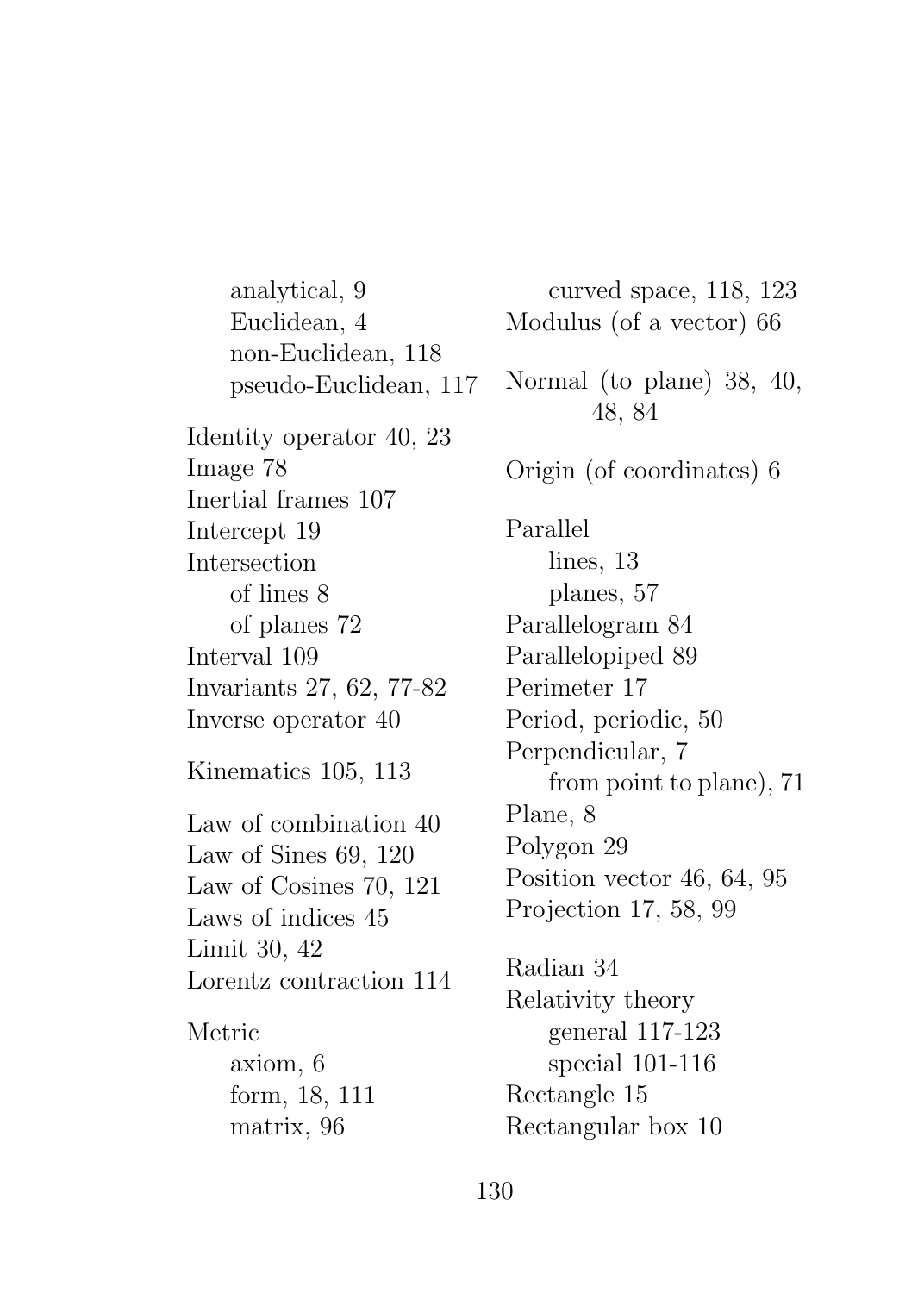- analytical, 9
- Euclidean, 4
- non-Euclidean, 118
- pseudo-Euclidean, 117

Identity operator 40, 23
Image 78
Inertial frames 107
Intercept 19
Intersection
- of lines 8
- of planes 72

Interval 109
Invariants 27, 62, 77-82
Inverse operator 40

Kinematics 105, 113

Law of combination 40
Law of Sines 69, 120
Law of Cosines 70, 121
Laws of indices 45
Limit 30, 42
Lorentz contraction 114

Metric
- axiom, 6
- form, 18, 111
- matrix, 96
- curved space, 118, 123

Modulus (of a vector) 66

Normal (to plane) 38, 40, 48, 84

Origin (of coordinates) 6

Parallel
- lines, 13
- planes, 57

Parallelogram 84
Parallelopiped 89
Perimeter 17
Period, periodic, 50
Perpendicular, 7
- from point to plane), 71

Plane, 8
Polygon 29
Position vector 46, 64, 95
Projection 17, 58, 99

Radian 34
Relativity theory
- general 117-123
- special 101-116

Rectangle 15
Rectangular box 10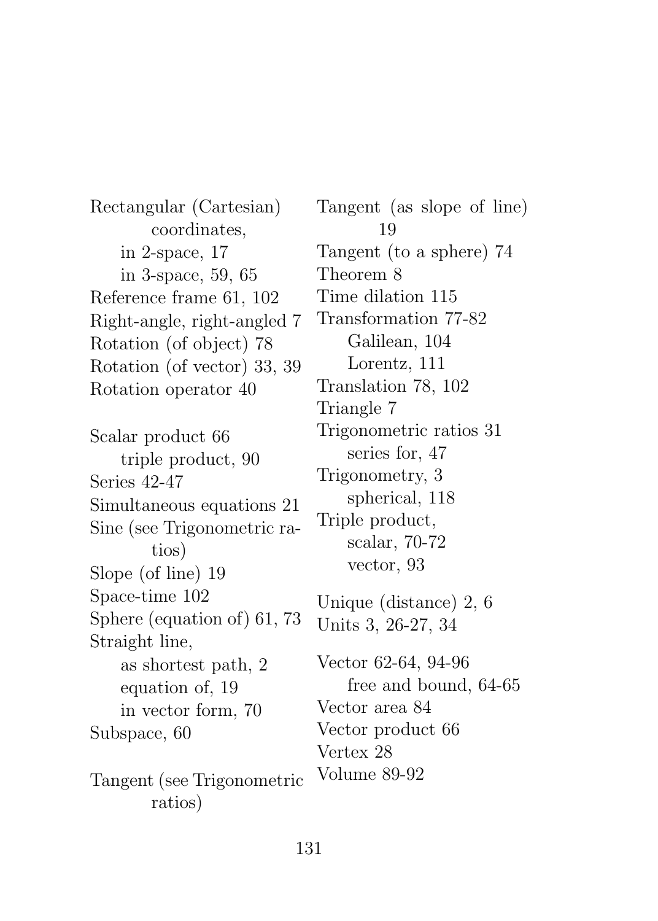Rectangular (Cartesian) coordinates,
- in 2-space, 17
- in 3-space, 59, 65

Reference frame 61, 102
Right-angle, right-angled 7
Rotation (of object) 78
Rotation (of vector) 33, 39
Rotation operator 40

Scalar product 66
- triple product, 90

Series 42-47
Simultaneous equations 21
Sine (see Trigonometric ratios)
Slope (of line) 19
Space-time 102
Sphere (equation of) 61, 73
Straight line,
- as shortest path, 2
- equation of, 19
- in vector form, 70

Subspace, 60

Tangent (see Trigonometric ratios)
Tangent (as slope of line) 19
Tangent (to a sphere) 74
Theorem 8
Time dilation 115
Transformation 77-82
- Galilean, 104
- Lorentz, 111

Translation 78, 102
Triangle 7
Trigonometric ratios 31
- series for, 47

Trigonometry, 3
- spherical, 118

Triple product,
- scalar, 70-72
- vector, 93

Unique (distance) 2, 6
Units 3, 26-27, 34

Vector 62-64, 94-96
- free and bound, 64-65

Vector area 84
Vector product 66
Vertex 28
Volume 89-92